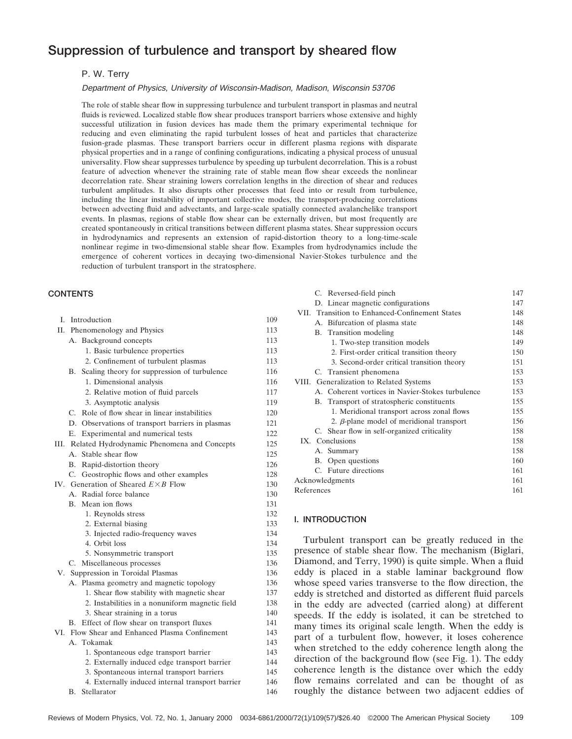# Suppression of turbulence and transport by sheared flow

P. W. Terry

*Department of Physics, University of Wisconsin-Madison, Madison, Wisconsin 53706*

The role of stable shear flow in suppressing turbulence and turbulent transport in plasmas and neutral fluids is reviewed. Localized stable flow shear produces transport barriers whose extensive and highly successful utilization in fusion devices has made them the primary experimental technique for reducing and even eliminating the rapid turbulent losses of heat and particles that characterize fusion-grade plasmas. These transport barriers occur in different plasma regions with disparate physical properties and in a range of confining configurations, indicating a physical process of unusual universality. Flow shear suppresses turbulence by speeding up turbulent decorrelation. This is a robust feature of advection whenever the straining rate of stable mean flow shear exceeds the nonlinear decorrelation rate. Shear straining lowers correlation lengths in the direction of shear and reduces turbulent amplitudes. It also disrupts other processes that feed into or result from turbulence, including the linear instability of important collective modes, the transport-producing correlations between advecting fluid and advectants, and large-scale spatially connected avalanchelike transport events. In plasmas, regions of stable flow shear can be externally driven, but most frequently are created spontaneously in critical transitions between different plasma states. Shear suppression occurs in hydrodynamics and represents an extension of rapid-distortion theory to a long-time-scale nonlinear regime in two-dimensional stable shear flow. Examples from hydrodynamics include the emergence of coherent vortices in decaying two-dimensional Navier-Stokes turbulence and the reduction of turbulent transport in the stratosphere.

## CONTENTS

| | |
|---|---|
| I. Introduction | 109 |
| II. Phenomenology and Physics | 113 |
| A. Background concepts | 113 |
| 1. Basic turbulence properties | 113 |
| 2. Confinement of turbulent plasmas | 113 |
| B. Scaling theory for suppression of turbulence | 116 |
| 1. Dimensional analysis | 116 |
| 2. Relative motion of fluid parcels | 117 |
| 3. Asymptotic analysis | 119 |
| C. Role of flow shear in linear instabilities | 120 |
| D. Observations of transport barriers in plasmas | 121 |
| E. Experimental and numerical tests | 122 |
| III. Related Hydrodynamic Phenomena and Concepts | 125 |
| A. Stable shear flow | 125 |
| B. Rapid-distortion theory | 126 |
| C. Geostrophic flows and other examples | 128 |
| IV. Generation of Sheared $E\times B$ Flow | 130 |
| A. Radial force balance | 130 |
| B. Mean ion flows | 131 |
| 1. Reynolds stress | 132 |
| 2. External biasing | 133 |
| 3. Injected radio-frequency waves | 134 |
| 4. Orbit loss | 134 |
| 5. Nonsymmetric transport | 135 |
| C. Miscellaneous processes | 136 |
| V. Suppression in Toroidal Plasmas | 136 |
| A. Plasma geometry and magnetic topology | 136 |
| 1. Shear flow stability with magnetic shear | 137 |
| 2. Instabilities in a nonuniform magnetic field | 138 |
| 3. Shear straining in a torus | 140 |
| B. Effect of flow shear on transport fluxes | 141 |
| VI. Flow Shear and Enhanced Plasma Confinement | 143 |
| A. Tokamak | 143 |
| 1. Spontaneous edge transport barrier | 143 |
| 2. Externally induced edge transport barrier | 144 |
| 3. Spontaneous internal transport barriers | 145 |
| 4. Externally induced internal transport barrier | 146 |
| B. Stellarator | 146 |
| C. Reversed-field pinch | 147 |
| D. Linear magnetic configurations | 147 |
| VII. Transition to Enhanced-Confinement States | 148 |
| A. Bifurcation of plasma state | 148 |
| B. Transition modeling | 148 |
| 1. Two-step transition models | 149 |
| 2. First-order critical transition theory | 150 |
| 3. Second-order critical transition theory | 151 |
| C. Transient phenomena | 153 |
| VIII. Generalization to Related Systems | 153 |
| A. Coherent vortices in Navier-Stokes turbulence | 153 |
| B. Transport of stratospheric constituents | 155 |
| 1. Meridional transport across zonal flows | 155 |
| 2. $\beta$-plane model of meridional transport | 156 |
| C. Shear flow in self-organized criticality | 158 |
| IX. Conclusions | 158 |
| A. Summary | 158 |
| B. Open questions | 160 |
| C. Future directions | 161 |
| Acknowledgments | 161 |
| References | 161 |

## I. INTRODUCTION

Turbulent transport can be greatly reduced in the presence of stable shear flow. The mechanism (Biglari, Diamond, and Terry, 1990) is quite simple. When a fluid eddy is placed in a stable laminar background flow whose speed varies transverse to the flow direction, the eddy is stretched and distorted as different fluid parcels in the eddy are advected (carried along) at different speeds. If the eddy is isolated, it can be stretched to many times its original scale length. When the eddy is part of a turbulent flow, however, it loses coherence when stretched to the eddy coherence length along the direction of the background flow (see Fig. 1). The eddy coherence length is the distance over which the eddy flow remains correlated and can be thought of as roughly the distance between two adjacent eddies of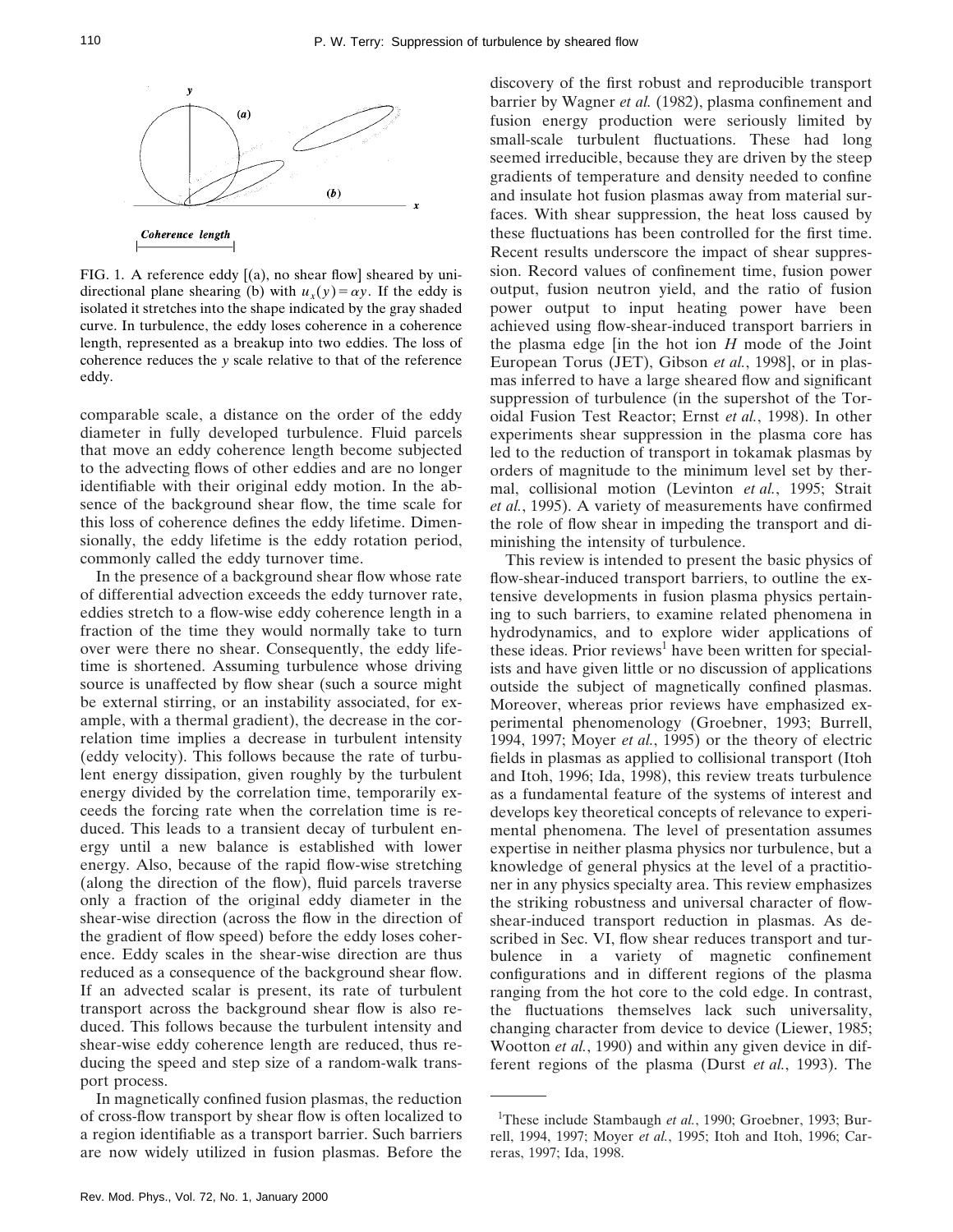y

(a)

(b)

x

Coherence length

FIG. 1. A reference eddy [(a), no shear flow] sheared by unidirectional plane shearing (b) with $u_x(y)=\alpha y$. If the eddy is isolated it stretches into the shape indicated by the gray shaded curve. In turbulence, the eddy loses coherence in a coherence length, represented as a breakup into two eddies. The loss of coherence reduces the $y$ scale relative to that of the reference eddy.

comparable scale, a distance on the order of the eddy diameter in fully developed turbulence. Fluid parcels that move an eddy coherence length become subjected to the advecting flows of other eddies and are no longer identifiable with their original eddy motion. In the absence of the background shear flow, the time scale for this loss of coherence defines the eddy lifetime. Dimensionally, the eddy lifetime is the eddy rotation period, commonly called the eddy turnover time.

In the presence of a background shear flow whose rate of differential advection exceeds the eddy turnover rate, eddies stretch to a flow-wise eddy coherence length in a fraction of the time they would normally take to turn over were there no shear. Consequently, the eddy lifetime is shortened. Assuming turbulence whose driving source is unaffected by flow shear (such a source might be external stirring, or an instability associated, for example, with a thermal gradient), the decrease in the correlation time implies a decrease in turbulent intensity (eddy velocity). This follows because the rate of turbulent energy dissipation, given roughly by the turbulent energy divided by the correlation time, temporarily exceeds the forcing rate when the correlation time is reduced. This leads to a transient decay of turbulent energy until a new balance is established with lower energy. Also, because of the rapid flow-wise stretching (along the direction of the flow), fluid parcels traverse only a fraction of the original eddy diameter in the shear-wise direction (across the flow in the direction of the gradient of flow speed) before the eddy loses coherence. Eddy scales in the shear-wise direction are thus reduced as a consequence of the background shear flow. If an advected scalar is present, its rate of turbulent transport across the background shear flow is also reduced. This follows because the turbulent intensity and shear-wise eddy coherence length are reduced, thus reducing the speed and step size of a random-walk transport process.

In magnetically confined fusion plasmas, the reduction of cross-flow transport by shear flow is often localized to a region identifiable as a transport barrier. Such barriers are now widely utilized in fusion plasmas. Before the discovery of the first robust and reproducible transport barrier by Wagner *et al.* (1982), plasma confinement and fusion energy production were seriously limited by small-scale turbulent fluctuations. These had long seemed irreducible, because they are driven by the steep gradients of temperature and density needed to confine and insulate hot fusion plasmas away from material surfaces. With shear suppression, the heat loss caused by these fluctuations has been controlled for the first time. Recent results underscore the impact of shear suppression. Record values of confinement time, fusion power output, fusion neutron yield, and the ratio of fusion power output to input heating power have been achieved using flow-shear-induced transport barriers in the plasma edge [in the hot ion *H* mode of the Joint European Torus (JET), Gibson *et al.*, 1998], or in plasmas inferred to have a large sheared flow and significant suppression of turbulence (in the supershot of the Toroidal Fusion Test Reactor; Ernst *et al.*, 1998). In other experiments shear suppression in the plasma core has led to the reduction of transport in tokamak plasmas by orders of magnitude to the minimum level set by thermal, collisional motion (Levinton *et al.*, 1995; Strait *et al.*, 1995). A variety of measurements have confirmed the role of flow shear in impeding the transport and diminishing the intensity of turbulence.

This review is intended to present the basic physics of flow-shear-induced transport barriers, to outline the extensive developments in fusion plasma physics pertaining to such barriers, to examine related phenomena in hydrodynamics, and to explore wider applications of these ideas. Prior reviews[1] have been written for specialists and have given little or no discussion of applications outside the subject of magnetically confined plasmas. Moreover, whereas prior reviews have emphasized experimental phenomenology (Groebner, 1993; Burrell, 1994, 1997; Moyer *et al.*, 1995) or the theory of electric fields in plasmas as applied to collisional transport (Itoh and Itoh, 1996; Ida, 1998), this review treats turbulence as a fundamental feature of the systems of interest and develops key theoretical concepts of relevance to experimental phenomena. The level of presentation assumes expertise in neither plasma physics nor turbulence, but a knowledge of general physics at the level of a practitioner in any physics specialty area. This review emphasizes the striking robustness and universal character of flow-shear-induced transport reduction in plasmas. As described in Sec. VI, flow shear reduces transport and turbulence in a variety of magnetic confinement configurations and in different regions of the plasma ranging from the hot core to the cold edge. In contrast, the fluctuations themselves lack such universality, changing character from device to device (Liewer, 1985; Wootton *et al.*, 1990) and within any given device in different regions of the plasma (Durst *et al.*, 1993). The

[1]These include Stambaugh *et al.*, 1990; Groebner, 1993; Burrell, 1994, 1997; Moyer *et al.*, 1995; Itoh and Itoh, 1996; Carreras, 1997; Ida, 1998.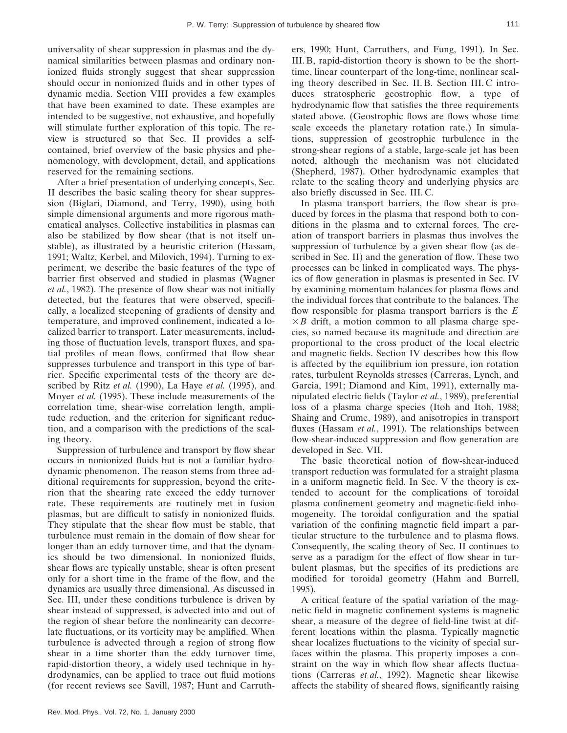universality of shear suppression in plasmas and the dynamical similarities between plasmas and ordinary nonionized fluids strongly suggest that shear suppression should occur in nonionized fluids and in other types of dynamic media. Section VIII provides a few examples that have been examined to date. These examples are intended to be suggestive, not exhaustive, and hopefully will stimulate further exploration of this topic. The review is structured so that Sec. II provides a self-contained, brief overview of the basic physics and phenomenology, with development, detail, and applications reserved for the remaining sections.

After a brief presentation of underlying concepts, Sec. II describes the basic scaling theory for shear suppression (Biglari, Diamond, and Terry, 1990), using both simple dimensional arguments and more rigorous mathematical analyses. Collective instabilities in plasmas can also be stabilized by flow shear (that is not itself unstable), as illustrated by a heuristic criterion (Hassam, 1991; Waltz, Kerbel, and Milovich, 1994). Turning to experiment, we describe the basic features of the type of barrier first observed and studied in plasmas (Wagner *et al.*, 1982). The presence of flow shear was not initially detected, but the features that were observed, specifically, a localized steepening of gradients of density and temperature, and improved confinement, indicated a localized barrier to transport. Later measurements, including those of fluctuation levels, transport fluxes, and spatial profiles of mean flows, confirmed that flow shear suppresses turbulence and transport in this type of barrier. Specific experimental tests of the theory are described by Ritz *et al.* (1990), La Haye *et al.* (1995), and Moyer *et al.* (1995). These include measurements of the correlation time, shear-wise correlation length, amplitude reduction, and the criterion for significant reduction, and a comparison with the predictions of the scaling theory.

Suppression of turbulence and transport by flow shear occurs in nonionized fluids but is not a familiar hydrodynamic phenomenon. The reason stems from three additional requirements for suppression, beyond the criterion that the shearing rate exceed the eddy turnover rate. These requirements are routinely met in fusion plasmas, but are difficult to satisfy in nonionized fluids. They stipulate that the shear flow must be stable, that turbulence must remain in the domain of flow shear for longer than an eddy turnover time, and that the dynamics should be two dimensional. In nonionized fluids, shear flows are typically unstable, shear is often present only for a short time in the frame of the flow, and the dynamics are usually three dimensional. As discussed in Sec. III, under these conditions turbulence is driven by shear instead of suppressed, is advected into and out of the region of shear before the nonlinearity can decorrelate fluctuations, or its vorticity may be amplified. When turbulence is advected through a region of strong flow shear in a time shorter than the eddy turnover time, rapid-distortion theory, a widely used technique in hydrodynamics, can be applied to trace out fluid motions (for recent reviews see Savill, 1987; Hunt and Carruthers, 1990; Hunt, Carruthers, and Fung, 1991). In Sec. III. B, rapid-distortion theory is shown to be the short-time, linear counterpart of the long-time, nonlinear scaling theory described in Sec. II. B. Section III. C introduces stratospheric geostrophic flow, a type of hydrodynamic flow that satisfies the three requirements stated above. (Geostrophic flows are flows whose time scale exceeds the planetary rotation rate.) In simulations, suppression of geostrophic turbulence in the strong-shear regions of a stable, large-scale jet has been noted, although the mechanism was not elucidated (Shepherd, 1987). Other hydrodynamic examples that relate to the scaling theory and underlying physics are also briefly discussed in Sec. III. C.

In plasma transport barriers, the flow shear is produced by forces in the plasma that respond both to conditions in the plasma and to external forces. The creation of transport barriers in plasmas thus involves the suppression of turbulence by a given shear flow (as described in Sec. II) and the generation of flow. These two processes can be linked in complicated ways. The physics of flow generation in plasmas is presented in Sec. IV by examining momentum balances for plasma flows and the individual forces that contribute to the balances. The flow responsible for plasma transport barriers is the $E \times B$ drift, a motion common to all plasma charge species, so named because its magnitude and direction are proportional to the cross product of the local electric and magnetic fields. Section IV describes how this flow is affected by the equilibrium ion pressure, ion rotation rates, turbulent Reynolds stresses (Carreras, Lynch, and Garcia, 1991; Diamond and Kim, 1991), externally manipulated electric fields (Taylor *et al.*, 1989), preferential loss of a plasma charge species (Itoh and Itoh, 1988; Shaing and Crume, 1989), and anisotropies in transport fluxes (Hassam *et al.*, 1991). The relationships between flow-shear-induced suppression and flow generation are developed in Sec. VII.

The basic theoretical notion of flow-shear-induced transport reduction was formulated for a straight plasma in a uniform magnetic field. In Sec. V the theory is extended to account for the complications of toroidal plasma confinement geometry and magnetic-field inhomogeneity. The toroidal configuration and the spatial variation of the confining magnetic field impart a particular structure to the turbulence and to plasma flows. Consequently, the scaling theory of Sec. II continues to serve as a paradigm for the effect of flow shear in turbulent plasmas, but the specifics of its predictions are modified for toroidal geometry (Hahm and Burrell, 1995).

A critical feature of the spatial variation of the magnetic field in magnetic confinement systems is magnetic shear, a measure of the degree of field-line twist at different locations within the plasma. Typically magnetic shear localizes fluctuations to the vicinity of special surfaces within the plasma. This property imposes a constraint on the way in which flow shear affects fluctuations (Carreras *et al.*, 1992). Magnetic shear likewise affects the stability of sheared flows, significantly raising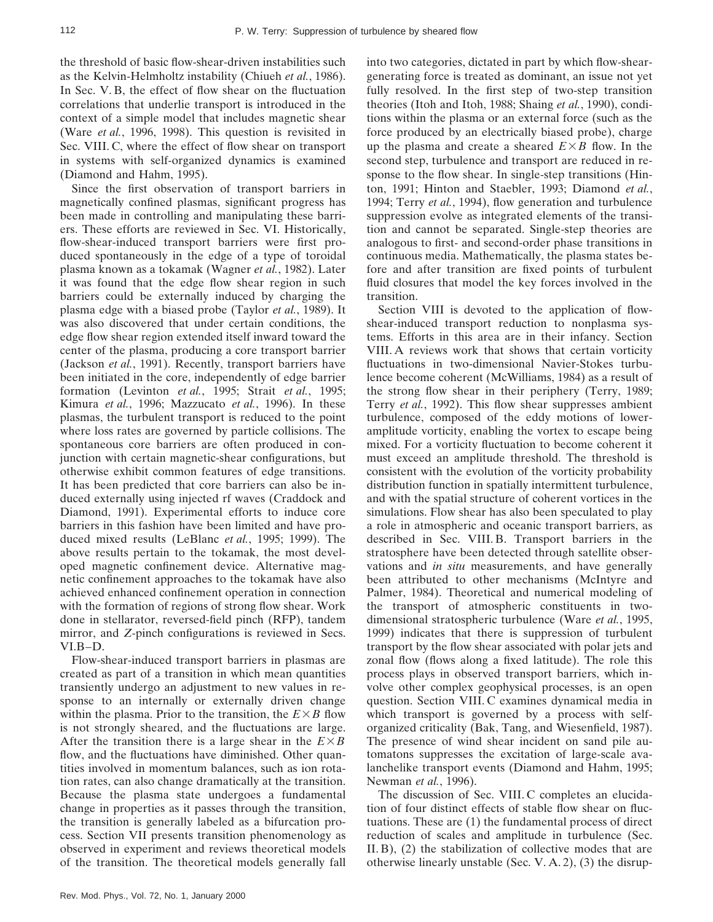the threshold of basic flow-shear-driven instabilities such as the Kelvin-Helmholtz instability (Chiueh *et al.*, 1986). In Sec. V. B, the effect of flow shear on the fluctuation correlations that underlie transport is introduced in the context of a simple model that includes magnetic shear (Ware *et al.*, 1996, 1998). This question is revisited in Sec. VIII. C, where the effect of flow shear on transport in systems with self-organized dynamics is examined (Diamond and Hahm, 1995).

Since the first observation of transport barriers in magnetically confined plasmas, significant progress has been made in controlling and manipulating these barriers. These efforts are reviewed in Sec. VI. Historically, flow-shear-induced transport barriers were first produced spontaneously in the edge of a type of toroidal plasma known as a tokamak (Wagner *et al.*, 1982). Later it was found that the edge flow shear region in such barriers could be externally induced by charging the plasma edge with a biased probe (Taylor *et al.*, 1989). It was also discovered that under certain conditions, the edge flow shear region extended itself inward toward the center of the plasma, producing a core transport barrier (Jackson *et al.*, 1991). Recently, transport barriers have been initiated in the core, independently of edge barrier formation (Levinton *et al.*, 1995; Strait *et al.*, 1995; Kimura *et al.*, 1996; Mazzucato *et al.*, 1996). In these plasmas, the turbulent transport is reduced to the point where loss rates are governed by particle collisions. The spontaneous core barriers are often produced in conjunction with certain magnetic-shear configurations, but otherwise exhibit common features of edge transitions. It has been predicted that core barriers can also be induced externally using injected rf waves (Craddock and Diamond, 1991). Experimental efforts to induce core barriers in this fashion have been limited and have produced mixed results (LeBlanc *et al.*, 1995; 1999). The above results pertain to the tokamak, the most developed magnetic confinement device. Alternative magnetic confinement approaches to the tokamak have also achieved enhanced confinement operation in connection with the formation of regions of strong flow shear. Work done in stellarator, reversed-field pinch (RFP), tandem mirror, and *Z*-pinch configurations is reviewed in Secs. VI.B–D.

Flow-shear-induced transport barriers in plasmas are created as part of a transition in which mean quantities transiently undergo an adjustment to new values in response to an internally or externally driven change within the plasma. Prior to the transition, the $E\times B$ flow is not strongly sheared, and the fluctuations are large. After the transition there is a large shear in the $E\times B$ flow, and the fluctuations have diminished. Other quantities involved in momentum balances, such as ion rotation rates, can also change dramatically at the transition. Because the plasma state undergoes a fundamental change in properties as it passes through the transition, the transition is generally labeled as a bifurcation process. Section VII presents transition phenomenology as observed in experiment and reviews theoretical models of the transition. The theoretical models generally fall into two categories, dictated in part by which flow-shear-generating force is treated as dominant, an issue not yet fully resolved. In the first step of two-step transition theories (Itoh and Itoh, 1988; Shaing *et al.*, 1990), conditions within the plasma or an external force (such as the force produced by an electrically biased probe), charge up the plasma and create a sheared $E\times B$ flow. In the second step, turbulence and transport are reduced in response to the flow shear. In single-step transitions (Hinton, 1991; Hinton and Staebler, 1993; Diamond *et al.*, 1994; Terry *et al.*, 1994), flow generation and turbulence suppression evolve as integrated elements of the transition and cannot be separated. Single-step theories are analogous to first- and second-order phase transitions in continuous media. Mathematically, the plasma states before and after transition are fixed points of turbulent fluid closures that model the key forces involved in the transition.

Section VIII is devoted to the application of flow-shear-induced transport reduction to nonplasma systems. Efforts in this area are in their infancy. Section VIII. A reviews work that shows that certain vorticity fluctuations in two-dimensional Navier-Stokes turbulence become coherent (McWilliams, 1984) as a result of the strong flow shear in their periphery (Terry, 1989; Terry *et al.*, 1992). This flow shear suppresses ambient turbulence, composed of the eddy motions of lower-amplitude vorticity, enabling the vortex to escape being mixed. For a vorticity fluctuation to become coherent it must exceed an amplitude threshold. The threshold is consistent with the evolution of the vorticity probability distribution function in spatially intermittent turbulence, and with the spatial structure of coherent vortices in the simulations. Flow shear has also been speculated to play a role in atmospheric and oceanic transport barriers, as described in Sec. VIII. B. Transport barriers in the stratosphere have been detected through satellite observations and *in situ* measurements, and have generally been attributed to other mechanisms (McIntyre and Palmer, 1984). Theoretical and numerical modeling of the transport of atmospheric constituents in two-dimensional stratospheric turbulence (Ware *et al.*, 1995, 1999) indicates that there is suppression of turbulent transport by the flow shear associated with polar jets and zonal flow (flows along a fixed latitude). The role this process plays in observed transport barriers, which involve other complex geophysical processes, is an open question. Section VIII. C examines dynamical media in which transport is governed by a process with self-organized criticality (Bak, Tang, and Wiesenfield, 1987). The presence of wind shear incident on sand pile automatons suppresses the excitation of large-scale avalanchelike transport events (Diamond and Hahm, 1995; Newman *et al.*, 1996).

The discussion of Sec. VIII. C completes an elucidation of four distinct effects of stable flow shear on fluctuations. These are (1) the fundamental process of direct reduction of scales and amplitude in turbulence (Sec. II. B), (2) the stabilization of collective modes that are otherwise linearly unstable (Sec. V. A. 2), (3) the disrup-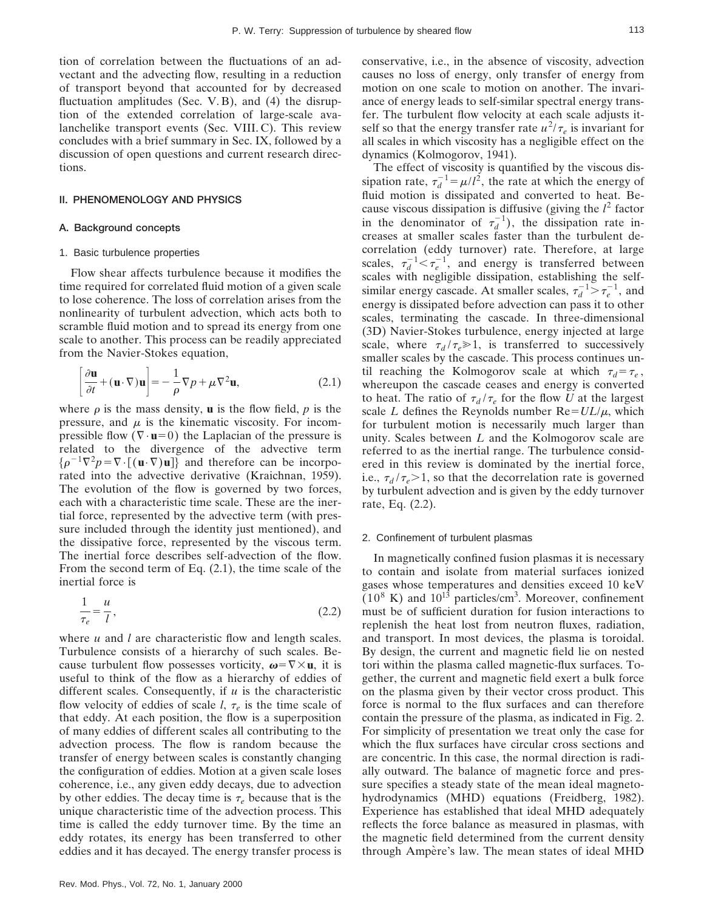tion of correlation between the fluctuations of an advectant and the advecting flow, resulting in a reduction of transport beyond that accounted for by decreased fluctuation amplitudes (Sec. V.B), and (4) the disruption of the extended correlation of large-scale avalanchelike transport events (Sec. VIII.C). This review concludes with a brief summary in Sec. IX, followed by a discussion of open questions and current research directions.

## II. PHENOMENOLOGY AND PHYSICS

### A. Background concepts

#### 1. Basic turbulence properties

Flow shear affects turbulence because it modifies the time required for correlated fluid motion of a given scale to lose coherence. The loss of correlation arises from the nonlinearity of turbulent advection, which acts both to scramble fluid motion and to spread its energy from one scale to another. This process can be readily appreciated from the Navier-Stokes equation,

$$\left[\frac{\partial \mathbf{u}}{\partial t}+(\mathbf{u}\cdot\nabla)\mathbf{u}\right]=-\frac{1}{\rho}\nabla p+\mu\nabla^2\mathbf{u}, \tag{2.1}$$

where $\rho$ is the mass density, $\mathbf{u}$ is the flow field, $p$ is the pressure, and $\mu$ is the kinematic viscosity. For incompressible flow ($\nabla\cdot\mathbf{u}=0$) the Laplacian of the pressure is related to the divergence of the advective term $\{\rho^{-1}\nabla^2 p=\nabla\cdot[(\mathbf{u}\cdot\nabla)\mathbf{u}]\}$ and therefore can be incorporated into the advective derivative (Kraichnan, 1959). The evolution of the flow is governed by two forces, each with a characteristic time scale. These are the inertial force, represented by the advective term (with pressure included through the identity just mentioned), and the dissipative force, represented by the viscous term. The inertial force describes self-advection of the flow. From the second term of Eq. (2.1), the time scale of the inertial force is

$$\frac{1}{\tau_e}=\frac{u}{l}, \tag{2.2}$$

where $u$ and $l$ are characteristic flow and length scales. Turbulence consists of a hierarchy of such scales. Because turbulent flow possesses vorticity, $\boldsymbol{\omega}=\nabla\times\mathbf{u}$, it is useful to think of the flow as a hierarchy of eddies of different scales. Consequently, if $u$ is the characteristic flow velocity of eddies of scale $l$, $\tau_e$ is the time scale of that eddy. At each position, the flow is a superposition of many eddies of different scales all contributing to the advection process. The flow is random because the transfer of energy between scales is constantly changing the configuration of eddies. Motion at a given scale loses coherence, i.e., any given eddy decays, due to advection by other eddies. The decay time is $\tau_e$ because that is the unique characteristic time of the advection process. This time is called the eddy turnover time. By the time an eddy rotates, its energy has been transferred to other eddies and it has decayed. The energy transfer process is conservative, i.e., in the absence of viscosity, advection causes no loss of energy, only transfer of energy from motion on one scale to motion on another. The invariance of energy leads to self-similar spectral energy transfer. The turbulent flow velocity at each scale adjusts itself so that the energy transfer rate $u^2/\tau_e$ is invariant for all scales in which viscosity has a negligible effect on the dynamics (Kolmogorov, 1941).

The effect of viscosity is quantified by the viscous dissipation rate, $\tau_d^{-1}=\mu/l^2$, the rate at which the energy of fluid motion is dissipated and converted to heat. Because viscous dissipation is diffusive (giving the $l^2$ factor in the denominator of $\tau_d^{-1}$), the dissipation rate increases at smaller scales faster than the turbulent decorrelation (eddy turnover) rate. Therefore, at large scales, $\tau_d^{-1}<\tau_e^{-1}$, and energy is transferred between scales with negligible dissipation, establishing the self-similar energy cascade. At smaller scales, $\tau_d^{-1}>\tau_e^{-1}$, and energy is dissipated before advection can pass it to other scales, terminating the cascade. In three-dimensional (3D) Navier-Stokes turbulence, energy injected at large scale, where $\tau_d/\tau_e\gg 1$, is transferred to successively smaller scales by the cascade. This process continues until reaching the Kolmogorov scale at which $\tau_d=\tau_e$, whereupon the cascade ceases and energy is converted to heat. The ratio of $\tau_d/\tau_e$ for the flow $U$ at the largest scale $L$ defines the Reynolds number $\mathrm{Re}=UL/\mu$, which for turbulent motion is necessarily much larger than unity. Scales between $L$ and the Kolmogorov scale are referred to as the inertial range. The turbulence considered in this review is dominated by the inertial force, i.e., $\tau_d/\tau_e>1$, so that the decorrelation rate is governed by turbulent advection and is given by the eddy turnover rate, Eq. (2.2).

#### 2. Confinement of turbulent plasmas

In magnetically confined fusion plasmas it is necessary to contain and isolate from material surfaces ionized gases whose temperatures and densities exceed 10 keV ($10^8$ K) and $10^{13}$ particles/cm$^3$. Moreover, confinement must be of sufficient duration for fusion interactions to replenish the heat lost from neutron fluxes, radiation, and transport. In most devices, the plasma is toroidal. By design, the current and magnetic field lie on nested tori within the plasma called magnetic-flux surfaces. Together, the current and magnetic field exert a bulk force on the plasma given by their vector cross product. This force is normal to the flux surfaces and can therefore contain the pressure of the plasma, as indicated in Fig. 2. For simplicity of presentation we treat only the case for which the flux surfaces have circular cross sections and are concentric. In this case, the normal direction is radially outward. The balance of magnetic force and pressure specifies a steady state of the mean ideal magnetohydrodynamics (MHD) equations (Freidberg, 1982). Experience has established that ideal MHD adequately reflects the force balance as measured in plasmas, with the magnetic field determined from the current density through Ampère's law. The mean states of ideal MHD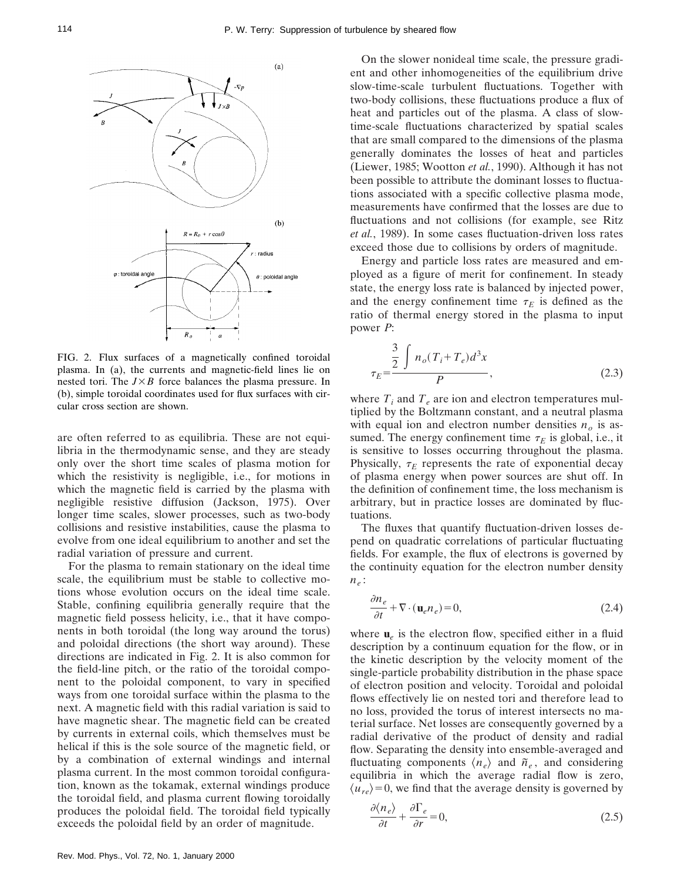FIG. 2. Flux surfaces of a magnetically confined toroidal plasma. In (a), the currents and magnetic-field lines lie on nested tori. The $J\times B$ force balances the plasma pressure. In (b), simple toroidal coordinates used for flux surfaces with circular cross section are shown.

are often referred to as equilibria. These are not equilibria in the thermodynamic sense, and they are steady only over the short time scales of plasma motion for which the resistivity is negligible, i.e., for motions in which the magnetic field is carried by the plasma with negligible resistive diffusion (Jackson, 1975). Over longer time scales, slower processes, such as two-body collisions and resistive instabilities, cause the plasma to evolve from one ideal equilibrium to another and set the radial variation of pressure and current.

For the plasma to remain stationary on the ideal time scale, the equilibrium must be stable to collective motions whose evolution occurs on the ideal time scale. Stable, confining equilibria generally require that the magnetic field possess helicity, i.e., that it have components in both toroidal (the long way around the torus) and poloidal directions (the short way around). These directions are indicated in Fig. 2. It is also common for the field-line pitch, or the ratio of the toroidal component to the poloidal component, to vary in specified ways from one toroidal surface within the plasma to the next. A magnetic field with this radial variation is said to have magnetic shear. The magnetic field can be created by currents in external coils, which themselves must be helical if this is the sole source of the magnetic field, or by a combination of external windings and internal plasma current. In the most common toroidal configuration, known as the tokamak, external windings produce the toroidal field, and plasma current flowing toroidally produces the poloidal field. The toroidal field typically exceeds the poloidal field by an order of magnitude.

On the slower nonideal time scale, the pressure gradient and other inhomogeneities of the equilibrium drive slow-time-scale turbulent fluctuations. Together with two-body collisions, these fluctuations produce a flux of heat and particles out of the plasma. A class of slow-time-scale fluctuations characterized by spatial scales that are small compared to the dimensions of the plasma generally dominates the losses of heat and particles (Liewer, 1985; Wootton *et al.*, 1990). Although it has not been possible to attribute the dominant losses to fluctuations associated with a specific collective plasma mode, measurements have confirmed that the losses are due to fluctuations and not collisions (for example, see Ritz *et al.*, 1989). In some cases fluctuation-driven loss rates exceed those due to collisions by orders of magnitude.

Energy and particle loss rates are measured and employed as a figure of merit for confinement. In steady state, the energy loss rate is balanced by injected power, and the energy confinement time $\tau_E$ is defined as the ratio of thermal energy stored in the plasma to input power $P$:

$$\tau_E=\frac{\frac{3}{2}\int n_o(T_i+T_e)d^3x}{P}, \tag{2.3}$$

where $T_i$ and $T_e$ are ion and electron temperatures multiplied by the Boltzmann constant, and a neutral plasma with equal ion and electron number densities $n_o$ is assumed. The energy confinement time $\tau_E$ is global, i.e., it is sensitive to losses occurring throughout the plasma. Physically, $\tau_E$ represents the rate of exponential decay of plasma energy when power sources are shut off. In the definition of confinement time, the loss mechanism is arbitrary, but in practice losses are dominated by fluctuations.

The fluxes that quantify fluctuation-driven losses depend on quadratic correlations of particular fluctuating fields. For example, the flux of electrons is governed by the continuity equation for the electron number density $n_e$:

$$\frac{\partial n_e}{\partial t}+\nabla\cdot(\mathbf{u}_e n_e)=0, \tag{2.4}$$

where $\mathbf{u}_e$ is the electron flow, specified either in a fluid description by a continuum equation for the flow, or in the kinetic description by the velocity moment of the single-particle probability distribution in the phase space of electron position and velocity. Toroidal and poloidal flows effectively lie on nested tori and therefore lead to no loss, provided the torus of interest intersects no material surface. Net losses are consequently governed by a radial derivative of the product of density and radial flow. Separating the density into ensemble-averaged and fluctuating components $\langle n_e\rangle$ and $\tilde{n}_e$, and considering equilibria in which the average radial flow is zero, $\langle u_{re}\rangle=0$, we find that the average density is governed by

$$\frac{\partial\langle n_e\rangle}{\partial t}+\frac{\partial\Gamma_e}{\partial r}=0, \tag{2.5}$$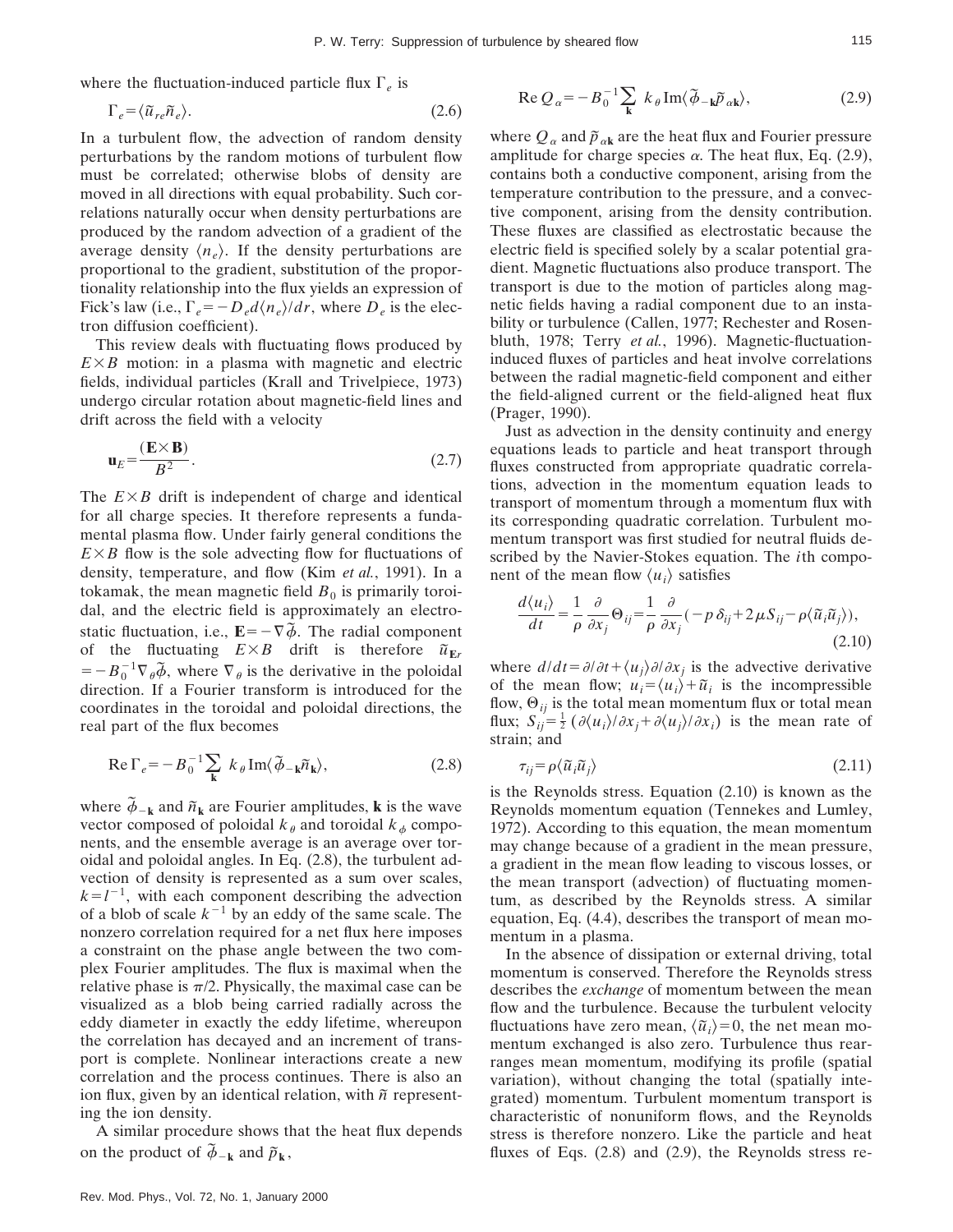where the fluctuation-induced particle flux $\Gamma_e$ is

$$\Gamma_e = \langle \tilde{u}_{re} \tilde{n}_e \rangle. \tag{2.6}$$

In a turbulent flow, the advection of random density perturbations by the random motions of turbulent flow must be correlated; otherwise blobs of density are moved in all directions with equal probability. Such correlations naturally occur when density perturbations are produced by the random advection of a gradient of the average density $\langle n_e \rangle$. If the density perturbations are proportional to the gradient, substitution of the proportionality relationship into the flux yields an expression of Fick's law (i.e., $\Gamma_e = -D_e d\langle n_e \rangle / dr$, where $D_e$ is the electron diffusion coefficient).

This review deals with fluctuating flows produced by $E \times B$ motion: in a plasma with magnetic and electric fields, individual particles (Krall and Trivelpiece, 1973) undergo circular rotation about magnetic-field lines and drift across the field with a velocity

$$\mathbf{u}_E = \frac{(\mathbf{E} \times \mathbf{B})}{B^2}. \tag{2.7}$$

The $E \times B$ drift is independent of charge and identical for all charge species. It therefore represents a fundamental plasma flow. Under fairly general conditions the $E \times B$ flow is the sole advecting flow for fluctuations of density, temperature, and flow (Kim *et al.*, 1991). In a tokamak, the mean magnetic field $B_0$ is primarily toroidal, and the electric field is approximately an electrostatic fluctuation, i.e., $\mathbf{E} = -\nabla \tilde{\phi}$. The radial component of the fluctuating $E \times B$ drift is therefore $\tilde{u}_{\mathbf{E}r} = -B_0^{-1} \nabla_\theta \tilde{\phi}$, where $\nabla_\theta$ is the derivative in the poloidal direction. If a Fourier transform is introduced for the coordinates in the toroidal and poloidal directions, the real part of the flux becomes

$$\mathrm{Re}\, \Gamma_e = -B_0^{-1} \sum_{\mathbf{k}} k_\theta \, \mathrm{Im} \langle \tilde{\phi}_{-\mathbf{k}} \tilde{n}_{\mathbf{k}} \rangle, \tag{2.8}$$

where $\tilde{\phi}_{-\mathbf{k}}$ and $\tilde{n}_{\mathbf{k}}$ are Fourier amplitudes, $\mathbf{k}$ is the wave vector composed of poloidal $k_\theta$ and toroidal $k_\phi$ components, and the ensemble average is an average over toroidal and poloidal angles. In Eq. (2.8), the turbulent advection of density is represented as a sum over scales, $k = l^{-1}$, with each component describing the advection of a blob of scale $k^{-1}$ by an eddy of the same scale. The nonzero correlation required for a net flux here imposes a constraint on the phase angle between the two complex Fourier amplitudes. The flux is maximal when the relative phase is $\pi/2$. Physically, the maximal case can be visualized as a blob being carried radially across the eddy diameter in exactly the eddy lifetime, whereupon the correlation has decayed and an increment of transport is complete. Nonlinear interactions create a new correlation and the process continues. There is also an ion flux, given by an identical relation, with $\tilde{n}$ representing the ion density.

A similar procedure shows that the heat flux depends on the product of $\tilde{\phi}_{-\mathbf{k}}$ and $\tilde{p}_{\mathbf{k}}$,

$$\mathrm{Re}\, Q_\alpha = -B_0^{-1} \sum_{\mathbf{k}} k_\theta \, \mathrm{Im} \langle \tilde{\phi}_{-\mathbf{k}} \tilde{p}_{\alpha \mathbf{k}} \rangle, \tag{2.9}$$

where $Q_\alpha$ and $\tilde{p}_{\alpha \mathbf{k}}$ are the heat flux and Fourier pressure amplitude for charge species $\alpha$. The heat flux, Eq. (2.9), contains both a conductive component, arising from the temperature contribution to the pressure, and a convective component, arising from the density contribution. These fluxes are classified as electrostatic because the electric field is specified solely by a scalar potential gradient. Magnetic fluctuations also produce transport. The transport is due to the motion of particles along magnetic fields having a radial component due to an instability or turbulence (Callen, 1977; Rechester and Rosenbluth, 1978; Terry *et al.*, 1996). Magnetic-fluctuation-induced fluxes of particles and heat involve correlations between the radial magnetic-field component and either the field-aligned current or the field-aligned heat flux (Prager, 1990).

Just as advection in the density continuity and energy equations leads to particle and heat transport through fluxes constructed from appropriate quadratic correlations, advection in the momentum equation leads to transport of momentum through a momentum flux with its corresponding quadratic correlation. Turbulent momentum transport was first studied for neutral fluids described by the Navier-Stokes equation. The $i$th component of the mean flow $\langle u_i \rangle$ satisfies

$$\frac{d\langle u_i \rangle}{dt} = \frac{1}{\rho} \frac{\partial}{\partial x_j} \Theta_{ij} = \frac{1}{\rho} \frac{\partial}{\partial x_j} (-p\,\delta_{ij} + 2\mu S_{ij} - \rho \langle \tilde{u}_i \tilde{u}_j \rangle), \tag{2.10}$$

where $d/dt = \partial/\partial t + \langle u_j \rangle \partial/\partial x_j$ is the advective derivative of the mean flow; $u_i = \langle u_i \rangle + \tilde{u}_i$ is the incompressible flow, $\Theta_{ij}$ is the total mean momentum flux or total mean flux; $S_{ij} = \frac{1}{2}(\partial \langle u_i \rangle / \partial x_j + \partial \langle u_j \rangle / \partial x_i)$ is the mean rate of strain; and

$$\tau_{ij} = \rho \langle \tilde{u}_i \tilde{u}_j \rangle \tag{2.11}$$

is the Reynolds stress. Equation (2.10) is known as the Reynolds momentum equation (Tennekes and Lumley, 1972). According to this equation, the mean momentum may change because of a gradient in the mean pressure, a gradient in the mean flow leading to viscous losses, or the mean transport (advection) of fluctuating momentum, as described by the Reynolds stress. A similar equation, Eq. (4.4), describes the transport of mean momentum in a plasma.

In the absence of dissipation or external driving, total momentum is conserved. Therefore the Reynolds stress describes the *exchange* of momentum between the mean flow and the turbulence. Because the turbulent velocity fluctuations have zero mean, $\langle \tilde{u}_i \rangle = 0$, the net mean momentum exchanged is also zero. Turbulence thus rearranges mean momentum, modifying its profile (spatial variation), without changing the total (spatially integrated) momentum. Turbulent momentum transport is characteristic of nonuniform flows, and the Reynolds stress is therefore nonzero. Like the particle and heat fluxes of Eqs. (2.8) and (2.9), the Reynolds stress re-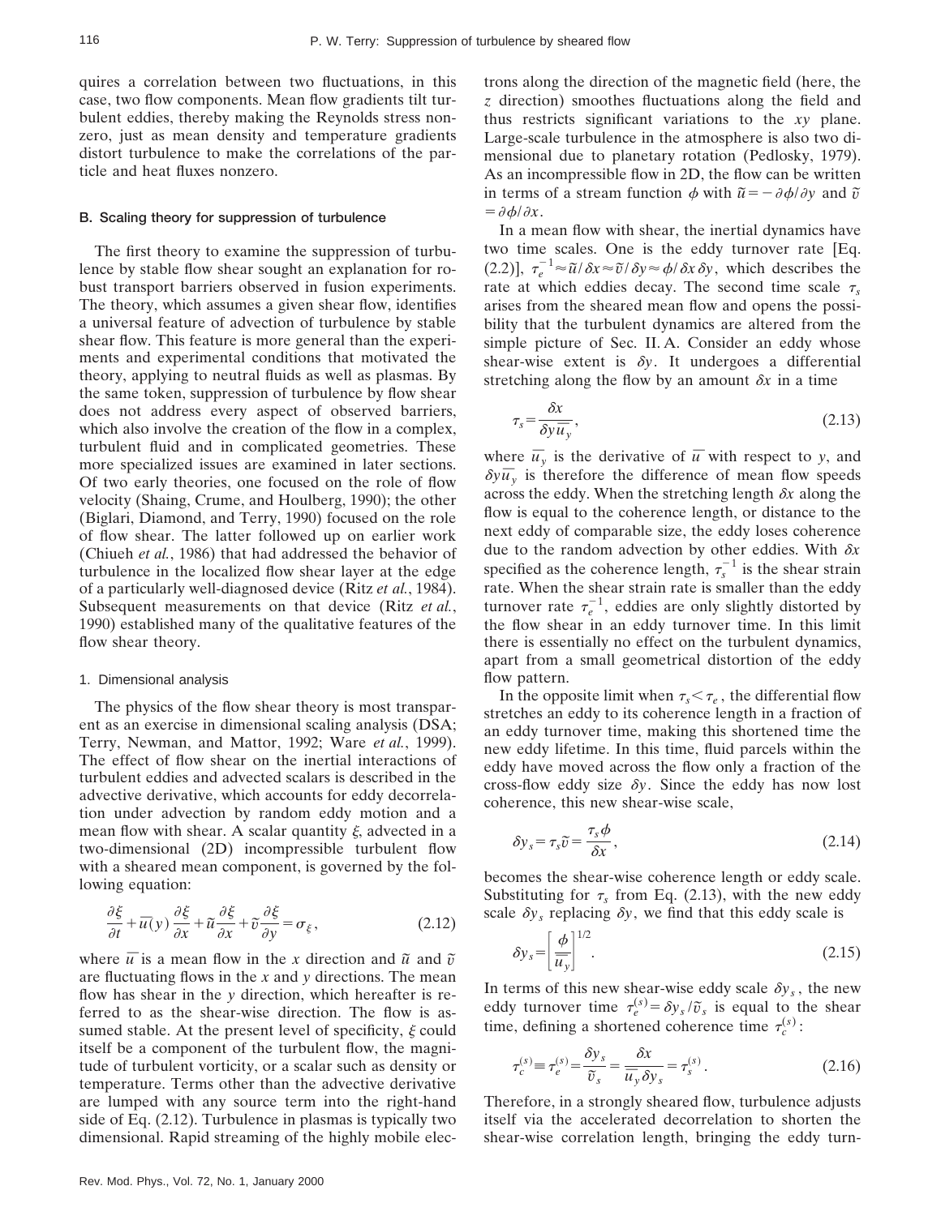quires a correlation between two fluctuations, in this case, two flow components. Mean flow gradients tilt turbulent eddies, thereby making the Reynolds stress nonzero, just as mean density and temperature gradients distort turbulence to make the correlations of the particle and heat fluxes nonzero.

### B. Scaling theory for suppression of turbulence

The first theory to examine the suppression of turbulence by stable flow shear sought an explanation for robust transport barriers observed in fusion experiments. The theory, which assumes a given shear flow, identifies a universal feature of advection of turbulence by stable shear flow. This feature is more general than the experiments and experimental conditions that motivated the theory, applying to neutral fluids as well as plasmas. By the same token, suppression of turbulence by flow shear does not address every aspect of observed barriers, which also involve the creation of the flow in a complex, turbulent fluid and in complicated geometries. These more specialized issues are examined in later sections. Of two early theories, one focused on the role of flow velocity (Shaing, Crume, and Houlberg, 1990); the other (Biglari, Diamond, and Terry, 1990) focused on the role of flow shear. The latter followed up on earlier work (Chiueh *et al.*, 1986) that had addressed the behavior of turbulence in the localized flow shear layer at the edge of a particularly well-diagnosed device (Ritz *et al.*, 1984). Subsequent measurements on that device (Ritz *et al.*, 1990) established many of the qualitative features of the flow shear theory.

#### 1. Dimensional analysis

The physics of the flow shear theory is most transparent as an exercise in dimensional scaling analysis (DSA; Terry, Newman, and Mattor, 1992; Ware *et al.*, 1999). The effect of flow shear on the inertial interactions of turbulent eddies and advected scalars is described in the advective derivative, which accounts for eddy decorrelation under advection by random eddy motion and a mean flow with shear. A scalar quantity $\xi$, advected in a two-dimensional (2D) incompressible turbulent flow with a sheared mean component, is governed by the following equation:

$$\frac{\partial \xi}{\partial t}+\bar{u}(y)\frac{\partial \xi}{\partial x}+\tilde{u}\frac{\partial \xi}{\partial x}+\tilde{v}\frac{\partial \xi}{\partial y}=\sigma_{\xi}, \tag{2.12}$$

where $\bar{u}$ is a mean flow in the $x$ direction and $\tilde{u}$ and $\tilde{v}$ are fluctuating flows in the $x$ and $y$ directions. The mean flow has shear in the $y$ direction, which hereafter is referred to as the shear-wise direction. The flow is assumed stable. At the present level of specificity, $\xi$ could itself be a component of the turbulent flow, the magnitude of turbulent vorticity, or a scalar such as density or temperature. Terms other than the advective derivative are lumped with any source term into the right-hand side of Eq. (2.12). Turbulence in plasmas is typically two dimensional. Rapid streaming of the highly mobile electrons along the direction of the magnetic field (here, the $z$ direction) smoothes fluctuations along the field and thus restricts significant variations to the $xy$ plane. Large-scale turbulence in the atmosphere is also two dimensional due to planetary rotation (Pedlosky, 1979). As an incompressible flow in 2D, the flow can be written in terms of a stream function $\phi$ with $\tilde{u}=-\partial\phi/\partial y$ and $\tilde{v}=\partial\phi/\partial x$.

In a mean flow with shear, the inertial dynamics have two time scales. One is the eddy turnover rate [Eq. (2.2)], $\tau_e^{-1}\approx\tilde{u}/\delta x\approx\tilde{v}/\delta y\approx\phi/\delta x\,\delta y$, which describes the rate at which eddies decay. The second time scale $\tau_s$ arises from the sheared mean flow and opens the possibility that the turbulent dynamics are altered from the simple picture of Sec. II.A. Consider an eddy whose shear-wise extent is $\delta y$. It undergoes a differential stretching along the flow by an amount $\delta x$ in a time

$$\tau_s=\frac{\delta x}{\delta y\,\bar{u}_y}, \tag{2.13}$$

where $\bar{u}_y$ is the derivative of $\bar{u}$ with respect to $y$, and $\delta y\bar{u}_y$ is therefore the difference of mean flow speeds across the eddy. When the stretching length $\delta x$ along the flow is equal to the coherence length, or distance to the next eddy of comparable size, the eddy loses coherence due to the random advection by other eddies. With $\delta x$ specified as the coherence length, $\tau_s^{-1}$ is the shear strain rate. When the shear strain rate is smaller than the eddy turnover rate $\tau_e^{-1}$, eddies are only slightly distorted by the flow shear in an eddy turnover time. In this limit there is essentially no effect on the turbulent dynamics, apart from a small geometrical distortion of the eddy flow pattern.

In the opposite limit when $\tau_s<\tau_e$, the differential flow stretches an eddy to its coherence length in a fraction of an eddy turnover time, making this shortened time the new eddy lifetime. In this time, fluid parcels within the eddy have moved across the flow only a fraction of the cross-flow eddy size $\delta y$. Since the eddy has now lost coherence, this new shear-wise scale,

$$\delta y_s=\tau_s\tilde{v}=\frac{\tau_s\phi}{\delta x}, \tag{2.14}$$

becomes the shear-wise coherence length or eddy scale. Substituting for $\tau_s$ from Eq. (2.13), with the new eddy scale $\delta y_s$ replacing $\delta y$, we find that this eddy scale is

$$\delta y_s=\left[\frac{\phi}{\bar{u}_y}\right]^{1/2}. \tag{2.15}$$

In terms of this new shear-wise eddy scale $\delta y_s$, the new eddy turnover time $\tau_e^{(s)}=\delta y_s/\tilde{v}_s$ is equal to the shear time, defining a shortened coherence time $\tau_c^{(s)}$:

$$\tau_c^{(s)}\equiv\tau_e^{(s)}=\frac{\delta y_s}{\tilde{v}_s}=\frac{\delta x}{\bar{u}_y\,\delta y_s}=\tau_s^{(s)}. \tag{2.16}$$

Therefore, in a strongly sheared flow, turbulence adjusts itself via the accelerated decorrelation to shorten the shear-wise correlation length, bringing the eddy turn-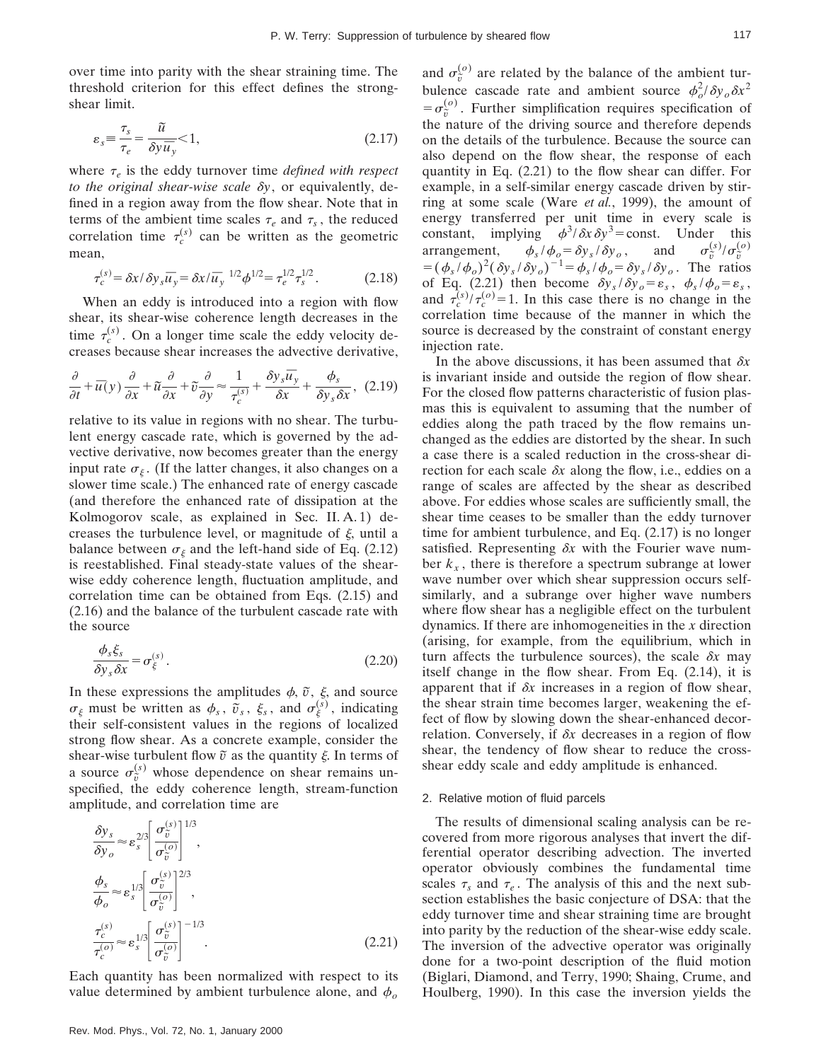over time into parity with the shear straining time. The threshold criterion for this effect defines the strong-shear limit.

$$\varepsilon_s \equiv \frac{\tau_s}{\tau_e} = \frac{\tilde{u}}{\delta y \overline{u}_y} < 1, \tag{2.17}$$

where $\tau_e$ is the eddy turnover time *defined with respect to the original shear-wise scale* $\delta y$, or equivalently, defined in a region away from the flow shear. Note that in terms of the ambient time scales $\tau_e$ and $\tau_s$, the reduced correlation time $\tau_c^{(s)}$ can be written as the geometric mean,

$$\tau_c^{(s)} = \delta x / \delta y_s \overline{u}_y = \delta x / \overline{u}_y^{\ 1/2} \phi^{1/2} = \tau_e^{1/2} \tau_s^{1/2}. \tag{2.18}$$

When an eddy is introduced into a region with flow shear, its shear-wise coherence length decreases in the time $\tau_c^{(s)}$. On a longer time scale the eddy velocity decreases because shear increases the advective derivative,

$$\frac{\partial}{\partial t} + \overline{u}(y) \frac{\partial}{\partial x} + \tilde{u} \frac{\partial}{\partial x} + \tilde{v} \frac{\partial}{\partial y} \approx \frac{1}{\tau_c^{(s)}} + \frac{\delta y_s \overline{u}_y}{\delta x} + \frac{\phi_s}{\delta y_s \delta x}, \tag{2.19}$$

relative to its value in regions with no shear. The turbulent energy cascade rate, which is governed by the advective derivative, now becomes greater than the energy input rate $\sigma_\xi$. (If the latter changes, it also changes on a slower time scale.) The enhanced rate of energy cascade (and therefore the enhanced rate of dissipation at the Kolmogorov scale, as explained in Sec. II.A.1) decreases the turbulence level, or magnitude of $\xi$, until a balance between $\sigma_\xi$ and the left-hand side of Eq. (2.12) is reestablished. Final steady-state values of the shear-wise eddy coherence length, fluctuation amplitude, and correlation time can be obtained from Eqs. (2.15) and (2.16) and the balance of the turbulent cascade rate with the source

$$\frac{\phi_s \xi_s}{\delta y_s \delta x} = \sigma_\xi^{(s)}. \tag{2.20}$$

In these expressions the amplitudes $\phi$, $\tilde{v}$, $\xi$, and source $\sigma_\xi$ must be written as $\phi_s$, $\tilde{v}_s$, $\xi_s$, and $\sigma_\xi^{(s)}$, indicating their self-consistent values in the regions of localized strong flow shear. As a concrete example, consider the shear-wise turbulent flow $\tilde{v}$ as the quantity $\xi$. In terms of a source $\sigma_{\tilde{v}}^{(s)}$ whose dependence on shear remains unspecified, the eddy coherence length, stream-function amplitude, and correlation time are

$$\frac{\delta y_s}{\delta y_o} \approx \varepsilon_s^{2/3} \left[ \frac{\sigma_{\tilde{v}}^{(s)}}{\sigma_{\tilde{v}}^{(o)}} \right]^{1/3},$$

$$\frac{\phi_s}{\phi_o} \approx \varepsilon_s^{1/3} \left[ \frac{\sigma_{\tilde{v}}^{(s)}}{\sigma_{\tilde{v}}^{(o)}} \right]^{2/3},$$

$$\frac{\tau_c^{(s)}}{\tau_c^{(o)}} \approx \varepsilon_s^{1/3} \left[ \frac{\sigma_{\tilde{v}}^{(s)}}{\sigma_{\tilde{v}}^{(o)}} \right]^{-1/3}. \tag{2.21}$$

Each quantity has been normalized with respect to its value determined by ambient turbulence alone, and $\phi_o$ and $\sigma_{\tilde{v}}^{(o)}$ are related by the balance of the ambient turbulence cascade rate and ambient source $\phi_o^2 / \delta y_o \delta x^2 = \sigma_{\tilde{v}}^{(o)}$. Further simplification requires specification of the nature of the driving source and therefore depends on the details of the turbulence. Because the source can also depend on the flow shear, the response of each quantity in Eq. (2.21) to the flow shear can differ. For example, in a self-similar energy cascade driven by stirring at some scale (Ware *et al.*, 1999), the amount of energy transferred per unit time in every scale is constant, implying $\phi^3 / \delta x \delta y^3 = \text{const}$. Under this arrangement, $\phi_s / \phi_o = \delta y_s / \delta y_o$, and $\sigma_{\tilde{v}}^{(s)} / \sigma_{\tilde{v}}^{(o)} = (\phi_s / \phi_o)^2 (\delta y_s / \delta y_o)^{-1} = \phi_s / \phi_o = \delta y_s / \delta y_o$. The ratios of Eq. (2.21) then become $\delta y_s / \delta y_o = \varepsilon_s$, $\phi_s / \phi_o = \varepsilon_s$, and $\tau_c^{(s)} / \tau_c^{(o)} = 1$. In this case there is no change in the correlation time because of the manner in which the source is decreased by the constraint of constant energy injection rate.

In the above discussions, it has been assumed that $\delta x$ is invariant inside and outside the region of flow shear. For the closed flow patterns characteristic of fusion plasmas this is equivalent to assuming that the number of eddies along the path traced by the flow remains unchanged as the eddies are distorted by the shear. In such a case there is a scaled reduction in the cross-shear direction for each scale $\delta x$ along the flow, i.e., eddies on a range of scales are affected by the shear as described above. For eddies whose scales are sufficiently small, the shear time ceases to be smaller than the eddy turnover time for ambient turbulence, and Eq. (2.17) is no longer satisfied. Representing $\delta x$ with the Fourier wave number $k_x$, there is therefore a spectrum subrange at lower wave number over which shear suppression occurs self-similarly, and a subrange over higher wave numbers where flow shear has a negligible effect on the turbulent dynamics. If there are inhomogeneities in the $x$ direction (arising, for example, from the equilibrium, which in turn affects the turbulence sources), the scale $\delta x$ may itself change in the flow shear. From Eq. (2.14), it is apparent that if $\delta x$ increases in a region of flow shear, the shear strain time becomes larger, weakening the effect of flow by slowing down the shear-enhanced decorrelation. Conversely, if $\delta x$ decreases in a region of flow shear, the tendency of flow shear to reduce the cross-shear eddy scale and eddy amplitude is enhanced.

### 2. Relative motion of fluid parcels

The results of dimensional scaling analysis can be recovered from more rigorous analyses that invert the differential operator describing advection. The inverted operator obviously combines the fundamental time scales $\tau_s$ and $\tau_e$. The analysis of this and the next subsection establishes the basic conjecture of DSA: that the eddy turnover time and shear straining time are brought into parity by the reduction of the shear-wise eddy scale. The inversion of the advective operator was originally done for a two-point description of the fluid motion (Biglari, Diamond, and Terry, 1990; Shaing, Crume, and Houlberg, 1990). In this case the inversion yields the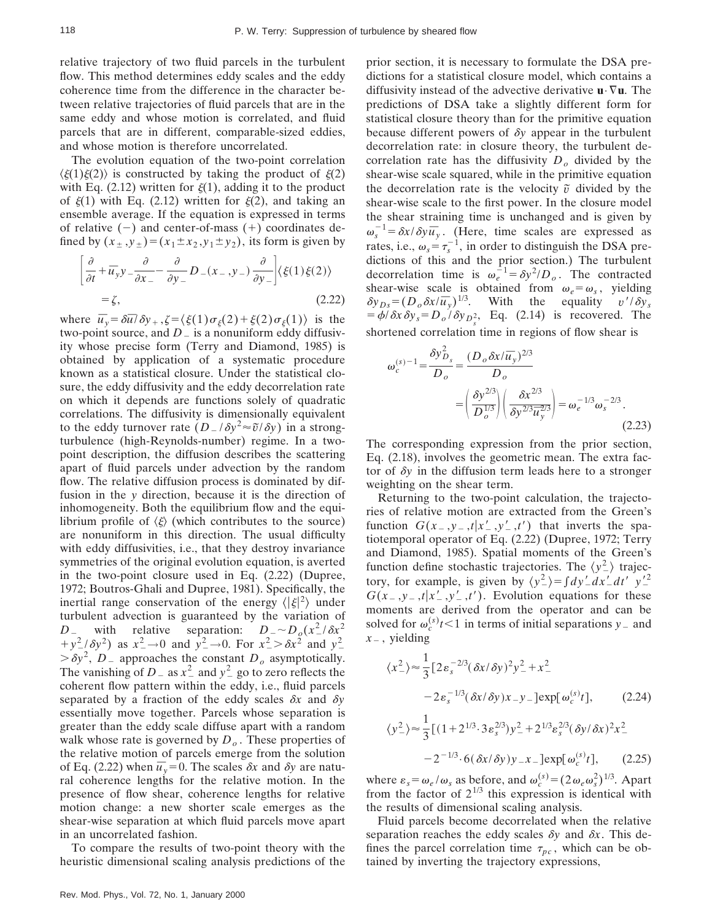relative trajectory of two fluid parcels in the turbulent flow. This method determines eddy scales and the eddy coherence time from the difference in the character between relative trajectories of fluid parcels that are in the same eddy and whose motion is correlated, and fluid parcels that are in different, comparable-sized eddies, and whose motion is therefore uncorrelated.

The evolution equation of the two-point correlation $\langle\xi(1)\xi(2)\rangle$ is constructed by taking the product of $\xi(2)$ with Eq. (2.12) written for $\xi(1)$, adding it to the product of $\xi(1)$ with Eq. (2.12) written for $\xi(2)$, and taking an ensemble average. If the equation is expressed in terms of relative $(-)$ and center-of-mass $(+)$ coordinates defined by $(x_{\pm},y_{\pm})=(x_1\pm x_2,y_1\pm y_2)$, its form is given by

$$\left[\frac{\partial}{\partial t}+\overline{u}_y y_-\frac{\partial}{\partial x_-}-\frac{\partial}{\partial y_-}D_-(x_-,y_-)\frac{\partial}{\partial y_-}\right]\langle\xi(1)\xi(2)\rangle = \zeta, \tag{2.22}$$

where $\overline{u}_y=\delta\overline{u}/\delta y_+$, $\zeta=\langle\xi(1)\sigma_\xi(2)+\xi(2)\sigma_\xi(1)\rangle$ is the two-point source, and $D_-$ is a nonuniform eddy diffusivity whose precise form (Terry and Diamond, 1985) is obtained by application of a systematic procedure known as a statistical closure. Under the statistical closure, the eddy diffusivity and the eddy decorrelation rate on which it depends are functions solely of quadratic correlations. The diffusivity is dimensionally equivalent to the eddy turnover rate $(D_-/\delta y^2\approx\tilde{v}/\delta y)$ in a strong-turbulence (high-Reynolds-number) regime. In a two-point description, the diffusion describes the scattering apart of fluid parcels under advection by the random flow. The relative diffusion process is dominated by diffusion in the $y$ direction, because it is the direction of inhomogeneity. Both the equilibrium flow and the equilibrium profile of $\langle\xi\rangle$ (which contributes to the source) are nonuniform in this direction. The usual difficulty with eddy diffusivities, i.e., that they destroy invariance symmetries of the original evolution equation, is averted in the two-point closure used in Eq. (2.22) (Dupree, 1972; Boutros-Ghali and Dupree, 1981). Specifically, the inertial range conservation of the energy $\langle|\xi|^2\rangle$ under turbulent advection is guaranteed by the variation of $D_-$ with relative separation: $D_-\sim D_o(x_-^2/\delta x^2+y_-^2/\delta y^2)$ as $x_-^2\to 0$ and $y_-^2\to 0$. For $x_-^2>\delta x^2$ and $y_-^2>\delta y^2$, $D_-$ approaches the constant $D_o$ asymptotically. The vanishing of $D_-$ as $x_-^2$ and $y_-^2$ go to zero reflects the coherent flow pattern within the eddy, i.e., fluid parcels separated by a fraction of the eddy scales $\delta x$ and $\delta y$ essentially move together. Parcels whose separation is greater than the eddy scale diffuse apart with a random walk whose rate is governed by $D_o$. These properties of the relative motion of parcels emerge from the solution of Eq. (2.22) when $\overline{u}_y=0$. The scales $\delta x$ and $\delta y$ are natural coherence lengths for the relative motion. In the presence of flow shear, coherence lengths for relative motion change: a new shorter scale emerges as the shear-wise separation at which fluid parcels move apart in an uncorrelated fashion.

To compare the results of two-point theory with the heuristic dimensional scaling analysis predictions of the prior section, it is necessary to formulate the DSA predictions for a statistical closure model, which contains a diffusivity instead of the advective derivative $\mathbf{u}\cdot\nabla\mathbf{u}$. The predictions of DSA take a slightly different form for statistical closure theory than for the primitive equation because different powers of $\delta y$ appear in the turbulent decorrelation rate: in closure theory, the turbulent decorrelation rate has the diffusivity $D_o$ divided by the shear-wise scale squared, while in the primitive equation the decorrelation rate is the velocity $\tilde{v}$ divided by the shear-wise scale to the first power. In the closure model the shear straining time is unchanged and is given by $\omega_s^{-1}=\delta x/\delta y\overline{u}_y$. (Here, time scales are expressed as rates, i.e., $\omega_s=\tau_s^{-1}$, in order to distinguish the DSA predictions of this and the prior section.) The turbulent decorrelation time is $\omega_e^{-1}=\delta y^2/D_o$. The contracted shear-wise scale is obtained from $\omega_e=\omega_s$, yielding $\delta y_{Ds}=(D_o\delta x/\overline{u}_y)^{1/3}$. With the equality $v'/\delta y_s=\phi/\delta x\,\delta y_s=D_o/\delta y_{D_s}^2$, Eq. (2.14) is recovered. The shortened correlation time in regions of flow shear is

$$\omega_c^{(s)-1}=\frac{\delta y_{D_s}^2}{D_o}=\frac{(D_o\delta x/\overline{u}_y)^{2/3}}{D_o} =\left(\frac{\delta y^{2/3}}{D_o^{1/3}}\right)\left(\frac{\delta x^{2/3}}{\delta y^{2/3}\overline{u}_y^{2/3}}\right)=\omega_e^{-1/3}\omega_s^{-2/3}. \tag{2.23}$$

The corresponding expression from the prior section, Eq. (2.18), involves the geometric mean. The extra factor of $\delta y$ in the diffusion term leads here to a stronger weighting on the shear term.

Returning to the two-point calculation, the trajectories of relative motion are extracted from the Green's function $G(x_-,y_-,t|x_-',y_-',t')$ that inverts the spatiotemporal operator of Eq. (2.22) (Dupree, 1972; Terry and Diamond, 1985). Spatial moments of the Green's function define stochastic trajectories. The $\langle y_-^2\rangle$ trajectory, for example, is given by $\langle y_-^2\rangle=\int dy_-'dx_-'dt'\;y_-'^2\,G(x_-,y_-,t|x_-',y_-',t')$. Evolution equations for these moments are derived from the operator and can be solved for $\omega_c^{(s)}t<1$ in terms of initial separations $y_-$ and $x_-$, yielding

$$\langle x_-^2\rangle\approx\frac{1}{3}[2\varepsilon_s^{-2/3}(\delta x/\delta y)^2y_-^2+x_-^2 -2\varepsilon_s^{-1/3}(\delta x/\delta y)x_-y_-]\exp[\omega_c^{(s)}t], \tag{2.24}$$

$$\langle y_-^2\rangle\approx\frac{1}{3}[(1+2^{1/3}\cdot 3\varepsilon_s^{2/3})y_-^2+2^{1/3}\varepsilon_s^{2/3}(\delta y/\delta x)^2x_-^2 -2^{-1/3}\cdot 6(\delta x/\delta y)y_-x_-]\exp[\omega_c^{(s)}t], \tag{2.25}$$

where $\varepsilon_s=\omega_e/\omega_s$ as before, and $\omega_c^{(s)}=(2\omega_e\omega_s^2)^{1/3}$. Apart from the factor of $2^{1/3}$ this expression is identical with the results of dimensional scaling analysis.

Fluid parcels become decorrelated when the relative separation reaches the eddy scales $\delta y$ and $\delta x$. This defines the parcel correlation time $\tau_{pc}$, which can be obtained by inverting the trajectory expressions,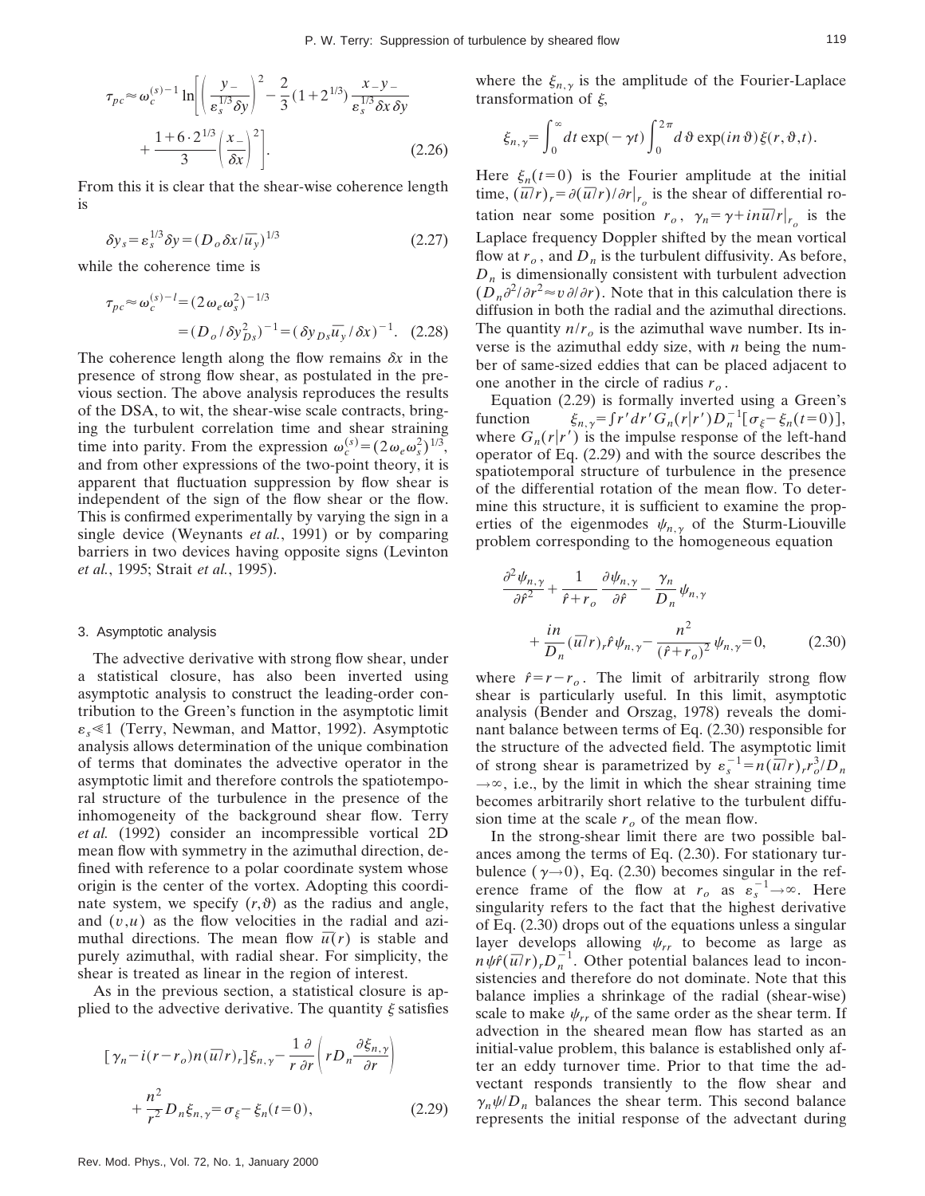$$\tau_{pc} \approx \omega_c^{(s)-1} \ln\left[\left(\frac{y_-}{\varepsilon_s^{1/3}\delta y}\right)^2 - \frac{2}{3}(1+2^{1/3})\frac{x_- y_-}{\varepsilon_s^{1/3}\delta x\, \delta y} + \frac{1+6\cdot 2^{1/3}}{3}\left(\frac{x_-}{\delta x}\right)^2\right]. \tag{2.26}$$

From this it is clear that the shear-wise coherence length is

$$\delta y_s = \varepsilon_s^{1/3}\delta y = (D_o \delta x/\overline{u}_y)^{1/3} \tag{2.27}$$

while the coherence time is

$$\tau_{pc} \approx \omega_c^{(s)-l} = (2\omega_e \omega_s^2)^{-1/3} = (D_o/\delta y_{Ds}^2)^{-1} = (\delta y_{Ds}\overline{u}_y/\delta x)^{-1}. \tag{2.28}$$

The coherence length along the flow remains $\delta x$ in the presence of strong flow shear, as postulated in the previous section. The above analysis reproduces the results of the DSA, to wit, the shear-wise scale contracts, bringing the turbulent correlation time and shear straining time into parity. From the expression $\omega_c^{(s)} = (2\omega_e \omega_s^2)^{1/3}$, and from other expressions of the two-point theory, it is apparent that fluctuation suppression by flow shear is independent of the sign of the flow shear or the flow. This is confirmed experimentally by varying the sign in a single device (Weynants *et al.*, 1991) or by comparing barriers in two devices having opposite signs (Levinton *et al.*, 1995; Strait *et al.*, 1995).

### 3. Asymptotic analysis

The advective derivative with strong flow shear, under a statistical closure, has also been inverted using asymptotic analysis to construct the leading-order contribution to the Green's function in the asymptotic limit $\varepsilon_s \ll 1$ (Terry, Newman, and Mattor, 1992). Asymptotic analysis allows determination of the unique combination of terms that dominates the advective operator in the asymptotic limit and therefore controls the spatiotemporal structure of the turbulence in the presence of the inhomogeneity of the background shear flow. Terry *et al.* (1992) consider an incompressible vortical 2D mean flow with symmetry in the azimuthal direction, defined with reference to a polar coordinate system whose origin is the center of the vortex. Adopting this coordinate system, we specify $(r,\vartheta)$ as the radius and angle, and $(v,u)$ as the flow velocities in the radial and azimuthal directions. The mean flow $\overline{u}(r)$ is stable and purely azimuthal, with radial shear. For simplicity, the shear is treated as linear in the region of interest.

As in the previous section, a statistical closure is applied to the advective derivative. The quantity $\xi$ satisfies

$$[\gamma_n - i(r-r_o)n(\overline{u}/r)_r]\xi_{n,\gamma} - \frac{1}{r}\frac{\partial}{\partial r}\left(rD_n\frac{\partial \xi_{n,\gamma}}{\partial r}\right) + \frac{n^2}{r^2}D_n\xi_{n,\gamma} = \sigma_\xi - \xi_n(t=0), \tag{2.29}$$

where the $\xi_{n,\gamma}$ is the amplitude of the Fourier-Laplace transformation of $\xi$,

$$\xi_{n,\gamma} = \int_0^\infty dt\, \exp(-\gamma t)\int_0^{2\pi} d\vartheta\, \exp(in\vartheta)\xi(r,\vartheta,t).$$

Here $\xi_n(t=0)$ is the Fourier amplitude at the initial time, $(\overline{u}/r)_r = \partial(\overline{u}/r)/\partial r|_{r_o}$ is the shear of differential rotation near some position $r_o$, $\gamma_n = \gamma + in\overline{u}/r|_{r_o}$ is the Laplace frequency Doppler shifted by the mean vortical flow at $r_o$, and $D_n$ is the turbulent diffusivity. As before, $D_n$ is dimensionally consistent with turbulent advection ($D_n\partial^2/\partial r^2 \approx v\,\partial/\partial r$). Note that in this calculation there is diffusion in both the radial and the azimuthal directions. The quantity $n/r_o$ is the azimuthal wave number. Its inverse is the azimuthal eddy size, with $n$ being the number of same-sized eddies that can be placed adjacent to one another in the circle of radius $r_o$.

Equation (2.29) is formally inverted using a Green's function $\xi_{n,\gamma} = \int r' dr' G_n(r|r')D_n^{-1}[\sigma_\xi - \xi_n(t=0)]$, where $G_n(r|r')$ is the impulse response of the left-hand operator of Eq. (2.29) and with the source describes the spatiotemporal structure of turbulence in the presence of the differential rotation of the mean flow. To determine this structure, it is sufficient to examine the properties of the eigenmodes $\psi_{n,\gamma}$ of the Sturm-Liouville problem corresponding to the homogeneous equation

$$\frac{\partial^2\psi_{n,\gamma}}{\partial \hat{r}^2} + \frac{1}{\hat{r}+r_o}\frac{\partial \psi_{n,\gamma}}{\partial \hat{r}} - \frac{\gamma_n}{D_n}\psi_{n,\gamma} + \frac{in}{D_n}(\overline{u}/r)_r\hat{r}\psi_{n,\gamma} - \frac{n^2}{(\hat{r}+r_o)^2}\psi_{n,\gamma} = 0, \tag{2.30}$$

where $\hat{r} = r - r_o$. The limit of arbitrarily strong flow shear is particularly useful. In this limit, asymptotic analysis (Bender and Orszag, 1978) reveals the dominant balance between terms of Eq. (2.30) responsible for the structure of the advected field. The asymptotic limit of strong shear is parametrized by $\varepsilon_s^{-1} = n(\overline{u}/r)_r r_o^3/D_n \to \infty$, i.e., by the limit in which the shear straining time becomes arbitrarily short relative to the turbulent diffusion time at the scale $r_o$ of the mean flow.

In the strong-shear limit there are two possible balances among the terms of Eq. (2.30). For stationary turbulence ($\gamma \to 0$), Eq. (2.30) becomes singular in the reference frame of the flow at $r_o$ as $\varepsilon_s^{-1} \to \infty$. Here singularity refers to the fact that the highest derivative of Eq. (2.30) drops out of the equations unless a singular layer develops allowing $\psi_{rr}$ to become as large as $n\psi\hat{r}(\overline{u}/r)_r D_n^{-1}$. Other potential balances lead to inconsistencies and therefore do not dominate. Note that this balance implies a shrinkage of the radial (shear-wise) scale to make $\psi_{rr}$ of the same order as the shear term. If advection in the sheared mean flow has started as an initial-value problem, this balance is established only after an eddy turnover time. Prior to that time the advectant responds transiently to the flow shear and $\gamma_n\psi/D_n$ balances the shear term. This second balance represents the initial response of the advectant during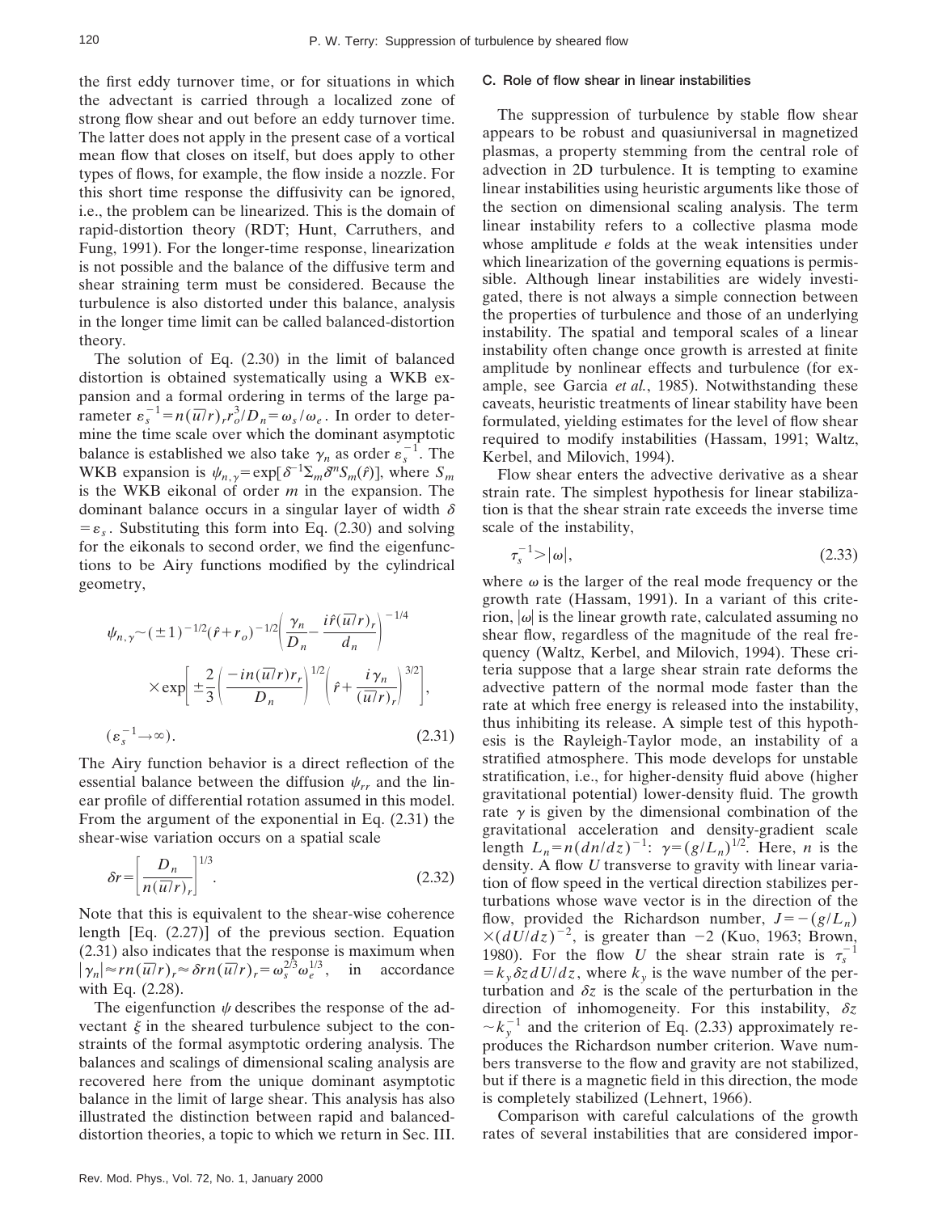the first eddy turnover time, or for situations in which the advectant is carried through a localized zone of strong flow shear and out before an eddy turnover time. The latter does not apply in the present case of a vortical mean flow that closes on itself, but does apply to other types of flows, for example, the flow inside a nozzle. For this short time response the diffusivity can be ignored, i.e., the problem can be linearized. This is the domain of rapid-distortion theory (RDT; Hunt, Carruthers, and Fung, 1991). For the longer-time response, linearization is not possible and the balance of the diffusive term and shear straining term must be considered. Because the turbulence is also distorted under this balance, analysis in the longer time limit can be called balanced-distortion theory.

The solution of Eq. (2.30) in the limit of balanced distortion is obtained systematically using a WKB expansion and a formal ordering in terms of the large parameter $\varepsilon_s^{-1} = n(\overline{u}/r)_r r_o^3/D_n = \omega_s/\omega_e$. In order to determine the time scale over which the dominant asymptotic balance is established we also take $\gamma_n$ as order $\varepsilon_s^{-1}$. The WKB expansion is $\psi_{n,\gamma} = \exp[\delta^{-1}\Sigma_m \delta^n S_m(\hat{r})]$, where $S_m$ is the WKB eikonal of order $m$ in the expansion. The dominant balance occurs in a singular layer of width $\delta = \varepsilon_s$. Substituting this form into Eq. (2.30) and solving for the eikonals to second order, we find the eigenfunctions to be Airy functions modified by the cylindrical geometry,

$$\psi_{n,\gamma} \sim (\pm 1)^{-1/2}(\hat{r}+r_o)^{-1/2}\left(\frac{\gamma_n}{D_n} - \frac{i\hat{r}(\overline{u}/r)_r}{d_n}\right)^{-1/4} \times \exp\left[\pm\frac{2}{3}\left(\frac{-in(\overline{u}/r)r_r}{D_n}\right)^{1/2}\left(\hat{r}+\frac{i\gamma_n}{(\overline{u}/r)_r}\right)^{3/2}\right],$$

$$(\varepsilon_s^{-1}\to\infty). \tag{2.31}$$

The Airy function behavior is a direct reflection of the essential balance between the diffusion $\psi_{rr}$ and the linear profile of differential rotation assumed in this model. From the argument of the exponential in Eq. (2.31) the shear-wise variation occurs on a spatial scale

$$\delta r = \left[\frac{D_n}{n(\overline{u}/r)_r}\right]^{1/3}. \tag{2.32}$$

Note that this is equivalent to the shear-wise coherence length [Eq. (2.27)] of the previous section. Equation (2.31) also indicates that the response is maximum when $|\gamma_n| \approx rn(\overline{u}/r)_r \approx \delta rn(\overline{u}/r)_r = \omega_s^{2/3}\omega_e^{1/3}$, in accordance with Eq. (2.28).

The eigenfunction $\psi$ describes the response of the advectant $\xi$ in the sheared turbulence subject to the constraints of the formal asymptotic ordering analysis. The balances and scalings of dimensional scaling analysis are recovered here from the unique dominant asymptotic balance in the limit of large shear. This analysis has also illustrated the distinction between rapid and balanced-distortion theories, a topic to which we return in Sec. III.

### C. Role of flow shear in linear instabilities

The suppression of turbulence by stable flow shear appears to be robust and quasiuniversal in magnetized plasmas, a property stemming from the central role of advection in 2D turbulence. It is tempting to examine linear instabilities using heuristic arguments like those of the section on dimensional scaling analysis. The term linear instability refers to a collective plasma mode whose amplitude $e$ folds at the weak intensities under which linearization of the governing equations is permissible. Although linear instabilities are widely investigated, there is not always a simple connection between the properties of turbulence and those of an underlying instability. The spatial and temporal scales of a linear instability often change once growth is arrested at finite amplitude by nonlinear effects and turbulence (for example, see Garcia *et al.*, 1985). Notwithstanding these caveats, heuristic treatments of linear stability have been formulated, yielding estimates for the level of flow shear required to modify instabilities (Hassam, 1991; Waltz, Kerbel, and Milovich, 1994).

Flow shear enters the advective derivative as a shear strain rate. The simplest hypothesis for linear stabilization is that the shear strain rate exceeds the inverse time scale of the instability,

$$\tau_s^{-1} > |\omega|, \tag{2.33}$$

where $\omega$ is the larger of the real mode frequency or the growth rate (Hassam, 1991). In a variant of this criterion, $|\omega|$ is the linear growth rate, calculated assuming no shear flow, regardless of the magnitude of the real frequency (Waltz, Kerbel, and Milovich, 1994). These criteria suppose that a large shear strain rate deforms the advective pattern of the normal mode faster than the rate at which free energy is released into the instability, thus inhibiting its release. A simple test of this hypothesis is the Rayleigh-Taylor mode, an instability of a stratified atmosphere. This mode develops for unstable stratification, i.e., for higher-density fluid above (higher gravitational potential) lower-density fluid. The growth rate $\gamma$ is given by the dimensional combination of the gravitational acceleration and density-gradient scale length $L_n = n(dn/dz)^{-1}$: $\gamma = (g/L_n)^{1/2}$. Here, $n$ is the density. A flow $U$ transverse to gravity with linear variation of flow speed in the vertical direction stabilizes perturbations whose wave vector is in the direction of the flow, provided the Richardson number, $J = -(g/L_n) \times (dU/dz)^{-2}$, is greater than $-2$ (Kuo, 1963; Brown, 1980). For the flow $U$ the shear strain rate is $\tau_s^{-1} = k_y \delta z\, dU/dz$, where $k_y$ is the wave number of the perturbation and $\delta z$ is the scale of the perturbation in the direction of inhomogeneity. For this instability, $\delta z \sim k_y^{-1}$ and the criterion of Eq. (2.33) approximately reproduces the Richardson number criterion. Wave numbers transverse to the flow and gravity are not stabilized, but if there is a magnetic field in this direction, the mode is completely stabilized (Lehnert, 1966).

Comparison with careful calculations of the growth rates of several instabilities that are considered impor-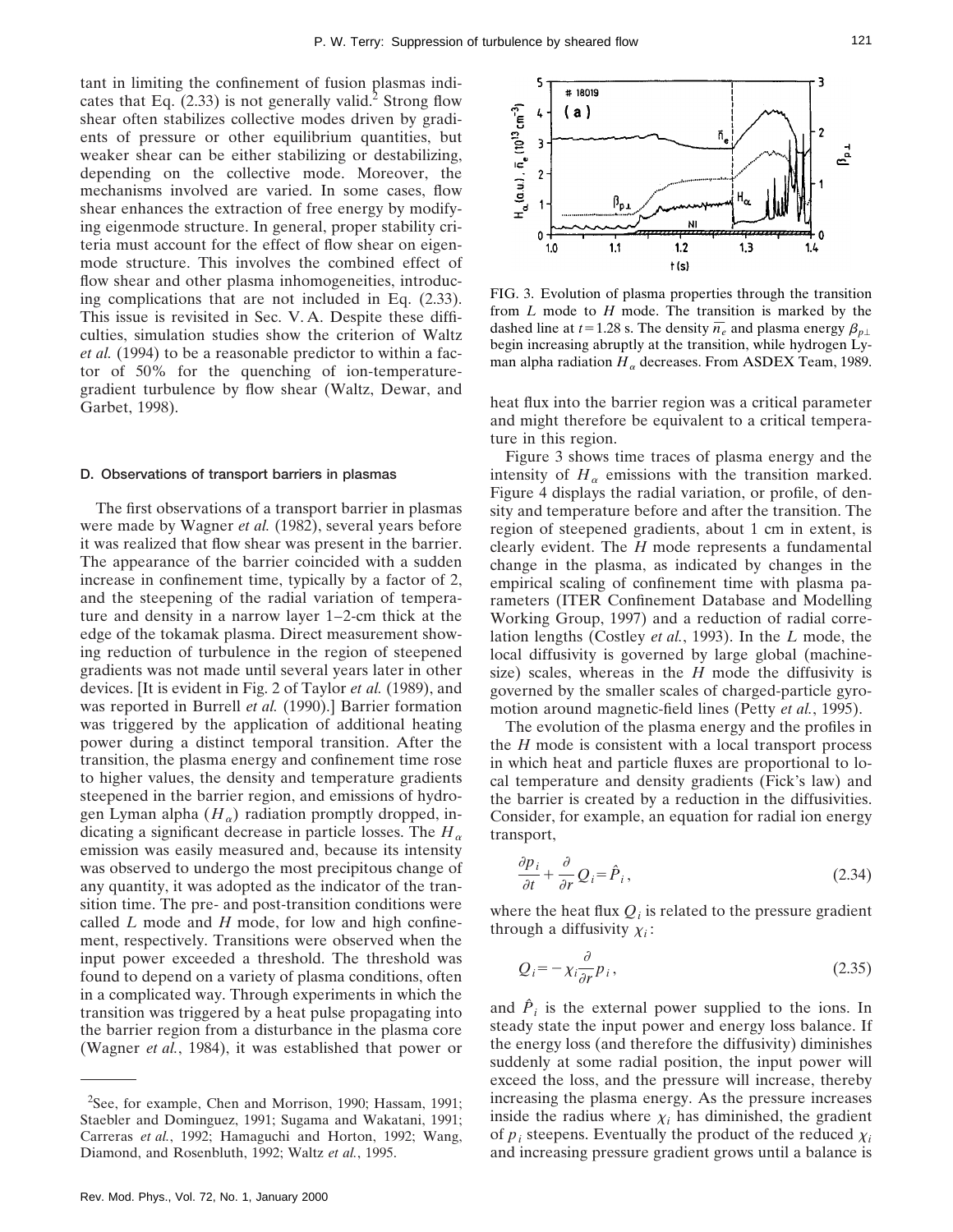tant in limiting the confinement of fusion plasmas indicates that Eq. (2.33) is not generally valid.[2] Strong flow shear often stabilizes collective modes driven by gradients of pressure or other equilibrium quantities, but weaker shear can be either stabilizing or destabilizing, depending on the collective mode. Moreover, the mechanisms involved are varied. In some cases, flow shear enhances the extraction of free energy by modifying eigenmode structure. In general, proper stability criteria must account for the effect of flow shear on eigenmode structure. This involves the combined effect of flow shear and other plasma inhomogeneities, introducing complications that are not included in Eq. (2.33). This issue is revisited in Sec. V. A. Despite these difficulties, simulation studies show the criterion of Waltz *et al.* (1994) to be a reasonable predictor to within a factor of 50% for the quenching of ion-temperature-gradient turbulence by flow shear (Waltz, Dewar, and Garbet, 1998).

### D. Observations of transport barriers in plasmas

The first observations of a transport barrier in plasmas were made by Wagner *et al.* (1982), several years before it was realized that flow shear was present in the barrier. The appearance of the barrier coincided with a sudden increase in confinement time, typically by a factor of 2, and the steepening of the radial variation of temperature and density in a narrow layer 1–2-cm thick at the edge of the tokamak plasma. Direct measurement showing reduction of turbulence in the region of steepened gradients was not made until several years later in other devices. [It is evident in Fig. 2 of Taylor *et al.* (1989), and was reported in Burrell *et al.* (1990).] Barrier formation was triggered by the application of additional heating power during a distinct temporal transition. After the transition, the plasma energy and confinement time rose to higher values, the density and temperature gradients steepened in the barrier region, and emissions of hydrogen Lyman alpha ($H_\alpha$) radiation promptly dropped, indicating a significant decrease in particle losses. The $H_\alpha$ emission was easily measured and, because its intensity was observed to undergo the most precipitous change of any quantity, it was adopted as the indicator of the transition time. The pre- and post-transition conditions were called $L$ mode and $H$ mode, for low and high confinement, respectively. Transitions were observed when the input power exceeded a threshold. The threshold was found to depend on a variety of plasma conditions, often in a complicated way. Through experiments in which the transition was triggered by a heat pulse propagating into the barrier region from a disturbance in the plasma core (Wagner *et al.*, 1984), it was established that power or heat flux into the barrier region was a critical parameter and might therefore be equivalent to a critical temperature in this region.

FIG. 3. Evolution of plasma properties through the transition from $L$ mode to $H$ mode. The transition is marked by the dashed line at $t=1.28$ s. The density $\overline{n_e}$ and plasma energy $\beta_{p\perp}$ begin increasing abruptly at the transition, while hydrogen Lyman alpha radiation $H_\alpha$ decreases. From ASDEX Team, 1989.

Figure 3 shows time traces of plasma energy and the intensity of $H_\alpha$ emissions with the transition marked. Figure 4 displays the radial variation, or profile, of density and temperature before and after the transition. The region of steepened gradients, about 1 cm in extent, is clearly evident. The $H$ mode represents a fundamental change in the plasma, as indicated by changes in the empirical scaling of confinement time with plasma parameters (ITER Confinement Database and Modelling Working Group, 1997) and a reduction of radial correlation lengths (Costley *et al.*, 1993). In the $L$ mode, the local diffusivity is governed by large global (machine-size) scales, whereas in the $H$ mode the diffusivity is governed by the smaller scales of charged-particle gyromotion around magnetic-field lines (Petty *et al.*, 1995).

The evolution of the plasma energy and the profiles in the $H$ mode is consistent with a local transport process in which heat and particle fluxes are proportional to local temperature and density gradients (Fick's law) and the barrier is created by a reduction in the diffusivities. Consider, for example, an equation for radial ion energy transport,

$$\frac{\partial p_i}{\partial t} + \frac{\partial}{\partial r} Q_i = \hat{P}_i, \tag{2.34}$$

where the heat flux $Q_i$ is related to the pressure gradient through a diffusivity $\chi_i$:

$$Q_i = -\chi_i \frac{\partial}{\partial r} p_i, \tag{2.35}$$

and $\hat{P}_i$ is the external power supplied to the ions. In steady state the input power and energy loss balance. If the energy loss (and therefore the diffusivity) diminishes suddenly at some radial position, the input power will exceed the loss, and the pressure will increase, thereby increasing the plasma energy. As the pressure increases inside the radius where $\chi_i$ has diminished, the gradient of $p_i$ steepens. Eventually the product of the reduced $\chi_i$ and increasing pressure gradient grows until a balance is

[2] See, for example, Chen and Morrison, 1990; Hassam, 1991; Staebler and Dominguez, 1991; Sugama and Wakatani, 1991; Carreras *et al.*, 1992; Hamaguchi and Horton, 1992; Wang, Diamond, and Rosenbluth, 1992; Waltz *et al.*, 1995.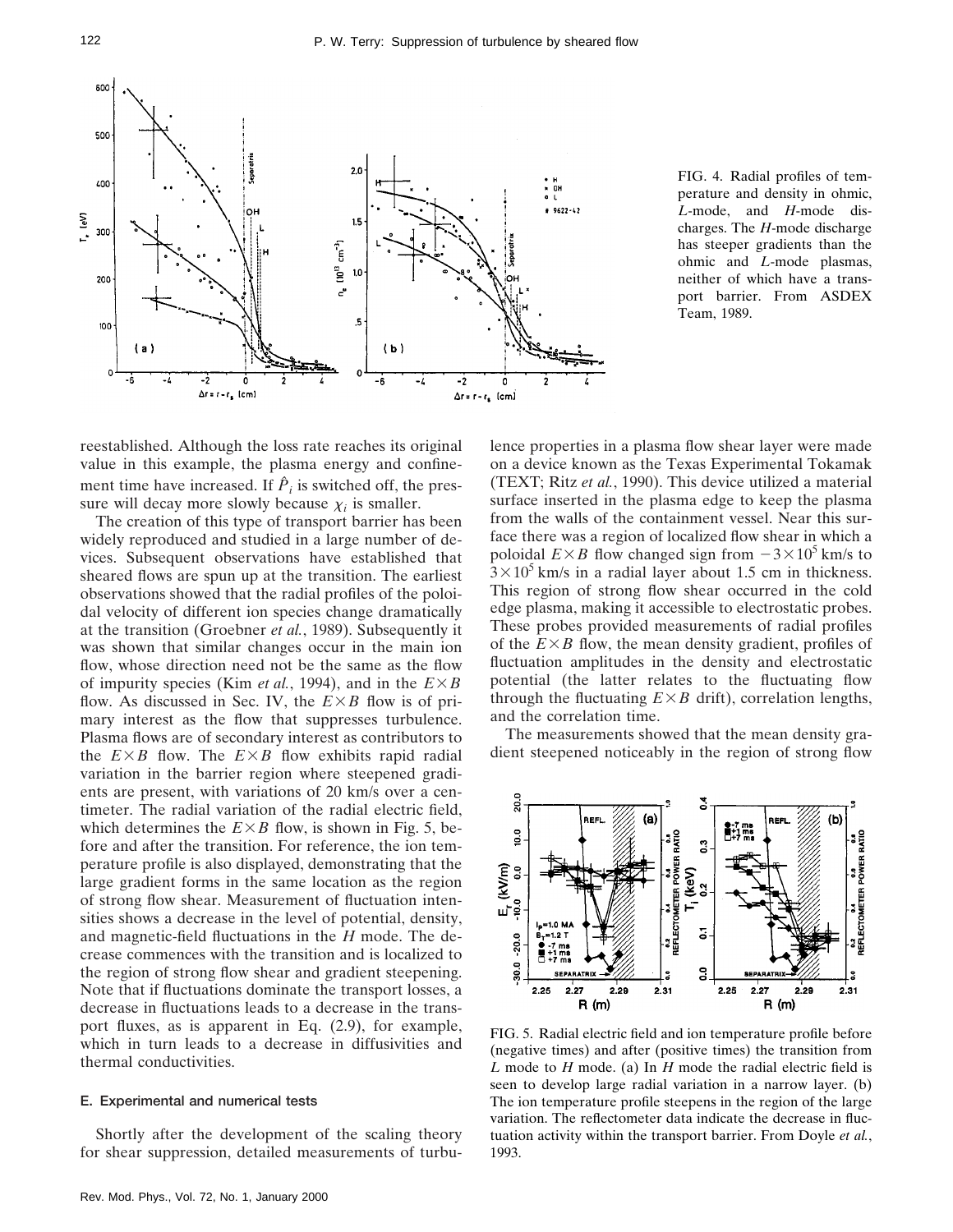FIG. 4. Radial profiles of temperature and density in ohmic, *L*-mode, and *H*-mode discharges. The *H*-mode discharge has steeper gradients than the ohmic and *L*-mode plasmas, neither of which have a transport barrier. From ASDEX Team, 1989.

reestablished. Although the loss rate reaches its original value in this example, the plasma energy and confinement time have increased. If $\hat{P}_i$ is switched off, the pressure will decay more slowly because $\chi_i$ is smaller.

The creation of this type of transport barrier has been widely reproduced and studied in a large number of devices. Subsequent observations have established that sheared flows are spun up at the transition. The earliest observations showed that the radial profiles of the poloidal velocity of different ion species change dramatically at the transition (Groebner *et al.*, 1989). Subsequently it was shown that similar changes occur in the main ion flow, whose direction need not be the same as the flow of impurity species (Kim *et al.*, 1994), and in the $E\times B$ flow. As discussed in Sec. IV, the $E\times B$ flow is of primary interest as the flow that suppresses turbulence. Plasma flows are of secondary interest as contributors to the $E\times B$ flow. The $E\times B$ flow exhibits rapid radial variation in the barrier region where steepened gradients are present, with variations of 20 km/s over a centimeter. The radial variation of the radial electric field, which determines the $E\times B$ flow, is shown in Fig. 5, before and after the transition. For reference, the ion temperature profile is also displayed, demonstrating that the large gradient forms in the same location as the region of strong flow shear. Measurement of fluctuation intensities shows a decrease in the level of potential, density, and magnetic-field fluctuations in the *H* mode. The decrease commences with the transition and is localized to the region of strong flow shear and gradient steepening. Note that if fluctuations dominate the transport losses, a decrease in fluctuations leads to a decrease in the transport fluxes, as is apparent in Eq. (2.9), for example, which in turn leads to a decrease in diffusivities and thermal conductivities.

### E. Experimental and numerical tests

Shortly after the development of the scaling theory for shear suppression, detailed measurements of turbulence properties in a plasma flow shear layer were made on a device known as the Texas Experimental Tokamak (TEXT; Ritz *et al.*, 1990). This device utilized a material surface inserted in the plasma edge to keep the plasma from the walls of the containment vessel. Near this surface there was a region of localized flow shear in which a poloidal $E\times B$ flow changed sign from $-3\times10^5$ km/s to $3\times10^5$ km/s in a radial layer about 1.5 cm in thickness. This region of strong flow shear occurred in the cold edge plasma, making it accessible to electrostatic probes. These probes provided measurements of radial profiles of the $E\times B$ flow, the mean density gradient, profiles of fluctuation amplitudes in the density and electrostatic potential (the latter relates to the fluctuating flow through the fluctuating $E\times B$ drift), correlation lengths, and the correlation time.

The measurements showed that the mean density gradient steepened noticeably in the region of strong flow

FIG. 5. Radial electric field and ion temperature profile before (negative times) and after (positive times) the transition from *L* mode to *H* mode. (a) In *H* mode the radial electric field is seen to develop large radial variation in a narrow layer. (b) The ion temperature profile steepens in the region of the large variation. The reflectometer data indicate the decrease in fluctuation activity within the transport barrier. From Doyle *et al.*, 1993.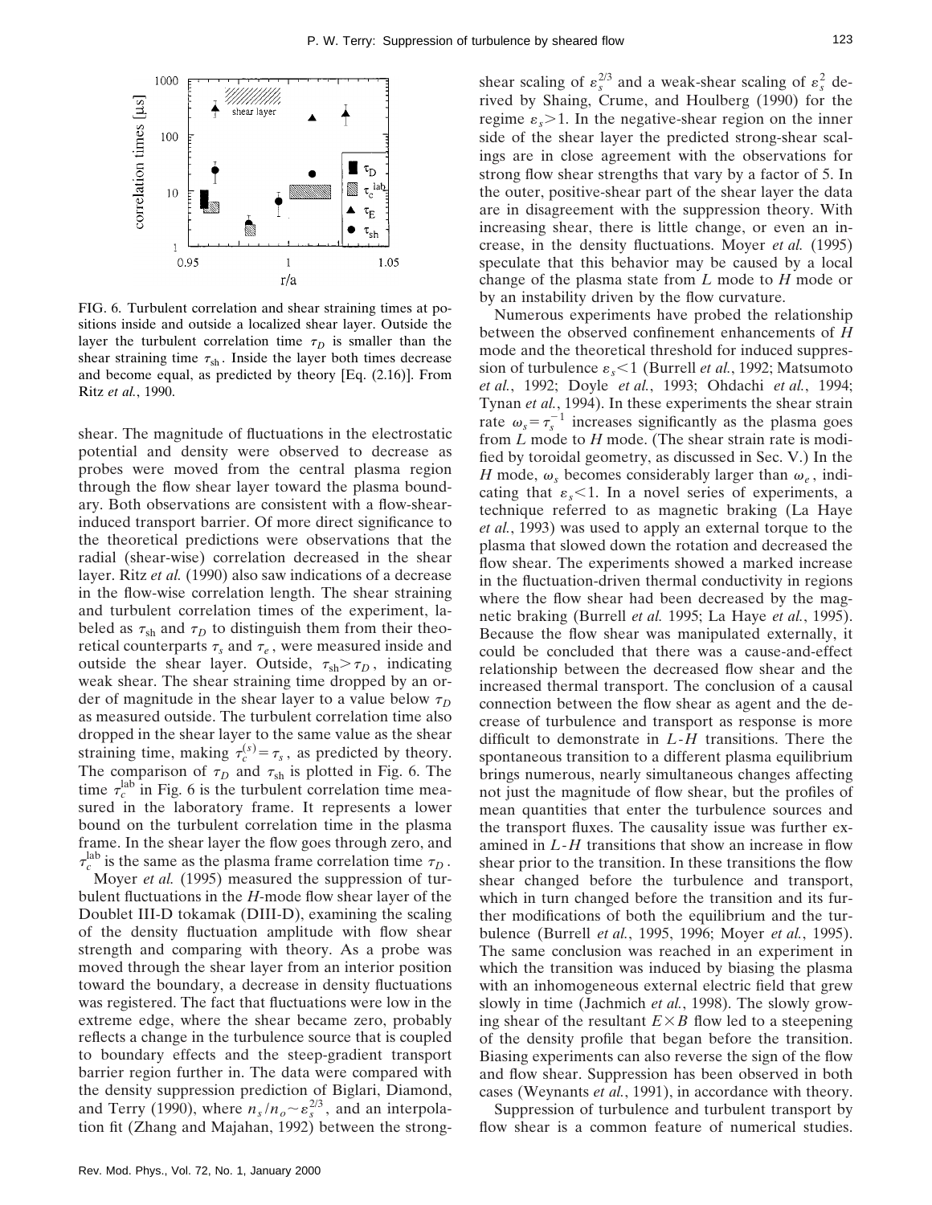FIG. 6. Turbulent correlation and shear straining times at positions inside and outside a localized shear layer. Outside the layer the turbulent correlation time $\tau_D$ is smaller than the shear straining time $\tau_{sh}$. Inside the layer both times decrease and become equal, as predicted by theory [Eq. (2.16)]. From Ritz *et al.*, 1990.

shear. The magnitude of fluctuations in the electrostatic potential and density were observed to decrease as probes were moved from the central plasma region through the flow shear layer toward the plasma boundary. Both observations are consistent with a flow-shear-induced transport barrier. Of more direct significance to the theoretical predictions were observations that the radial (shear-wise) correlation decreased in the shear layer. Ritz *et al.* (1990) also saw indications of a decrease in the flow-wise correlation length. The shear straining and turbulent correlation times of the experiment, labeled as $\tau_{sh}$ and $\tau_D$ to distinguish them from their theoretical counterparts $\tau_s$ and $\tau_e$, were measured inside and outside the shear layer. Outside, $\tau_{sh} > \tau_D$, indicating weak shear. The shear straining time dropped by an order of magnitude in the shear layer to a value below $\tau_D$ as measured outside. The turbulent correlation time also dropped in the shear layer to the same value as the shear straining time, making $\tau_c^{(s)} = \tau_s$, as predicted by theory. The comparison of $\tau_D$ and $\tau_{sh}$ is plotted in Fig. 6. The time $\tau_c^{\rm lab}$ in Fig. 6 is the turbulent correlation time measured in the laboratory frame. It represents a lower bound on the turbulent correlation time in the plasma frame. In the shear layer the flow goes through zero, and $\tau_c^{\rm lab}$ is the same as the plasma frame correlation time $\tau_D$.

Moyer *et al.* (1995) measured the suppression of turbulent fluctuations in the *H*-mode flow shear layer of the Doublet III-D tokamak (DIII-D), examining the scaling of the density fluctuation amplitude with flow shear strength and comparing with theory. As a probe was moved through the shear layer from an interior position toward the boundary, a decrease in density fluctuations was registered. The fact that fluctuations were low in the extreme edge, where the shear became zero, probably reflects a change in the turbulence source that is coupled to boundary effects and the steep-gradient transport barrier region further in. The data were compared with the density suppression prediction of Biglari, Diamond, and Terry (1990), where $n_s/n_o \sim \varepsilon_s^{2/3}$, and an interpolation fit (Zhang and Majahan, 1992) between the strong-shear scaling of $\varepsilon_s^{2/3}$ and a weak-shear scaling of $\varepsilon_s^2$ derived by Shaing, Crume, and Houlberg (1990) for the regime $\varepsilon_s > 1$. In the negative-shear region on the inner side of the shear layer the predicted strong-shear scalings are in close agreement with the observations for strong flow shear strengths that vary by a factor of 5. In the outer, positive-shear part of the shear layer the data are in disagreement with the suppression theory. With increasing shear, there is little change, or even an increase, in the density fluctuations. Moyer *et al.* (1995) speculate that this behavior may be caused by a local change of the plasma state from *L* mode to *H* mode or by an instability driven by the flow curvature.

Numerous experiments have probed the relationship between the observed confinement enhancements of *H* mode and the theoretical threshold for induced suppression of turbulence $\varepsilon_s < 1$ (Burrell *et al.*, 1992; Matsumoto *et al.*, 1992; Doyle *et al.*, 1993; Ohdachi *et al.*, 1994; Tynan *et al.*, 1994). In these experiments the shear strain rate $\omega_s = \tau_s^{-1}$ increases significantly as the plasma goes from *L* mode to *H* mode. (The shear strain rate is modified by toroidal geometry, as discussed in Sec. V.) In the *H* mode, $\omega_s$ becomes considerably larger than $\omega_e$, indicating that $\varepsilon_s < 1$. In a novel series of experiments, a technique referred to as magnetic braking (La Haye *et al.*, 1993) was used to apply an external torque to the plasma that slowed down the rotation and decreased the flow shear. The experiments showed a marked increase in the fluctuation-driven thermal conductivity in regions where the flow shear had been decreased by the magnetic braking (Burrell *et al.* 1995; La Haye *et al.*, 1995). Because the flow shear was manipulated externally, it could be concluded that there was a cause-and-effect relationship between the decreased flow shear and the increased thermal transport. The conclusion of a causal connection between the flow shear as agent and the decrease of turbulence and transport as response is more difficult to demonstrate in *L*-*H* transitions. There the spontaneous transition to a different plasma equilibrium brings numerous, nearly simultaneous changes affecting not just the magnitude of flow shear, but the profiles of mean quantities that enter the turbulence sources and the transport fluxes. The causality issue was further examined in *L*-*H* transitions that show an increase in flow shear prior to the transition. In these transitions the flow shear changed before the turbulence and transport, which in turn changed before the transition and its further modifications of both the equilibrium and the turbulence (Burrell *et al.*, 1995, 1996; Moyer *et al.*, 1995). The same conclusion was reached in an experiment in which the transition was induced by biasing the plasma with an inhomogeneous external electric field that grew slowly in time (Jachmich *et al.*, 1998). The slowly growing shear of the resultant $E \times B$ flow led to a steepening of the density profile that began before the transition. Biasing experiments can also reverse the sign of the flow and flow shear. Suppression has been observed in both cases (Weynants *et al.*, 1991), in accordance with theory.

Suppression of turbulence and turbulent transport by flow shear is a common feature of numerical studies.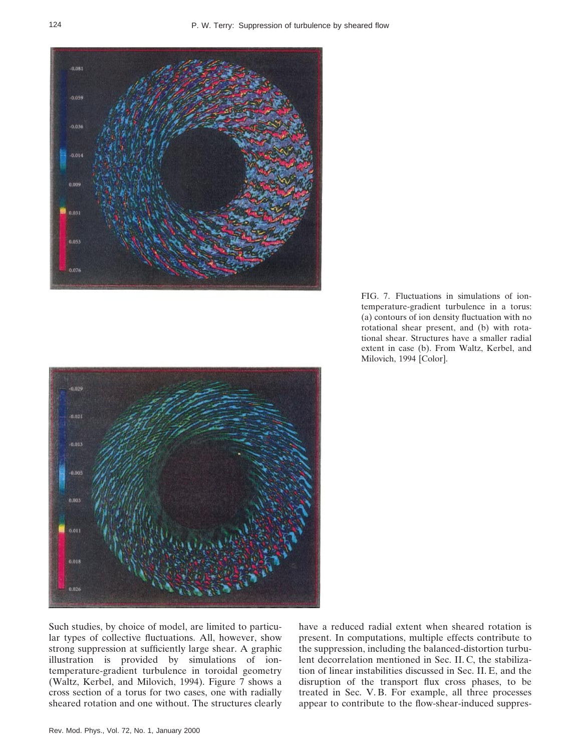FIG. 7. Fluctuations in simulations of ion-temperature-gradient turbulence in a torus: (a) contours of ion density fluctuation with no rotational shear present, and (b) with rotational shear. Structures have a smaller radial extent in case (b). From Waltz, Kerbel, and Milovich, 1994 [Color].

Such studies, by choice of model, are limited to particular types of collective fluctuations. All, however, show strong suppression at sufficiently large shear. A graphic illustration is provided by simulations of ion-temperature-gradient turbulence in toroidal geometry (Waltz, Kerbel, and Milovich, 1994). Figure 7 shows a cross section of a torus for two cases, one with radially sheared rotation and one without. The structures clearly have a reduced radial extent when sheared rotation is present. In computations, multiple effects contribute to the suppression, including the balanced-distortion turbulent decorrelation mentioned in Sec. II. C, the stabilization of linear instabilities discussed in Sec. II. E, and the disruption of the transport flux cross phases, to be treated in Sec. V. B. For example, all three processes appear to contribute to the flow-shear-induced suppres-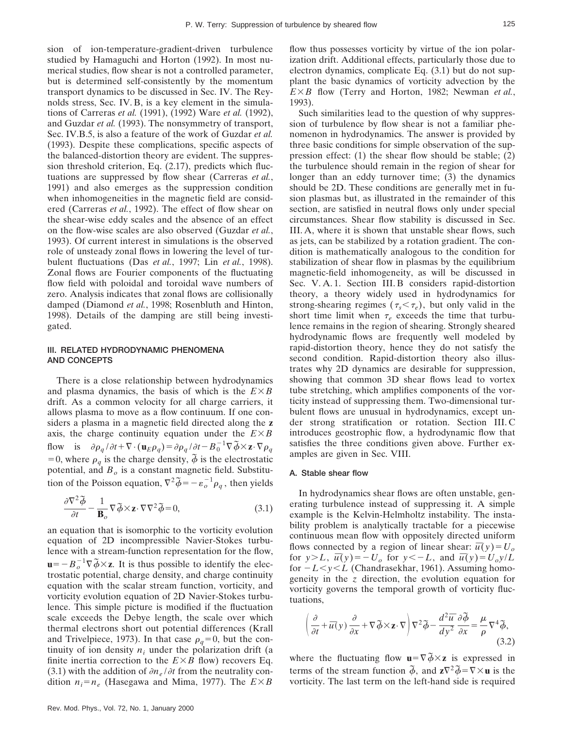sion of ion-temperature-gradient-driven turbulence studied by Hamaguchi and Horton (1992). In most numerical studies, flow shear is not a controlled parameter, but is determined self-consistently by the momentum transport dynamics to be discussed in Sec. IV. The Reynolds stress, Sec. IV. B, is a key element in the simulations of Carreras *et al.* (1991), (1992) Ware *et al.* (1992), and Guzdar *et al.* (1993). The nonsymmetry of transport, Sec. IV.B.5, is also a feature of the work of Guzdar *et al.* (1993). Despite these complications, specific aspects of the balanced-distortion theory are evident. The suppression threshold criterion, Eq. (2.17), predicts which fluctuations are suppressed by flow shear (Carreras *et al.*, 1991) and also emerges as the suppression condition when inhomogeneities in the magnetic field are considered (Carreras *et al.*, 1992). The effect of flow shear on the shear-wise eddy scales and the absence of an effect on the flow-wise scales are also observed (Guzdar *et al.*, 1993). Of current interest in simulations is the observed role of unsteady zonal flows in lowering the level of turbulent fluctuations (Das *et al.*, 1997; Lin *et al.*, 1998). Zonal flows are Fourier components of the fluctuating flow field with poloidal and toroidal wave numbers of zero. Analysis indicates that zonal flows are collisionally damped (Diamond *et al.*, 1998; Rosenbluth and Hinton, 1998). Details of the damping are still being investigated.

## III. RELATED HYDRODYNAMIC PHENOMENA AND CONCEPTS

There is a close relationship between hydrodynamics and plasma dynamics, the basis of which is the $E\times B$ drift. As a common velocity for all charge carriers, it allows plasma to move as a flow continuum. If one considers a plasma in a magnetic field directed along the $\mathbf{z}$ axis, the charge continuity equation under the $E\times B$ flow is $\partial\rho_q/\partial t+\nabla\cdot(\mathbf{u}_E\rho_q)=\partial\rho_q/\partial t-B_0^{-1}\nabla\tilde{\phi}\times\mathbf{z}\cdot\nabla\rho_q=0$, where $\rho_q$ is the charge density, $\tilde{\phi}$ is the electrostatic potential, and $B_o$ is a constant magnetic field. Substitution of the Poisson equation, $\nabla^2\tilde{\phi}=-\varepsilon_o^{-1}\rho_q$, then yields

$$\frac{\partial\nabla^2\tilde{\phi}}{\partial t}-\frac{1}{\mathbf{B}_o}\nabla\tilde{\phi}\times\mathbf{z}\cdot\nabla\nabla^2\tilde{\phi}=0, \tag{3.1}$$

an equation that is isomorphic to the vorticity evolution equation of 2D incompressible Navier-Stokes turbulence with a stream-function representation for the flow, $\mathbf{u}=-B_o^{-1}\nabla\tilde{\phi}\times\mathbf{z}$. It is thus possible to identify the electrostatic potential, charge density, and charge continuity equation with the scalar stream function, vorticity, and vorticity evolution equation of 2D Navier-Stokes turbulence. This simple picture is modified if the fluctuation scale exceeds the Debye length, the scale over which thermal electrons short out potential differences (Krall and Trivelpiece, 1973). In that case $\rho_q=0$, but the continuity of ion density $n_i$ under the polarization drift (a finite inertia correction to the $E\times B$ flow) recovers Eq. (3.1) with the addition of $\partial n_e/\partial t$ from the neutrality condition $n_i=n_e$ (Hasegawa and Mima, 1977). The $E\times B$ flow thus possesses vorticity by virtue of the ion polarization drift. Additional effects, particularly those due to electron dynamics, complicate Eq. (3.1) but do not supplant the basic dynamics of vorticity advection by the $E\times B$ flow (Terry and Horton, 1982; Newman *et al.*, 1993).

Such similarities lead to the question of why suppression of turbulence by flow shear is not a familiar phenomenon in hydrodynamics. The answer is provided by three basic conditions for simple observation of the suppression effect: (1) the shear flow should be stable; (2) the turbulence should remain in the region of shear for longer than an eddy turnover time; (3) the dynamics should be 2D. These conditions are generally met in fusion plasmas but, as illustrated in the remainder of this section, are satisfied in neutral flows only under special circumstances. Shear flow stability is discussed in Sec. III. A, where it is shown that unstable shear flows, such as jets, can be stabilized by a rotation gradient. The condition is mathematically analogous to the condition for stabilization of shear flow in plasmas by the equilibrium magnetic-field inhomogeneity, as will be discussed in Sec. V. A. 1. Section III. B considers rapid-distortion theory, a theory widely used in hydrodynamics for strong-shearing regimes ($\tau_s<\tau_e$), but only valid in the short time limit when $\tau_e$ exceeds the time that turbulence remains in the region of shearing. Strongly sheared hydrodynamic flows are frequently well modeled by rapid-distortion theory, hence they do not satisfy the second condition. Rapid-distortion theory also illustrates why 2D dynamics are desirable for suppression, showing that common 3D shear flows lead to vortex tube stretching, which amplifies components of the vorticity instead of suppressing them. Two-dimensional turbulent flows are unusual in hydrodynamics, except under strong stratification or rotation. Section III. C introduces geostrophic flow, a hydrodynamic flow that satisfies the three conditions given above. Further examples are given in Sec. VIII.

### A. Stable shear flow

In hydrodynamics shear flows are often unstable, generating turbulence instead of suppressing it. A simple example is the Kelvin-Helmholtz instability. The instability problem is analytically tractable for a piecewise continuous mean flow with oppositely directed uniform flows connected by a region of linear shear: $\overline{u}(y)=U_o$ for $y>L$, $\overline{u}(y)=-U_o$ for $y<-L$, and $\overline{u}(y)=U_oy/L$ for $-L<y<L$ (Chandrasekhar, 1961). Assuming homogeneity in the $z$ direction, the evolution equation for vorticity governs the temporal growth of vorticity fluctuations,

$$\left(\frac{\partial}{\partial t}+\overline{u}(y)\frac{\partial}{\partial x}+\nabla\tilde{\phi}\times\mathbf{z}\cdot\nabla\right)\nabla^2\tilde{\phi}-\frac{d^2\overline{u}}{dy^2}\frac{\partial\tilde{\phi}}{\partial x}=\frac{\mu}{\rho}\nabla^4\tilde{\phi}, \tag{3.2}$$

where the fluctuating flow $\mathbf{u}=\nabla\tilde{\phi}\times\mathbf{z}$ is expressed in terms of the stream function $\tilde{\phi}$, and $\mathbf{z}\nabla^2\tilde{\phi}=\nabla\times\mathbf{u}$ is the vorticity. The last term on the left-hand side is required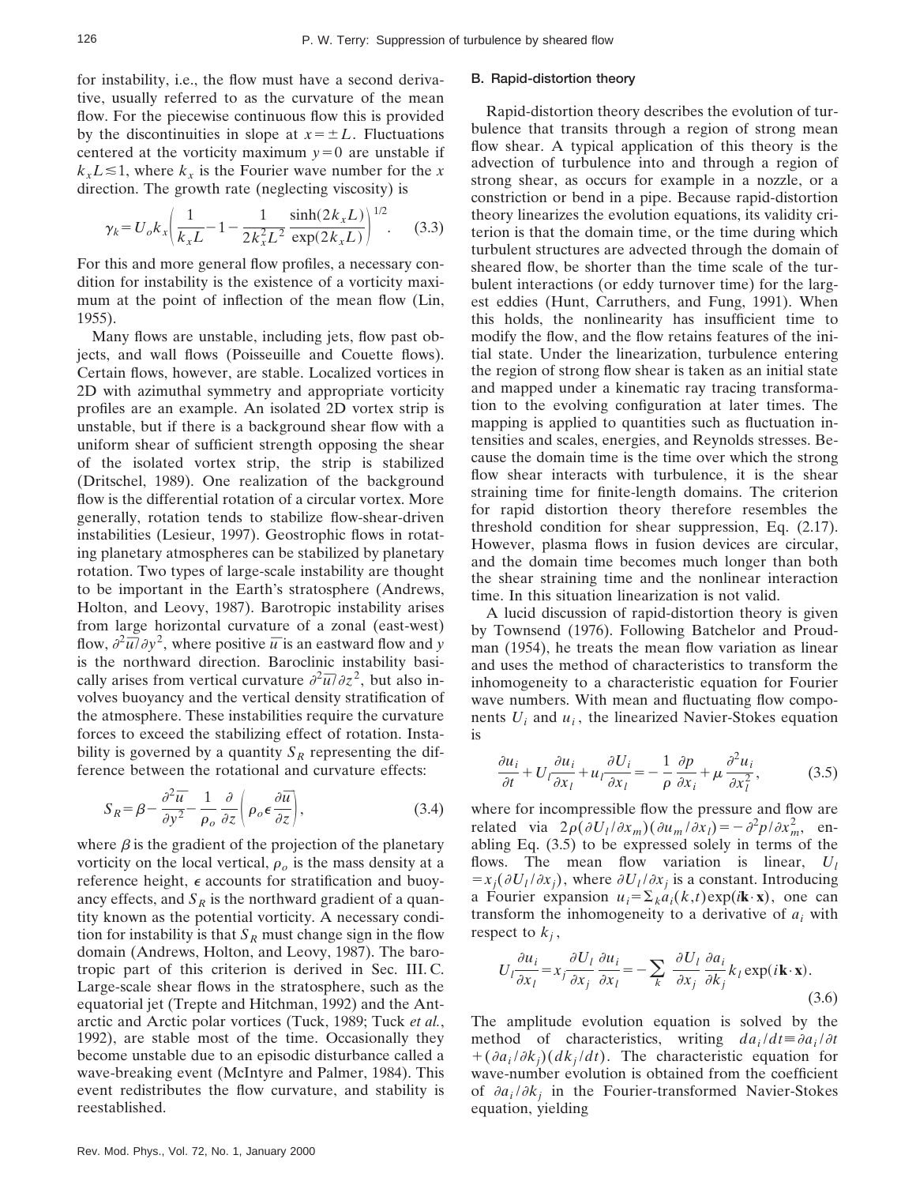for instability, i.e., the flow must have a second derivative, usually referred to as the curvature of the mean flow. For the piecewise continuous flow this is provided by the discontinuities in slope at $x=\pm L$. Fluctuations centered at the vorticity maximum $y=0$ are unstable if $k_xL \lesssim 1$, where $k_x$ is the Fourier wave number for the $x$ direction. The growth rate (neglecting viscosity) is

$$\gamma_k = U_o k_x \left( \frac{1}{k_xL} - 1 - \frac{1}{2k_x^2L^2} \frac{\sinh(2k_xL)}{\exp(2k_xL)} \right)^{1/2}. \quad (3.3)$$

For this and more general flow profiles, a necessary condition for instability is the existence of a vorticity maximum at the point of inflection of the mean flow (Lin, 1955).

Many flows are unstable, including jets, flow past objects, and wall flows (Poisseuille and Couette flows). Certain flows, however, are stable. Localized vortices in 2D with azimuthal symmetry and appropriate vorticity profiles are an example. An isolated 2D vortex strip is unstable, but if there is a background shear flow with a uniform shear of sufficient strength opposing the shear of the isolated vortex strip, the strip is stabilized (Dritschel, 1989). One realization of the background flow is the differential rotation of a circular vortex. More generally, rotation tends to stabilize flow-shear-driven instabilities (Lesieur, 1997). Geostrophic flows in rotating planetary atmospheres can be stabilized by planetary rotation. Two types of large-scale instability are thought to be important in the Earth's stratosphere (Andrews, Holton, and Leovy, 1987). Barotropic instability arises from large horizontal curvature of a zonal (east-west) flow, $\partial^2 \overline{u}/\partial y^2$, where positive $\overline{u}$ is an eastward flow and $y$ is the northward direction. Baroclinic instability basically arises from vertical curvature $\partial^2 \overline{u}/\partial z^2$, but also involves buoyancy and the vertical density stratification of the atmosphere. These instabilities require the curvature forces to exceed the stabilizing effect of rotation. Instability is governed by a quantity $S_R$ representing the difference between the rotational and curvature effects:

$$S_R = \beta - \frac{\partial^2 \overline{u}}{\partial y^2} - \frac{1}{\rho_o} \frac{\partial}{\partial z} \left( \rho_o \epsilon \frac{\partial \overline{u}}{\partial z} \right), \quad (3.4)$$

where $\beta$ is the gradient of the projection of the planetary vorticity on the local vertical, $\rho_o$ is the mass density at a reference height, $\epsilon$ accounts for stratification and buoyancy effects, and $S_R$ is the northward gradient of a quantity known as the potential vorticity. A necessary condition for instability is that $S_R$ must change sign in the flow domain (Andrews, Holton, and Leovy, 1987). The barotropic part of this criterion is derived in Sec. III.C. Large-scale shear flows in the stratosphere, such as the equatorial jet (Trepte and Hitchman, 1992) and the Antarctic and Arctic polar vortices (Tuck, 1989; Tuck *et al.*, 1992), are stable most of the time. Occasionally they become unstable due to an episodic disturbance called a wave-breaking event (McIntyre and Palmer, 1984). This event redistributes the flow curvature, and stability is reestablished.

### B. Rapid-distortion theory

Rapid-distortion theory describes the evolution of turbulence that transits through a region of strong mean flow shear. A typical application of this theory is the advection of turbulence into and through a region of strong shear, as occurs for example in a nozzle, or a constriction or bend in a pipe. Because rapid-distortion theory linearizes the evolution equations, its validity criterion is that the domain time, or the time during which turbulent structures are advected through the domain of sheared flow, be shorter than the time scale of the turbulent interactions (or eddy turnover time) for the largest eddies (Hunt, Carruthers, and Fung, 1991). When this holds, the nonlinearity has insufficient time to modify the flow, and the flow retains features of the initial state. Under the linearization, turbulence entering the region of strong flow shear is taken as an initial state and mapped under a kinematic ray tracing transformation to the evolving configuration at later times. The mapping is applied to quantities such as fluctuation intensities and scales, energies, and Reynolds stresses. Because the domain time is the time over which the strong flow shear interacts with turbulence, it is the shear straining time for finite-length domains. The criterion for rapid distortion theory therefore resembles the threshold condition for shear suppression, Eq. (2.17). However, plasma flows in fusion devices are circular, and the domain time becomes much longer than both the shear straining time and the nonlinear interaction time. In this situation linearization is not valid.

A lucid discussion of rapid-distortion theory is given by Townsend (1976). Following Batchelor and Proudman (1954), he treats the mean flow variation as linear and uses the method of characteristics to transform the inhomogeneity to a characteristic equation for Fourier wave numbers. With mean and fluctuating flow components $U_i$ and $u_i$, the linearized Navier-Stokes equation is

$$\frac{\partial u_i}{\partial t} + U_l \frac{\partial u_i}{\partial x_l} + u_l \frac{\partial U_i}{\partial x_l} = -\frac{1}{\rho} \frac{\partial p}{\partial x_i} + \mu \frac{\partial^2 u_i}{\partial x_l^2}, \quad (3.5)$$

where for incompressible flow the pressure and flow are related via $2\rho(\partial U_l/\partial x_m)(\partial u_m/\partial x_l) = -\partial^2 p/\partial x_m^2$, enabling Eq. (3.5) to be expressed solely in terms of the flows. The mean flow variation is linear, $U_l = x_j(\partial U_l/\partial x_j)$, where $\partial U_l/\partial x_j$ is a constant. Introducing a Fourier expansion $u_i = \Sigma_k a_i(k,t)\exp(i\mathbf{k}\cdot\mathbf{x})$, one can transform the inhomogeneity to a derivative of $a_i$ with respect to $k_j$,

$$U_l \frac{\partial u_i}{\partial x_l} = x_j \frac{\partial U_l}{\partial x_j} \frac{\partial u_i}{\partial x_l} = -\sum_k \frac{\partial U_l}{\partial x_j} \frac{\partial a_i}{\partial k_j} k_l \exp(i\mathbf{k}\cdot\mathbf{x}). \quad (3.6)$$

The amplitude evolution equation is solved by the method of characteristics, writing $da_i/dt \equiv \partial a_i/\partial t + (\partial a_i/\partial k_j)(dk_j/dt)$. The characteristic equation for wave-number evolution is obtained from the coefficient of $\partial a_i/\partial k_j$ in the Fourier-transformed Navier-Stokes equation, yielding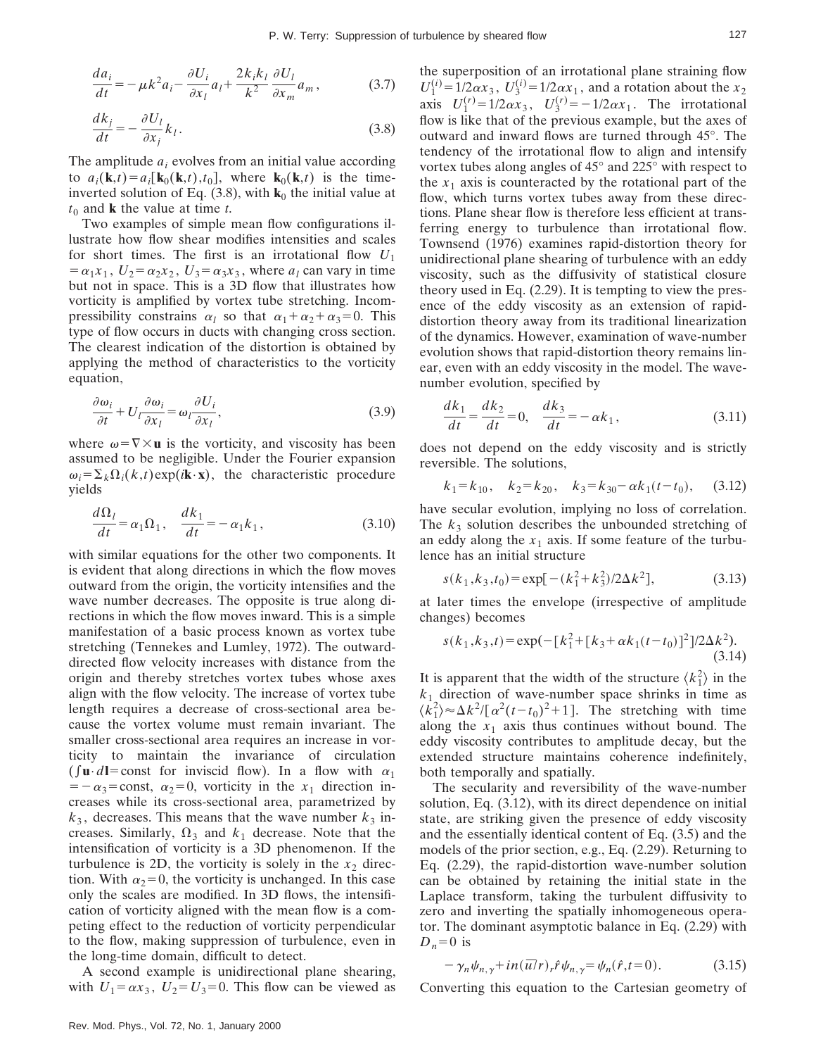$$\frac{da_i}{dt} = -\mu k^2 a_i - \frac{\partial U_i}{\partial x_l} a_l + \frac{2k_i k_l}{k^2} \frac{\partial U_l}{\partial x_m} a_m, \tag{3.7}$$

$$\frac{dk_j}{dt} = -\frac{\partial U_l}{\partial x_j} k_l. \tag{3.8}$$

The amplitude $a_i$ evolves from an initial value according to $a_i(\mathbf{k},t) = a_i[\mathbf{k}_0(\mathbf{k},t),t_0]$, where $\mathbf{k}_0(\mathbf{k},t)$ is the time-inverted solution of Eq. (3.8), with $\mathbf{k}_0$ the initial value at $t_0$ and $\mathbf{k}$ the value at time $t$.

Two examples of simple mean flow configurations illustrate how flow shear modifies intensities and scales for short times. The first is an irrotational flow $U_1 = \alpha_1 x_1$, $U_2 = \alpha_2 x_2$, $U_3 = \alpha_3 x_3$, where $a_l$ can vary in time but not in space. This is a 3D flow that illustrates how vorticity is amplified by vortex tube stretching. Incompressibility constrains $\alpha_l$ so that $\alpha_1 + \alpha_2 + \alpha_3 = 0$. This type of flow occurs in ducts with changing cross section. The clearest indication of the distortion is obtained by applying the method of characteristics to the vorticity equation,

$$\frac{\partial \omega_i}{\partial t} + U_l \frac{\partial \omega_i}{\partial x_l} = \omega_l \frac{\partial U_i}{\partial x_l}, \tag{3.9}$$

where $\omega = \nabla \times \mathbf{u}$ is the vorticity, and viscosity has been assumed to be negligible. Under the Fourier expansion $\omega_i = \Sigma_k \Omega_i(k,t) \exp(i\mathbf{k}\cdot\mathbf{x})$, the characteristic procedure yields

$$\frac{d\Omega_l}{dt} = \alpha_1 \Omega_1, \quad \frac{dk_1}{dt} = -\alpha_1 k_1, \tag{3.10}$$

with similar equations for the other two components. It is evident that along directions in which the flow moves outward from the origin, the vorticity intensifies and the wave number decreases. The opposite is true along directions in which the flow moves inward. This is a simple manifestation of a basic process known as vortex tube stretching (Tennekes and Lumley, 1972). The outward-directed flow velocity increases with distance from the origin and thereby stretches vortex tubes whose axes align with the flow velocity. The increase of vortex tube length requires a decrease of cross-sectional area because the vortex volume must remain invariant. The smaller cross-sectional area requires an increase in vorticity to maintain the invariance of circulation ($\int \mathbf{u}\cdot d\mathbf{l} = \text{const}$ for inviscid flow). In a flow with $\alpha_1 = -\alpha_3 = \text{const}$, $\alpha_2 = 0$, vorticity in the $x_1$ direction increases while its cross-sectional area, parametrized by $k_3$, decreases. This means that the wave number $k_3$ increases. Similarly, $\Omega_3$ and $k_1$ decrease. Note that the intensification of vorticity is a 3D phenomenon. If the turbulence is 2D, the vorticity is solely in the $x_2$ direction. With $\alpha_2 = 0$, the vorticity is unchanged. In this case only the scales are modified. In 3D flows, the intensification of vorticity aligned with the mean flow is a competing effect to the reduction of vorticity perpendicular to the flow, making suppression of turbulence, even in the long-time domain, difficult to detect.

A second example is unidirectional plane shearing, with $U_1 = \alpha x_3$, $U_2 = U_3 = 0$. This flow can be viewed as the superposition of an irrotational plane straining flow $U_1^{(i)} = 1/2\alpha x_3$, $U_3^{(i)} = 1/2\alpha x_1$, and a rotation about the $x_2$ axis $U_1^{(r)} = 1/2\alpha x_3$, $U_3^{(r)} = -1/2\alpha x_1$. The irrotational flow is like that of the previous example, but the axes of outward and inward flows are turned through 45°. The tendency of the irrotational flow to align and intensify vortex tubes along angles of 45° and 225° with respect to the $x_1$ axis is counteracted by the rotational part of the flow, which turns vortex tubes away from these directions. Plane shear flow is therefore less efficient at transferring energy to turbulence than irrotational flow. Townsend (1976) examines rapid-distortion theory for unidirectional plane shearing of turbulence with an eddy viscosity, such as the diffusivity of statistical closure theory used in Eq. (2.29). It is tempting to view the presence of the eddy viscosity as an extension of rapid-distortion theory away from its traditional linearization of the dynamics. However, examination of wave-number evolution shows that rapid-distortion theory remains linear, even with an eddy viscosity in the model. The wave-number evolution, specified by

$$\frac{dk_1}{dt} = \frac{dk_2}{dt} = 0, \quad \frac{dk_3}{dt} = -\alpha k_1, \tag{3.11}$$

does not depend on the eddy viscosity and is strictly reversible. The solutions,

$$k_1 = k_{10}, \quad k_2 = k_{20}, \quad k_3 = k_{30} - \alpha k_1 (t - t_0), \tag{3.12}$$

have secular evolution, implying no loss of correlation. The $k_3$ solution describes the unbounded stretching of an eddy along the $x_1$ axis. If some feature of the turbulence has an initial structure

$$s(k_1, k_3, t_0) = \exp[-(k_1^2 + k_3^2)/2\Delta k^2], \tag{3.13}$$

at later times the envelope (irrespective of amplitude changes) becomes

$$s(k_1, k_3, t) = \exp(-[k_1^2 + [k_3 + \alpha k_1 (t - t_0)]^2]/2\Delta k^2). \tag{3.14}$$

It is apparent that the width of the structure $\langle k_1^2 \rangle$ in the $k_1$ direction of wave-number space shrinks in time as $\langle k_1^2 \rangle \approx \Delta k^2 / [\alpha^2 (t - t_0)^2 + 1]$. The stretching with time along the $x_1$ axis thus continues without bound. The eddy viscosity contributes to amplitude decay, but the extended structure maintains coherence indefinitely, both temporally and spatially.

The secularity and reversibility of the wave-number solution, Eq. (3.12), with its direct dependence on initial state, are striking given the presence of eddy viscosity and the essentially identical content of Eq. (3.5) and the models of the prior section, e.g., Eq. (2.29). Returning to Eq. (2.29), the rapid-distortion wave-number solution can be obtained by retaining the initial state in the Laplace transform, taking the turbulent diffusivity to zero and inverting the spatially inhomogeneous operator. The dominant asymptotic balance in Eq. (2.29) with $D_n = 0$ is

$$-\gamma_n \psi_{n,\gamma} + in(\overline{u}/r)_r \hat{r} \psi_{n,\gamma} = \psi_n(\hat{r}, t = 0). \tag{3.15}$$

Converting this equation to the Cartesian geometry of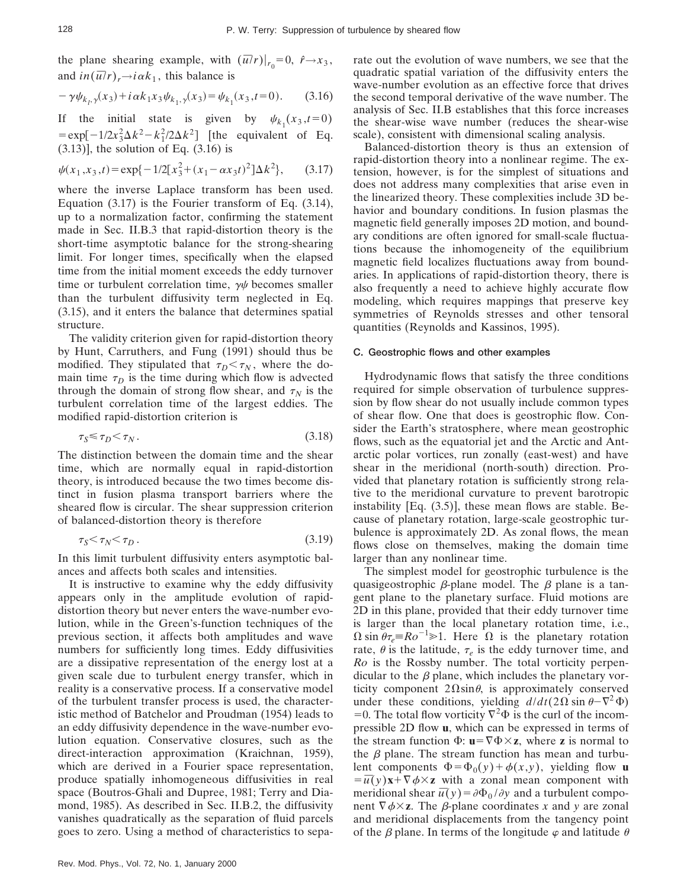the plane shearing example, with $(\bar{u}/r)|_{r_0}=0$, $\hat{r}\rightarrow x_3$, and $in(\bar{u}/r)_r \rightarrow i\alpha k_1$, this balance is

$$-\gamma\psi_{k_l,\gamma}(x_3)+i\alpha k_1 x_3 \psi_{k_1,\gamma}(x_3)=\psi_{k_1}(x_3,t=0). \tag{3.16}$$

If the initial state is given by $\psi_{k_1}(x_3,t=0) = \exp[-1/2x_3^2\Delta k^2 - k_1^2/2\Delta k^2]$ [the equivalent of Eq. (3.13)], the solution of Eq. (3.16) is

$$\psi(x_1,x_3,t)=\exp\{-1/2[x_3^2+(x_1-\alpha x_3 t)^2]\Delta k^2\}, \tag{3.17}$$

where the inverse Laplace transform has been used. Equation (3.17) is the Fourier transform of Eq. (3.14), up to a normalization factor, confirming the statement made in Sec. II.B.3 that rapid-distortion theory is the short-time asymptotic balance for the strong-shearing limit. For longer times, specifically when the elapsed time from the initial moment exceeds the eddy turnover time or turbulent correlation time, $\gamma\psi$ becomes smaller than the turbulent diffusivity term neglected in Eq. (3.15), and it enters the balance that determines spatial structure.

The validity criterion given for rapid-distortion theory by Hunt, Carruthers, and Fung (1991) should thus be modified. They stipulated that $\tau_D < \tau_N$, where the domain time $\tau_D$ is the time during which flow is advected through the domain of strong flow shear, and $\tau_N$ is the turbulent correlation time of the largest eddies. The modified rapid-distortion criterion is

$$\tau_S \leqslant \tau_D < \tau_N . \tag{3.18}$$

The distinction between the domain time and the shear time, which are normally equal in rapid-distortion theory, is introduced because the two times become distinct in fusion plasma transport barriers where the sheared flow is circular. The shear suppression criterion of balanced-distortion theory is therefore

$$\tau_S < \tau_N < \tau_D . \tag{3.19}$$

In this limit turbulent diffusivity enters asymptotic balances and affects both scales and intensities.

It is instructive to examine why the eddy diffusivity appears only in the amplitude evolution of rapid-distortion theory but never enters the wave-number evolution, while in the Green's-function techniques of the previous section, it affects both amplitudes and wave numbers for sufficiently long times. Eddy diffusivities are a dissipative representation of the energy lost at a given scale due to turbulent energy transfer, which in reality is a conservative process. If a conservative model of the turbulent transfer process is used, the characteristic method of Batchelor and Proudman (1954) leads to an eddy diffusivity dependence in the wave-number evolution equation. Conservative closures, such as the direct-interaction approximation (Kraichnan, 1959), which are derived in a Fourier space representation, produce spatially inhomogeneous diffusivities in real space (Boutros-Ghali and Dupree, 1981; Terry and Diamond, 1985). As described in Sec. II.B.2, the diffusivity vanishes quadratically as the separation of fluid parcels goes to zero. Using a method of characteristics to separate out the evolution of wave numbers, we see that the quadratic spatial variation of the diffusivity enters the wave-number evolution as an effective force that drives the second temporal derivative of the wave number. The analysis of Sec. II.B establishes that this force increases the shear-wise wave number (reduces the shear-wise scale), consistent with dimensional scaling analysis.

Balanced-distortion theory is thus an extension of rapid-distortion theory into a nonlinear regime. The extension, however, is for the simplest of situations and does not address many complexities that arise even in the linearized theory. These complexities include 3D behavior and boundary conditions. In fusion plasmas the magnetic field generally imposes 2D motion, and boundary conditions are often ignored for small-scale fluctuations because the inhomogeneity of the equilibrium magnetic field localizes fluctuations away from boundaries. In applications of rapid-distortion theory, there is also frequently a need to achieve highly accurate flow modeling, which requires mappings that preserve key symmetries of Reynolds stresses and other tensoral quantities (Reynolds and Kassinos, 1995).

### C. Geostrophic flows and other examples

Hydrodynamic flows that satisfy the three conditions required for simple observation of turbulence suppression by flow shear do not usually include common types of shear flow. One that does is geostrophic flow. Consider the Earth's stratosphere, where mean geostrophic flows, such as the equatorial jet and the Arctic and Antarctic polar vortices, run zonally (east-west) and have shear in the meridional (north-south) direction. Provided that planetary rotation is sufficiently strong relative to the meridional curvature to prevent barotropic instability [Eq. (3.5)], these mean flows are stable. Because of planetary rotation, large-scale geostrophic turbulence is approximately 2D. As zonal flows, the mean flows close on themselves, making the domain time larger than any nonlinear time.

The simplest model for geostrophic turbulence is the quasigeostrophic $\beta$-plane model. The $\beta$ plane is a tangent plane to the planetary surface. Fluid motions are 2D in this plane, provided that their eddy turnover time is larger than the local planetary rotation time, i.e., $\Omega \sin\theta\tau_e \equiv Ro^{-1} \gg 1$. Here $\Omega$ is the planetary rotation rate, $\theta$ is the latitude, $\tau_e$ is the eddy turnover time, and $Ro$ is the Rossby number. The total vorticity perpendicular to the $\beta$ plane, which includes the planetary vorticity component $2\Omega\sin\theta$, is approximately conserved under these conditions, yielding $d/dt(2\Omega\sin\theta-\nabla^2\Phi)=0$. The total flow vorticity $\nabla^2\Phi$ is the curl of the incompressible 2D flow $\mathbf{u}$, which can be expressed in terms of the stream function $\Phi$: $\mathbf{u}=\nabla\Phi\times\mathbf{z}$, where $\mathbf{z}$ is normal to the $\beta$ plane. The stream function has mean and turbulent components $\Phi=\Phi_0(y)+\phi(x,y)$, yielding flow $\mathbf{u}=\bar{u}(y)\mathbf{x}+\nabla\phi\times\mathbf{z}$ with a zonal mean component with meridional shear $\bar{u}(y)=\partial\Phi_0/\partial y$ and a turbulent component $\nabla\phi\times\mathbf{z}$. The $\beta$-plane coordinates $x$ and $y$ are zonal and meridional displacements from the tangency point of the $\beta$ plane. In terms of the longitude $\varphi$ and latitude $\theta$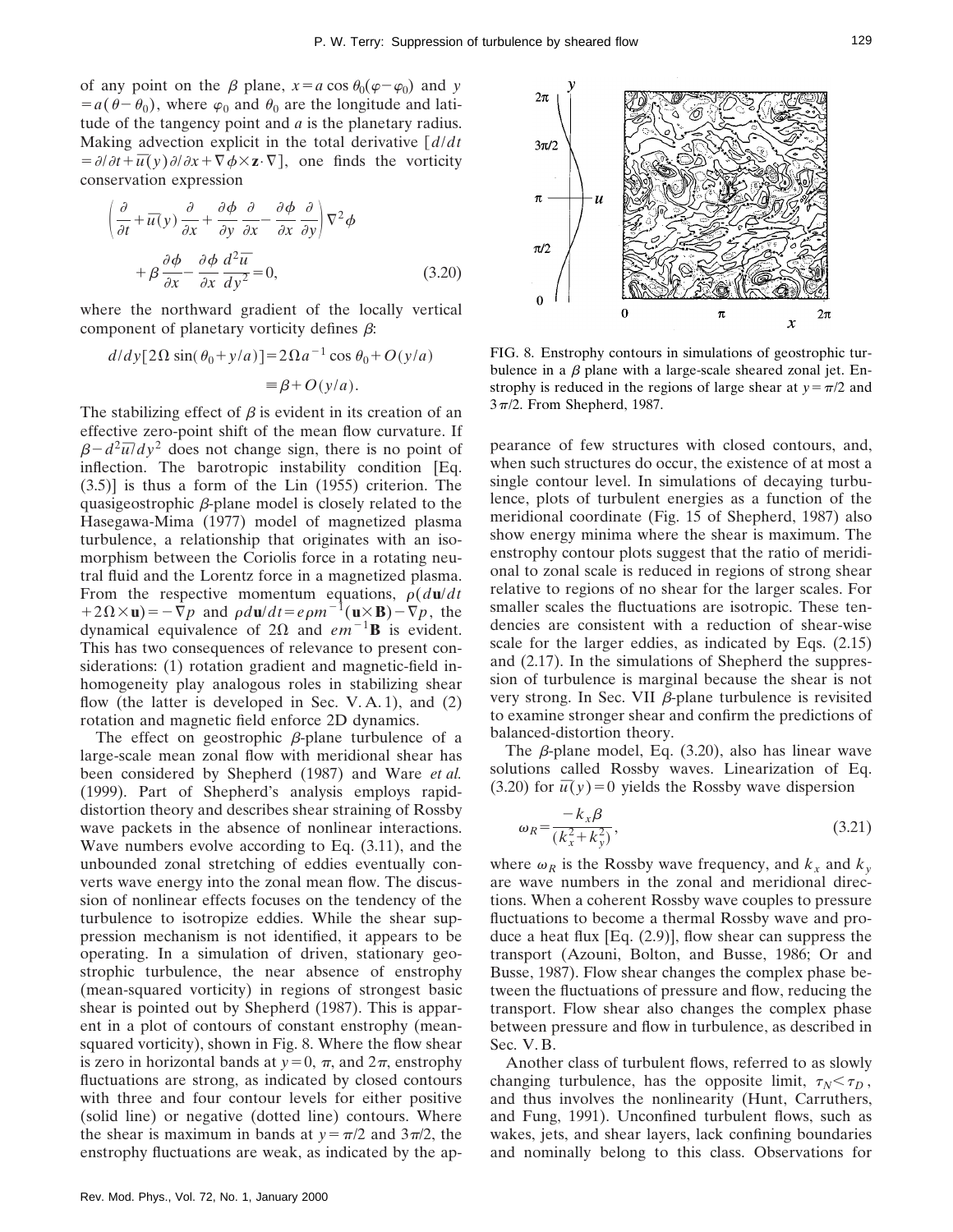of any point on the $\beta$ plane, $x = a\cos\theta_0(\varphi - \varphi_0)$ and $y = a(\theta - \theta_0)$, where $\varphi_0$ and $\theta_0$ are the longitude and latitude of the tangency point and $a$ is the planetary radius. Making advection explicit in the total derivative $[d/dt = \partial/\partial t + \overline{u}(y)\partial/\partial x + \nabla\phi\times\mathbf{z}\cdot\nabla]$, one finds the vorticity conservation expression

$$\left(\frac{\partial}{\partial t} + \overline{u}(y)\frac{\partial}{\partial x} + \frac{\partial\phi}{\partial y}\frac{\partial}{\partial x} - \frac{\partial\phi}{\partial x}\frac{\partial}{\partial y}\right)\nabla^2\phi + \beta\frac{\partial\phi}{\partial x} - \frac{\partial\phi}{\partial x}\frac{d^2\overline{u}}{dy^2} = 0, \tag{3.20}$$

where the northward gradient of the locally vertical component of planetary vorticity defines $\beta$:

$$d/dy[2\Omega\sin(\theta_0 + y/a)] = 2\Omega a^{-1}\cos\theta_0 + O(y/a) \equiv \beta + O(y/a).$$

The stabilizing effect of $\beta$ is evident in its creation of an effective zero-point shift of the mean flow curvature. If $\beta - d^2\overline{u}/dy^2$ does not change sign, there is no point of inflection. The barotropic instability condition [Eq. (3.5)] is thus a form of the Lin (1955) criterion. The quasigeostrophic $\beta$-plane model is closely related to the Hasegawa-Mima (1977) model of magnetized plasma turbulence, a relationship that originates with an isomorphism between the Coriolis force in a rotating neutral fluid and the Lorentz force in a magnetized plasma. From the respective momentum equations, $\rho(d\mathbf{u}/dt + 2\Omega\times\mathbf{u}) = -\nabla p$ and $\rho d\mathbf{u}/dt = e\rho m^{-1}(\mathbf{u}\times\mathbf{B}) - \nabla p$, the dynamical equivalence of $2\Omega$ and $em^{-1}\mathbf{B}$ is evident. This has two consequences of relevance to present considerations: (1) rotation gradient and magnetic-field inhomogeneity play analogous roles in stabilizing shear flow (the latter is developed in Sec. V.A.1), and (2) rotation and magnetic field enforce 2D dynamics.

The effect on geostrophic $\beta$-plane turbulence of a large-scale mean zonal flow with meridional shear has been considered by Shepherd (1987) and Ware *et al.* (1999). Part of Shepherd's analysis employs rapid-distortion theory and describes shear straining of Rossby wave packets in the absence of nonlinear interactions. Wave numbers evolve according to Eq. (3.11), and the unbounded zonal stretching of eddies eventually converts wave energy into the zonal mean flow. The discussion of nonlinear effects focuses on the tendency of the turbulence to isotropize eddies. While the shear suppression mechanism is not identified, it appears to be operating. In a simulation of driven, stationary geostrophic turbulence, the near absence of enstrophy (mean-squared vorticity) in regions of strongest basic shear is pointed out by Shepherd (1987). This is apparent in a plot of contours of constant enstrophy (mean-squared vorticity), shown in Fig. 8. Where the flow shear is zero in horizontal bands at $y = 0$, $\pi$, and $2\pi$, enstrophy fluctuations are strong, as indicated by closed contours with three and four contour levels for either positive (solid line) or negative (dotted line) contours. Where the shear is maximum in bands at $y = \pi/2$ and $3\pi/2$, the enstrophy fluctuations are weak, as indicated by the appearance of few structures with closed contours, and, when such structures do occur, the existence of at most a single contour level. In simulations of decaying turbulence, plots of turbulent energies as a function of the meridional coordinate (Fig. 15 of Shepherd, 1987) also show energy minima where the shear is maximum. The enstrophy contour plots suggest that the ratio of meridional to zonal scale is reduced in regions of strong shear relative to regions of no shear for the larger scales. For smaller scales the fluctuations are isotropic. These tendencies are consistent with a reduction of shear-wise scale for the larger eddies, as indicated by Eqs. (2.15) and (2.17). In the simulations of Shepherd the suppression of turbulence is marginal because the shear is not very strong. In Sec. VII $\beta$-plane turbulence is revisited to examine stronger shear and confirm the predictions of balanced-distortion theory.

FIG. 8. Enstrophy contours in simulations of geostrophic turbulence in a $\beta$ plane with a large-scale sheared zonal jet. Enstrophy is reduced in the regions of large shear at $y = \pi/2$ and $3\pi/2$. From Shepherd, 1987.

The $\beta$-plane model, Eq. (3.20), also has linear wave solutions called Rossby waves. Linearization of Eq. (3.20) for $\overline{u}(y) = 0$ yields the Rossby wave dispersion

$$\omega_R = \frac{-k_x\beta}{(k_x^2 + k_y^2)}, \tag{3.21}$$

where $\omega_R$ is the Rossby wave frequency, and $k_x$ and $k_y$ are wave numbers in the zonal and meridional directions. When a coherent Rossby wave couples to pressure fluctuations to become a thermal Rossby wave and produce a heat flux [Eq. (2.9)], flow shear can suppress the transport (Azouni, Bolton, and Busse, 1986; Or and Busse, 1987). Flow shear changes the complex phase between the fluctuations of pressure and flow, reducing the transport. Flow shear also changes the complex phase between pressure and flow in turbulence, as described in Sec. V.B.

Another class of turbulent flows, referred to as slowly changing turbulence, has the opposite limit, $\tau_N < \tau_D$, and thus involves the nonlinearity (Hunt, Carruthers, and Fung, 1991). Unconfined turbulent flows, such as wakes, jets, and shear layers, lack confining boundaries and nominally belong to this class. Observations for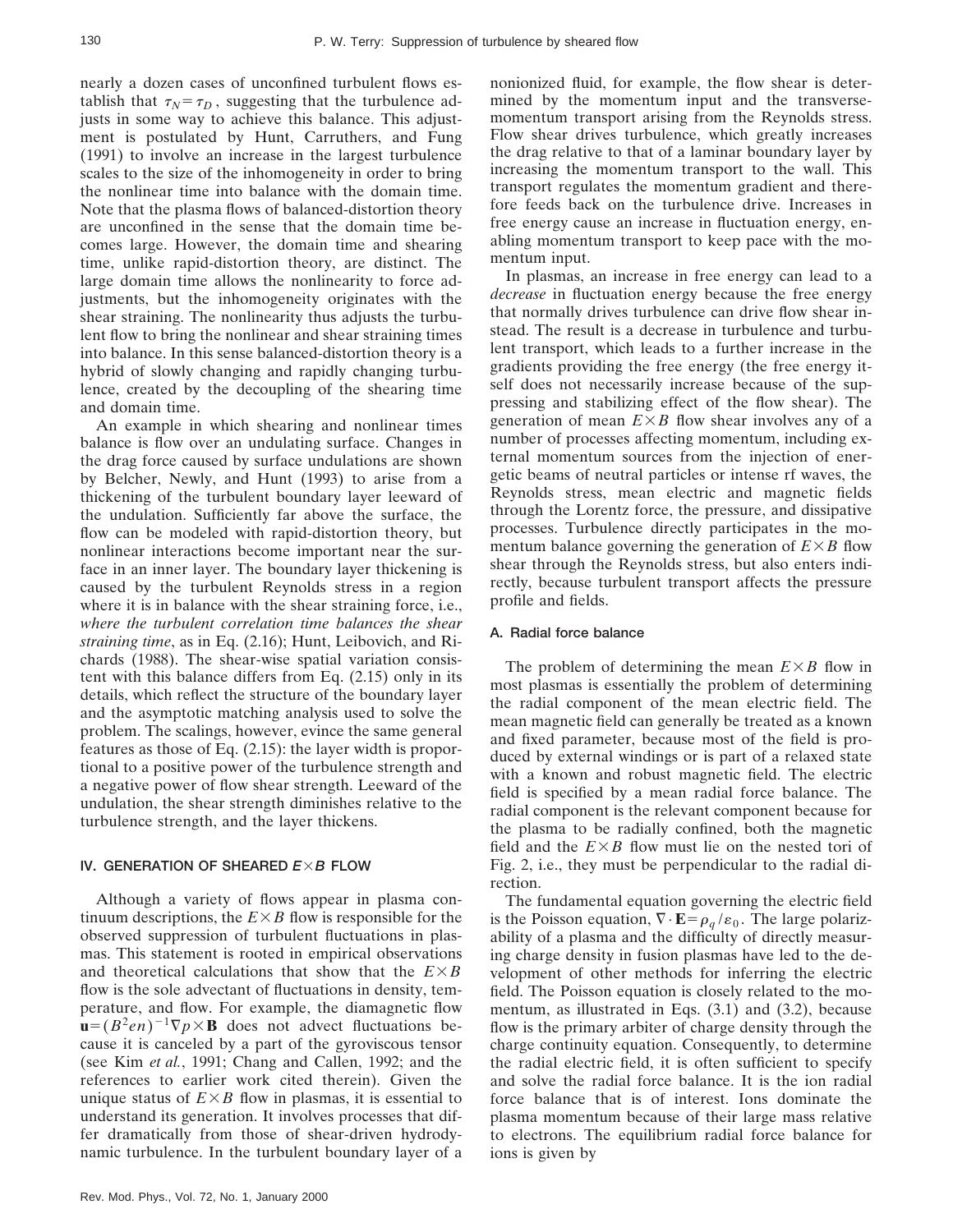nearly a dozen cases of unconfined turbulent flows establish that $\tau_N = \tau_D$, suggesting that the turbulence adjusts in some way to achieve this balance. This adjustment is postulated by Hunt, Carruthers, and Fung (1991) to involve an increase in the largest turbulence scales to the size of the inhomogeneity in order to bring the nonlinear time into balance with the domain time. Note that the plasma flows of balanced-distortion theory are unconfined in the sense that the domain time becomes large. However, the domain time and shearing time, unlike rapid-distortion theory, are distinct. The large domain time allows the nonlinearity to force adjustments, but the inhomogeneity originates with the shear straining. The nonlinearity thus adjusts the turbulent flow to bring the nonlinear and shear straining times into balance. In this sense balanced-distortion theory is a hybrid of slowly changing and rapidly changing turbulence, created by the decoupling of the shearing time and domain time.

An example in which shearing and nonlinear times balance is flow over an undulating surface. Changes in the drag force caused by surface undulations are shown by Belcher, Newly, and Hunt (1993) to arise from a thickening of the turbulent boundary layer leeward of the undulation. Sufficiently far above the surface, the flow can be modeled with rapid-distortion theory, but nonlinear interactions become important near the surface in an inner layer. The boundary layer thickening is caused by the turbulent Reynolds stress in a region where it is in balance with the shear straining force, i.e., *where the turbulent correlation time balances the shear straining time*, as in Eq. (2.16); Hunt, Leibovich, and Richards (1988). The shear-wise spatial variation consistent with this balance differs from Eq. (2.15) only in its details, which reflect the structure of the boundary layer and the asymptotic matching analysis used to solve the problem. The scalings, however, evince the same general features as those of Eq. (2.15): the layer width is proportional to a positive power of the turbulence strength and a negative power of flow shear strength. Leeward of the undulation, the shear strength diminishes relative to the turbulence strength, and the layer thickens.

## IV. GENERATION OF SHEARED $E\times B$ FLOW

Although a variety of flows appear in plasma continuum descriptions, the $E\times B$ flow is responsible for the observed suppression of turbulent fluctuations in plasmas. This statement is rooted in empirical observations and theoretical calculations that show that the $E\times B$ flow is the sole advectant of fluctuations in density, temperature, and flow. For example, the diamagnetic flow $\mathbf{u}=(B^2en)^{-1}\nabla p\times\mathbf{B}$ does not advect fluctuations because it is canceled by a part of the gyroviscous tensor (see Kim *et al.*, 1991; Chang and Callen, 1992; and the references to earlier work cited therein). Given the unique status of $E\times B$ flow in plasmas, it is essential to understand its generation. It involves processes that differ dramatically from those of shear-driven hydrodynamic turbulence. In the turbulent boundary layer of a nonionized fluid, for example, the flow shear is determined by the momentum input and the transverse-momentum transport arising from the Reynolds stress. Flow shear drives turbulence, which greatly increases the drag relative to that of a laminar boundary layer by increasing the momentum transport to the wall. This transport regulates the momentum gradient and therefore feeds back on the turbulence drive. Increases in free energy cause an increase in fluctuation energy, enabling momentum transport to keep pace with the momentum input.

In plasmas, an increase in free energy can lead to a *decrease* in fluctuation energy because the free energy that normally drives turbulence can drive flow shear instead. The result is a decrease in turbulence and turbulent transport, which leads to a further increase in the gradients providing the free energy (the free energy itself does not necessarily increase because of the suppressing and stabilizing effect of the flow shear). The generation of mean $E\times B$ flow shear involves any of a number of processes affecting momentum, including external momentum sources from the injection of energetic beams of neutral particles or intense rf waves, the Reynolds stress, mean electric and magnetic fields through the Lorentz force, the pressure, and dissipative processes. Turbulence directly participates in the momentum balance governing the generation of $E\times B$ flow shear through the Reynolds stress, but also enters indirectly, because turbulent transport affects the pressure profile and fields.

### A. Radial force balance

The problem of determining the mean $E\times B$ flow in most plasmas is essentially the problem of determining the radial component of the mean electric field. The mean magnetic field can generally be treated as a known and fixed parameter, because most of the field is produced by external windings or is part of a relaxed state with a known and robust magnetic field. The electric field is specified by a mean radial force balance. The radial component is the relevant component because for the plasma to be radially confined, both the magnetic field and the $E\times B$ flow must lie on the nested tori of Fig. 2, i.e., they must be perpendicular to the radial direction.

The fundamental equation governing the electric field is the Poisson equation, $\nabla\cdot\mathbf{E}=\rho_q/\varepsilon_0$. The large polarizability of a plasma and the difficulty of directly measuring charge density in fusion plasmas have led to the development of other methods for inferring the electric field. The Poisson equation is closely related to the momentum, as illustrated in Eqs. (3.1) and (3.2), because flow is the primary arbiter of charge density through the charge continuity equation. Consequently, to determine the radial electric field, it is often sufficient to specify and solve the radial force balance. It is the ion radial force balance that is of interest. Ions dominate the plasma momentum because of their large mass relative to electrons. The equilibrium radial force balance for ions is given by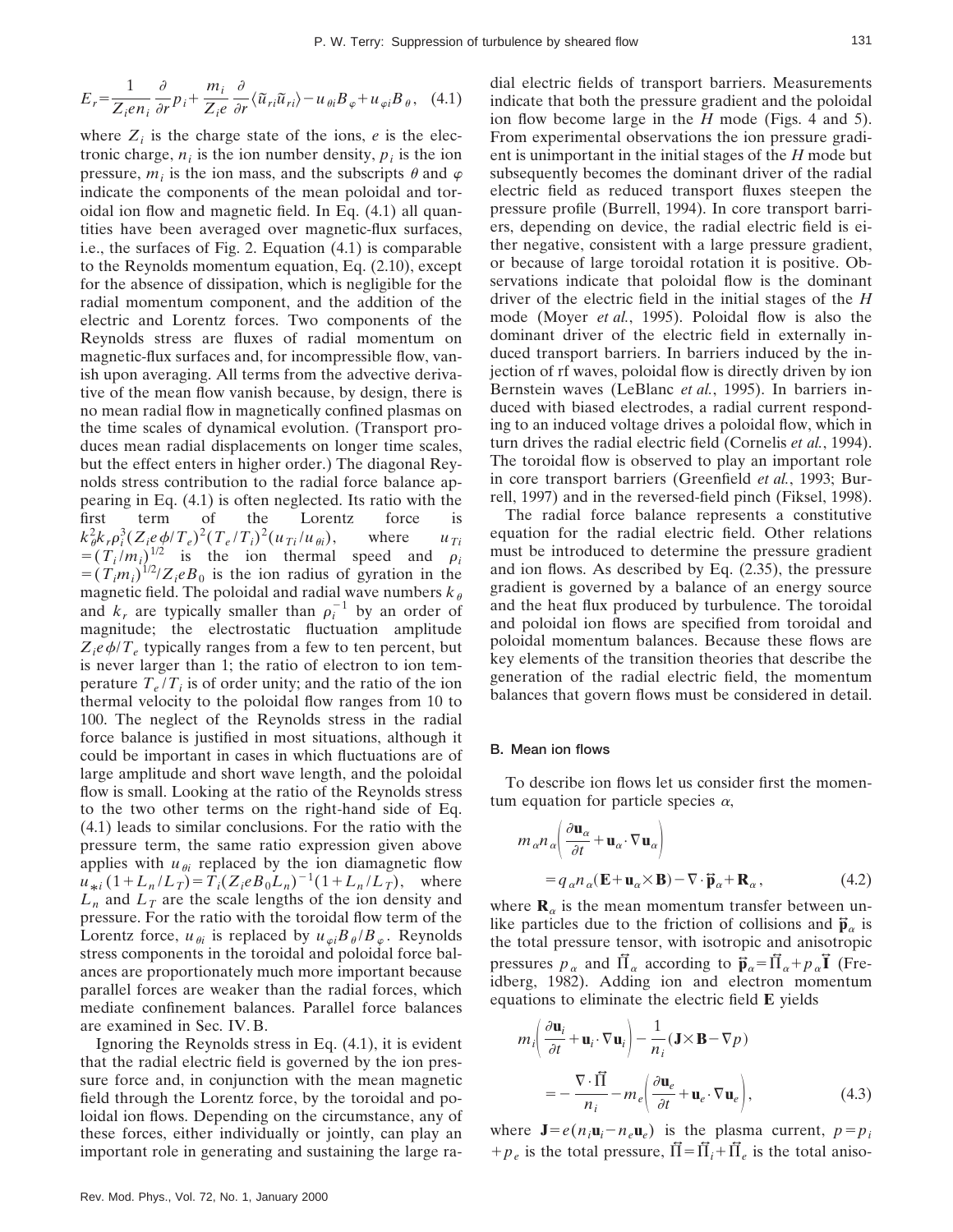$$E_r = \frac{1}{Z_i e n_i}\frac{\partial}{\partial r}p_i + \frac{m_i}{Z_i e}\frac{\partial}{\partial r}\langle \tilde{u}_{ri}\tilde{u}_{ri}\rangle - u_{\theta i}B_\varphi + u_{\varphi i}B_\theta, \quad (4.1)$$

where $Z_i$ is the charge state of the ions, $e$ is the electronic charge, $n_i$ is the ion number density, $p_i$ is the ion pressure, $m_i$ is the ion mass, and the subscripts $\theta$ and $\varphi$ indicate the components of the mean poloidal and toroidal ion flow and magnetic field. In Eq. (4.1) all quantities have been averaged over magnetic-flux surfaces, i.e., the surfaces of Fig. 2. Equation (4.1) is comparable to the Reynolds momentum equation, Eq. (2.10), except for the absence of dissipation, which is negligible for the radial momentum component, and the addition of the electric and Lorentz forces. Two components of the Reynolds stress are fluxes of radial momentum on magnetic-flux surfaces and, for incompressible flow, vanish upon averaging. All terms from the advective derivative of the mean flow vanish because, by design, there is no mean radial flow in magnetically confined plasmas on the time scales of dynamical evolution. (Transport produces mean radial displacements on longer time scales, but the effect enters in higher order.) The diagonal Reynolds stress contribution to the radial force balance appearing in Eq. (4.1) is often neglected. Its ratio with the first term of the Lorentz force is $k_\theta^2 k_r \rho_i^3 (Z_i e\phi/T_e)^2 (T_e/T_i)^2 (u_{Ti}/u_{\theta i})$, where $u_{Ti} = (T_i/m_i)^{1/2}$ is the ion thermal speed and $\rho_i = (T_i m_i)^{1/2}/Z_i e B_0$ is the ion radius of gyration in the magnetic field. The poloidal and radial wave numbers $k_\theta$ and $k_r$ are typically smaller than $\rho_i^{-1}$ by an order of magnitude; the electrostatic fluctuation amplitude $Z_i e\phi/T_e$ typically ranges from a few to ten percent, but is never larger than 1; the ratio of electron to ion temperature $T_e/T_i$ is of order unity; and the ratio of the ion thermal velocity to the poloidal flow ranges from 10 to 100. The neglect of the Reynolds stress in the radial force balance is justified in most situations, although it could be important in cases in which fluctuations are of large amplitude and short wave length, and the poloidal flow is small. Looking at the ratio of the Reynolds stress to the two other terms on the right-hand side of Eq. (4.1) leads to similar conclusions. For the ratio with the pressure term, the same ratio expression given above applies with $u_{\theta i}$ replaced by the ion diamagnetic flow $u_{*i}(1+L_n/L_T) = T_i(Z_i e B_0 L_n)^{-1}(1+L_n/L_T)$, where $L_n$ and $L_T$ are the scale lengths of the ion density and pressure. For the ratio with the toroidal flow term of the Lorentz force, $u_{\theta i}$ is replaced by $u_{\varphi i}B_\theta/B_\varphi$. Reynolds stress components in the toroidal and poloidal force balances are proportionately much more important because parallel forces are weaker than the radial forces, which mediate confinement balances. Parallel force balances are examined in Sec. IV.B.

Ignoring the Reynolds stress in Eq. (4.1), it is evident that the radial electric field is governed by the ion pressure force and, in conjunction with the mean magnetic field through the Lorentz force, by the toroidal and poloidal ion flows. Depending on the circumstance, any of these forces, either individually or jointly, can play an important role in generating and sustaining the large radial electric fields of transport barriers. Measurements indicate that both the pressure gradient and the poloidal ion flow become large in the *H* mode (Figs. 4 and 5). From experimental observations the ion pressure gradient is unimportant in the initial stages of the *H* mode but subsequently becomes the dominant driver of the radial electric field as reduced transport fluxes steepen the pressure profile (Burrell, 1994). In core transport barriers, depending on device, the radial electric field is either negative, consistent with a large pressure gradient, or because of large toroidal rotation it is positive. Observations indicate that poloidal flow is the dominant driver of the electric field in the initial stages of the *H* mode (Moyer *et al.*, 1995). Poloidal flow is also the dominant driver of the electric field in externally induced transport barriers. In barriers induced by the injection of rf waves, poloidal flow is directly driven by ion Bernstein waves (LeBlanc *et al.*, 1995). In barriers induced with biased electrodes, a radial current responding to an induced voltage drives a poloidal flow, which in turn drives the radial electric field (Cornelis *et al.*, 1994). The toroidal flow is observed to play an important role in core transport barriers (Greenfield *et al.*, 1993; Burrell, 1997) and in the reversed-field pinch (Fiksel, 1998).

The radial force balance represents a constitutive equation for the radial electric field. Other relations must be introduced to determine the pressure gradient and ion flows. As described by Eq. (2.35), the pressure gradient is governed by a balance of an energy source and the heat flux produced by turbulence. The toroidal and poloidal ion flows are specified from toroidal and poloidal momentum balances. Because these flows are key elements of the transition theories that describe the generation of the radial electric field, the momentum balances that govern flows must be considered in detail.

### B. Mean ion flows

To describe ion flows let us consider first the momentum equation for particle species $\alpha$,

$$m_\alpha n_\alpha\left(\frac{\partial \mathbf{u}_\alpha}{\partial t} + \mathbf{u}_\alpha\cdot\nabla\mathbf{u}_\alpha\right) = q_\alpha n_\alpha(\mathbf{E} + \mathbf{u}_\alpha \times \mathbf{B}) - \nabla\cdot\vec{\mathbf{p}}_\alpha + \mathbf{R}_\alpha, \quad (4.2)$$

where $\mathbf{R}_\alpha$ is the mean momentum transfer between unlike particles due to the friction of collisions and $\vec{\mathbf{p}}_\alpha$ is the total pressure tensor, with isotropic and anisotropic pressures $p_\alpha$ and $\vec{\Pi}_\alpha$ according to $\vec{\mathbf{p}}_\alpha = \vec{\Pi}_\alpha + p_\alpha \vec{\mathbf{I}}$ (Freidberg, 1982). Adding ion and electron momentum equations to eliminate the electric field $\mathbf{E}$ yields

$$m_i\left(\frac{\partial \mathbf{u}_i}{\partial t} + \mathbf{u}_i\cdot\nabla\mathbf{u}_i\right) - \frac{1}{n_i}(\mathbf{J}\times\mathbf{B} - \nabla p) = -\frac{\nabla\cdot\vec{\Pi}}{n_i} - m_e\left(\frac{\partial \mathbf{u}_e}{\partial t} + \mathbf{u}_e\cdot\nabla\mathbf{u}_e\right), \quad (4.3)$$

where $\mathbf{J} = e(n_i\mathbf{u}_i - n_e\mathbf{u}_e)$ is the plasma current, $p = p_i + p_e$ is the total pressure, $\vec{\Pi} = \vec{\Pi}_i + \vec{\Pi}_e$ is the total aniso-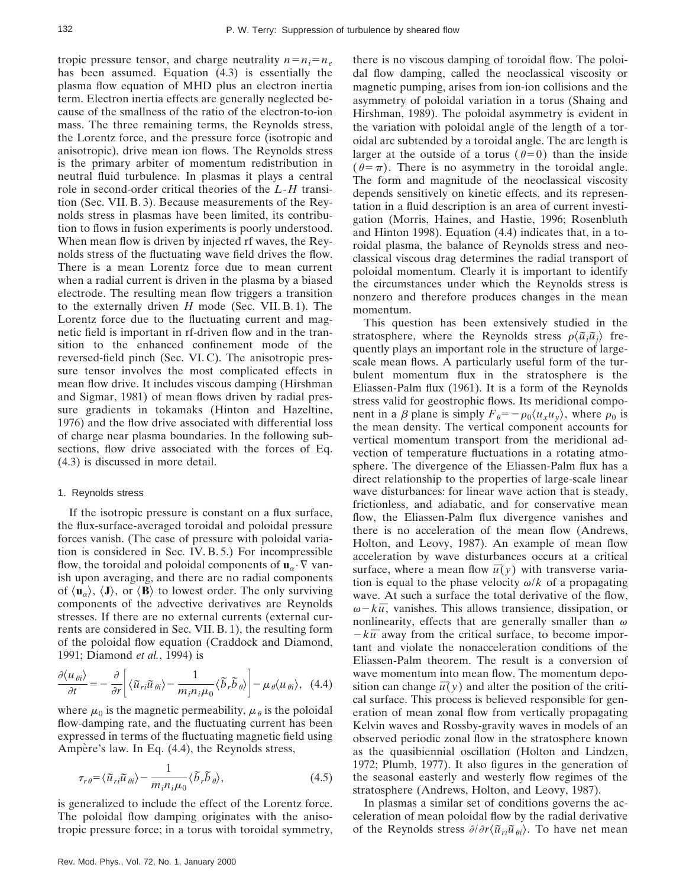tropic pressure tensor, and charge neutrality $n=n_i=n_e$ has been assumed. Equation (4.3) is essentially the plasma flow equation of MHD plus an electron inertia term. Electron inertia effects are generally neglected because of the smallness of the ratio of the electron-to-ion mass. The three remaining terms, the Reynolds stress, the Lorentz force, and the pressure force (isotropic and anisotropic), drive mean ion flows. The Reynolds stress is the primary arbiter of momentum redistribution in neutral fluid turbulence. In plasmas it plays a central role in second-order critical theories of the $L$-$H$ transition (Sec. VII. B. 3). Because measurements of the Reynolds stress in plasmas have been limited, its contribution to flows in fusion experiments is poorly understood. When mean flow is driven by injected rf waves, the Reynolds stress of the fluctuating wave field drives the flow. There is a mean Lorentz force due to mean current when a radial current is driven in the plasma by a biased electrode. The resulting mean flow triggers a transition to the externally driven $H$ mode (Sec. VII. B. 1). The Lorentz force due to the fluctuating current and magnetic field is important in rf-driven flow and in the transition to the enhanced confinement mode of the reversed-field pinch (Sec. VI. C). The anisotropic pressure tensor involves the most complicated effects in mean flow drive. It includes viscous damping (Hirshman and Sigmar, 1981) of mean flows driven by radial pressure gradients in tokamaks (Hinton and Hazeltine, 1976) and the flow drive associated with differential loss of charge near plasma boundaries. In the following subsections, flow drive associated with the forces of Eq. (4.3) is discussed in more detail.

### 1. Reynolds stress

If the isotropic pressure is constant on a flux surface, the flux-surface-averaged toroidal and poloidal pressure forces vanish. (The case of pressure with poloidal variation is considered in Sec. IV. B. 5.) For incompressible flow, the toroidal and poloidal components of $\mathbf{u}_\alpha \cdot \nabla$ vanish upon averaging, and there are no radial components of $\langle \mathbf{u}_\alpha \rangle$, $\langle \mathbf{J} \rangle$, or $\langle \mathbf{B} \rangle$ to lowest order. The only surviving components of the advective derivatives are Reynolds stresses. If there are no external currents (external currents are considered in Sec. VII. B. 1), the resulting form of the poloidal flow equation (Craddock and Diamond, 1991; Diamond *et al.*, 1994) is

$$\frac{\partial \langle u_{\theta i} \rangle}{\partial t} = -\frac{\partial}{\partial r}\left[ \langle \tilde{u}_{ri} \tilde{u}_{\theta i} \rangle - \frac{1}{m_i n_i \mu_0} \langle \tilde{b}_r \tilde{b}_\theta \rangle \right] - \mu_\theta \langle u_{\theta i} \rangle, \quad (4.4)$$

where $\mu_0$ is the magnetic permeability, $\mu_\theta$ is the poloidal flow-damping rate, and the fluctuating current has been expressed in terms of the fluctuating magnetic field using Ampère's law. In Eq. (4.4), the Reynolds stress,

$$\tau_{r\theta} = \langle \tilde{u}_{ri} \tilde{u}_{\theta i} \rangle - \frac{1}{m_i n_i \mu_0} \langle \tilde{b}_r \tilde{b}_\theta \rangle, \quad (4.5)$$

is generalized to include the effect of the Lorentz force. The poloidal flow damping originates with the anisotropic pressure force; in a torus with toroidal symmetry, there is no viscous damping of toroidal flow. The poloidal flow damping, called the neoclassical viscosity or magnetic pumping, arises from ion-ion collisions and the asymmetry of poloidal variation in a torus (Shaing and Hirshman, 1989). The poloidal asymmetry is evident in the variation with poloidal angle of the length of a toroidal arc subtended by a toroidal angle. The arc length is larger at the outside of a torus ($\theta=0$) than the inside ($\theta=\pi$). There is no asymmetry in the toroidal angle. The form and magnitude of the neoclassical viscosity depends sensitively on kinetic effects, and its representation in a fluid description is an area of current investigation (Morris, Haines, and Hastie, 1996; Rosenbluth and Hinton 1998). Equation (4.4) indicates that, in a toroidal plasma, the balance of Reynolds stress and neoclassical viscous drag determines the radial transport of poloidal momentum. Clearly it is important to identify the circumstances under which the Reynolds stress is nonzero and therefore produces changes in the mean momentum.

This question has been extensively studied in the stratosphere, where the Reynolds stress $\rho \langle \tilde{u}_i \tilde{u}_j \rangle$ frequently plays an important role in the structure of large-scale mean flows. A particularly useful form of the turbulent momentum flux in the stratosphere is the Eliassen-Palm flux (1961). It is a form of the Reynolds stress valid for geostrophic flows. Its meridional component in a $\beta$ plane is simply $F_\theta = -\rho_0 \langle u_x u_y \rangle$, where $\rho_0$ is the mean density. The vertical component accounts for vertical momentum transport from the meridional advection of temperature fluctuations in a rotating atmosphere. The divergence of the Eliassen-Palm flux has a direct relationship to the properties of large-scale linear wave disturbances: for linear wave action that is steady, frictionless, and adiabatic, and for conservative mean flow, the Eliassen-Palm flux divergence vanishes and there is no acceleration of the mean flow (Andrews, Holton, and Leovy, 1987). An example of mean flow acceleration by wave disturbances occurs at a critical surface, where a mean flow $\overline{u}(y)$ with transverse variation is equal to the phase velocity $\omega/k$ of a propagating wave. At such a surface the total derivative of the flow, $\omega - k\overline{u}$, vanishes. This allows transience, dissipation, or nonlinearity, effects that are generally smaller than $\omega - k\overline{u}$ away from the critical surface, to become important and violate the nonacceleration conditions of the Eliassen-Palm theorem. The result is a conversion of wave momentum into mean flow. The momentum deposition can change $\overline{u}(y)$ and alter the position of the critical surface. This process is believed responsible for generation of mean zonal flow from vertically propagating Kelvin waves and Rossby-gravity waves in models of an observed periodic zonal flow in the stratosphere known as the quasibiennial oscillation (Holton and Lindzen, 1972; Plumb, 1977). It also figures in the generation of the seasonal easterly and westerly flow regimes of the stratosphere (Andrews, Holton, and Leovy, 1987).

In plasmas a similar set of conditions governs the acceleration of mean poloidal flow by the radial derivative of the Reynolds stress $\partial/\partial r \langle \tilde{u}_{ri} \tilde{u}_{\theta i} \rangle$. To have net mean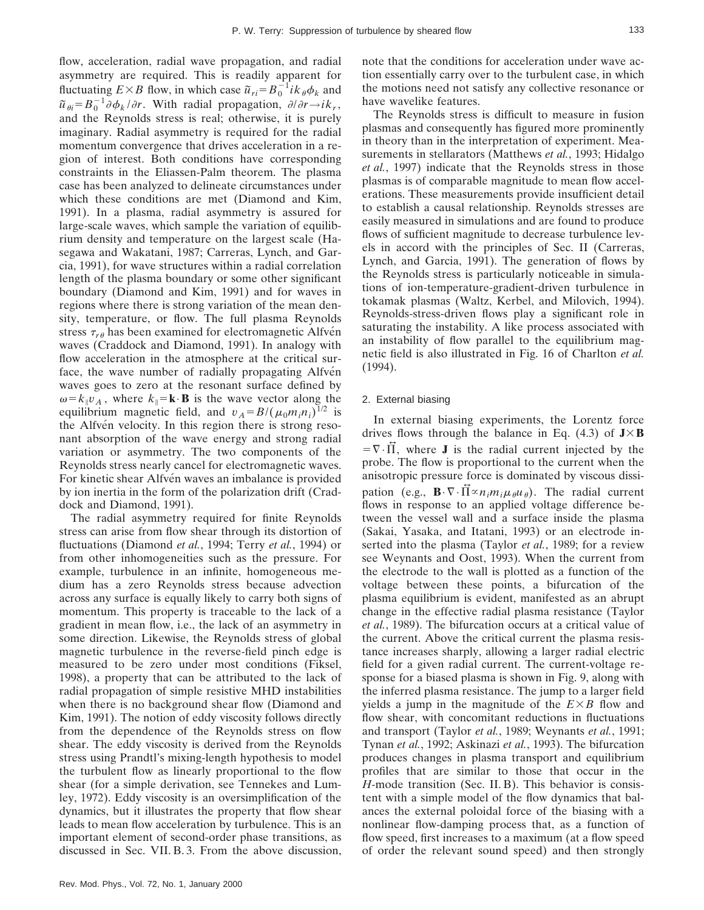flow, acceleration, radial wave propagation, and radial asymmetry are required. This is readily apparent for fluctuating $E\times B$ flow, in which case $\tilde{u}_{ri}=B_0^{-1}ik_\theta\phi_k$ and $\tilde{u}_{\theta i}=B_0^{-1}\partial\phi_k/\partial r$. With radial propagation, $\partial/\partial r\rightarrow ik_r$, and the Reynolds stress is real; otherwise, it is purely imaginary. Radial asymmetry is required for the radial momentum convergence that drives acceleration in a region of interest. Both conditions have corresponding constraints in the Eliassen-Palm theorem. The plasma case has been analyzed to delineate circumstances under which these conditions are met (Diamond and Kim, 1991). In a plasma, radial asymmetry is assured for large-scale waves, which sample the variation of equilibrium density and temperature on the largest scale (Hasegawa and Wakatani, 1987; Carreras, Lynch, and Garcia, 1991), for wave structures within a radial correlation length of the plasma boundary or some other significant boundary (Diamond and Kim, 1991) and for waves in regions where there is strong variation of the mean density, temperature, or flow. The full plasma Reynolds stress $\tau_{r\theta}$ has been examined for electromagnetic Alfvén waves (Craddock and Diamond, 1991). In analogy with flow acceleration in the atmosphere at the critical surface, the wave number of radially propagating Alfvén waves goes to zero at the resonant surface defined by $\omega=k_\parallel v_A$, where $k_\parallel=\mathbf{k}\cdot\mathbf{B}$ is the wave vector along the equilibrium magnetic field, and $v_A=B/(\mu_0 m_i n_i)^{1/2}$ is the Alfvén velocity. In this region there is strong resonant absorption of the wave energy and strong radial variation or asymmetry. The two components of the Reynolds stress nearly cancel for electromagnetic waves. For kinetic shear Alfvén waves an imbalance is provided by ion inertia in the form of the polarization drift (Craddock and Diamond, 1991).

The radial asymmetry required for finite Reynolds stress can arise from flow shear through its distortion of fluctuations (Diamond *et al.*, 1994; Terry *et al.*, 1994) or from other inhomogeneities such as the pressure. For example, turbulence in an infinite, homogeneous medium has a zero Reynolds stress because advection across any surface is equally likely to carry both signs of momentum. This property is traceable to the lack of a gradient in mean flow, i.e., the lack of an asymmetry in some direction. Likewise, the Reynolds stress of global magnetic turbulence in the reverse-field pinch edge is measured to be zero under most conditions (Fiksel, 1998), a property that can be attributed to the lack of radial propagation of simple resistive MHD instabilities when there is no background shear flow (Diamond and Kim, 1991). The notion of eddy viscosity follows directly from the dependence of the Reynolds stress on flow shear. The eddy viscosity is derived from the Reynolds stress using Prandtl's mixing-length hypothesis to model the turbulent flow as linearly proportional to the flow shear (for a simple derivation, see Tennekes and Lumley, 1972). Eddy viscosity is an oversimplification of the dynamics, but it illustrates the property that flow shear leads to mean flow acceleration by turbulence. This is an important element of second-order phase transitions, as discussed in Sec. VII. B. 3. From the above discussion, note that the conditions for acceleration under wave action essentially carry over to the turbulent case, in which the motions need not satisfy any collective resonance or have wavelike features.

The Reynolds stress is difficult to measure in fusion plasmas and consequently has figured more prominently in theory than in the interpretation of experiment. Measurements in stellarators (Matthews *et al.*, 1993; Hidalgo *et al.*, 1997) indicate that the Reynolds stress in those plasmas is of comparable magnitude to mean flow accelerations. These measurements provide insufficient detail to establish a causal relationship. Reynolds stresses are easily measured in simulations and are found to produce flows of sufficient magnitude to decrease turbulence levels in accord with the principles of Sec. II (Carreras, Lynch, and Garcia, 1991). The generation of flows by the Reynolds stress is particularly noticeable in simulations of ion-temperature-gradient-driven turbulence in tokamak plasmas (Waltz, Kerbel, and Milovich, 1994). Reynolds-stress-driven flows play a significant role in saturating the instability. A like process associated with an instability of flow parallel to the equilibrium magnetic field is also illustrated in Fig. 16 of Charlton *et al.* (1994).

### 2. External biasing

In external biasing experiments, the Lorentz force drives flows through the balance in Eq. (4.3) of $\mathbf{J}\times\mathbf{B}=\nabla\cdot\vec{\Pi}$, where $\mathbf{J}$ is the radial current injected by the probe. The flow is proportional to the current when the anisotropic pressure force is dominated by viscous dissipation (e.g., $\mathbf{B}\cdot\nabla\cdot\vec{\Pi}\propto n_i m_i \mu_\theta u_\theta$). The radial current flows in response to an applied voltage difference between the vessel wall and a surface inside the plasma (Sakai, Yasaka, and Itatani, 1993) or an electrode inserted into the plasma (Taylor *et al.*, 1989; for a review see Weynants and Oost, 1993). When the current from the electrode to the wall is plotted as a function of the voltage between these points, a bifurcation of the plasma equilibrium is evident, manifested as an abrupt change in the effective radial plasma resistance (Taylor *et al.*, 1989). The bifurcation occurs at a critical value of the current. Above the critical current the plasma resistance increases sharply, allowing a larger radial electric field for a given radial current. The current-voltage response for a biased plasma is shown in Fig. 9, along with the inferred plasma resistance. The jump to a larger field yields a jump in the magnitude of the $E\times B$ flow and flow shear, with concomitant reductions in fluctuations and transport (Taylor *et al.*, 1989; Weynants *et al.*, 1991; Tynan *et al.*, 1992; Askinazi *et al.*, 1993). The bifurcation produces changes in plasma transport and equilibrium profiles that are similar to those that occur in the *H*-mode transition (Sec. II. B). This behavior is consistent with a simple model of the flow dynamics that balances the external poloidal force of the biasing with a nonlinear flow-damping process that, as a function of flow speed, first increases to a maximum (at a flow speed of order the relevant sound speed) and then strongly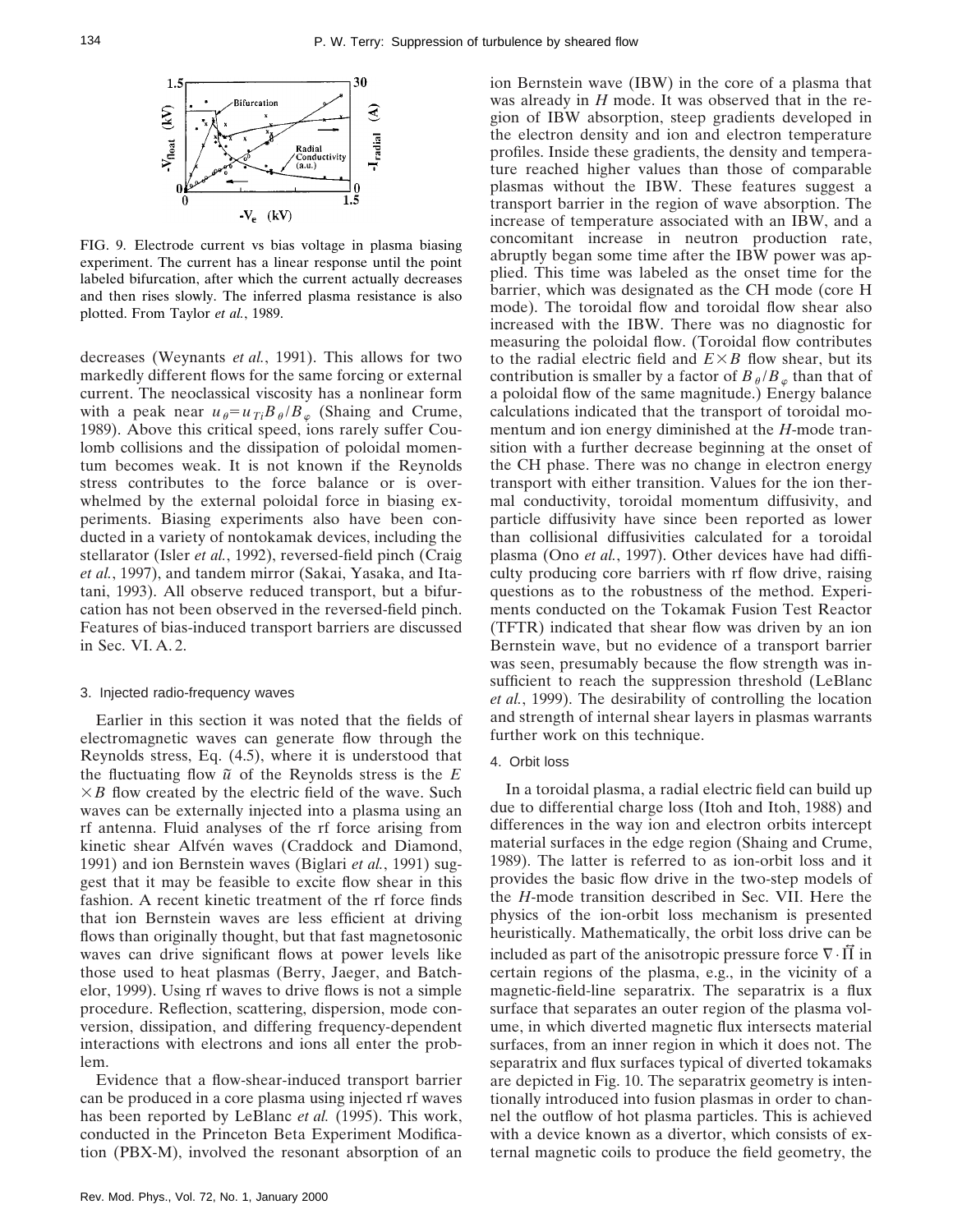FIG. 9. Electrode current vs bias voltage in plasma biasing experiment. The current has a linear response until the point labeled bifurcation, after which the current actually decreases and then rises slowly. The inferred plasma resistance is also plotted. From Taylor *et al.*, 1989.

decreases (Weynants *et al.*, 1991). This allows for two markedly different flows for the same forcing or external current. The neoclassical viscosity has a nonlinear form with a peak near $u_\theta = u_{Ti} B_\theta / B_\varphi$ (Shaing and Crume, 1989). Above this critical speed, ions rarely suffer Coulomb collisions and the dissipation of poloidal momentum becomes weak. It is not known if the Reynolds stress contributes to the force balance or is overwhelmed by the external poloidal force in biasing experiments. Biasing experiments also have been conducted in a variety of nontokamak devices, including the stellarator (Isler *et al.*, 1992), reversed-field pinch (Craig *et al.*, 1997), and tandem mirror (Sakai, Yasaka, and Itatani, 1993). All observe reduced transport, but a bifurcation has not been observed in the reversed-field pinch. Features of bias-induced transport barriers are discussed in Sec. VI. A. 2.

### 3. Injected radio-frequency waves

Earlier in this section it was noted that the fields of electromagnetic waves can generate flow through the Reynolds stress, Eq. (4.5), where it is understood that the fluctuating flow $\tilde{u}$ of the Reynolds stress is the $E \times B$ flow created by the electric field of the wave. Such waves can be externally injected into a plasma using an rf antenna. Fluid analyses of the rf force arising from kinetic shear Alfvén waves (Craddock and Diamond, 1991) and ion Bernstein waves (Biglari *et al.*, 1991) suggest that it may be feasible to excite flow shear in this fashion. A recent kinetic treatment of the rf force finds that ion Bernstein waves are less efficient at driving flows than originally thought, but that fast magnetosonic waves can drive significant flows at power levels like those used to heat plasmas (Berry, Jaeger, and Batchelor, 1999). Using rf waves to drive flows is not a simple procedure. Reflection, scattering, dispersion, mode conversion, dissipation, and differing frequency-dependent interactions with electrons and ions all enter the problem.

Evidence that a flow-shear-induced transport barrier can be produced in a core plasma using injected rf waves has been reported by LeBlanc *et al.* (1995). This work, conducted in the Princeton Beta Experiment Modification (PBX-M), involved the resonant absorption of an ion Bernstein wave (IBW) in the core of a plasma that was already in *H* mode. It was observed that in the region of IBW absorption, steep gradients developed in the electron density and ion and electron temperature profiles. Inside these gradients, the density and temperature reached higher values than those of comparable plasmas without the IBW. These features suggest a transport barrier in the region of wave absorption. The increase of temperature associated with an IBW, and a concomitant increase in neutron production rate, abruptly began some time after the IBW power was applied. This time was labeled as the onset time for the barrier, which was designated as the CH mode (core H mode). The toroidal flow and toroidal flow shear also increased with the IBW. There was no diagnostic for measuring the poloidal flow. (Toroidal flow contributes to the radial electric field and $E \times B$ flow shear, but its contribution is smaller by a factor of $B_\theta / B_\varphi$ than that of a poloidal flow of the same magnitude.) Energy balance calculations indicated that the transport of toroidal momentum and ion energy diminished at the *H*-mode transition with a further decrease beginning at the onset of the CH phase. There was no change in electron energy transport with either transition. Values for the ion thermal conductivity, toroidal momentum diffusivity, and particle diffusivity have since been reported as lower than collisional diffusivities calculated for a toroidal plasma (Ono *et al.*, 1997). Other devices have had difficulty producing core barriers with rf flow drive, raising questions as to the robustness of the method. Experiments conducted on the Tokamak Fusion Test Reactor (TFTR) indicated that shear flow was driven by an ion Bernstein wave, but no evidence of a transport barrier was seen, presumably because the flow strength was insufficient to reach the suppression threshold (LeBlanc *et al.*, 1999). The desirability of controlling the location and strength of internal shear layers in plasmas warrants further work on this technique.

### 4. Orbit loss

In a toroidal plasma, a radial electric field can build up due to differential charge loss (Itoh and Itoh, 1988) and differences in the way ion and electron orbits intercept material surfaces in the edge region (Shaing and Crume, 1989). The latter is referred to as ion-orbit loss and it provides the basic flow drive in the two-step models of the *H*-mode transition described in Sec. VII. Here the physics of the ion-orbit loss mechanism is presented heuristically. Mathematically, the orbit loss drive can be included as part of the anisotropic pressure force $\nabla \cdot \vec{\Pi}$ in certain regions of the plasma, e.g., in the vicinity of a magnetic-field-line separatrix. The separatrix is a flux surface that separates an outer region of the plasma volume, in which diverted magnetic flux intersects material surfaces, from an inner region in which it does not. The separatrix and flux surfaces typical of diverted tokamaks are depicted in Fig. 10. The separatrix geometry is intentionally introduced into fusion plasmas in order to channel the outflow of hot plasma particles. This is achieved with a device known as a divertor, which consists of external magnetic coils to produce the field geometry, the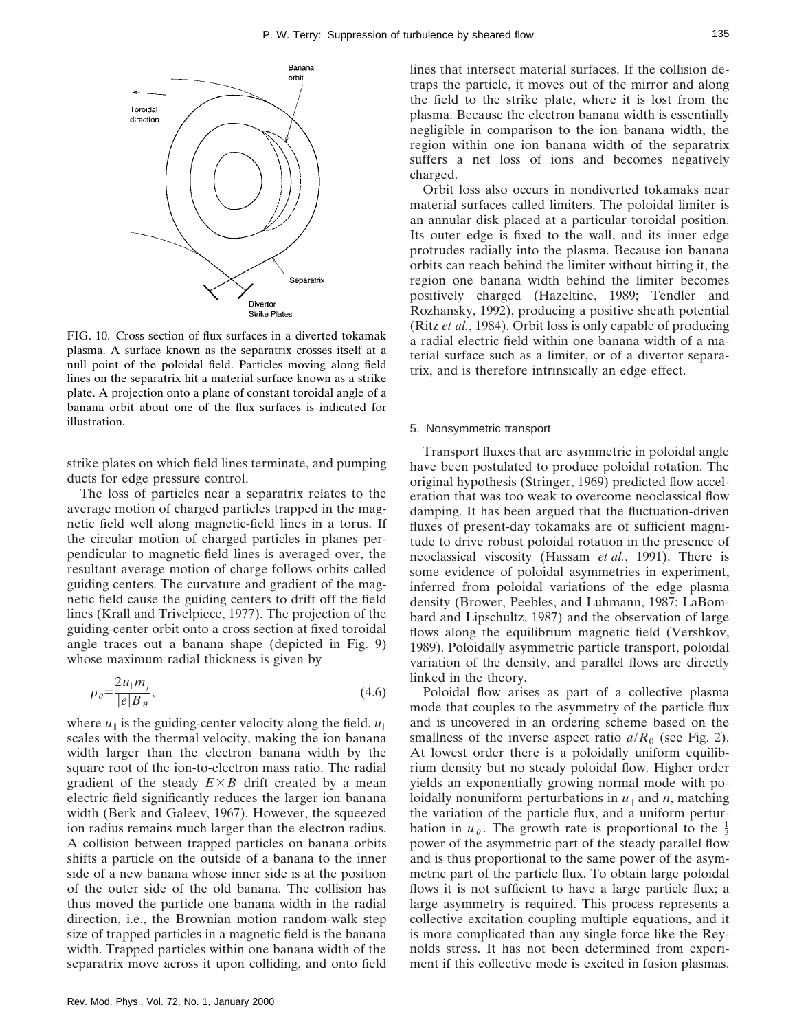FIG. 10. Cross section of flux surfaces in a diverted tokamak plasma. A surface known as the separatrix crosses itself at a null point of the poloidal field. Particles moving along field lines on the separatrix hit a material surface known as a strike plate. A projection onto a plane of constant toroidal angle of a banana orbit about one of the flux surfaces is indicated for illustration.

strike plates on which field lines terminate, and pumping ducts for edge pressure control.

The loss of particles near a separatrix relates to the average motion of charged particles trapped in the magnetic field well along magnetic-field lines in a torus. If the circular motion of charged particles in planes perpendicular to magnetic-field lines is averaged over, the resultant average motion of charge follows orbits called guiding centers. The curvature and gradient of the magnetic field cause the guiding centers to drift off the field lines (Krall and Trivelpiece, 1977). The projection of the guiding-center orbit onto a cross section at fixed toroidal angle traces out a banana shape (depicted in Fig. 9) whose maximum radial thickness is given by

$$\rho_\theta = \frac{2u_\parallel m_j}{|e|B_\theta}, \tag{4.6}$$

where $u_\parallel$ is the guiding-center velocity along the field. $u_\parallel$ scales with the thermal velocity, making the ion banana width larger than the electron banana width by the square root of the ion-to-electron mass ratio. The radial gradient of the steady $E\times B$ drift created by a mean electric field significantly reduces the larger ion banana width (Berk and Galeev, 1967). However, the squeezed ion radius remains much larger than the electron radius. A collision between trapped particles on banana orbits shifts a particle on the outside of a banana to the inner side of a new banana whose inner side is at the position of the outer side of the old banana. The collision has thus moved the particle one banana width in the radial direction, i.e., the Brownian motion random-walk step size of trapped particles in a magnetic field is the banana width. Trapped particles within one banana width of the separatrix move across it upon colliding, and onto field lines that intersect material surfaces. If the collision detraps the particle, it moves out of the mirror and along the field to the strike plate, where it is lost from the plasma. Because the electron banana width is essentially negligible in comparison to the ion banana width, the region within one ion banana width of the separatrix suffers a net loss of ions and becomes negatively charged.

Orbit loss also occurs in nondiverted tokamaks near material surfaces called limiters. The poloidal limiter is an annular disk placed at a particular toroidal position. Its outer edge is fixed to the wall, and its inner edge protrudes radially into the plasma. Because ion banana orbits can reach behind the limiter without hitting it, the region one banana width behind the limiter becomes positively charged (Hazeltine, 1989; Tendler and Rozhansky, 1992), producing a positive sheath potential (Ritz *et al.*, 1984). Orbit loss is only capable of producing a radial electric field within one banana width of a material surface such as a limiter, or of a divertor separatrix, and is therefore intrinsically an edge effect.

### 5. Nonsymmetric transport

Transport fluxes that are asymmetric in poloidal angle have been postulated to produce poloidal rotation. The original hypothesis (Stringer, 1969) predicted flow acceleration that was too weak to overcome neoclassical flow damping. It has been argued that the fluctuation-driven fluxes of present-day tokamaks are of sufficient magnitude to drive robust poloidal rotation in the presence of neoclassical viscosity (Hassam *et al.*, 1991). There is some evidence of poloidal asymmetries in experiment, inferred from poloidal variations of the edge plasma density (Brower, Peebles, and Luhmann, 1987; LaBombard and Lipschultz, 1987) and the observation of large flows along the equilibrium magnetic field (Vershkov, 1989). Poloidally asymmetric particle transport, poloidal variation of the density, and parallel flows are directly linked in the theory.

Poloidal flow arises as part of a collective plasma mode that couples to the asymmetry of the particle flux and is uncovered in an ordering scheme based on the smallness of the inverse aspect ratio $a/R_0$ (see Fig. 2). At lowest order there is a poloidally uniform equilibrium density but no steady poloidal flow. Higher order yields an exponentially growing normal mode with poloidally nonuniform perturbations in $u_\parallel$ and $n$, matching the variation of the particle flux, and a uniform perturbation in $u_\theta$. The growth rate is proportional to the $\frac{1}{3}$ power of the asymmetric part of the steady parallel flow and is thus proportional to the same power of the asymmetric part of the particle flux. To obtain large poloidal flows it is not sufficient to have a large particle flux; a large asymmetry is required. This process represents a collective excitation coupling multiple equations, and it is more complicated than any single force like the Reynolds stress. It has not been determined from experiment if this collective mode is excited in fusion plasmas.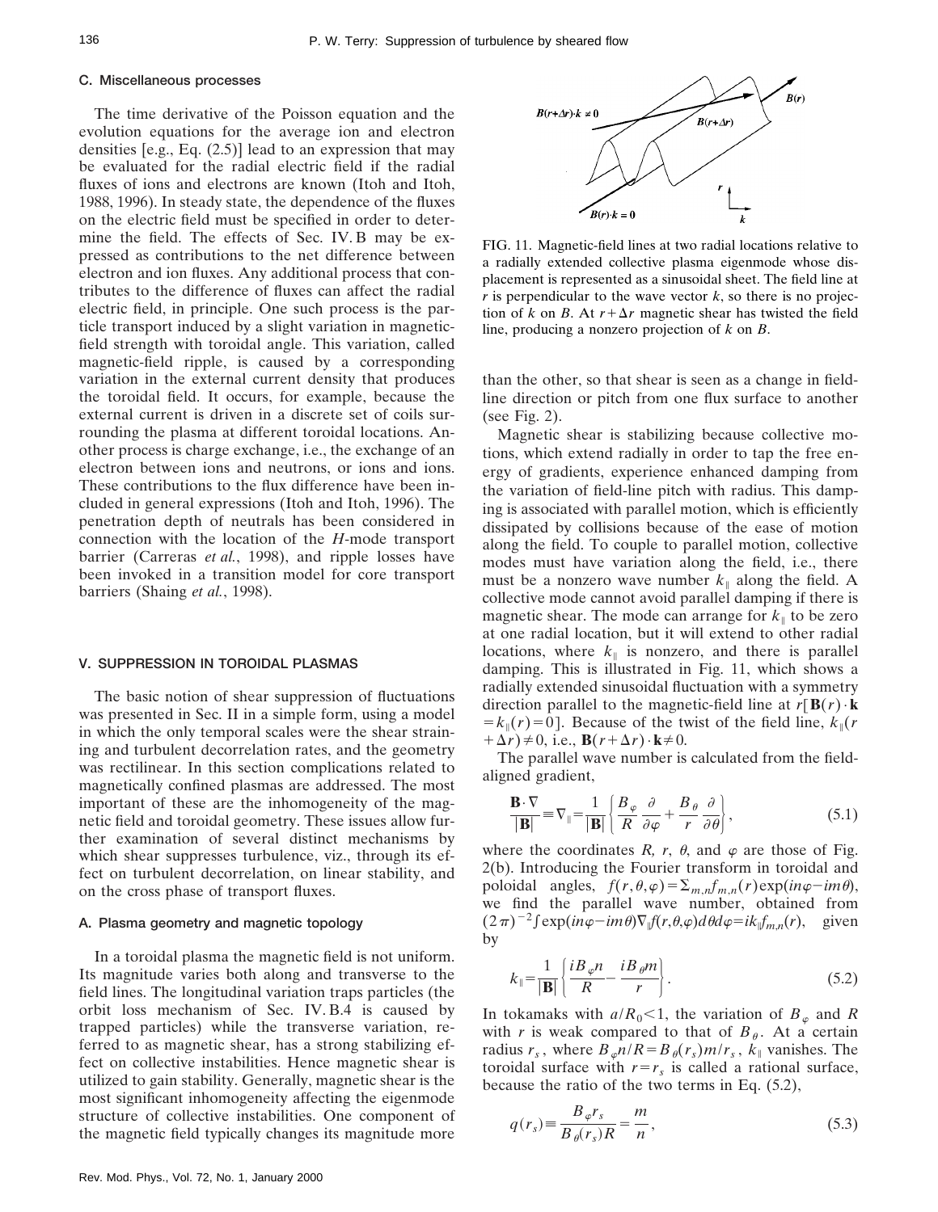### C. Miscellaneous processes

The time derivative of the Poisson equation and the evolution equations for the average ion and electron densities [e.g., Eq. (2.5)] lead to an expression that may be evaluated for the radial electric field if the radial fluxes of ions and electrons are known (Itoh and Itoh, 1988, 1996). In steady state, the dependence of the fluxes on the electric field must be specified in order to determine the field. The effects of Sec. IV. B may be expressed as contributions to the net difference between electron and ion fluxes. Any additional process that contributes to the difference of fluxes can affect the radial electric field, in principle. One such process is the particle transport induced by a slight variation in magnetic-field strength with toroidal angle. This variation, called magnetic-field ripple, is caused by a corresponding variation in the external current density that produces the toroidal field. It occurs, for example, because the external current is driven in a discrete set of coils surrounding the plasma at different toroidal locations. Another process is charge exchange, i.e., the exchange of an electron between ions and neutrons, or ions and ions. These contributions to the flux difference have been included in general expressions (Itoh and Itoh, 1996). The penetration depth of neutrals has been considered in connection with the location of the *H*-mode transport barrier (Carreras *et al.*, 1998), and ripple losses have been invoked in a transition model for core transport barriers (Shaing *et al.*, 1998).

## V. SUPPRESSION IN TOROIDAL PLASMAS

The basic notion of shear suppression of fluctuations was presented in Sec. II in a simple form, using a model in which the only temporal scales were the shear straining and turbulent decorrelation rates, and the geometry was rectilinear. In this section complications related to magnetically confined plasmas are addressed. The most important of these are the inhomogeneity of the magnetic field and toroidal geometry. These issues allow further examination of several distinct mechanisms by which shear suppresses turbulence, viz., through its effect on turbulent decorrelation, on linear stability, and on the cross phase of transport fluxes.

### A. Plasma geometry and magnetic topology

In a toroidal plasma the magnetic field is not uniform. Its magnitude varies both along and transverse to the field lines. The longitudinal variation traps particles (the orbit loss mechanism of Sec. IV. B.4 is caused by trapped particles) while the transverse variation, referred to as magnetic shear, has a strong stabilizing effect on collective instabilities. Hence magnetic shear is utilized to gain stability. Generally, magnetic shear is the most significant inhomogeneity affecting the eigenmode structure of collective instabilities. One component of the magnetic field typically changes its magnitude more than the other, so that shear is seen as a change in field-line direction or pitch from one flux surface to another (see Fig. 2).

$B(r+\Delta r)\cdot k \neq 0$

$B(r)$

$B(r+\Delta r)$

$r$

$B(r)\cdot k = 0$

$k$

FIG. 11. Magnetic-field lines at two radial locations relative to a radially extended collective plasma eigenmode whose displacement is represented as a sinusoidal sheet. The field line at $r$ is perpendicular to the wave vector $k$, so there is no projection of $k$ on $B$. At $r+\Delta r$ magnetic shear has twisted the field line, producing a nonzero projection of $k$ on $B$.

Magnetic shear is stabilizing because collective motions, which extend radially in order to tap the free energy of gradients, experience enhanced damping from the variation of field-line pitch with radius. This damping is associated with parallel motion, which is efficiently dissipated by collisions because of the ease of motion along the field. To couple to parallel motion, collective modes must have variation along the field, i.e., there must be a nonzero wave number $k_\parallel$ along the field. A collective mode cannot avoid parallel damping if there is magnetic shear. The mode can arrange for $k_\parallel$ to be zero at one radial location, but it will extend to other radial locations, where $k_\parallel$ is nonzero, and there is parallel damping. This is illustrated in Fig. 11, which shows a radially extended sinusoidal fluctuation with a symmetry direction parallel to the magnetic-field line at $r[\mathbf{B}(r)\cdot\mathbf{k} = k_\parallel(r)=0]$. Because of the twist of the field line, $k_\parallel(r+\Delta r)\neq 0$, i.e., $\mathbf{B}(r+\Delta r)\cdot\mathbf{k}\neq 0$.

The parallel wave number is calculated from the field-aligned gradient,

$$\frac{\mathbf{B}\cdot\nabla}{|\mathbf{B}|}\equiv\nabla_\parallel=\frac{1}{|\mathbf{B}|}\left\{\frac{B_\varphi}{R}\frac{\partial}{\partial\varphi}+\frac{B_\theta}{r}\frac{\partial}{\partial\theta}\right\},\tag{5.1}$$

where the coordinates *R*, *r*, $\theta$, and $\varphi$ are those of Fig. 2(b). Introducing the Fourier transform in toroidal and poloidal angles, $f(r,\theta,\varphi)=\Sigma_{m,n}f_{m,n}(r)\exp(in\varphi-im\theta)$, we find the parallel wave number, obtained from $(2\pi)^{-2}\int\exp(in\varphi-im\theta)\nabla_\parallel f(r,\theta,\varphi)d\theta d\varphi=ik_\parallel f_{m,n}(r)$, given by

$$k_\parallel=\frac{1}{|\mathbf{B}|}\left\{\frac{iB_\varphi n}{R}-\frac{iB_\theta m}{r}\right\}.\tag{5.2}$$

In tokamaks with $a/R_0<1$, the variation of $B_\varphi$ and $R$ with $r$ is weak compared to that of $B_\theta$. At a certain radius $r_s$, where $B_\varphi n/R=B_\theta(r_s)m/r_s$, $k_\parallel$ vanishes. The toroidal surface with $r=r_s$ is called a rational surface, because the ratio of the two terms in Eq. (5.2),

$$q(r_s)\equiv\frac{B_\varphi r_s}{B_\theta(r_s)R}=\frac{m}{n},\tag{5.3}$$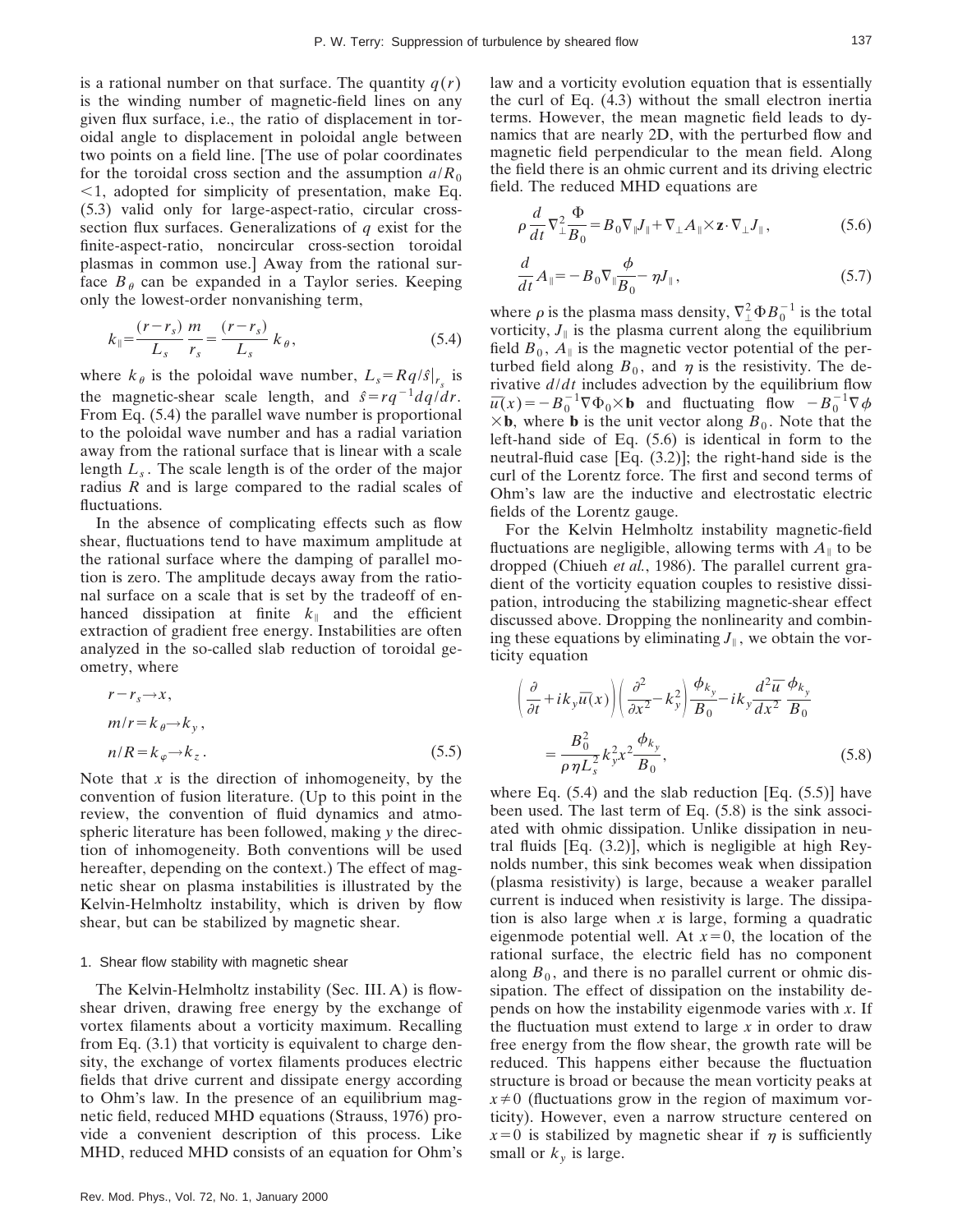is a rational number on that surface. The quantity $q(r)$ is the winding number of magnetic-field lines on any given flux surface, i.e., the ratio of displacement in toroidal angle to displacement in poloidal angle between two points on a field line. [The use of polar coordinates for the toroidal cross section and the assumption $a/R_0 < 1$, adopted for simplicity of presentation, make Eq. (5.3) valid only for large-aspect-ratio, circular cross-section flux surfaces. Generalizations of $q$ exist for the finite-aspect-ratio, noncircular cross-section toroidal plasmas in common use.] Away from the rational surface $B_\theta$ can be expanded in a Taylor series. Keeping only the lowest-order nonvanishing term,

$$k_\parallel = \frac{(r-r_s)}{L_s}\frac{m}{r_s} = \frac{(r-r_s)}{L_s}k_\theta, \tag{5.4}$$

where $k_\theta$ is the poloidal wave number, $L_s = Rq/\hat{s}|_{r_s}$ is the magnetic-shear scale length, and $\hat{s} = rq^{-1}dq/dr$. From Eq. (5.4) the parallel wave number is proportional to the poloidal wave number and has a radial variation away from the rational surface that is linear with a scale length $L_s$. The scale length is of the order of the major radius $R$ and is large compared to the radial scales of fluctuations.

In the absence of complicating effects such as flow shear, fluctuations tend to have maximum amplitude at the rational surface where the damping of parallel motion is zero. The amplitude decays away from the rational surface on a scale that is set by the tradeoff of enhanced dissipation at finite $k_\parallel$ and the efficient extraction of gradient free energy. Instabilities are often analyzed in the so-called slab reduction of toroidal geometry, where

$$\begin{aligned} r - r_s &\rightarrow x, \\ m/r = k_\theta &\rightarrow k_y, \\ n/R = k_\varphi &\rightarrow k_z. \end{aligned} \tag{5.5}$$

Note that $x$ is the direction of inhomogeneity, by the convention of fusion literature. (Up to this point in the review, the convention of fluid dynamics and atmospheric literature has been followed, making $y$ the direction of inhomogeneity. Both conventions will be used hereafter, depending on the context.) The effect of magnetic shear on plasma instabilities is illustrated by the Kelvin-Helmholtz instability, which is driven by flow shear, but can be stabilized by magnetic shear.

### 1. Shear flow stability with magnetic shear

The Kelvin-Helmholtz instability (Sec. III.A) is flow-shear driven, drawing free energy by the exchange of vortex filaments about a vorticity maximum. Recalling from Eq. (3.1) that vorticity is equivalent to charge density, the exchange of vortex filaments produces electric fields that drive current and dissipate energy according to Ohm's law. In the presence of an equilibrium magnetic field, reduced MHD equations (Strauss, 1976) provide a convenient description of this process. Like MHD, reduced MHD consists of an equation for Ohm's law and a vorticity evolution equation that is essentially the curl of Eq. (4.3) without the small electron inertia terms. However, the mean magnetic field leads to dynamics that are nearly 2D, with the perturbed flow and magnetic field perpendicular to the mean field. Along the field there is an ohmic current and its driving electric field. The reduced MHD equations are

$$\rho \frac{d}{dt}\nabla_\perp^2 \frac{\Phi}{B_0} = B_0 \nabla_\parallel J_\parallel + \nabla_\perp A_\parallel \times \mathbf{z} \cdot \nabla_\perp J_\parallel, \tag{5.6}$$

$$\frac{d}{dt}A_\parallel = -B_0 \nabla_\parallel \frac{\phi}{B_0} - \eta J_\parallel, \tag{5.7}$$

where $\rho$ is the plasma mass density, $\nabla_\perp^2 \Phi B_0^{-1}$ is the total vorticity, $J_\parallel$ is the plasma current along the equilibrium field $B_0$, $A_\parallel$ is the magnetic vector potential of the perturbed field along $B_0$, and $\eta$ is the resistivity. The derivative $d/dt$ includes advection by the equilibrium flow $\overline{u}(x) = -B_0^{-1}\nabla \Phi_0 \times \mathbf{b}$ and fluctuating flow $-B_0^{-1}\nabla\phi \times \mathbf{b}$, where $\mathbf{b}$ is the unit vector along $B_0$. Note that the left-hand side of Eq. (5.6) is identical in form to the neutral-fluid case [Eq. (3.2)]; the right-hand side is the curl of the Lorentz force. The first and second terms of Ohm's law are the inductive and electrostatic electric fields of the Lorentz gauge.

For the Kelvin Helmholtz instability magnetic-field fluctuations are negligible, allowing terms with $A_\parallel$ to be dropped (Chiueh *et al.*, 1986). The parallel current gradient of the vorticity equation couples to resistive dissipation, introducing the stabilizing magnetic-shear effect discussed above. Dropping the nonlinearity and combining these equations by eliminating $J_\parallel$, we obtain the vorticity equation

$$\left(\frac{\partial}{\partial t} + ik_y\overline{u}(x)\right)\left(\frac{\partial^2}{\partial x^2} - k_y^2\right)\frac{\phi_{k_y}}{B_0} - ik_y\frac{d^2\overline{u}}{dx^2}\frac{\phi_{k_y}}{B_0} = \frac{B_0^2}{\rho\eta L_s^2}k_y^2 x^2 \frac{\phi_{k_y}}{B_0}, \tag{5.8}$$

where Eq. (5.4) and the slab reduction [Eq. (5.5)] have been used. The last term of Eq. (5.8) is the sink associated with ohmic dissipation. Unlike dissipation in neutral fluids [Eq. (3.2)], which is negligible at high Reynolds number, this sink becomes weak when dissipation (plasma resistivity) is large, because a weaker parallel current is induced when resistivity is large. The dissipation is also large when $x$ is large, forming a quadratic eigenmode potential well. At $x=0$, the location of the rational surface, the electric field has no component along $B_0$, and there is no parallel current or ohmic dissipation. The effect of dissipation on the instability depends on how the instability eigenmode varies with $x$. If the fluctuation must extend to large $x$ in order to draw free energy from the flow shear, the growth rate will be reduced. This happens either because the fluctuation structure is broad or because the mean vorticity peaks at $x \neq 0$ (fluctuations grow in the region of maximum vorticity). However, even a narrow structure centered on $x=0$ is stabilized by magnetic shear if $\eta$ is sufficiently small or $k_y$ is large.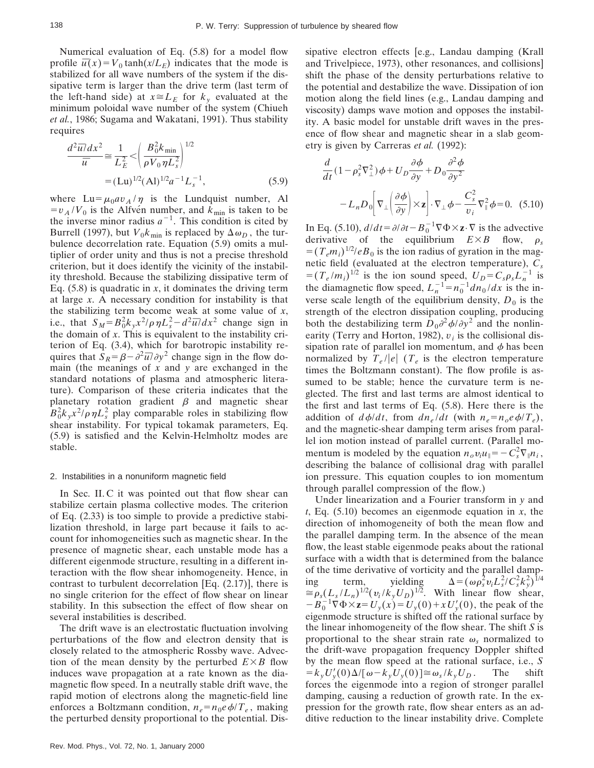Numerical evaluation of Eq. (5.8) for a model flow profile $\overline{u}(x) = V_0 \tanh(x/L_E)$ indicates that the mode is stabilized for all wave numbers of the system if the dissipative term is larger than the drive term (last term of the left-hand side) at $x \cong L_E$ for $k_y$ evaluated at the minimum poloidal wave number of the system (Chiueh *et al.*, 1986; Sugama and Wakatani, 1991). Thus stability requires

$$\frac{d^2\overline{u}/dx^2}{\overline{u}} \cong \frac{1}{L_E^2} < \left( \frac{B_0^2 k_{\min}}{\rho V_0 \eta L_s^2} \right)^{1/2} = (\mathrm{Lu})^{1/2} (\mathrm{Al})^{1/2} a^{-1} L_s^{-1}, \tag{5.9}$$

where $\mathrm{Lu} = \mu_0 a v_A / \eta$ is the Lundquist number, $\mathrm{Al} = v_A / V_0$ is the Alfvén number, and $k_{\min}$ is taken to be the inverse minor radius $a^{-1}$. This condition is cited by Burrell (1997), but $V_0 k_{\min}$ is replaced by $\Delta\omega_D$, the turbulence decorrelation rate. Equation (5.9) omits a multiplier of order unity and thus is not a precise threshold criterion, but it does identify the vicinity of the instability threshold. Because the stabilizing dissipative term of Eq. (5.8) is quadratic in $x$, it dominates the driving term at large $x$. A necessary condition for instability is that the stabilizing term become weak at some value of $x$, i.e., that $S_M = B_0^2 k_y x^2 / \rho \eta L_s^2 - d^2\overline{u}/dx^2$ change sign in the domain of $x$. This is equivalent to the instability criterion of Eq. (3.4), which for barotropic instability requires that $S_R = \beta - \partial^2 \overline{u}/\partial y^2$ change sign in the flow domain (the meanings of $x$ and $y$ are exchanged in the standard notations of plasma and atmospheric literature). Comparison of these criteria indicates that the planetary rotation gradient $\beta$ and magnetic shear $B_0^2 k_y x^2 / \rho \eta L_s^2$ play comparable roles in stabilizing flow shear instability. For typical tokamak parameters, Eq. (5.9) is satisfied and the Kelvin-Helmholtz modes are stable.

### 2. Instabilities in a nonuniform magnetic field

In Sec. II.C it was pointed out that flow shear can stabilize certain plasma collective modes. The criterion of Eq. (2.33) is too simple to provide a predictive stabilization threshold, in large part because it fails to account for inhomogeneities such as magnetic shear. In the presence of magnetic shear, each unstable mode has a different eigenmode structure, resulting in a different interaction with the flow shear inhomogeneity. Hence, in contrast to turbulent decorrelation [Eq. (2.17)], there is no single criterion for the effect of flow shear on linear stability. In this subsection the effect of flow shear on several instabilities is described.

The drift wave is an electrostatic fluctuation involving perturbations of the flow and electron density that is closely related to the atmospheric Rossby wave. Advection of the mean density by the perturbed $E \times B$ flow induces wave propagation at a rate known as the diamagnetic flow speed. In a neutrally stable drift wave, the rapid motion of electrons along the magnetic-field line enforces a Boltzmann condition, $n_e = n_0 e \phi / T_e$, making the perturbed density proportional to the potential. Dissipative electron effects [e.g., Landau damping (Krall and Trivelpiece, 1973), other resonances, and collisions] shift the phase of the density perturbations relative to the potential and destabilize the wave. Dissipation of ion motion along the field lines (e.g., Landau damping and viscosity) damps wave motion and opposes the instability. A basic model for unstable drift waves in the presence of flow shear and magnetic shear in a slab geometry is given by Carreras *et al.* (1992):

$$\frac{d}{dt}(1 - \rho_s^2 \nabla_\perp^2)\phi + U_D \frac{\partial \phi}{\partial y} + D_0 \frac{\partial^2 \phi}{\partial y^2} - L_n D_0 \left[ \nabla_\perp \left( \frac{\partial \phi}{\partial y} \right) \times \mathbf{z} \right] \cdot \nabla_\perp \phi - \frac{C_s^2}{v_i} \nabla_\parallel^2 \phi = 0. \tag{5.10}$$

In Eq. (5.10), $d/dt = \partial/\partial t - B_0^{-1} \nabla \Phi \times \mathbf{z} \cdot \nabla$ is the advective derivative of the equilibrium $E \times B$ flow, $\rho_s = (T_e m_i)^{1/2} / e B_0$ is the ion radius of gyration in the magnetic field (evaluated at the electron temperature), $C_s = (T_e/m_i)^{1/2}$ is the ion sound speed, $U_D = C_s \rho_s L_n^{-1}$ is the diamagnetic flow speed, $L_n^{-1} = n_0^{-1} dn_0/dx$ is the inverse scale length of the equilibrium density, $D_0$ is the strength of the electron dissipation coupling, producing both the destabilizing term $D_0 \partial^2 \phi / \partial y^2$ and the nonlinearity (Terry and Horton, 1982), $v_i$ is the collisional dissipation rate of parallel ion momentum, and $\phi$ has been normalized by $T_e/|e|$ ($T_e$ is the electron temperature times the Boltzmann constant). The flow profile is assumed to be stable; hence the curvature term is neglected. The first and last terms are almost identical to the first and last terms of Eq. (5.8). Here there is the addition of $d\phi/dt$, from $dn_e/dt$ (with $n_e = n_o e \phi / T_e$), and the magnetic-shear damping term arises from parallel ion motion instead of parallel current. (Parallel momentum is modeled by the equation $n_o v_i u_\parallel = -C_s^2 \nabla_\parallel n_i$, describing the balance of collisional drag with parallel ion pressure. This equation couples to ion momentum through parallel compression of the flow.)

Under linearization and a Fourier transform in $y$ and $t$, Eq. (5.10) becomes an eigenmode equation in $x$, the direction of inhomogeneity of both the mean flow and the parallel damping term. In the absence of the mean flow, the least stable eigenmode peaks about the rational surface with a width that is determined from the balance of the time derivative of vorticity and the parallel damping term, yielding $\Delta = (\omega \rho_s^2 v_i L_s^2 / C_s^2 k_y^2)^{1/4} \cong \rho_s (L_s / L_n)^{1/2} (v_i / k_y U_D)^{1/2}$. With linear flow shear, $-B_0^{-1} \nabla \Phi \times \mathbf{z} = U_y(x) = U_y(0) + x U_y'(0)$, the peak of the eigenmode structure is shifted off the rational surface by the linear inhomogeneity of the flow shear. The shift $S$ is proportional to the shear strain rate $\omega_s$ normalized to the drift-wave propagation frequency Doppler shifted by the mean flow speed at the rational surface, i.e., $S = k_y U_y'(0) \Delta / [\omega - k_y U_y(0)] \cong \omega_s / k_y U_D$. The shift forces the eigenmode into a region of stronger parallel damping, causing a reduction of growth rate. In the expression for the growth rate, flow shear enters as an additive reduction to the linear instability drive. Complete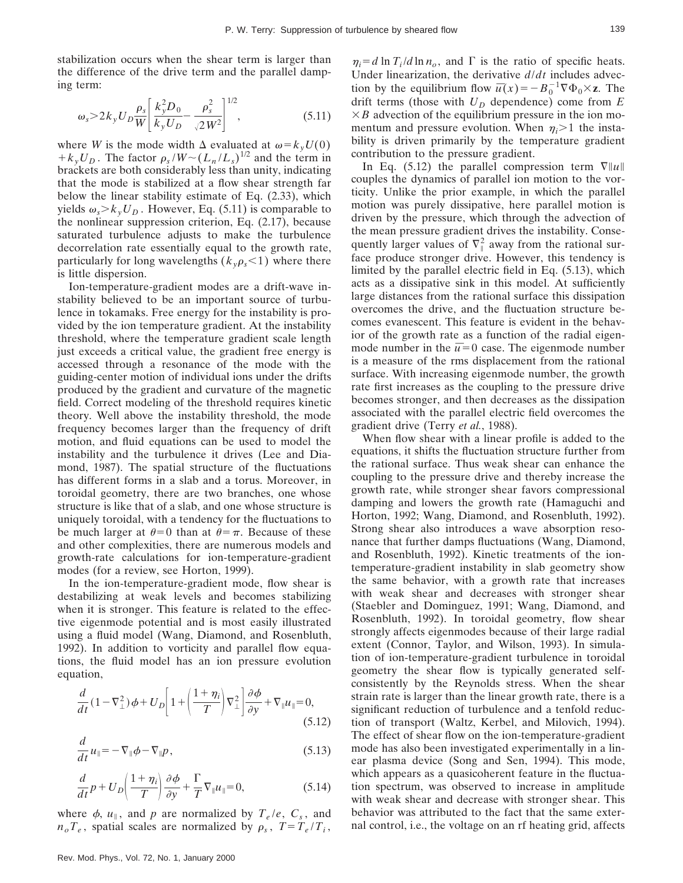stabilization occurs when the shear term is larger than the difference of the drive term and the parallel damping term:

$$\omega_s > 2k_y U_D \frac{\rho_s}{W}\left[\frac{k_y^2 D_0}{k_y U_D} - \frac{\rho_s^2}{\sqrt{2}W^2}\right]^{1/2}, \tag{5.11}$$

where $W$ is the mode width $\Delta$ evaluated at $\omega = k_y U(0) + k_y U_D$. The factor $\rho_s/W \sim (L_n/L_s)^{1/2}$ and the term in brackets are both considerably less than unity, indicating that the mode is stabilized at a flow shear strength far below the linear stability estimate of Eq. (2.33), which yields $\omega_s > k_y U_D$. However, Eq. (5.11) is comparable to the nonlinear suppression criterion, Eq. (2.17), because saturated turbulence adjusts to make the turbulence decorrelation rate essentially equal to the growth rate, particularly for long wavelengths ($k_y \rho_s < 1$) where there is little dispersion.

Ion-temperature-gradient modes are a drift-wave instability believed to be an important source of turbulence in tokamaks. Free energy for the instability is provided by the ion temperature gradient. At the instability threshold, where the temperature gradient scale length just exceeds a critical value, the gradient free energy is accessed through a resonance of the mode with the guiding-center motion of individual ions under the drifts produced by the gradient and curvature of the magnetic field. Correct modeling of the threshold requires kinetic theory. Well above the instability threshold, the mode frequency becomes larger than the frequency of drift motion, and fluid equations can be used to model the instability and the turbulence it drives (Lee and Diamond, 1987). The spatial structure of the fluctuations has different forms in a slab and a torus. Moreover, in toroidal geometry, there are two branches, one whose structure is like that of a slab, and one whose structure is uniquely toroidal, with a tendency for the fluctuations to be much larger at $\theta=0$ than at $\theta=\pi$. Because of these and other complexities, there are numerous models and growth-rate calculations for ion-temperature-gradient modes (for a review, see Horton, 1999).

In the ion-temperature-gradient mode, flow shear is destabilizing at weak levels and becomes stabilizing when it is stronger. This feature is related to the effective eigenmode potential and is most easily illustrated using a fluid model (Wang, Diamond, and Rosenbluth, 1992). In addition to vorticity and parallel flow equations, the fluid model has an ion pressure evolution equation,

$$\frac{d}{dt}(1-\nabla_\perp^2)\phi + U_D\left[1+\left(\frac{1+\eta_i}{T}\right)\nabla_\perp^2\right]\frac{\partial \phi}{\partial y} + \nabla_\parallel u_\parallel = 0, \tag{5.12}$$

$$\frac{d}{dt}u_\parallel = -\nabla_\parallel \phi - \nabla_\parallel p, \tag{5.13}$$

$$\frac{d}{dt}p + U_D\left(\frac{1+\eta_i}{T}\right)\frac{\partial \phi}{\partial y} + \frac{\Gamma}{T}\nabla_\parallel u_\parallel = 0, \tag{5.14}$$

where $\phi$, $u_\parallel$, and $p$ are normalized by $T_e/e$, $C_s$, and $n_o T_e$, spatial scales are normalized by $\rho_s$, $T=T_e/T_i$, $\eta_i = d\ln T_i/d\ln n_o$, and $\Gamma$ is the ratio of specific heats. Under linearization, the derivative $d/dt$ includes advection by the equilibrium flow $\bar{u}(x) = -B_0^{-1}\nabla\Phi_0 \times \mathbf{z}$. The drift terms (those with $U_D$ dependence) come from $E\times B$ advection of the equilibrium pressure in the ion momentum and pressure evolution. When $\eta_i > 1$ the instability is driven primarily by the temperature gradient contribution to the pressure gradient.

In Eq. (5.12) the parallel compression term $\nabla \| u \|$ couples the dynamics of parallel ion motion to the vorticity. Unlike the prior example, in which the parallel motion was purely dissipative, here parallel motion is driven by the pressure, which through the advection of the mean pressure gradient drives the instability. Consequently larger values of $\nabla_\parallel^2$ away from the rational surface produce stronger drive. However, this tendency is limited by the parallel electric field in Eq. (5.13), which acts as a dissipative sink in this model. At sufficiently large distances from the rational surface this dissipation overcomes the drive, and the fluctuation structure becomes evanescent. This feature is evident in the behavior of the growth rate as a function of the radial eigenmode number in the $\bar{u}=0$ case. The eigenmode number is a measure of the rms displacement from the rational surface. With increasing eigenmode number, the growth rate first increases as the coupling to the pressure drive becomes stronger, and then decreases as the dissipation associated with the parallel electric field overcomes the gradient drive (Terry *et al.*, 1988).

When flow shear with a linear profile is added to the equations, it shifts the fluctuation structure further from the rational surface. Thus weak shear can enhance the coupling to the pressure drive and thereby increase the growth rate, while stronger shear favors compressional damping and lowers the growth rate (Hamaguchi and Horton, 1992; Wang, Diamond, and Rosenbluth, 1992). Strong shear also introduces a wave absorption resonance that further damps fluctuations (Wang, Diamond, and Rosenbluth, 1992). Kinetic treatments of the ion-temperature-gradient instability in slab geometry show the same behavior, with a growth rate that increases with weak shear and decreases with stronger shear (Staebler and Dominguez, 1991; Wang, Diamond, and Rosenbluth, 1992). In toroidal geometry, flow shear strongly affects eigenmodes because of their large radial extent (Connor, Taylor, and Wilson, 1993). In simulation of ion-temperature-gradient turbulence in toroidal geometry the shear flow is typically generated self-consistently by the Reynolds stress. When the shear strain rate is larger than the linear growth rate, there is a significant reduction of turbulence and a tenfold reduction of transport (Waltz, Kerbel, and Milovich, 1994). The effect of shear flow on the ion-temperature-gradient mode has also been investigated experimentally in a linear plasma device (Song and Sen, 1994). This mode, which appears as a quasicoherent feature in the fluctuation spectrum, was observed to increase in amplitude with weak shear and decrease with stronger shear. This behavior was attributed to the fact that the same external control, i.e., the voltage on an rf heating grid, affects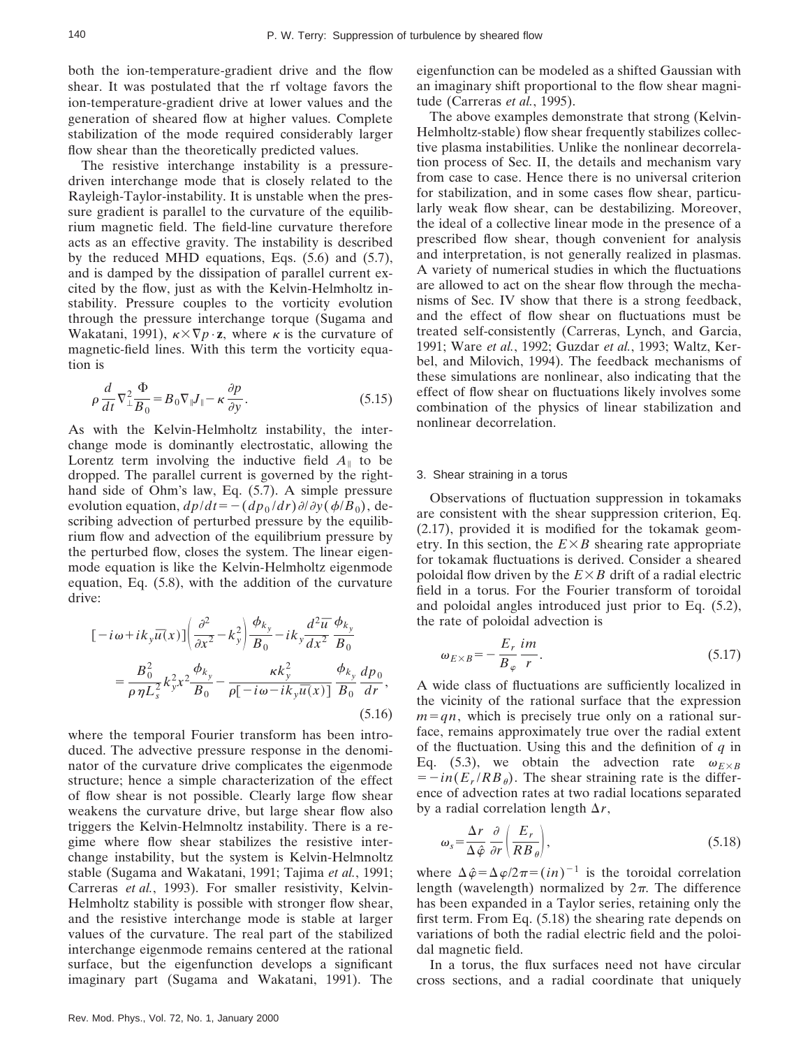both the ion-temperature-gradient drive and the flow shear. It was postulated that the rf voltage favors the ion-temperature-gradient drive at lower values and the generation of sheared flow at higher values. Complete stabilization of the mode required considerably larger flow shear than the theoretically predicted values.

The resistive interchange instability is a pressure-driven interchange mode that is closely related to the Rayleigh-Taylor-instability. It is unstable when the pressure gradient is parallel to the curvature of the equilibrium magnetic field. The field-line curvature therefore acts as an effective gravity. The instability is described by the reduced MHD equations, Eqs. (5.6) and (5.7), and is damped by the dissipation of parallel current excited by the flow, just as with the Kelvin-Helmholtz instability. Pressure couples to the vorticity evolution through the pressure interchange torque (Sugama and Wakatani, 1991), $\kappa\times\nabla p\cdot\mathbf{z}$, where $\kappa$ is the curvature of magnetic-field lines. With this term the vorticity equation is

$$\rho\frac{d}{dt}\nabla_{\perp}^{2}\frac{\Phi}{B_0}=B_0\nabla_{\parallel}J_{\parallel}-\kappa\frac{\partial p}{\partial y}. \tag{5.15}$$

As with the Kelvin-Helmholtz instability, the interchange mode is dominantly electrostatic, allowing the Lorentz term involving the inductive field $A_{\parallel}$ to be dropped. The parallel current is governed by the right-hand side of Ohm's law, Eq. (5.7). A simple pressure evolution equation, $dp/dt=-(dp_0/dr)\partial/\partial y(\phi/B_0)$, describing advection of perturbed pressure by the equilibrium flow and advection of the equilibrium pressure by the perturbed flow, closes the system. The linear eigenmode equation is like the Kelvin-Helmholtz eigenmode equation, Eq. (5.8), with the addition of the curvature drive:

$$[-i\omega+ik_y\bar{u}(x)]\left(\frac{\partial^2}{\partial x^2}-k_y^2\right)\frac{\phi_{k_y}}{B_0}-ik_y\frac{d^2\bar{u}}{dx^2}\frac{\phi_{k_y}}{B_0}$$
$$=\frac{B_0^2}{\rho\eta L_s^2}k_y^2x^2\frac{\phi_{k_y}}{B_0}-\frac{\kappa k_y^2}{\rho[-i\omega-ik_y\bar{u}(x)]}\frac{\phi_{k_y}}{B_0}\frac{dp_0}{dr}, \tag{5.16}$$

where the temporal Fourier transform has been introduced. The advective pressure response in the denominator of the curvature drive complicates the eigenmode structure; hence a simple characterization of the effect of flow shear is not possible. Clearly large flow shear weakens the curvature drive, but large shear flow also triggers the Kelvin-Helmnoltz instability. There is a regime where flow shear stabilizes the resistive interchange instability, but the system is Kelvin-Helmnoltz stable (Sugama and Wakatani, 1991; Tajima *et al.*, 1991; Carreras *et al.*, 1993). For smaller resistivity, Kelvin-Helmholtz stability is possible with stronger flow shear, and the resistive interchange mode is stable at larger values of the curvature. The real part of the stabilized interchange eigenmode remains centered at the rational surface, but the eigenfunction develops a significant imaginary part (Sugama and Wakatani, 1991). The eigenfunction can be modeled as a shifted Gaussian with an imaginary shift proportional to the flow shear magnitude (Carreras *et al.*, 1995).

The above examples demonstrate that strong (Kelvin-Helmholtz-stable) flow shear frequently stabilizes collective plasma instabilities. Unlike the nonlinear decorrelation process of Sec. II, the details and mechanism vary from case to case. Hence there is no universal criterion for stabilization, and in some cases flow shear, particularly weak flow shear, can be destabilizing. Moreover, the ideal of a collective linear mode in the presence of a prescribed flow shear, though convenient for analysis and interpretation, is not generally realized in plasmas. A variety of numerical studies in which the fluctuations are allowed to act on the shear flow through the mechanisms of Sec. IV show that there is a strong feedback, and the effect of flow shear on fluctuations must be treated self-consistently (Carreras, Lynch, and Garcia, 1991; Ware *et al.*, 1992; Guzdar *et al.*, 1993; Waltz, Kerbel, and Milovich, 1994). The feedback mechanisms of these simulations are nonlinear, also indicating that the effect of flow shear on fluctuations likely involves some combination of the physics of linear stabilization and nonlinear decorrelation.

### 3. Shear straining in a torus

Observations of fluctuation suppression in tokamaks are consistent with the shear suppression criterion, Eq. (2.17), provided it is modified for the tokamak geometry. In this section, the $E\times B$ shearing rate appropriate for tokamak fluctuations is derived. Consider a sheared poloidal flow driven by the $E\times B$ drift of a radial electric field in a torus. For the Fourier transform of toroidal and poloidal angles introduced just prior to Eq. (5.2), the rate of poloidal advection is

$$\omega_{E\times B}=-\frac{E_r}{B_\varphi}\frac{im}{r}. \tag{5.17}$$

A wide class of fluctuations are sufficiently localized in the vicinity of the rational surface that the expression $m=qn$, which is precisely true only on a rational surface, remains approximately true over the radial extent of the fluctuation. Using this and the definition of $q$ in Eq. (5.3), we obtain the advection rate $\omega_{E\times B}=-in(E_r/RB_\theta)$. The shear straining rate is the difference of advection rates at two radial locations separated by a radial correlation length $\Delta r$,

$$\omega_s=\frac{\Delta r}{\Delta\hat{\varphi}}\frac{\partial}{\partial r}\left(\frac{E_r}{RB_\theta}\right), \tag{5.18}$$

where $\Delta\hat{\varphi}=\Delta\varphi/2\pi=(in)^{-1}$ is the toroidal correlation length (wavelength) normalized by $2\pi$. The difference has been expanded in a Taylor series, retaining only the first term. From Eq. (5.18) the shearing rate depends on variations of both the radial electric field and the poloidal magnetic field.

In a torus, the flux surfaces need not have circular cross sections, and a radial coordinate that uniquely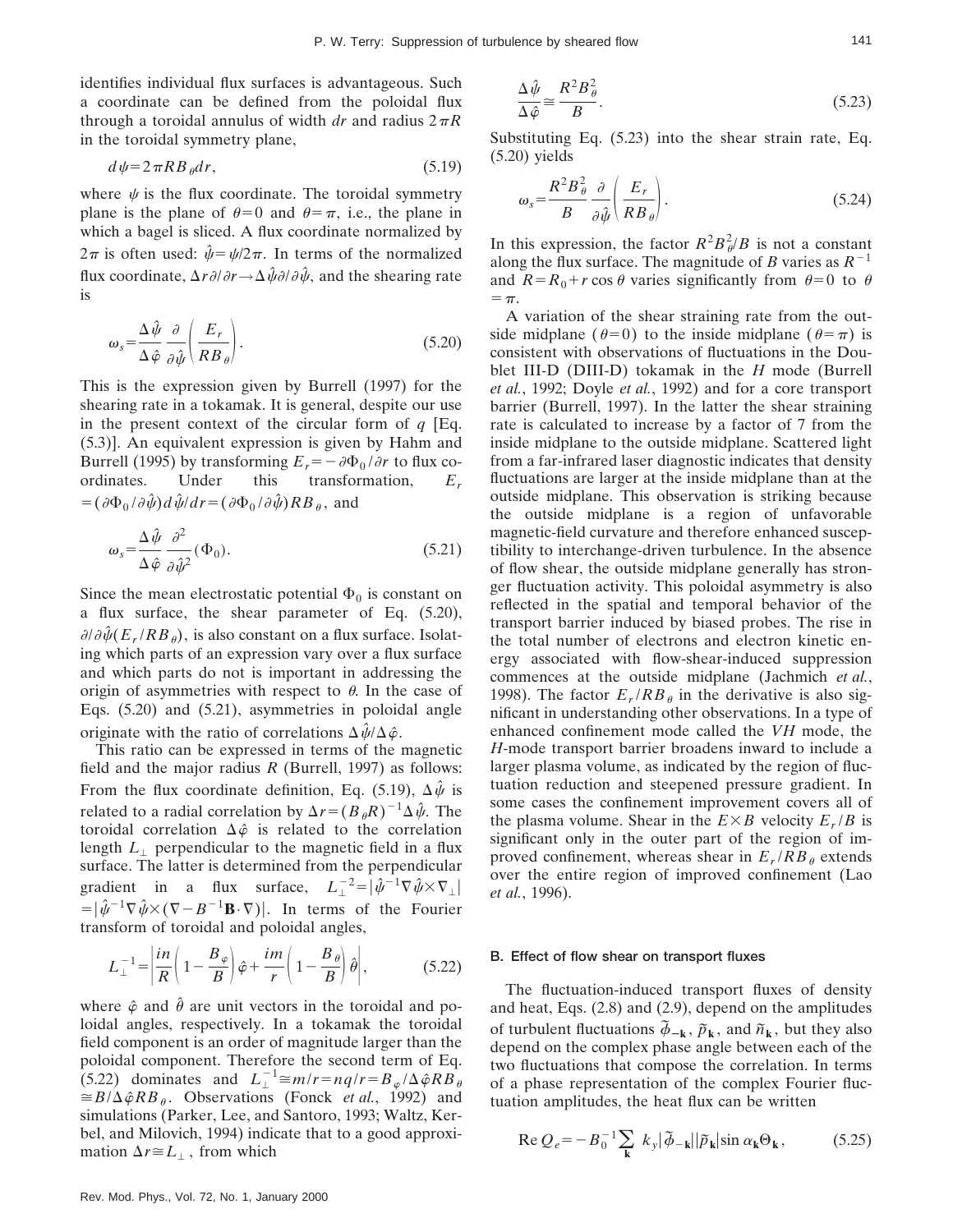identifies individual flux surfaces is advantageous. Such a coordinate can be defined from the poloidal flux through a toroidal annulus of width $dr$ and radius $2\pi R$ in the toroidal symmetry plane,

$$d\psi = 2\pi R B_\theta dr, \tag{5.19}$$

where $\psi$ is the flux coordinate. The toroidal symmetry plane is the plane of $\theta=0$ and $\theta=\pi$, i.e., the plane in which a bagel is sliced. A flux coordinate normalized by $2\pi$ is often used: $\hat{\psi}=\psi/2\pi$. In terms of the normalized flux coordinate, $\Delta r \partial/\partial r \rightarrow \Delta\hat{\psi}\partial/\partial\hat{\psi}$, and the shearing rate is

$$\omega_s = \frac{\Delta\hat{\psi}}{\Delta\hat{\varphi}} \frac{\partial}{\partial\hat{\psi}}\left(\frac{E_r}{RB_\theta}\right). \tag{5.20}$$

This is the expression given by Burrell (1997) for the shearing rate in a tokamak. It is general, despite our use in the present context of the circular form of $q$ [Eq. (5.3)]. An equivalent expression is given by Hahm and Burrell (1995) by transforming $E_r = -\partial\Phi_0/\partial r$ to flux coordinates. Under this transformation, $E_r = (\partial\Phi_0/\partial\hat{\psi}) d\hat{\psi}/dr = (\partial\Phi_0/\partial\hat{\psi}) RB_\theta$, and

$$\omega_s = \frac{\Delta\hat{\psi}}{\Delta\hat{\varphi}} \frac{\partial^2}{\partial\hat{\psi}^2}(\Phi_0). \tag{5.21}$$

Since the mean electrostatic potential $\Phi_0$ is constant on a flux surface, the shear parameter of Eq. (5.20), $\partial/\partial\hat{\psi}(E_r/RB_\theta)$, is also constant on a flux surface. Isolating which parts of an expression vary over a flux surface and which parts do not is important in addressing the origin of asymmetries with respect to $\theta$. In the case of Eqs. (5.20) and (5.21), asymmetries in poloidal angle originate with the ratio of correlations $\Delta\hat{\psi}/\Delta\hat{\varphi}$.

This ratio can be expressed in terms of the magnetic field and the major radius $R$ (Burrell, 1997) as follows: From the flux coordinate definition, Eq. (5.19), $\Delta\hat{\psi}$ is related to a radial correlation by $\Delta r = (B_\theta R)^{-1}\Delta\hat{\psi}$. The toroidal correlation $\Delta\hat{\varphi}$ is related to the correlation length $L_\perp$ perpendicular to the magnetic field in a flux surface. The latter is determined from the perpendicular gradient in a flux surface, $L_\perp^{-2} = |\hat{\psi}^{-1}\nabla\hat{\psi}\times\nabla_\perp| = |\hat{\psi}^{-1}\nabla\hat{\psi}\times(\nabla - B^{-1}\mathbf{B}\cdot\nabla)|$. In terms of the Fourier transform of toroidal and poloidal angles,

$$L_\perp^{-1} = \left|\frac{in}{R}\left(1-\frac{B_\varphi}{B}\right)\hat{\varphi} + \frac{im}{r}\left(1-\frac{B_\theta}{B}\right)\hat{\theta}\right|, \tag{5.22}$$

where $\hat{\varphi}$ and $\hat{\theta}$ are unit vectors in the toroidal and poloidal angles, respectively. In a tokamak the toroidal field component is an order of magnitude larger than the poloidal component. Therefore the second term of Eq. (5.22) dominates and $L_\perp^{-1} \cong m/r = nq/r = B_\varphi/\Delta\hat{\varphi}RB_\theta \cong B/\Delta\hat{\varphi}RB_\theta$. Observations (Fonck *et al.*, 1992) and simulations (Parker, Lee, and Santoro, 1993; Waltz, Kerbel, and Milovich, 1994) indicate that to a good approximation $\Delta r \cong L_\perp$, from which

$$\frac{\Delta\hat{\psi}}{\Delta\hat{\varphi}} \cong \frac{R^2 B_\theta^2}{B}. \tag{5.23}$$

Substituting Eq. (5.23) into the shear strain rate, Eq. (5.20) yields

$$\omega_s = \frac{R^2 B_\theta^2}{B} \frac{\partial}{\partial\hat{\psi}}\left(\frac{E_r}{RB_\theta}\right). \tag{5.24}$$

In this expression, the factor $R^2B_\theta^2/B$ is not a constant along the flux surface. The magnitude of $B$ varies as $R^{-1}$ and $R=R_0 + r\cos\theta$ varies significantly from $\theta=0$ to $\theta=\pi$.

A variation of the shear straining rate from the outside midplane ($\theta=0$) to the inside midplane ($\theta=\pi$) is consistent with observations of fluctuations in the Doublet III-D (DIII-D) tokamak in the *H* mode (Burrell *et al.*, 1992; Doyle *et al.*, 1992) and for a core transport barrier (Burrell, 1997). In the latter the shear straining rate is calculated to increase by a factor of 7 from the inside midplane to the outside midplane. Scattered light from a far-infrared laser diagnostic indicates that density fluctuations are larger at the inside midplane than at the outside midplane. This observation is striking because the outside midplane is a region of unfavorable magnetic-field curvature and therefore enhanced susceptibility to interchange-driven turbulence. In the absence of flow shear, the outside midplane generally has stronger fluctuation activity. This poloidal asymmetry is also reflected in the spatial and temporal behavior of the transport barrier induced by biased probes. The rise in the total number of electrons and electron kinetic energy associated with flow-shear-induced suppression commences at the outside midplane (Jachmich *et al.*, 1998). The factor $E_r/RB_\theta$ in the derivative is also significant in understanding other observations. In a type of enhanced confinement mode called the *VH* mode, the *H*-mode transport barrier broadens inward to include a larger plasma volume, as indicated by the region of fluctuation reduction and steepened pressure gradient. In some cases the confinement improvement covers all of the plasma volume. Shear in the $E\times B$ velocity $E_r/B$ is significant only in the outer part of the region of improved confinement, whereas shear in $E_r/RB_\theta$ extends over the entire region of improved confinement (Lao *et al.*, 1996).

### B. Effect of flow shear on transport fluxes

The fluctuation-induced transport fluxes of density and heat, Eqs. (2.8) and (2.9), depend on the amplitudes of turbulent fluctuations $\tilde{\phi}_{-\mathbf{k}}$, $\tilde{p}_{\mathbf{k}}$, and $\tilde{n}_{\mathbf{k}}$, but they also depend on the complex phase angle between each of the two fluctuations that compose the correlation. In terms of a phase representation of the complex Fourier fluctuation amplitudes, the heat flux can be written

$$\mathrm{Re}\, Q_e = -B_0^{-1}\sum_{\mathbf{k}} k_y |\tilde{\phi}_{-\mathbf{k}}||\tilde{p}_{\mathbf{k}}| \sin\alpha_{\mathbf{k}}\Theta_{\mathbf{k}}, \tag{5.25}$$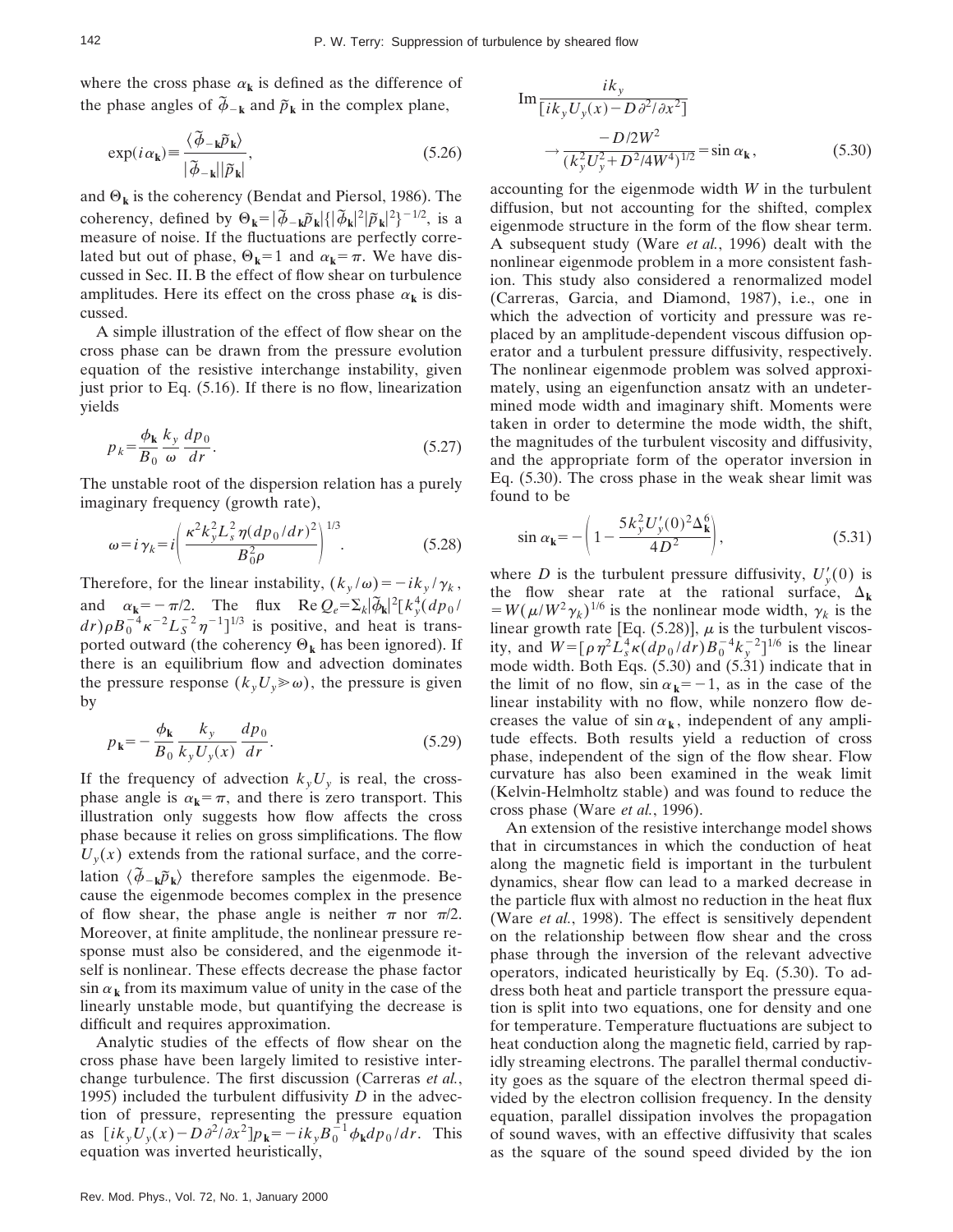where the cross phase $\alpha_{\mathbf{k}}$ is defined as the difference of the phase angles of $\tilde{\phi}_{-\mathbf{k}}$ and $\tilde{p}_{\mathbf{k}}$ in the complex plane,

$$\exp(i\alpha_{\mathbf{k}}) \equiv \frac{\langle \tilde{\phi}_{-\mathbf{k}} \tilde{p}_{\mathbf{k}} \rangle}{|\tilde{\phi}_{-\mathbf{k}}||\tilde{p}_{\mathbf{k}}|}, \tag{5.26}$$

and $\Theta_{\mathbf{k}}$ is the coherency (Bendat and Piersol, 1986). The coherency, defined by $\Theta_{\mathbf{k}} = |\tilde{\phi}_{-\mathbf{k}} \tilde{p}_{\mathbf{k}}| \{|\tilde{\phi}_{\mathbf{k}}|^2 |\tilde{p}_{\mathbf{k}}|^2\}^{-1/2}$, is a measure of noise. If the fluctuations are perfectly correlated but out of phase, $\Theta_{\mathbf{k}} = 1$ and $\alpha_{\mathbf{k}} = \pi$. We have discussed in Sec. II. B the effect of flow shear on turbulence amplitudes. Here its effect on the cross phase $\alpha_{\mathbf{k}}$ is discussed.

A simple illustration of the effect of flow shear on the cross phase can be drawn from the pressure evolution equation of the resistive interchange instability, given just prior to Eq. (5.16). If there is no flow, linearization yields

$$p_k = \frac{\phi_{\mathbf{k}}}{B_0} \frac{k_y}{\omega} \frac{dp_0}{dr}. \tag{5.27}$$

The unstable root of the dispersion relation has a purely imaginary frequency (growth rate),

$$\omega = i\gamma_k = i\left( \frac{\kappa^2 k_y^2 L_s^2 \eta (dp_0/dr)^2}{B_0^2 \rho} \right)^{1/3}. \tag{5.28}$$

Therefore, for the linear instability, $(k_y/\omega) = -ik_y/\gamma_k$, and $\alpha_{\mathbf{k}} = -\pi/2$. The flux $\mathrm{Re}\, Q_e = \Sigma_k |\tilde{\phi}_{\mathbf{k}}|^2 [k_y^4 (dp_0/dr)\rho B_0^{-4} \kappa^{-2} L_S^{-2} \eta^{-1}]^{1/3}$ is positive, and heat is transported outward (the coherency $\Theta_{\mathbf{k}}$ has been ignored). If there is an equilibrium flow and advection dominates the pressure response $(k_y U_y \gg \omega)$, the pressure is given by

$$p_{\mathbf{k}} = -\frac{\phi_{\mathbf{k}}}{B_0} \frac{k_y}{k_y U_y(x)} \frac{dp_0}{dr}. \tag{5.29}$$

If the frequency of advection $k_y U_y$ is real, the cross-phase angle is $\alpha_{\mathbf{k}} = \pi$, and there is zero transport. This illustration only suggests how flow affects the cross phase because it relies on gross simplifications. The flow $U_y(x)$ extends from the rational surface, and the correlation $\langle \tilde{\phi}_{-\mathbf{k}} \tilde{p}_{\mathbf{k}} \rangle$ therefore samples the eigenmode. Because the eigenmode becomes complex in the presence of flow shear, the phase angle is neither $\pi$ nor $\pi/2$. Moreover, at finite amplitude, the nonlinear pressure response must also be considered, and the eigenmode itself is nonlinear. These effects decrease the phase factor $\sin \alpha_{\mathbf{k}}$ from its maximum value of unity in the case of the linearly unstable mode, but quantifying the decrease is difficult and requires approximation.

Analytic studies of the effects of flow shear on the cross phase have been largely limited to resistive interchange turbulence. The first discussion (Carreras *et al.*, 1995) included the turbulent diffusivity $D$ in the advection of pressure, representing the pressure equation as $[ik_y U_y(x) - D\partial^2/\partial x^2] p_{\mathbf{k}} = -ik_y B_0^{-1} \phi_{\mathbf{k}} dp_0/dr$. This equation was inverted heuristically,

$$\mathrm{Im} \frac{ik_y}{[ik_y U_y(x) - D\partial^2/\partial x^2]} \rightarrow \frac{-D/2W^2}{(k_y^2 U_y^2 + D^2/4W^4)^{1/2}} = \sin \alpha_{\mathbf{k}}, \tag{5.30}$$

accounting for the eigenmode width $W$ in the turbulent diffusion, but not accounting for the shifted, complex eigenmode structure in the form of the flow shear term. A subsequent study (Ware *et al.*, 1996) dealt with the nonlinear eigenmode problem in a more consistent fashion. This study also considered a renormalized model (Carreras, Garcia, and Diamond, 1987), i.e., one in which the advection of vorticity and pressure was replaced by an amplitude-dependent viscous diffusion operator and a turbulent pressure diffusivity, respectively. The nonlinear eigenmode problem was solved approximately, using an eigenfunction ansatz with an undetermined mode width and imaginary shift. Moments were taken in order to determine the mode width, the shift, the magnitudes of the turbulent viscosity and diffusivity, and the appropriate form of the operator inversion in Eq. (5.30). The cross phase in the weak shear limit was found to be

$$\sin \alpha_{\mathbf{k}} = -\left( 1 - \frac{5k_y^2 U_y'(0)^2 \Delta_{\mathbf{k}}^6}{4D^2} \right), \tag{5.31}$$

where $D$ is the turbulent pressure diffusivity, $U_y'(0)$ is the flow shear rate at the rational surface, $\Delta_{\mathbf{k}} = W(\mu/W^2\gamma_k)^{1/6}$ is the nonlinear mode width, $\gamma_k$ is the linear growth rate [Eq. (5.28)], $\mu$ is the turbulent viscosity, and $W = [\rho \eta^2 L_s^4 \kappa (dp_0/dr) B_0^{-4} k_y^{-2}]^{1/6}$ is the linear mode width. Both Eqs. (5.30) and (5.31) indicate that in the limit of no flow, $\sin \alpha_{\mathbf{k}} = -1$, as in the case of the linear instability with no flow, while nonzero flow decreases the value of $\sin \alpha_{\mathbf{k}}$, independent of any amplitude effects. Both results yield a reduction of cross phase, independent of the sign of the flow shear. Flow curvature has also been examined in the weak limit (Kelvin-Helmholtz stable) and was found to reduce the cross phase (Ware *et al.*, 1996).

An extension of the resistive interchange model shows that in circumstances in which the conduction of heat along the magnetic field is important in the turbulent dynamics, shear flow can lead to a marked decrease in the particle flux with almost no reduction in the heat flux (Ware *et al.*, 1998). The effect is sensitively dependent on the relationship between flow shear and the cross phase through the inversion of the relevant advective operators, indicated heuristically by Eq. (5.30). To address both heat and particle transport the pressure equation is split into two equations, one for density and one for temperature. Temperature fluctuations are subject to heat conduction along the magnetic field, carried by rapidly streaming electrons. The parallel thermal conductivity goes as the square of the electron thermal speed divided by the electron collision frequency. In the density equation, parallel dissipation involves the propagation of sound waves, with an effective diffusivity that scales as the square of the sound speed divided by the ion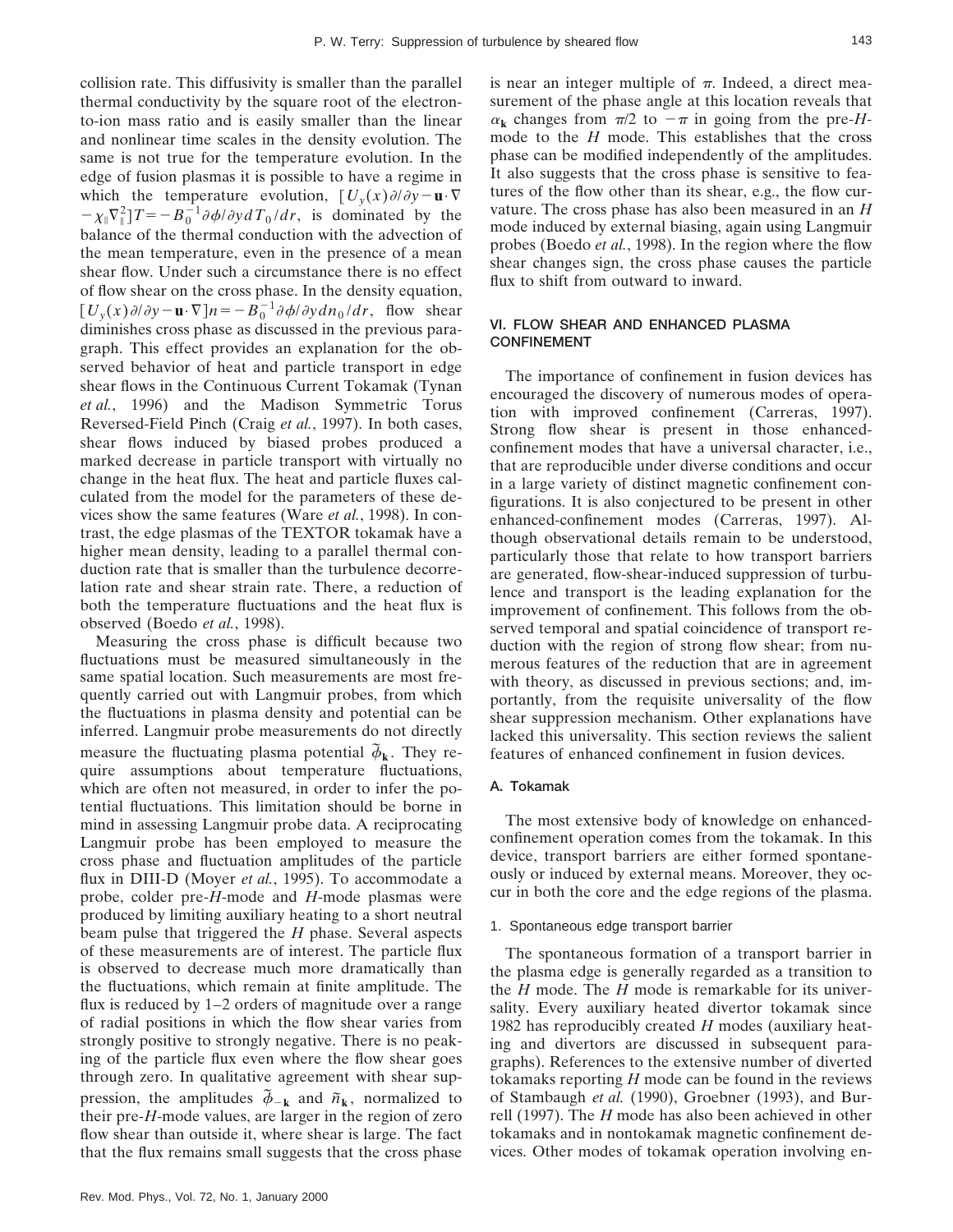collision rate. This diffusivity is smaller than the parallel thermal conductivity by the square root of the electron-to-ion mass ratio and is easily smaller than the linear and nonlinear time scales in the density evolution. The same is not true for the temperature evolution. In the edge of fusion plasmas it is possible to have a regime in which the temperature evolution, $[U_y(x)\partial/\partial y - \mathbf{u}\cdot\nabla - \chi_{\|}\nabla_{\|}^2]T = -B_0^{-1}\partial\phi/\partial y dT_0/dr$, is dominated by the balance of the thermal conduction with the advection of the mean temperature, even in the presence of a mean shear flow. Under such a circumstance there is no effect of flow shear on the cross phase. In the density equation, $[U_y(x)\partial/\partial y - \mathbf{u}\cdot\nabla]n = -B_0^{-1}\partial\phi/\partial y dn_0/dr$, flow shear diminishes cross phase as discussed in the previous paragraph. This effect provides an explanation for the observed behavior of heat and particle transport in edge shear flows in the Continuous Current Tokamak (Tynan *et al.*, 1996) and the Madison Symmetric Torus Reversed-Field Pinch (Craig *et al.*, 1997). In both cases, shear flows induced by biased probes produced a marked decrease in particle transport with virtually no change in the heat flux. The heat and particle fluxes calculated from the model for the parameters of these devices show the same features (Ware *et al.*, 1998). In contrast, the edge plasmas of the TEXTOR tokamak have a higher mean density, leading to a parallel thermal conduction rate that is smaller than the turbulence decorrelation rate and shear strain rate. There, a reduction of both the temperature fluctuations and the heat flux is observed (Boedo *et al.*, 1998).

Measuring the cross phase is difficult because two fluctuations must be measured simultaneously in the same spatial location. Such measurements are most frequently carried out with Langmuir probes, from which the fluctuations in plasma density and potential can be inferred. Langmuir probe measurements do not directly measure the fluctuating plasma potential $\tilde{\phi}_{\mathbf{k}}$. They require assumptions about temperature fluctuations, which are often not measured, in order to infer the potential fluctuations. This limitation should be borne in mind in assessing Langmuir probe data. A reciprocating Langmuir probe has been employed to measure the cross phase and fluctuation amplitudes of the particle flux in DIII-D (Moyer *et al.*, 1995). To accommodate a probe, colder pre-*H*-mode and *H*-mode plasmas were produced by limiting auxiliary heating to a short neutral beam pulse that triggered the *H* phase. Several aspects of these measurements are of interest. The particle flux is observed to decrease much more dramatically than the fluctuations, which remain at finite amplitude. The flux is reduced by 1–2 orders of magnitude over a range of radial positions in which the flow shear varies from strongly positive to strongly negative. There is no peaking of the particle flux even where the flow shear goes through zero. In qualitative agreement with shear suppression, the amplitudes $\tilde{\phi}_{-\mathbf{k}}$ and $\tilde{n}_{\mathbf{k}}$, normalized to their pre-*H*-mode values, are larger in the region of zero flow shear than outside it, where shear is large. The fact that the flux remains small suggests that the cross phase is near an integer multiple of $\pi$. Indeed, a direct measurement of the phase angle at this location reveals that $\alpha_{\mathbf{k}}$ changes from $\pi/2$ to $-\pi$ in going from the pre-*H*-mode to the *H* mode. This establishes that the cross phase can be modified independently of the amplitudes. It also suggests that the cross phase is sensitive to features of the flow other than its shear, e.g., the flow curvature. The cross phase has also been measured in an *H* mode induced by external biasing, again using Langmuir probes (Boedo *et al.*, 1998). In the region where the flow shear changes sign, the cross phase causes the particle flux to shift from outward to inward.

## VI. FLOW SHEAR AND ENHANCED PLASMA CONFINEMENT

The importance of confinement in fusion devices has encouraged the discovery of numerous modes of operation with improved confinement (Carreras, 1997). Strong flow shear is present in those enhanced-confinement modes that have a universal character, i.e., that are reproducible under diverse conditions and occur in a large variety of distinct magnetic confinement configurations. It is also conjectured to be present in other enhanced-confinement modes (Carreras, 1997). Although observational details remain to be understood, particularly those that relate to how transport barriers are generated, flow-shear-induced suppression of turbulence and transport is the leading explanation for the improvement of confinement. This follows from the observed temporal and spatial coincidence of transport reduction with the region of strong flow shear; from numerous features of the reduction that are in agreement with theory, as discussed in previous sections; and, importantly, from the requisite universality of the flow shear suppression mechanism. Other explanations have lacked this universality. This section reviews the salient features of enhanced confinement in fusion devices.

### A. Tokamak

The most extensive body of knowledge on enhanced-confinement operation comes from the tokamak. In this device, transport barriers are either formed spontaneously or induced by external means. Moreover, they occur in both the core and the edge regions of the plasma.

#### 1. Spontaneous edge transport barrier

The spontaneous formation of a transport barrier in the plasma edge is generally regarded as a transition to the *H* mode. The *H* mode is remarkable for its universality. Every auxiliary heated divertor tokamak since 1982 has reproducibly created *H* modes (auxiliary heating and divertors are discussed in subsequent paragraphs). References to the extensive number of diverted tokamaks reporting *H* mode can be found in the reviews of Stambaugh *et al.* (1990), Groebner (1993), and Burrell (1997). The *H* mode has also been achieved in other tokamaks and in nontokamak magnetic confinement devices. Other modes of tokamak operation involving en-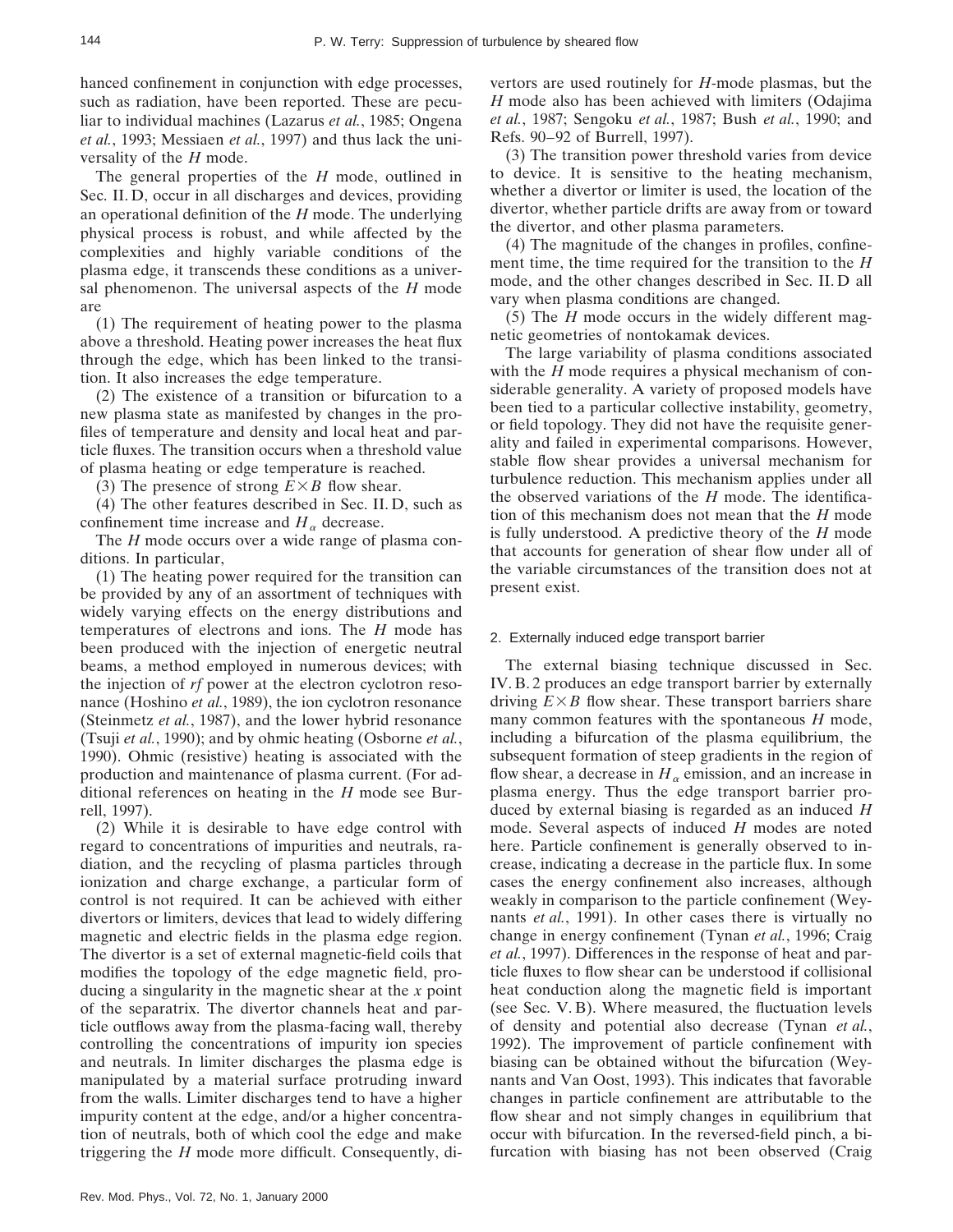hanced confinement in conjunction with edge processes, such as radiation, have been reported. These are peculiar to individual machines (Lazarus *et al.*, 1985; Ongena *et al.*, 1993; Messiaen *et al.*, 1997) and thus lack the universality of the *H* mode.

The general properties of the *H* mode, outlined in Sec. II. D, occur in all discharges and devices, providing an operational definition of the *H* mode. The underlying physical process is robust, and while affected by the complexities and highly variable conditions of the plasma edge, it transcends these conditions as a universal phenomenon. The universal aspects of the *H* mode are

(1) The requirement of heating power to the plasma above a threshold. Heating power increases the heat flux through the edge, which has been linked to the transition. It also increases the edge temperature.

(2) The existence of a transition or bifurcation to a new plasma state as manifested by changes in the profiles of temperature and density and local heat and particle fluxes. The transition occurs when a threshold value of plasma heating or edge temperature is reached.

(3) The presence of strong $E\times B$ flow shear.

(4) The other features described in Sec. II. D, such as confinement time increase and $H_\alpha$ decrease.

The *H* mode occurs over a wide range of plasma conditions. In particular,

(1) The heating power required for the transition can be provided by any of an assortment of techniques with widely varying effects on the energy distributions and temperatures of electrons and ions. The *H* mode has been produced with the injection of energetic neutral beams, a method employed in numerous devices; with the injection of *rf* power at the electron cyclotron resonance (Hoshino *et al.*, 1989), the ion cyclotron resonance (Steinmetz *et al.*, 1987), and the lower hybrid resonance (Tsuji *et al.*, 1990); and by ohmic heating (Osborne *et al.*, 1990). Ohmic (resistive) heating is associated with the production and maintenance of plasma current. (For additional references on heating in the *H* mode see Burrell, 1997).

(2) While it is desirable to have edge control with regard to concentrations of impurities and neutrals, radiation, and the recycling of plasma particles through ionization and charge exchange, a particular form of control is not required. It can be achieved with either divertors or limiters, devices that lead to widely differing magnetic and electric fields in the plasma edge region. The divertor is a set of external magnetic-field coils that modifies the topology of the edge magnetic field, producing a singularity in the magnetic shear at the *x* point of the separatrix. The divertor channels heat and particle outflows away from the plasma-facing wall, thereby controlling the concentrations of impurity ion species and neutrals. In limiter discharges the plasma edge is manipulated by a material surface protruding inward from the walls. Limiter discharges tend to have a higher impurity content at the edge, and/or a higher concentration of neutrals, both of which cool the edge and make triggering the *H* mode more difficult. Consequently, divertors are used routinely for *H*-mode plasmas, but the *H* mode also has been achieved with limiters (Odajima *et al.*, 1987; Sengoku *et al.*, 1987; Bush *et al.*, 1990; and Refs. 90–92 of Burrell, 1997).

(3) The transition power threshold varies from device to device. It is sensitive to the heating mechanism, whether a divertor or limiter is used, the location of the divertor, whether particle drifts are away from or toward the divertor, and other plasma parameters.

(4) The magnitude of the changes in profiles, confinement time, the time required for the transition to the *H* mode, and the other changes described in Sec. II. D all vary when plasma conditions are changed.

(5) The *H* mode occurs in the widely different magnetic geometries of nontokamak devices.

The large variability of plasma conditions associated with the *H* mode requires a physical mechanism of considerable generality. A variety of proposed models have been tied to a particular collective instability, geometry, or field topology. They did not have the requisite generality and failed in experimental comparisons. However, stable flow shear provides a universal mechanism for turbulence reduction. This mechanism applies under all the observed variations of the *H* mode. The identification of this mechanism does not mean that the *H* mode is fully understood. A predictive theory of the *H* mode that accounts for generation of shear flow under all of the variable circumstances of the transition does not at present exist.

### 2. Externally induced edge transport barrier

The external biasing technique discussed in Sec. IV. B. 2 produces an edge transport barrier by externally driving $E\times B$ flow shear. These transport barriers share many common features with the spontaneous *H* mode, including a bifurcation of the plasma equilibrium, the subsequent formation of steep gradients in the region of flow shear, a decrease in $H_\alpha$ emission, and an increase in plasma energy. Thus the edge transport barrier produced by external biasing is regarded as an induced *H* mode. Several aspects of induced *H* modes are noted here. Particle confinement is generally observed to increase, indicating a decrease in the particle flux. In some cases the energy confinement also increases, although weakly in comparison to the particle confinement (Weynants *et al.*, 1991). In other cases there is virtually no change in energy confinement (Tynan *et al.*, 1996; Craig *et al.*, 1997). Differences in the response of heat and particle fluxes to flow shear can be understood if collisional heat conduction along the magnetic field is important (see Sec. V. B). Where measured, the fluctuation levels of density and potential also decrease (Tynan *et al.*, 1992). The improvement of particle confinement with biasing can be obtained without the bifurcation (Weynants and Van Oost, 1993). This indicates that favorable changes in particle confinement are attributable to the flow shear and not simply changes in equilibrium that occur with bifurcation. In the reversed-field pinch, a bifurcation with biasing has not been observed (Craig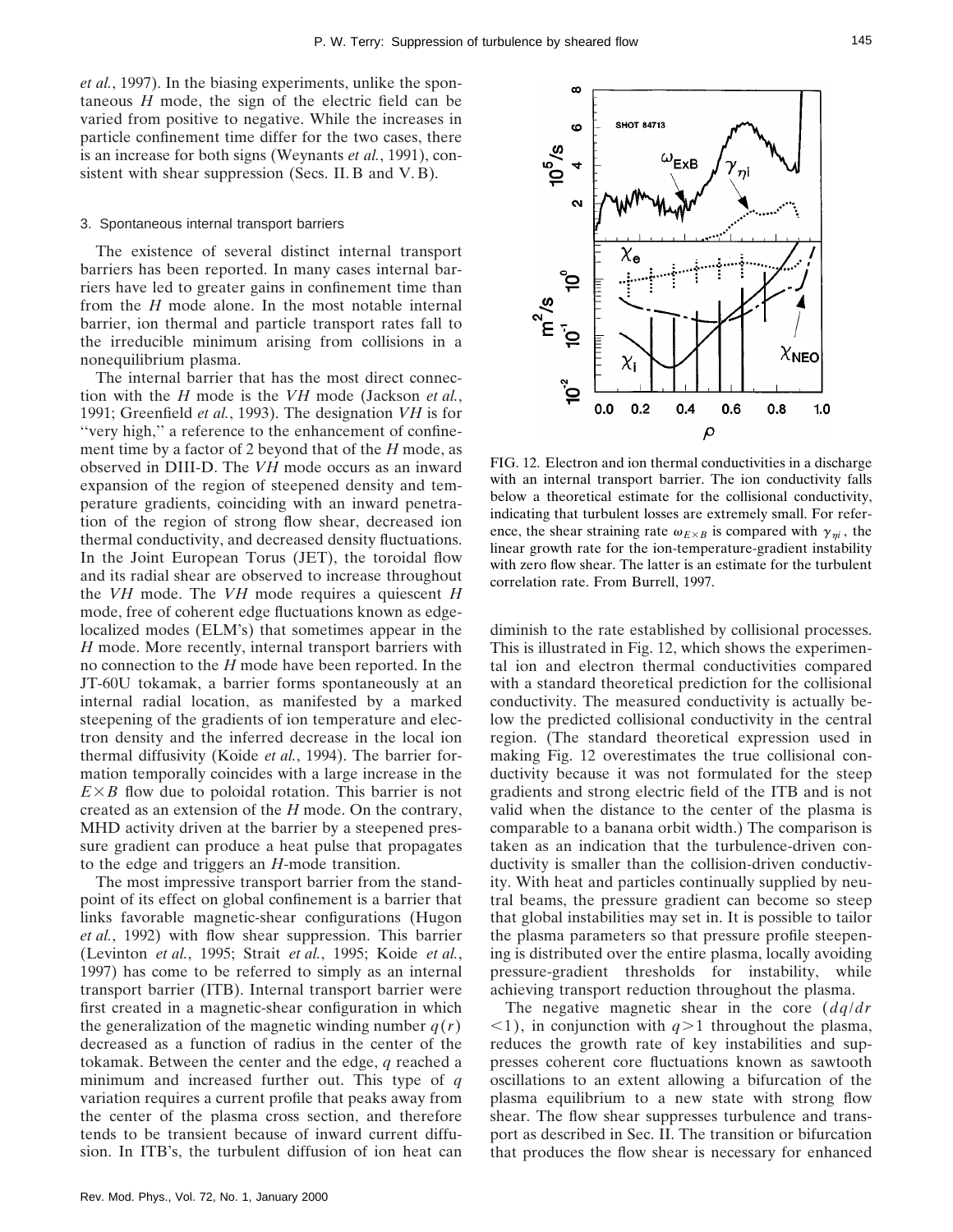*et al.*, 1997). In the biasing experiments, unlike the spontaneous $H$ mode, the sign of the electric field can be varied from positive to negative. While the increases in particle confinement time differ for the two cases, there is an increase for both signs (Weynants *et al.*, 1991), consistent with shear suppression (Secs. II. B and V. B).

### 3. Spontaneous internal transport barriers

The existence of several distinct internal transport barriers has been reported. In many cases internal barriers have led to greater gains in confinement time than from the $H$ mode alone. In the most notable internal barrier, ion thermal and particle transport rates fall to the irreducible minimum arising from collisions in a nonequilibrium plasma.

The internal barrier that has the most direct connection with the $H$ mode is the $VH$ mode (Jackson *et al.*, 1991; Greenfield *et al.*, 1993). The designation $VH$ is for "very high," a reference to the enhancement of confinement time by a factor of 2 beyond that of the $H$ mode, as observed in DIII-D. The $VH$ mode occurs as an inward expansion of the region of steepened density and temperature gradients, coinciding with an inward penetration of the region of strong flow shear, decreased ion thermal conductivity, and decreased density fluctuations. In the Joint European Torus (JET), the toroidal flow and its radial shear are observed to increase throughout the $VH$ mode. The $VH$ mode requires a quiescent $H$ mode, free of coherent edge fluctuations known as edge-localized modes (ELM's) that sometimes appear in the $H$ mode. More recently, internal transport barriers with no connection to the $H$ mode have been reported. In the JT-60U tokamak, a barrier forms spontaneously at an internal radial location, as manifested by a marked steepening of the gradients of ion temperature and electron density and the inferred decrease in the local ion thermal diffusivity (Koide *et al.*, 1994). The barrier formation temporally coincides with a large increase in the $E\times B$ flow due to poloidal rotation. This barrier is not created as an extension of the $H$ mode. On the contrary, MHD activity driven at the barrier by a steepened pressure gradient can produce a heat pulse that propagates to the edge and triggers an $H$-mode transition.

The most impressive transport barrier from the standpoint of its effect on global confinement is a barrier that links favorable magnetic-shear configurations (Hugon *et al.*, 1992) with flow shear suppression. This barrier (Levinton *et al.*, 1995; Strait *et al.*, 1995; Koide *et al.*, 1997) has come to be referred to simply as an internal transport barrier (ITB). Internal transport barrier were first created in a magnetic-shear configuration in which the generalization of the magnetic winding number $q(r)$ decreased as a function of radius in the center of the tokamak. Between the center and the edge, $q$ reached a minimum and increased further out. This type of $q$ variation requires a current profile that peaks away from the center of the plasma cross section, and therefore tends to be transient because of inward current diffusion. In ITB's, the turbulent diffusion of ion heat can diminish to the rate established by collisional processes. This is illustrated in Fig. 12, which shows the experimental ion and electron thermal conductivities compared with a standard theoretical prediction for the collisional conductivity. The measured conductivity is actually below the predicted collisional conductivity in the central region. (The standard theoretical expression used in making Fig. 12 overestimates the true collisional conductivity because it was not formulated for the steep gradients and strong electric field of the ITB and is not valid when the distance to the center of the plasma is comparable to a banana orbit width.) The comparison is taken as an indication that the turbulence-driven conductivity is smaller than the collision-driven conductivity. With heat and particles continually supplied by neutral beams, the pressure gradient can become so steep that global instabilities may set in. It is possible to tailor the plasma parameters so that pressure profile steepening is distributed over the entire plasma, locally avoiding pressure-gradient thresholds for instability, while achieving transport reduction throughout the plasma.

FIG. 12. Electron and ion thermal conductivities in a discharge with an internal transport barrier. The ion conductivity falls below a theoretical estimate for the collisional conductivity, indicating that turbulent losses are extremely small. For reference, the shear straining rate $\omega_{E\times B}$ is compared with $\gamma_{\eta i}$, the linear growth rate for the ion-temperature-gradient instability with zero flow shear. The latter is an estimate for the turbulent correlation rate. From Burrell, 1997.

The negative magnetic shear in the core ($dq/dr < 1$), in conjunction with $q>1$ throughout the plasma, reduces the growth rate of key instabilities and suppresses coherent core fluctuations known as sawtooth oscillations to an extent allowing a bifurcation of the plasma equilibrium to a new state with strong flow shear. The flow shear suppresses turbulence and transport as described in Sec. II. The transition or bifurcation that produces the flow shear is necessary for enhanced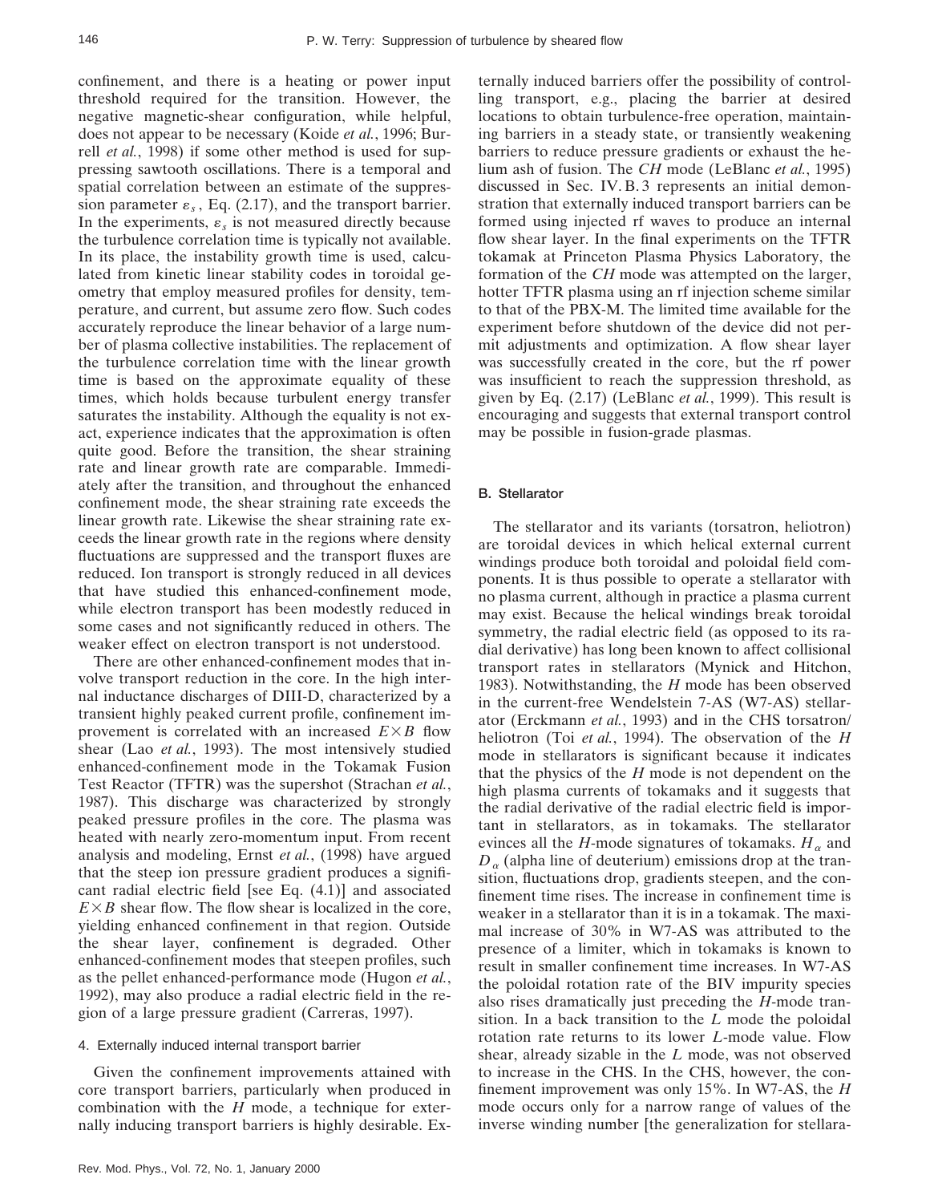confinement, and there is a heating or power input threshold required for the transition. However, the negative magnetic-shear configuration, while helpful, does not appear to be necessary (Koide *et al.*, 1996; Burrell *et al.*, 1998) if some other method is used for suppressing sawtooth oscillations. There is a temporal and spatial correlation between an estimate of the suppression parameter $\varepsilon_s$, Eq. (2.17), and the transport barrier. In the experiments, $\varepsilon_s$ is not measured directly because the turbulence correlation time is typically not available. In its place, the instability growth time is used, calculated from kinetic linear stability codes in toroidal geometry that employ measured profiles for density, temperature, and current, but assume zero flow. Such codes accurately reproduce the linear behavior of a large number of plasma collective instabilities. The replacement of the turbulence correlation time with the linear growth time is based on the approximate equality of these times, which holds because turbulent energy transfer saturates the instability. Although the equality is not exact, experience indicates that the approximation is often quite good. Before the transition, the shear straining rate and linear growth rate are comparable. Immediately after the transition, and throughout the enhanced confinement mode, the shear straining rate exceeds the linear growth rate. Likewise the shear straining rate exceeds the linear growth rate in the regions where density fluctuations are suppressed and the transport fluxes are reduced. Ion transport is strongly reduced in all devices that have studied this enhanced-confinement mode, while electron transport has been modestly reduced in some cases and not significantly reduced in others. The weaker effect on electron transport is not understood.

There are other enhanced-confinement modes that involve transport reduction in the core. In the high internal inductance discharges of DIII-D, characterized by a transient highly peaked current profile, confinement improvement is correlated with an increased $E\times B$ flow shear (Lao *et al.*, 1993). The most intensively studied enhanced-confinement mode in the Tokamak Fusion Test Reactor (TFTR) was the supershot (Strachan *et al.*, 1987). This discharge was characterized by strongly peaked pressure profiles in the core. The plasma was heated with nearly zero-momentum input. From recent analysis and modeling, Ernst *et al.*, (1998) have argued that the steep ion pressure gradient produces a significant radial electric field [see Eq. (4.1)] and associated $E\times B$ shear flow. The flow shear is localized in the core, yielding enhanced confinement in that region. Outside the shear layer, confinement is degraded. Other enhanced-confinement modes that steepen profiles, such as the pellet enhanced-performance mode (Hugon *et al.*, 1992), may also produce a radial electric field in the region of a large pressure gradient (Carreras, 1997).

#### 4. Externally induced internal transport barrier

Given the confinement improvements attained with core transport barriers, particularly when produced in combination with the *H* mode, a technique for externally inducing transport barriers is highly desirable. Externally induced barriers offer the possibility of controlling transport, e.g., placing the barrier at desired locations to obtain turbulence-free operation, maintaining barriers in a steady state, or transiently weakening barriers to reduce pressure gradients or exhaust the helium ash of fusion. The *CH* mode (LeBlanc *et al.*, 1995) discussed in Sec. IV.B.3 represents an initial demonstration that externally induced transport barriers can be formed using injected rf waves to produce an internal flow shear layer. In the final experiments on the TFTR tokamak at Princeton Plasma Physics Laboratory, the formation of the *CH* mode was attempted on the larger, hotter TFTR plasma using an rf injection scheme similar to that of the PBX-M. The limited time available for the experiment before shutdown of the device did not permit adjustments and optimization. A flow shear layer was successfully created in the core, but the rf power was insufficient to reach the suppression threshold, as given by Eq. (2.17) (LeBlanc *et al.*, 1999). This result is encouraging and suggests that external transport control may be possible in fusion-grade plasmas.

### B. Stellarator

The stellarator and its variants (torsatron, heliotron) are toroidal devices in which helical external current windings produce both toroidal and poloidal field components. It is thus possible to operate a stellarator with no plasma current, although in practice a plasma current may exist. Because the helical windings break toroidal symmetry, the radial electric field (as opposed to its radial derivative) has long been known to affect collisional transport rates in stellarators (Mynick and Hitchon, 1983). Notwithstanding, the *H* mode has been observed in the current-free Wendelstein 7-AS (W7-AS) stellarator (Erckmann *et al.*, 1993) and in the CHS torsatron/heliotron (Toi *et al.*, 1994). The observation of the *H* mode in stellarators is significant because it indicates that the physics of the *H* mode is not dependent on the high plasma currents of tokamaks and it suggests that the radial derivative of the radial electric field is important in stellarators, as in tokamaks. The stellarator evinces all the *H*-mode signatures of tokamaks. $H_\alpha$ and $D_\alpha$ (alpha line of deuterium) emissions drop at the transition, fluctuations drop, gradients steepen, and the confinement time rises. The increase in confinement time is weaker in a stellarator than it is in a tokamak. The maximal increase of 30% in W7-AS was attributed to the presence of a limiter, which in tokamaks is known to result in smaller confinement time increases. In W7-AS the poloidal rotation rate of the BIV impurity species also rises dramatically just preceding the *H*-mode transition. In a back transition to the *L* mode the poloidal rotation rate returns to its lower *L*-mode value. Flow shear, already sizable in the *L* mode, was not observed to increase in the CHS. In the CHS, however, the confinement improvement was only 15%. In W7-AS, the *H* mode occurs only for a narrow range of values of the inverse winding number [the generalization for stellara-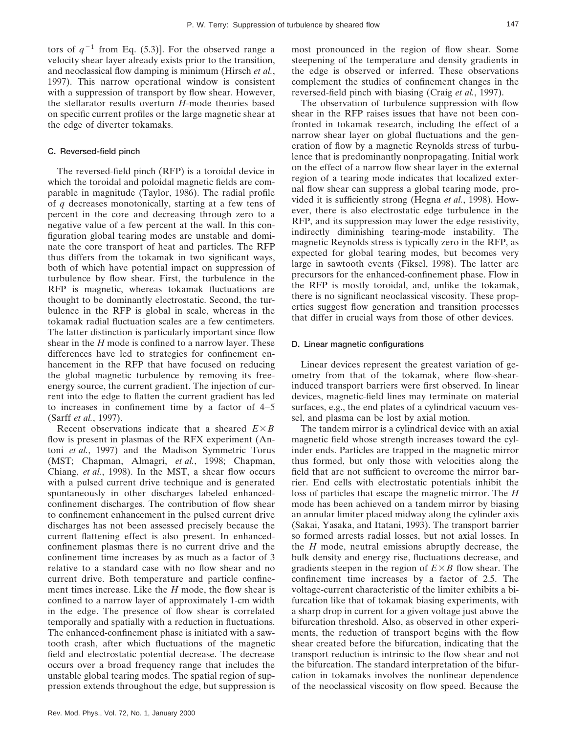tors of $q^{-1}$ from Eq. (5.3)]. For the observed range a velocity shear layer already exists prior to the transition, and neoclassical flow damping is minimum (Hirsch *et al.*, 1997). This narrow operational window is consistent with a suppression of transport by flow shear. However, the stellarator results overturn *H*-mode theories based on specific current profiles or the large magnetic shear at the edge of diverter tokamaks.

### C. Reversed-field pinch

The reversed-field pinch (RFP) is a toroidal device in which the toroidal and poloidal magnetic fields are comparable in magnitude (Taylor, 1986). The radial profile of $q$ decreases monotonically, starting at a few tens of percent in the core and decreasing through zero to a negative value of a few percent at the wall. In this configuration global tearing modes are unstable and dominate the core transport of heat and particles. The RFP thus differs from the tokamak in two significant ways, both of which have potential impact on suppression of turbulence by flow shear. First, the turbulence in the RFP is magnetic, whereas tokamak fluctuations are thought to be dominantly electrostatic. Second, the turbulence in the RFP is global in scale, whereas in the tokamak radial fluctuation scales are a few centimeters. The latter distinction is particularly important since flow shear in the *H* mode is confined to a narrow layer. These differences have led to strategies for confinement enhancement in the RFP that have focused on reducing the global magnetic turbulence by removing its free-energy source, the current gradient. The injection of current into the edge to flatten the current gradient has led to increases in confinement time by a factor of 4–5 (Sarff *et al.*, 1997).

Recent observations indicate that a sheared $E\times B$ flow is present in plasmas of the RFX experiment (Antoni *et al.*, 1997) and the Madison Symmetric Torus (MST; Chapman, Almagri, *et al.*, 1998; Chapman, Chiang, *et al.*, 1998). In the MST, a shear flow occurs with a pulsed current drive technique and is generated spontaneously in other discharges labeled enhanced-confinement discharges. The contribution of flow shear to confinement enhancement in the pulsed current drive discharges has not been assessed precisely because the current flattening effect is also present. In enhanced-confinement plasmas there is no current drive and the confinement time increases by as much as a factor of 3 relative to a standard case with no flow shear and no current drive. Both temperature and particle confinement times increase. Like the *H* mode, the flow shear is confined to a narrow layer of approximately 1-cm width in the edge. The presence of flow shear is correlated temporally and spatially with a reduction in fluctuations. The enhanced-confinement phase is initiated with a sawtooth crash, after which fluctuations of the magnetic field and electrostatic potential decrease. The decrease occurs over a broad frequency range that includes the unstable global tearing modes. The spatial region of suppression extends throughout the edge, but suppression is most pronounced in the region of flow shear. Some steepening of the temperature and density gradients in the edge is observed or inferred. These observations complement the studies of confinement changes in the reversed-field pinch with biasing (Craig *et al.*, 1997).

The observation of turbulence suppression with flow shear in the RFP raises issues that have not been confronted in tokamak research, including the effect of a narrow shear layer on global fluctuations and the generation of flow by a magnetic Reynolds stress of turbulence that is predominantly nonpropagating. Initial work on the effect of a narrow flow shear layer in the external region of a tearing mode indicates that localized external flow shear can suppress a global tearing mode, provided it is sufficiently strong (Hegna *et al.*, 1998). However, there is also electrostatic edge turbulence in the RFP, and its suppression may lower the edge resistivity, indirectly diminishing tearing-mode instability. The magnetic Reynolds stress is typically zero in the RFP, as expected for global tearing modes, but becomes very large in sawtooth events (Fiksel, 1998). The latter are precursors for the enhanced-confinement phase. Flow in the RFP is mostly toroidal, and, unlike the tokamak, there is no significant neoclassical viscosity. These properties suggest flow generation and transition processes that differ in crucial ways from those of other devices.

### D. Linear magnetic configurations

Linear devices represent the greatest variation of geometry from that of the tokamak, where flow-shear-induced transport barriers were first observed. In linear devices, magnetic-field lines may terminate on material surfaces, e.g., the end plates of a cylindrical vacuum vessel, and plasma can be lost by axial motion.

The tandem mirror is a cylindrical device with an axial magnetic field whose strength increases toward the cylinder ends. Particles are trapped in the magnetic mirror thus formed, but only those with velocities along the field that are not sufficient to overcome the mirror barrier. End cells with electrostatic potentials inhibit the loss of particles that escape the magnetic mirror. The *H* mode has been achieved on a tandem mirror by biasing an annular limiter placed midway along the cylinder axis (Sakai, Yasaka, and Itatani, 1993). The transport barrier so formed arrests radial losses, but not axial losses. In the *H* mode, neutral emissions abruptly decrease, the bulk density and energy rise, fluctuations decrease, and gradients steepen in the region of $E\times B$ flow shear. The confinement time increases by a factor of 2.5. The voltage-current characteristic of the limiter exhibits a bifurcation like that of tokamak biasing experiments, with a sharp drop in current for a given voltage just above the bifurcation threshold. Also, as observed in other experiments, the reduction of transport begins with the flow shear created before the bifurcation, indicating that the transport reduction is intrinsic to the flow shear and not the bifurcation. The standard interpretation of the bifurcation in tokamaks involves the nonlinear dependence of the neoclassical viscosity on flow speed. Because the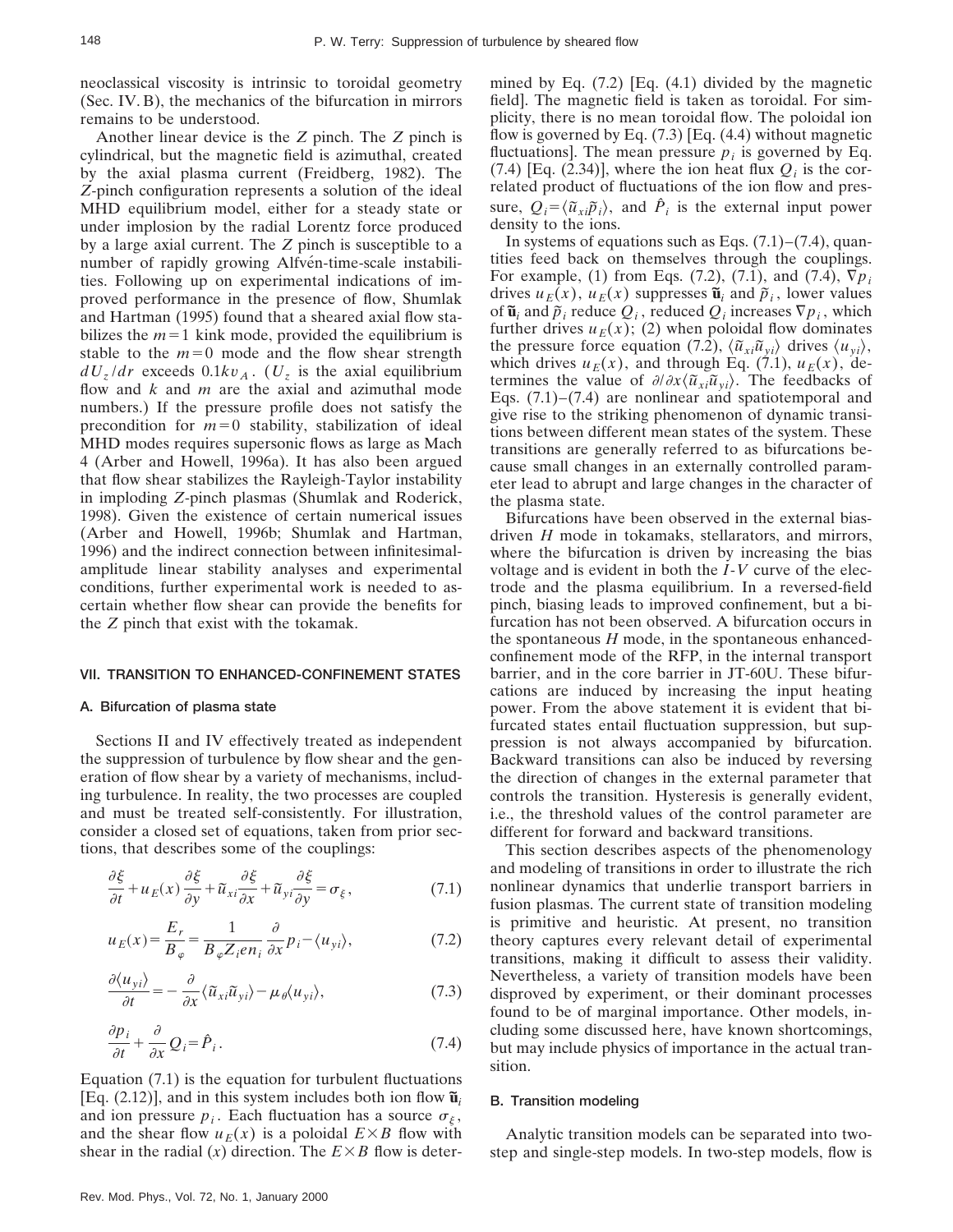neoclassical viscosity is intrinsic to toroidal geometry (Sec. IV. B), the mechanics of the bifurcation in mirrors remains to be understood.

Another linear device is the $Z$ pinch. The $Z$ pinch is cylindrical, but the magnetic field is azimuthal, created by the axial plasma current (Freidberg, 1982). The $Z$-pinch configuration represents a solution of the ideal MHD equilibrium model, either for a steady state or under implosion by the radial Lorentz force produced by a large axial current. The $Z$ pinch is susceptible to a number of rapidly growing Alfvén-time-scale instabilities. Following up on experimental indications of improved performance in the presence of flow, Shumlak and Hartman (1995) found that a sheared axial flow stabilizes the $m=1$ kink mode, provided the equilibrium is stable to the $m=0$ mode and the flow shear strength $dU_z/dr$ exceeds $0.1kv_A$. ($U_z$ is the axial equilibrium flow and $k$ and $m$ are the axial and azimuthal mode numbers.) If the pressure profile does not satisfy the precondition for $m=0$ stability, stabilization of ideal MHD modes requires supersonic flows as large as Mach 4 (Arber and Howell, 1996a). It has also been argued that flow shear stabilizes the Rayleigh-Taylor instability in imploding $Z$-pinch plasmas (Shumlak and Roderick, 1998). Given the existence of certain numerical issues (Arber and Howell, 1996b; Shumlak and Hartman, 1996) and the indirect connection between infinitesimal-amplitude linear stability analyses and experimental conditions, further experimental work is needed to ascertain whether flow shear can provide the benefits for the $Z$ pinch that exist with the tokamak.

## VII. TRANSITION TO ENHANCED-CONFINEMENT STATES

### A. Bifurcation of plasma state

Sections II and IV effectively treated as independent the suppression of turbulence by flow shear and the generation of flow shear by a variety of mechanisms, including turbulence. In reality, the two processes are coupled and must be treated self-consistently. For illustration, consider a closed set of equations, taken from prior sections, that describes some of the couplings:

$$\frac{\partial \xi}{\partial t}+u_E(x)\frac{\partial \xi}{\partial y}+\tilde{u}_{xi}\frac{\partial \xi}{\partial x}+\tilde{u}_{yi}\frac{\partial \xi}{\partial y}=\sigma_{\xi}, \tag{7.1}$$

$$u_E(x)=\frac{E_r}{B_\varphi}=\frac{1}{B_\varphi Z_i e n_i}\frac{\partial}{\partial x}p_i-\langle u_{yi}\rangle, \tag{7.2}$$

$$\frac{\partial \langle u_{yi}\rangle}{\partial t}=-\frac{\partial}{\partial x}\langle \tilde{u}_{xi}\tilde{u}_{yi}\rangle-\mu_\theta\langle u_{yi}\rangle, \tag{7.3}$$

$$\frac{\partial p_i}{\partial t}+\frac{\partial}{\partial x}Q_i=\hat{P}_i. \tag{7.4}$$

Equation (7.1) is the equation for turbulent fluctuations [Eq. (2.12)], and in this system includes both ion flow $\tilde{\mathbf{u}}_i$ and ion pressure $p_i$. Each fluctuation has a source $\sigma_\xi$, and the shear flow $u_E(x)$ is a poloidal $E\times B$ flow with shear in the radial ($x$) direction. The $E\times B$ flow is determined by Eq. (7.2) [Eq. (4.1) divided by the magnetic field]. The magnetic field is taken as toroidal. For simplicity, there is no mean toroidal flow. The poloidal ion flow is governed by Eq. (7.3) [Eq. (4.4) without magnetic fluctuations]. The mean pressure $p_i$ is governed by Eq. (7.4) [Eq. (2.34)], where the ion heat flux $Q_i$ is the correlated product of fluctuations of the ion flow and pressure, $Q_i=\langle \tilde{u}_{xi}\tilde{p}_i\rangle$, and $\hat{P}_i$ is the external input power density to the ions.

In systems of equations such as Eqs. (7.1)–(7.4), quantities feed back on themselves through the couplings. For example, (1) from Eqs. (7.2), (7.1), and (7.4), $\nabla p_i$ drives $u_E(x)$, $u_E(x)$ suppresses $\tilde{\mathbf{u}}_i$ and $\tilde{p}_i$, lower values of $\tilde{\mathbf{u}}_i$ and $\tilde{p}_i$ reduce $Q_i$, reduced $Q_i$ increases $\nabla p_i$, which further drives $u_E(x)$; (2) when poloidal flow dominates the pressure force equation (7.2), $\langle \tilde{u}_{xi}\tilde{u}_{yi}\rangle$ drives $\langle u_{yi}\rangle$, which drives $u_E(x)$, and through Eq. (7.1), $u_E(x)$, determines the value of $\partial/\partial x\langle \tilde{u}_{xi}\tilde{u}_{yi}\rangle$. The feedbacks of Eqs. (7.1)–(7.4) are nonlinear and spatiotemporal and give rise to the striking phenomenon of dynamic transitions between different mean states of the system. These transitions are generally referred to as bifurcations because small changes in an externally controlled parameter lead to abrupt and large changes in the character of the plasma state.

Bifurcations have been observed in the external bias-driven $H$ mode in tokamaks, stellarators, and mirrors, where the bifurcation is driven by increasing the bias voltage and is evident in both the $I$-$V$ curve of the electrode and the plasma equilibrium. In a reversed-field pinch, biasing leads to improved confinement, but a bifurcation has not been observed. A bifurcation occurs in the spontaneous $H$ mode, in the spontaneous enhanced-confinement mode of the RFP, in the internal transport barrier, and in the core barrier in JT-60U. These bifurcations are induced by increasing the input heating power. From the above statement it is evident that bifurcated states entail fluctuation suppression, but suppression is not always accompanied by bifurcation. Backward transitions can also be induced by reversing the direction of changes in the external parameter that controls the transition. Hysteresis is generally evident, i.e., the threshold values of the control parameter are different for forward and backward transitions.

This section describes aspects of the phenomenology and modeling of transitions in order to illustrate the rich nonlinear dynamics that underlie transport barriers in fusion plasmas. The current state of transition modeling is primitive and heuristic. At present, no transition theory captures every relevant detail of experimental transitions, making it difficult to assess their validity. Nevertheless, a variety of transition models have been disproved by experiment, or their dominant processes found to be of marginal importance. Other models, including some discussed here, have known shortcomings, but may include physics of importance in the actual transition.

### B. Transition modeling

Analytic transition models can be separated into two-step and single-step models. In two-step models, flow is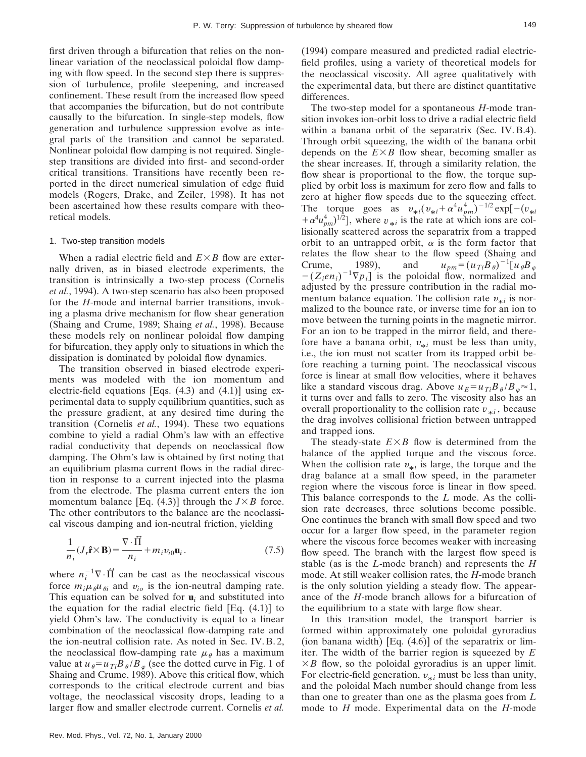first driven through a bifurcation that relies on the nonlinear variation of the neoclassical poloidal flow damping with flow speed. In the second step there is suppression of turbulence, profile steepening, and increased confinement. These result from the increased flow speed that accompanies the bifurcation, but do not contribute causally to the bifurcation. In single-step models, flow generation and turbulence suppression evolve as integral parts of the transition and cannot be separated. Nonlinear poloidal flow damping is not required. Single-step transitions are divided into first- and second-order critical transitions. Transitions have recently been reported in the direct numerical simulation of edge fluid models (Rogers, Drake, and Zeiler, 1998). It has not been ascertained how these results compare with theoretical models.

### 1. Two-step transition models

When a radial electric field and $E\times B$ flow are externally driven, as in biased electrode experiments, the transition is intrinsically a two-step process (Cornelis *et al.*, 1994). A two-step scenario has also been proposed for the *H*-mode and internal barrier transitions, invoking a plasma drive mechanism for flow shear generation (Shaing and Crume, 1989; Shaing *et al.*, 1998). Because these models rely on nonlinear poloidal flow damping for bifurcation, they apply only to situations in which the dissipation is dominated by poloidal flow dynamics.

The transition observed in biased electrode experiments was modeled with the ion momentum and electric-field equations [Eqs. (4.3) and (4.1)] using experimental data to supply equilibrium quantities, such as the pressure gradient, at any desired time during the transition (Cornelis *et al.*, 1994). These two equations combine to yield a radial Ohm's law with an effective radial conductivity that depends on neoclassical flow damping. The Ohm's law is obtained by first noting that an equilibrium plasma current flows in the radial direction in response to a current injected into the plasma from the electrode. The plasma current enters the ion momentum balance [Eq. (4.3)] through the $J\times B$ force. The other contributors to the balance are the neoclassical viscous damping and ion-neutral friction, yielding

$$\frac{1}{n_i}(J_r\hat{\mathbf{r}}\times\mathbf{B})=\frac{\nabla\cdot\overleftrightarrow{\Pi}}{n_i}+m_i v_{i0}\mathbf{u}_i\,. \tag{7.5}$$

where $n_i^{-1}\nabla\cdot\overleftrightarrow{\Pi}$ can be cast as the neoclassical viscous force $m_i\mu_\theta u_{\theta i}$ and $v_{io}$ is the ion-neutral damping rate. This equation can be solved for $\mathbf{u}_i$ and substituted into the equation for the radial electric field [Eq. (4.1)] to yield Ohm's law. The conductivity is equal to a linear combination of the neoclassical flow-damping rate and the ion-neutral collision rate. As noted in Sec. IV.B.2, the neoclassical flow-damping rate $\mu_\theta$ has a maximum value at $u_\theta=u_{Ti}B_\theta/B_\varphi$ (see the dotted curve in Fig. 1 of Shaing and Crume, 1989). Above this critical flow, which corresponds to the critical electrode current and bias voltage, the neoclassical viscosity drops, leading to a larger flow and smaller electrode current. Cornelis *et al.* (1994) compare measured and predicted radial electric-field profiles, using a variety of theoretical models for the neoclassical viscosity. All agree qualitatively with the experimental data, but there are distinct quantitative differences.

The two-step model for a spontaneous *H*-mode transition invokes ion-orbit loss to drive a radial electric field within a banana orbit of the separatrix (Sec. IV.B.4). Through orbit squeezing, the width of the banana orbit depends on the $E\times B$ flow shear, becoming smaller as the shear increases. If, through a similarity relation, the flow shear is proportional to the flow, the torque supplied by orbit loss is maximum for zero flow and falls to zero at higher flow speeds due to the squeezing effect. The torque goes as $v_{*i}(v_{*i}+\alpha^4u_{pm}^4)^{-1/2}\exp[-(v_{*i}+\alpha^4u_{pm}^4)^{1/2}]$, where $v_{*i}$ is the rate at which ions are collisionally scattered across the separatrix from a trapped orbit to an untrapped orbit, $\alpha$ is the form factor that relates the flow shear to the flow speed (Shaing and Crume, 1989), and $u_{pm}=(u_{Ti}B_\theta)^{-1}[u_\theta B_\varphi-(Z_ien_i)^{-1}\nabla p_i]$ is the poloidal flow, normalized and adjusted by the pressure contribution in the radial momentum balance equation. The collision rate $v_{*i}$ is normalized to the bounce rate, or inverse time for an ion to move between the turning points in the magnetic mirror. For an ion to be trapped in the mirror field, and therefore have a banana orbit, $v_{*i}$ must be less than unity, i.e., the ion must not scatter from its trapped orbit before reaching a turning point. The neoclassical viscous force is linear at small flow velocities, where it behaves like a standard viscous drag. Above $u_E=u_{Ti}B_\theta/B_\varphi\approx 1$, it turns over and falls to zero. The viscosity also has an overall proportionality to the collision rate $v_{*i}$, because the drag involves collisional friction between untrapped and trapped ions.

The steady-state $E\times B$ flow is determined from the balance of the applied torque and the viscous force. When the collision rate $v_{*i}$ is large, the torque and the drag balance at a small flow speed, in the parameter region where the viscous force is linear in flow speed. This balance corresponds to the *L* mode. As the collision rate decreases, three solutions become possible. One continues the branch with small flow speed and two occur for a larger flow speed, in the parameter region where the viscous force becomes weaker with increasing flow speed. The branch with the largest flow speed is stable (as is the *L*-mode branch) and represents the *H* mode. At still weaker collision rates, the *H*-mode branch is the only solution yielding a steady flow. The appearance of the *H*-mode branch allows for a bifurcation of the equilibrium to a state with large flow shear.

In this transition model, the transport barrier is formed within approximately one poloidal gyroradius (ion banana width) [Eq. (4.6)] of the separatrix or limiter. The width of the barrier region is squeezed by $E\times B$ flow, so the poloidal gyroradius is an upper limit. For electric-field generation, $v_{*i}$ must be less than unity, and the poloidal Mach number should change from less than one to greater than one as the plasma goes from *L* mode to *H* mode. Experimental data on the *H*-mode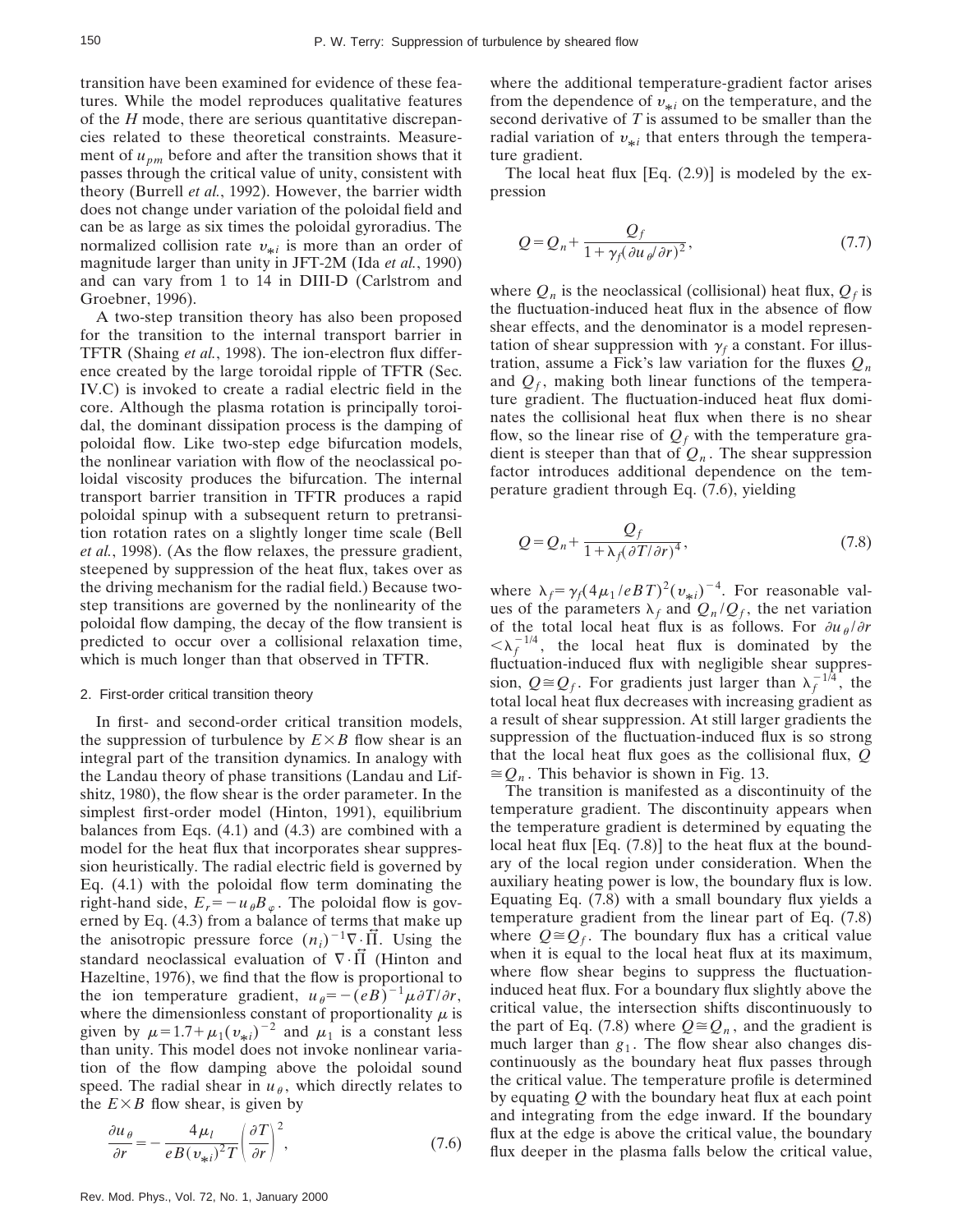transition have been examined for evidence of these features. While the model reproduces qualitative features of the $H$ mode, there are serious quantitative discrepancies related to these theoretical constraints. Measurement of $u_{pm}$ before and after the transition shows that it passes through the critical value of unity, consistent with theory (Burrell *et al.*, 1992). However, the barrier width does not change under variation of the poloidal field and can be as large as six times the poloidal gyroradius. The normalized collision rate $\nu_{*i}$ is more than an order of magnitude larger than unity in JFT-2M (Ida *et al.*, 1990) and can vary from 1 to 14 in DIII-D (Carlstrom and Groebner, 1996).

A two-step transition theory has also been proposed for the transition to the internal transport barrier in TFTR (Shaing *et al.*, 1998). The ion-electron flux difference created by the large toroidal ripple of TFTR (Sec. IV.C) is invoked to create a radial electric field in the core. Although the plasma rotation is principally toroidal, the dominant dissipation process is the damping of poloidal flow. Like two-step edge bifurcation models, the nonlinear variation with flow of the neoclassical poloidal viscosity produces the bifurcation. The internal transport barrier transition in TFTR produces a rapid poloidal spinup with a subsequent return to pretransition rotation rates on a slightly longer time scale (Bell *et al.*, 1998). (As the flow relaxes, the pressure gradient, steepened by suppression of the heat flux, takes over as the driving mechanism for the radial field.) Because two-step transitions are governed by the nonlinearity of the poloidal flow damping, the decay of the flow transient is predicted to occur over a collisional relaxation time, which is much longer than that observed in TFTR.

### 2. First-order critical transition theory

In first- and second-order critical transition models, the suppression of turbulence by $E\times B$ flow shear is an integral part of the transition dynamics. In analogy with the Landau theory of phase transitions (Landau and Lifshitz, 1980), the flow shear is the order parameter. In the simplest first-order model (Hinton, 1991), equilibrium balances from Eqs. (4.1) and (4.3) are combined with a model for the heat flux that incorporates shear suppression heuristically. The radial electric field is governed by Eq. (4.1) with the poloidal flow term dominating the right-hand side, $E_r = -u_\theta B_\varphi$. The poloidal flow is governed by Eq. (4.3) from a balance of terms that make up the anisotropic pressure force $(n_i)^{-1}\nabla\cdot\overleftrightarrow{\Pi}$. Using the standard neoclassical evaluation of $\nabla\cdot\overleftrightarrow{\Pi}$ (Hinton and Hazeltine, 1976), we find that the flow is proportional to the ion temperature gradient, $u_\theta = -(eB)^{-1}\mu\partial T/\partial r$, where the dimensionless constant of proportionality $\mu$ is given by $\mu = 1.7 + \mu_1(\nu_{*i})^{-2}$ and $\mu_1$ is a constant less than unity. This model does not invoke nonlinear variation of the flow damping above the poloidal sound speed. The radial shear in $u_\theta$, which directly relates to the $E\times B$ flow shear, is given by

$$\frac{\partial u_\theta}{\partial r} = -\frac{4\mu_l}{eB(\nu_{*i})^2 T}\left(\frac{\partial T}{\partial r}\right)^2, \tag{7.6}$$

where the additional temperature-gradient factor arises from the dependence of $\nu_{*i}$ on the temperature, and the second derivative of $T$ is assumed to be smaller than the radial variation of $\nu_{*i}$ that enters through the temperature gradient.

The local heat flux [Eq. (2.9)] is modeled by the expression

$$Q = Q_n + \frac{Q_f}{1+\gamma_f(\partial u_\theta/\partial r)^2}, \tag{7.7}$$

where $Q_n$ is the neoclassical (collisional) heat flux, $Q_f$ is the fluctuation-induced heat flux in the absence of flow shear effects, and the denominator is a model representation of shear suppression with $\gamma_f$ a constant. For illustration, assume a Fick's law variation for the fluxes $Q_n$ and $Q_f$, making both linear functions of the temperature gradient. The fluctuation-induced heat flux dominates the collisional heat flux when there is no shear flow, so the linear rise of $Q_f$ with the temperature gradient is steeper than that of $Q_n$. The shear suppression factor introduces additional dependence on the temperature gradient through Eq. (7.6), yielding

$$Q = Q_n + \frac{Q_f}{1+\lambda_f(\partial T/\partial r)^4}, \tag{7.8}$$

where $\lambda_f = \gamma_f(4\mu_1/eBT)^2(\nu_{*i})^{-4}$. For reasonable values of the parameters $\lambda_f$ and $Q_n/Q_f$, the net variation of the total local heat flux is as follows. For $\partial u_\theta/\partial r < \lambda_f^{-1/4}$, the local heat flux is dominated by the fluctuation-induced flux with negligible shear suppression, $Q \cong Q_f$. For gradients just larger than $\lambda_f^{-1/4}$, the total local heat flux decreases with increasing gradient as a result of shear suppression. At still larger gradients the suppression of the fluctuation-induced flux is so strong that the local heat flux goes as the collisional flux, $Q \cong Q_n$. This behavior is shown in Fig. 13.

The transition is manifested as a discontinuity of the temperature gradient. The discontinuity appears when the temperature gradient is determined by equating the local heat flux [Eq. (7.8)] to the heat flux at the boundary of the local region under consideration. When the auxiliary heating power is low, the boundary flux is low. Equating Eq. (7.8) with a small boundary flux yields a temperature gradient from the linear part of Eq. (7.8) where $Q \cong Q_f$. The boundary flux has a critical value when it is equal to the local heat flux at its maximum, where flow shear begins to suppress the fluctuation-induced heat flux. For a boundary flux slightly above the critical value, the intersection shifts discontinuously to the part of Eq. (7.8) where $Q \cong Q_n$, and the gradient is much larger than $g_1$. The flow shear also changes discontinuously as the boundary heat flux passes through the critical value. The temperature profile is determined by equating $Q$ with the boundary heat flux at each point and integrating from the edge inward. If the boundary flux at the edge is above the critical value, the boundary flux deeper in the plasma falls below the critical value,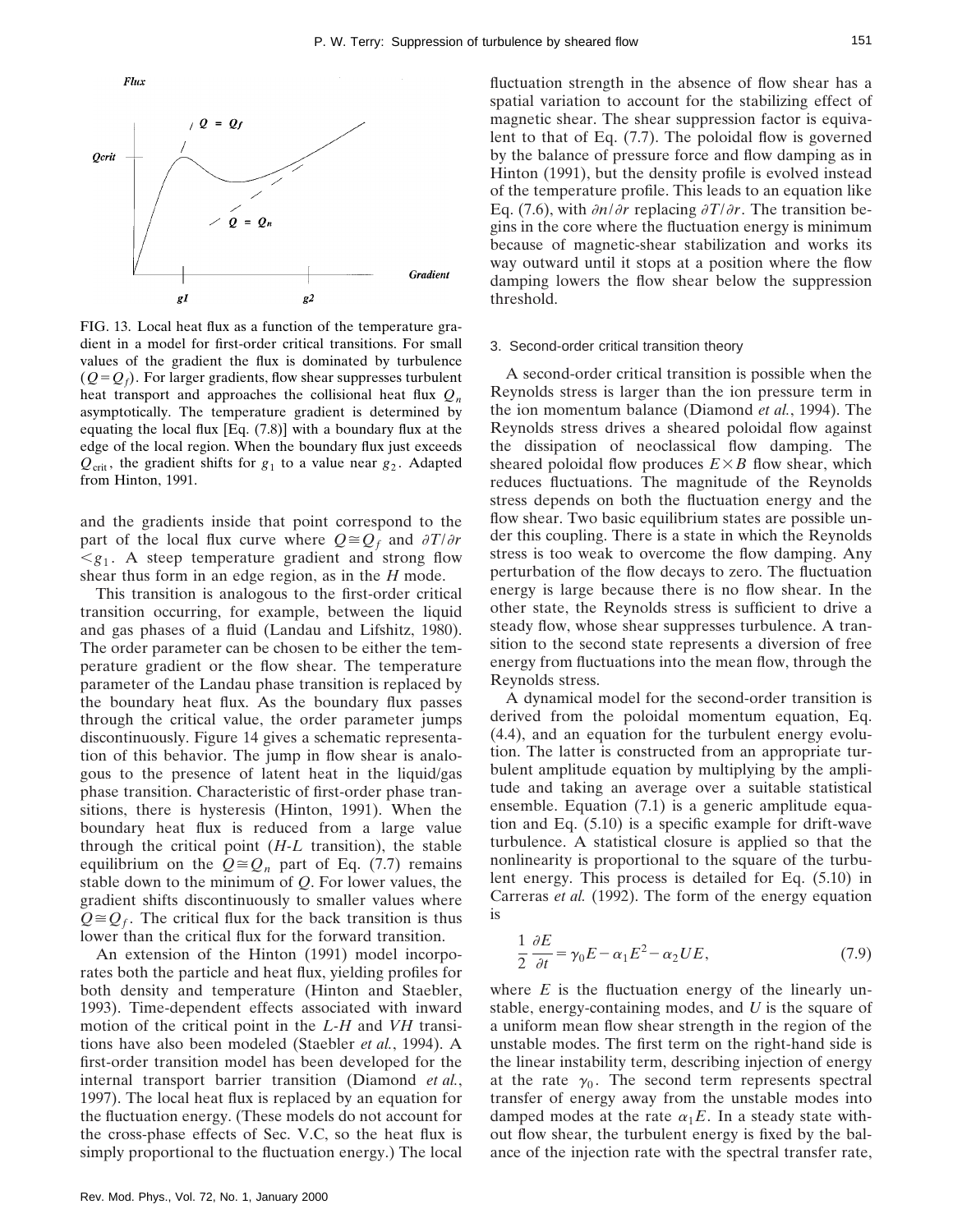FIG. 13. Local heat flux as a function of the temperature gradient in a model for first-order critical transitions. For small values of the gradient the flux is dominated by turbulence ($Q=Q_f$). For larger gradients, flow shear suppresses turbulent heat transport and approaches the collisional heat flux $Q_n$ asymptotically. The temperature gradient is determined by equating the local flux [Eq. (7.8)] with a boundary flux at the edge of the local region. When the boundary flux just exceeds $Q_{\rm crit}$, the gradient shifts for $g_1$ to a value near $g_2$. Adapted from Hinton, 1991.

and the gradients inside that point correspond to the part of the local flux curve where $Q \cong Q_f$ and $\partial T/\partial r < g_1$. A steep temperature gradient and strong flow shear thus form in an edge region, as in the *H* mode.

This transition is analogous to the first-order critical transition occurring, for example, between the liquid and gas phases of a fluid (Landau and Lifshitz, 1980). The order parameter can be chosen to be either the temperature gradient or the flow shear. The temperature parameter of the Landau phase transition is replaced by the boundary heat flux. As the boundary flux passes through the critical value, the order parameter jumps discontinuously. Figure 14 gives a schematic representation of this behavior. The jump in flow shear is analogous to the presence of latent heat in the liquid/gas phase transition. Characteristic of first-order phase transitions, there is hysteresis (Hinton, 1991). When the boundary heat flux is reduced from a large value through the critical point (*H-L* transition), the stable equilibrium on the $Q \cong Q_n$ part of Eq. (7.7) remains stable down to the minimum of $Q$. For lower values, the gradient shifts discontinuously to smaller values where $Q \cong Q_f$. The critical flux for the back transition is thus lower than the critical flux for the forward transition.

An extension of the Hinton (1991) model incorporates both the particle and heat flux, yielding profiles for both density and temperature (Hinton and Staebler, 1993). Time-dependent effects associated with inward motion of the critical point in the *L-H* and *VH* transitions have also been modeled (Staebler *et al.*, 1994). A first-order transition model has been developed for the internal transport barrier transition (Diamond *et al.*, 1997). The local heat flux is replaced by an equation for the fluctuation energy. (These models do not account for the cross-phase effects of Sec. V.C, so the heat flux is simply proportional to the fluctuation energy.) The local fluctuation strength in the absence of flow shear has a spatial variation to account for the stabilizing effect of magnetic shear. The shear suppression factor is equivalent to that of Eq. (7.7). The poloidal flow is governed by the balance of pressure force and flow damping as in Hinton (1991), but the density profile is evolved instead of the temperature profile. This leads to an equation like Eq. (7.6), with $\partial n/\partial r$ replacing $\partial T/\partial r$. The transition begins in the core where the fluctuation energy is minimum because of magnetic-shear stabilization and works its way outward until it stops at a position where the flow damping lowers the flow shear below the suppression threshold.

### 3. Second-order critical transition theory

A second-order critical transition is possible when the Reynolds stress is larger than the ion pressure term in the ion momentum balance (Diamond *et al.*, 1994). The Reynolds stress drives a sheared poloidal flow against the dissipation of neoclassical flow damping. The sheared poloidal flow produces $E\times B$ flow shear, which reduces fluctuations. The magnitude of the Reynolds stress depends on both the fluctuation energy and the flow shear. Two basic equilibrium states are possible under this coupling. There is a state in which the Reynolds stress is too weak to overcome the flow damping. Any perturbation of the flow decays to zero. The fluctuation energy is large because there is no flow shear. In the other state, the Reynolds stress is sufficient to drive a steady flow, whose shear suppresses turbulence. A transition to the second state represents a diversion of free energy from fluctuations into the mean flow, through the Reynolds stress.

A dynamical model for the second-order transition is derived from the poloidal momentum equation, Eq. (4.4), and an equation for the turbulent energy evolution. The latter is constructed from an appropriate turbulent amplitude equation by multiplying by the amplitude and taking an average over a suitable statistical ensemble. Equation (7.1) is a generic amplitude equation and Eq. (5.10) is a specific example for drift-wave turbulence. A statistical closure is applied so that the nonlinearity is proportional to the square of the turbulent energy. This process is detailed for Eq. (5.10) in Carreras *et al.* (1992). The form of the energy equation is

$$\frac{1}{2}\frac{\partial E}{\partial t} = \gamma_0 E - \alpha_1 E^2 - \alpha_2 U E, \tag{7.9}$$

where $E$ is the fluctuation energy of the linearly unstable, energy-containing modes, and $U$ is the square of a uniform mean flow shear strength in the region of the unstable modes. The first term on the right-hand side is the linear instability term, describing injection of energy at the rate $\gamma_0$. The second term represents spectral transfer of energy away from the unstable modes into damped modes at the rate $\alpha_1 E$. In a steady state without flow shear, the turbulent energy is fixed by the balance of the injection rate with the spectral transfer rate,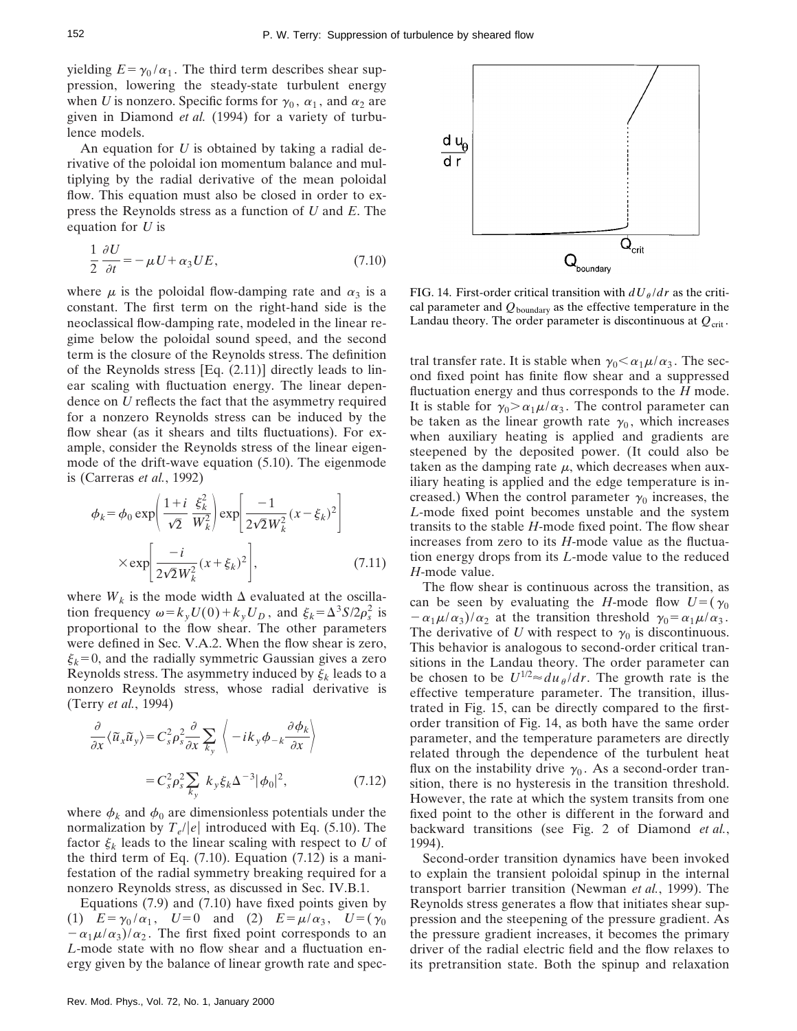yielding $E = \gamma_0/\alpha_1$. The third term describes shear suppression, lowering the steady-state turbulent energy when $U$ is nonzero. Specific forms for $\gamma_0$, $\alpha_1$, and $\alpha_2$ are given in Diamond *et al.* (1994) for a variety of turbulence models.

An equation for $U$ is obtained by taking a radial derivative of the poloidal ion momentum balance and multiplying by the radial derivative of the mean poloidal flow. This equation must also be closed in order to express the Reynolds stress as a function of $U$ and $E$. The equation for $U$ is

$$\frac{1}{2}\frac{\partial U}{\partial t} = -\mu U + \alpha_3 U E, \tag{7.10}$$

where $\mu$ is the poloidal flow-damping rate and $\alpha_3$ is a constant. The first term on the right-hand side is the neoclassical flow-damping rate, modeled in the linear regime below the poloidal sound speed, and the second term is the closure of the Reynolds stress. The definition of the Reynolds stress [Eq. (2.11)] directly leads to linear scaling with fluctuation energy. The linear dependence on $U$ reflects the fact that the asymmetry required for a nonzero Reynolds stress can be induced by the flow shear (as it shears and tilts fluctuations). For example, consider the Reynolds stress of the linear eigenmode of the drift-wave equation (5.10). The eigenmode is (Carreras *et al.*, 1992)

$$\phi_k = \phi_0 \exp\left(\frac{1+i}{\sqrt{2}}\frac{\xi_k^2}{W_k^2}\right)\exp\left[\frac{-1}{2\sqrt{2}W_k^2}(x-\xi_k)^2\right] \times \exp\left[\frac{-i}{2\sqrt{2}W_k^2}(x+\xi_k)^2\right], \tag{7.11}$$

where $W_k$ is the mode width $\Delta$ evaluated at the oscillation frequency $\omega = k_y U(0) + k_y U_D$, and $\xi_k = \Delta^3 S/2\rho_s^2$ is proportional to the flow shear. The other parameters were defined in Sec. V.A.2. When the flow shear is zero, $\xi_k = 0$, and the radially symmetric Gaussian gives a zero Reynolds stress. The asymmetry induced by $\xi_k$ leads to a nonzero Reynolds stress, whose radial derivative is (Terry *et al.*, 1994)

$$\frac{\partial}{\partial x}\langle \tilde{u}_x \tilde{u}_y\rangle = C_s^2 \rho_s^2 \frac{\partial}{\partial x}\sum_{k_y}\left\langle -ik_y \phi_{-k}\frac{\partial \phi_k}{\partial x}\right\rangle = C_s^2\rho_s^2 \sum_{k_y} k_y \xi_k \Delta^{-3}|\phi_0|^2, \tag{7.12}$$

where $\phi_k$ and $\phi_0$ are dimensionless potentials under the normalization by $T_e/|e|$ introduced with Eq. (5.10). The factor $\xi_k$ leads to the linear scaling with respect to $U$ of the third term of Eq. (7.10). Equation (7.12) is a manifestation of the radial symmetry breaking required for a nonzero Reynolds stress, as discussed in Sec. IV.B.1.

Equations (7.9) and (7.10) have fixed points given by (1) $E = \gamma_0/\alpha_1$, $U = 0$ and (2) $E = \mu/\alpha_3$, $U = (\gamma_0 - \alpha_1\mu/\alpha_3)/\alpha_2$. The first fixed point corresponds to an $L$-mode state with no flow shear and a fluctuation energy given by the balance of linear growth rate and spectral transfer rate. It is stable when $\gamma_0 < \alpha_1\mu/\alpha_3$. The second fixed point has finite flow shear and a suppressed fluctuation energy and thus corresponds to the $H$ mode. It is stable for $\gamma_0 > \alpha_1\mu/\alpha_3$. The control parameter can be taken as the linear growth rate $\gamma_0$, which increases when auxiliary heating is applied and gradients are steepened by the deposited power. (It could also be taken as the damping rate $\mu$, which decreases when auxiliary heating is applied and the edge temperature is increased.) When the control parameter $\gamma_0$ increases, the $L$-mode fixed point becomes unstable and the system transits to the stable $H$-mode fixed point. The flow shear increases from zero to its $H$-mode value as the fluctuation energy drops from its $L$-mode value to the reduced $H$-mode value.

FIG. 14. First-order critical transition with $dU_\theta/dr$ as the critical parameter and $Q_{\text{boundary}}$ as the effective temperature in the Landau theory. The order parameter is discontinuous at $Q_{\text{crit}}$.

The flow shear is continuous across the transition, as can be seen by evaluating the $H$-mode flow $U = (\gamma_0 - \alpha_1\mu/\alpha_3)/\alpha_2$ at the transition threshold $\gamma_0 = \alpha_1\mu/\alpha_3$. The derivative of $U$ with respect to $\gamma_0$ is discontinuous. This behavior is analogous to second-order critical transitions in the Landau theory. The order parameter can be chosen to be $U^{1/2} \approx du_\theta/dr$. The growth rate is the effective temperature parameter. The transition, illustrated in Fig. 15, can be directly compared to the first-order transition of Fig. 14, as both have the same order parameter, and the temperature parameters are directly related through the dependence of the turbulent heat flux on the instability drive $\gamma_0$. As a second-order transition, there is no hysteresis in the transition threshold. However, the rate at which the system transits from one fixed point to the other is different in the forward and backward transitions (see Fig. 2 of Diamond *et al.*, 1994).

Second-order transition dynamics have been invoked to explain the transient poloidal spinup in the internal transport barrier transition (Newman *et al.*, 1999). The Reynolds stress generates a flow that initiates shear suppression and the steepening of the pressure gradient. As the pressure gradient increases, it becomes the primary driver of the radial electric field and the flow relaxes to its pretransition state. Both the spinup and relaxation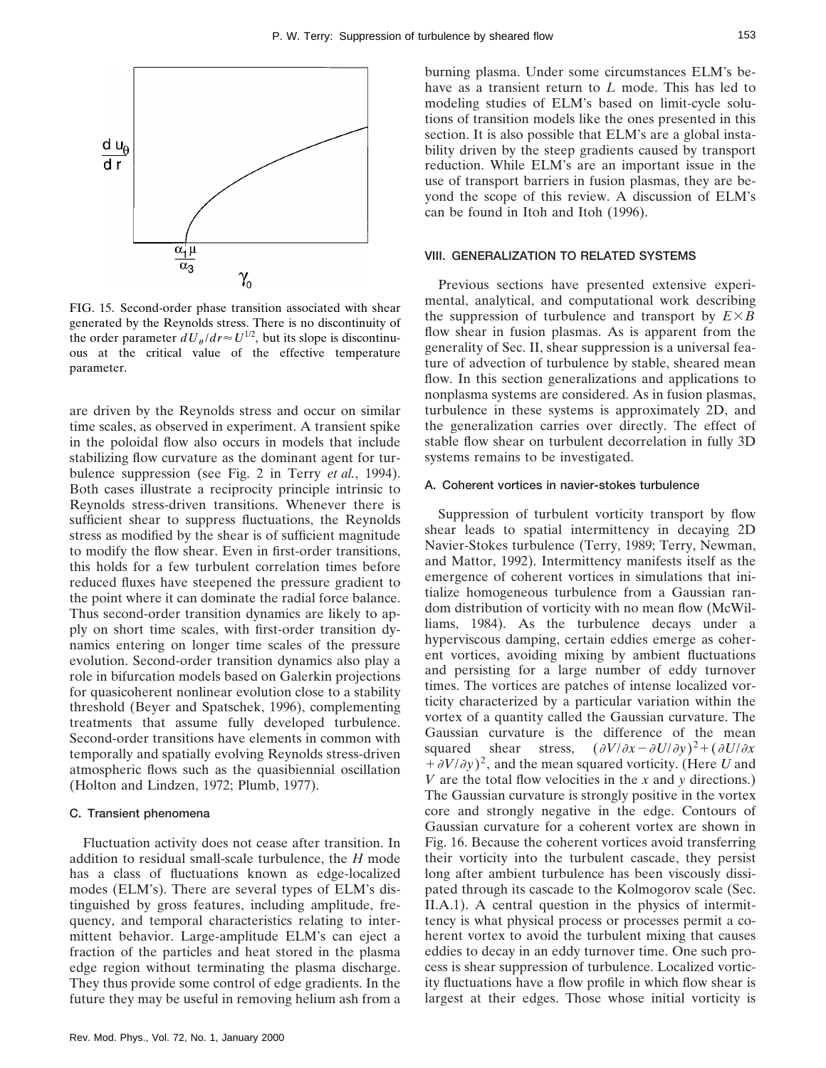$\frac{du_\theta}{dr}$

$\frac{\alpha_1 \mu}{\alpha_3}$

$\gamma_0$

FIG. 15. Second-order phase transition associated with shear generated by the Reynolds stress. There is no discontinuity of the order parameter $dU_\theta/dr \approx U^{1/2}$, but its slope is discontinuous at the critical value of the effective temperature parameter.

are driven by the Reynolds stress and occur on similar time scales, as observed in experiment. A transient spike in the poloidal flow also occurs in models that include stabilizing flow curvature as the dominant agent for turbulence suppression (see Fig. 2 in Terry *et al.*, 1994). Both cases illustrate a reciprocity principle intrinsic to Reynolds stress-driven transitions. Whenever there is sufficient shear to suppress fluctuations, the Reynolds stress as modified by the shear is of sufficient magnitude to modify the flow shear. Even in first-order transitions, this holds for a few turbulent correlation times before reduced fluxes have steepened the pressure gradient to the point where it can dominate the radial force balance. Thus second-order transition dynamics are likely to apply on short time scales, with first-order transition dynamics entering on longer time scales of the pressure evolution. Second-order transition dynamics also play a role in bifurcation models based on Galerkin projections for quasicoherent nonlinear evolution close to a stability threshold (Beyer and Spatschek, 1996), complementing treatments that assume fully developed turbulence. Second-order transitions have elements in common with temporally and spatially evolving Reynolds stress-driven atmospheric flows such as the quasibiennial oscillation (Holton and Lindzen, 1972; Plumb, 1977).

### C. Transient phenomena

Fluctuation activity does not cease after transition. In addition to residual small-scale turbulence, the *H* mode has a class of fluctuations known as edge-localized modes (ELM's). There are several types of ELM's distinguished by gross features, including amplitude, frequency, and temporal characteristics relating to intermittent behavior. Large-amplitude ELM's can eject a fraction of the particles and heat stored in the plasma edge region without terminating the plasma discharge. They thus provide some control of edge gradients. In the future they may be useful in removing helium ash from a burning plasma. Under some circumstances ELM's behave as a transient return to *L* mode. This has led to modeling studies of ELM's based on limit-cycle solutions of transition models like the ones presented in this section. It is also possible that ELM's are a global instability driven by the steep gradients caused by transport reduction. While ELM's are an important issue in the use of transport barriers in fusion plasmas, they are beyond the scope of this review. A discussion of ELM's can be found in Itoh and Itoh (1996).

## VIII. GENERALIZATION TO RELATED SYSTEMS

Previous sections have presented extensive experimental, analytical, and computational work describing the suppression of turbulence and transport by $E\times B$ flow shear in fusion plasmas. As is apparent from the generality of Sec. II, shear suppression is a universal feature of advection of turbulence by stable, sheared mean flow. In this section generalizations and applications to nonplasma systems are considered. As in fusion plasmas, turbulence in these systems is approximately 2D, and the generalization carries over directly. The effect of stable flow shear on turbulent decorrelation in fully 3D systems remains to be investigated.

### A. Coherent vortices in navier-stokes turbulence

Suppression of turbulent vorticity transport by flow shear leads to spatial intermittency in decaying 2D Navier-Stokes turbulence (Terry, 1989; Terry, Newman, and Mattor, 1992). Intermittency manifests itself as the emergence of coherent vortices in simulations that initialize homogeneous turbulence from a Gaussian random distribution of vorticity with no mean flow (McWilliams, 1984). As the turbulence decays under a hyperviscous damping, certain eddies emerge as coherent vortices, avoiding mixing by ambient fluctuations and persisting for a large number of eddy turnover times. The vortices are patches of intense localized vorticity characterized by a particular variation within the vortex of a quantity called the Gaussian curvature. The Gaussian curvature is the difference of the mean squared shear stress, $(\partial V/\partial x - \partial U/\partial y)^2 + (\partial U/\partial x + \partial V/\partial y)^2$, and the mean squared vorticity. (Here $U$ and $V$ are the total flow velocities in the $x$ and $y$ directions.) The Gaussian curvature is strongly positive in the vortex core and strongly negative in the edge. Contours of Gaussian curvature for a coherent vortex are shown in Fig. 16. Because the coherent vortices avoid transferring their vorticity into the turbulent cascade, they persist long after ambient turbulence has been viscously dissipated through its cascade to the Kolmogorov scale (Sec. II.A.1). A central question in the physics of intermittency is what physical process or processes permit a coherent vortex to avoid the turbulent mixing that causes eddies to decay in an eddy turnover time. One such process is shear suppression of turbulence. Localized vorticity fluctuations have a flow profile in which flow shear is largest at their edges. Those whose initial vorticity is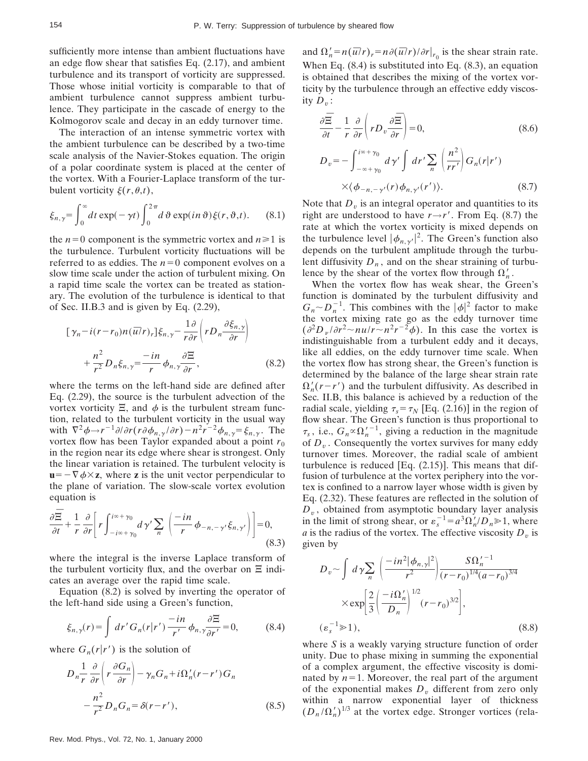sufficiently more intense than ambient fluctuations have an edge flow shear that satisfies Eq. (2.17), and ambient turbulence and its transport of vorticity are suppressed. Those whose initial vorticity is comparable to that of ambient turbulence cannot suppress ambient turbulence. They participate in the cascade of energy to the Kolmogorov scale and decay in an eddy turnover time.

The interaction of an intense symmetric vortex with the ambient turbulence can be described by a two-time scale analysis of the Navier-Stokes equation. The origin of a polar coordinate system is placed at the center of the vortex. With a Fourier-Laplace transform of the turbulent vorticity $\xi(r,\theta,t)$,

$$\xi_{n,\gamma}=\int_0^\infty dt\,\exp(-\gamma t)\int_0^{2\pi} d\vartheta\,\exp(in\vartheta)\xi(r,\vartheta,t). \tag{8.1}$$

the $n=0$ component is the symmetric vortex and $n\geqslant 1$ is the turbulence. Turbulent vorticity fluctuations will be referred to as eddies. The $n=0$ component evolves on a slow time scale under the action of turbulent mixing. On a rapid time scale the vortex can be treated as stationary. The evolution of the turbulence is identical to that of Sec. II.B.3 and is given by Eq. (2.29),

$$[\gamma_n - i(r-r_0)n(\overline{u}/r)_r]\xi_{n,\gamma}-\frac{1}{r}\frac{\partial}{\partial r}\left(rD_n\frac{\partial \xi_{n,\gamma}}{\partial r}\right)+\frac{n^2}{r^2}D_n\xi_{n,\gamma}=\frac{-in}{r}\phi_{n,\gamma}\frac{\partial \Xi}{\partial r}, \tag{8.2}$$

where the terms on the left-hand side are defined after Eq. (2.29), the source is the turbulent advection of the vortex vorticity $\Xi$, and $\phi$ is the turbulent stream function, related to the turbulent vorticity in the usual way with $\nabla^2\phi \rightarrow r^{-1}\partial/\partial r(r\partial\phi_{n,\gamma}/\partial r)-n^2r^{-2}\phi_{n,\gamma}=\xi_{n,\gamma}$. The vortex flow has been Taylor expanded about a point $r_0$ in the region near its edge where shear is strongest. Only the linear variation is retained. The turbulent velocity is $\mathbf{u}=-\nabla\phi\times\mathbf{z}$, where $\mathbf{z}$ is the unit vector perpendicular to the plane of variation. The slow-scale vortex evolution equation is

$$\frac{\partial \overline{\Xi}}{\partial t}+\frac{1}{r}\frac{\partial}{\partial r}\left[r\int_{-i\infty+\gamma_0}^{i\infty+\gamma_0} d\gamma' \sum_n \left(\frac{-in}{r}\phi_{-n,-\gamma'}\xi_{n,\gamma'}\right)\right]=0, \tag{8.3}$$

where the integral is the inverse Laplace transform of the turbulent vorticity flux, and the overbar on $\Xi$ indicates an average over the rapid time scale.

Equation (8.2) is solved by inverting the operator of the left-hand side using a Green's function,

$$\xi_{n,\gamma}(r)=\int dr'\,G_n(r|r')\frac{-in}{r'}\phi_{n,\gamma}\frac{\partial \Xi}{\partial r'}=0, \tag{8.4}$$

where $G_n(r|r')$ is the solution of

$$D_n\frac{1}{r}\frac{\partial}{\partial r}\left(r\frac{\partial G_n}{\partial r}\right)-\gamma_n G_n + i\Omega_n'(r-r')G_n - \frac{n^2}{r^2}D_nG_n=\delta(r-r'), \tag{8.5}$$

and $\Omega_n'=n(\overline{u}/r)_r=n\partial(\overline{u}/r)/\partial r|_{r_0}$ is the shear strain rate. When Eq. (8.4) is substituted into Eq. (8.3), an equation is obtained that describes the mixing of the vortex vorticity by the turbulence through an effective eddy viscosity $D_v$:

$$\frac{\partial \overline{\Xi}}{\partial t}-\frac{1}{r}\frac{\partial}{\partial r}\left(rD_v\frac{\partial \overline{\Xi}}{\partial r}\right)=0, \tag{8.6}$$

$$D_v=-\int_{-\infty+\gamma_0}^{i\infty+\gamma_0} d\gamma' \int dr' \sum_n \left(\frac{n^2}{rr'}\right)G_n(r|r')\times\langle \phi_{-n,-\gamma'}(r)\phi_{n,\gamma'}(r')\rangle. \tag{8.7}$$

Note that $D_v$ is an integral operator and quantities to its right are understood to have $r\rightarrow r'$. From Eq. (8.7) the rate at which the vortex vorticity is mixed depends on the turbulence level $|\phi_{n,\gamma'}|^2$. The Green's function also depends on the turbulent amplitude through the turbulent diffusivity $D_n$, and on the shear straining of turbulence by the shear of the vortex flow through $\Omega_n'$.

When the vortex flow has weak shear, the Green's function is dominated by the turbulent diffusivity and $G_n \sim D_n^{-1}$. This combines with the $|\phi|^2$ factor to make the vortex mixing rate go as the eddy turnover time $(\partial^2 D_v/\partial r^2 \sim nu/r \sim n^2r^{-2}\phi)$. In this case the vortex is indistinguishable from a turbulent eddy and it decays, like all eddies, on the eddy turnover time scale. When the vortex flow has strong shear, the Green's function is determined by the balance of the large shear strain rate $\Omega_n'(r-r')$ and the turbulent diffusivity. As described in Sec. II.B, this balance is achieved by a reduction of the radial scale, yielding $\tau_s=\tau_N$ [Eq. (2.16)] in the region of flow shear. The Green's function is thus proportional to $\tau_s$, i.e., $G_n \propto \Omega_n'^{-1}$, giving a reduction in the magnitude of $D_v$. Consequently the vortex survives for many eddy turnover times. Moreover, the radial scale of ambient turbulence is reduced [Eq. (2.15)]. This means that diffusion of turbulence at the vortex periphery into the vortex is confined to a narrow layer whose width is given by Eq. (2.32). These features are reflected in the solution of $D_v$, obtained from asymptotic boundary layer analysis in the limit of strong shear, or $\varepsilon_s^{-1}=a^3\Omega_n'/D_n\gg 1$, where $a$ is the radius of the vortex. The effective viscosity $D_v$ is given by

$$D_v \sim \int d\gamma \sum_n \left(\frac{-in^2|\phi_{n,\gamma}|^2}{r^2}\right)\frac{S\Omega_n'^{-1}}{(r-r_0)^{1/4}(a-r_0)^{3/4}}\times\exp\left[\frac{2}{3}\left(\frac{-i\Omega_n'}{D_n}\right)^{1/2}(r-r_0)^{3/2}\right],$$
$$(\varepsilon_s^{-1}\gg 1), \tag{8.8}$$

where $S$ is a weakly varying structure function of order unity. Due to phase mixing in summing the exponential of a complex argument, the effective viscosity is dominated by $n=1$. Moreover, the real part of the argument of the exponential makes $D_v$ different from zero only within a narrow exponential layer of thickness $(D_n/\Omega_n')^{1/3}$ at the vortex edge. Stronger vortices (rela-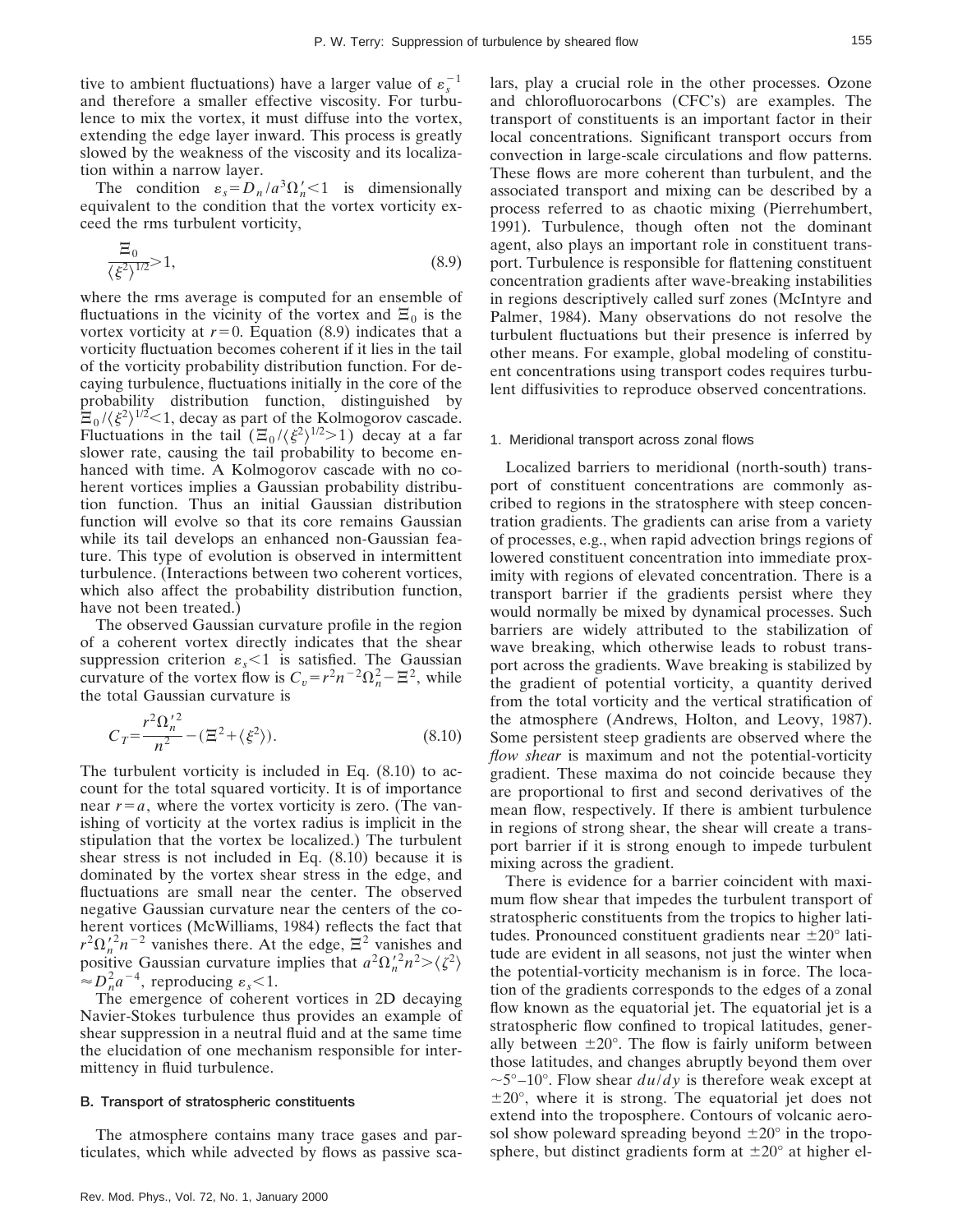tive to ambient fluctuations) have a larger value of $\varepsilon_s^{-1}$ and therefore a smaller effective viscosity. For turbulence to mix the vortex, it must diffuse into the vortex, extending the edge layer inward. This process is greatly slowed by the weakness of the viscosity and its localization within a narrow layer.

The condition $\varepsilon_s = D_n/a^3\Omega_n' < 1$ is dimensionally equivalent to the condition that the vortex vorticity exceed the rms turbulent vorticity,

$$\frac{\Xi_0}{\langle \xi^2 \rangle^{1/2}} > 1, \tag{8.9}$$

where the rms average is computed for an ensemble of fluctuations in the vicinity of the vortex and $\Xi_0$ is the vortex vorticity at $r=0$. Equation (8.9) indicates that a vorticity fluctuation becomes coherent if it lies in the tail of the vorticity probability distribution function. For decaying turbulence, fluctuations initially in the core of the probability distribution function, distinguished by $\Xi_0/\langle \xi^2 \rangle^{1/2} < 1$, decay as part of the Kolmogorov cascade. Fluctuations in the tail ($\Xi_0/\langle \xi^2 \rangle^{1/2} > 1$) decay at a far slower rate, causing the tail probability to become enhanced with time. A Kolmogorov cascade with no coherent vortices implies a Gaussian probability distribution function. Thus an initial Gaussian distribution function will evolve so that its core remains Gaussian while its tail develops an enhanced non-Gaussian feature. This type of evolution is observed in intermittent turbulence. (Interactions between two coherent vortices, which also affect the probability distribution function, have not been treated.)

The observed Gaussian curvature profile in the region of a coherent vortex directly indicates that the shear suppression criterion $\varepsilon_s < 1$ is satisfied. The Gaussian curvature of the vortex flow is $C_v = r^2 n^{-2} \Omega_n^2 - \Xi^2$, while the total Gaussian curvature is

$$C_T = \frac{r^2 \Omega_n'^2}{n^2} - (\Xi^2 + \langle \xi^2 \rangle). \tag{8.10}$$

The turbulent vorticity is included in Eq. (8.10) to account for the total squared vorticity. It is of importance near $r=a$, where the vortex vorticity is zero. (The vanishing of vorticity at the vortex radius is implicit in the stipulation that the vortex be localized.) The turbulent shear stress is not included in Eq. (8.10) because it is dominated by the vortex shear stress in the edge, and fluctuations are small near the center. The observed negative Gaussian curvature near the centers of the coherent vortices (McWilliams, 1984) reflects the fact that $r^2 \Omega_n'^2 n^{-2}$ vanishes there. At the edge, $\Xi^2$ vanishes and positive Gaussian curvature implies that $a^2 \Omega_n'^2 n^2 > \langle \zeta^2 \rangle \approx D_n^2 a^{-4}$, reproducing $\varepsilon_s < 1$.

The emergence of coherent vortices in 2D decaying Navier-Stokes turbulence thus provides an example of shear suppression in a neutral fluid and at the same time the elucidation of one mechanism responsible for intermittency in fluid turbulence.

### B. Transport of stratospheric constituents

The atmosphere contains many trace gases and particulates, which while advected by flows as passive scalars, play a crucial role in the other processes. Ozone and chlorofluorocarbons (CFC's) are examples. The transport of constituents is an important factor in their local concentrations. Significant transport occurs from convection in large-scale circulations and flow patterns. These flows are more coherent than turbulent, and the associated transport and mixing can be described by a process referred to as chaotic mixing (Pierrehumbert, 1991). Turbulence, though often not the dominant agent, also plays an important role in constituent transport. Turbulence is responsible for flattening constituent concentration gradients after wave-breaking instabilities in regions descriptively called surf zones (McIntyre and Palmer, 1984). Many observations do not resolve the turbulent fluctuations but their presence is inferred by other means. For example, global modeling of constituent concentrations using transport codes requires turbulent diffusivities to reproduce observed concentrations.

#### 1. Meridional transport across zonal flows

Localized barriers to meridional (north-south) transport of constituent concentrations are commonly ascribed to regions in the stratosphere with steep concentration gradients. The gradients can arise from a variety of processes, e.g., when rapid advection brings regions of lowered constituent concentration into immediate proximity with regions of elevated concentration. There is a transport barrier if the gradients persist where they would normally be mixed by dynamical processes. Such barriers are widely attributed to the stabilization of wave breaking, which otherwise leads to robust transport across the gradients. Wave breaking is stabilized by the gradient of potential vorticity, a quantity derived from the total vorticity and the vertical stratification of the atmosphere (Andrews, Holton, and Leovy, 1987). Some persistent steep gradients are observed where the *flow shear* is maximum and not the potential-vorticity gradient. These maxima do not coincide because they are proportional to first and second derivatives of the mean flow, respectively. If there is ambient turbulence in regions of strong shear, the shear will create a transport barrier if it is strong enough to impede turbulent mixing across the gradient.

There is evidence for a barrier coincident with maximum flow shear that impedes the turbulent transport of stratospheric constituents from the tropics to higher latitudes. Pronounced constituent gradients near $\pm 20°$ latitude are evident in all seasons, not just the winter when the potential-vorticity mechanism is in force. The location of the gradients corresponds to the edges of a zonal flow known as the equatorial jet. The equatorial jet is a stratospheric flow confined to tropical latitudes, generally between $\pm 20°$. The flow is fairly uniform between those latitudes, and changes abruptly beyond them over $\sim 5°$–$10°$. Flow shear $du/dy$ is therefore weak except at $\pm 20°$, where it is strong. The equatorial jet does not extend into the troposphere. Contours of volcanic aerosol show poleward spreading beyond $\pm 20°$ in the troposphere, but distinct gradients form at $\pm 20°$ at higher el-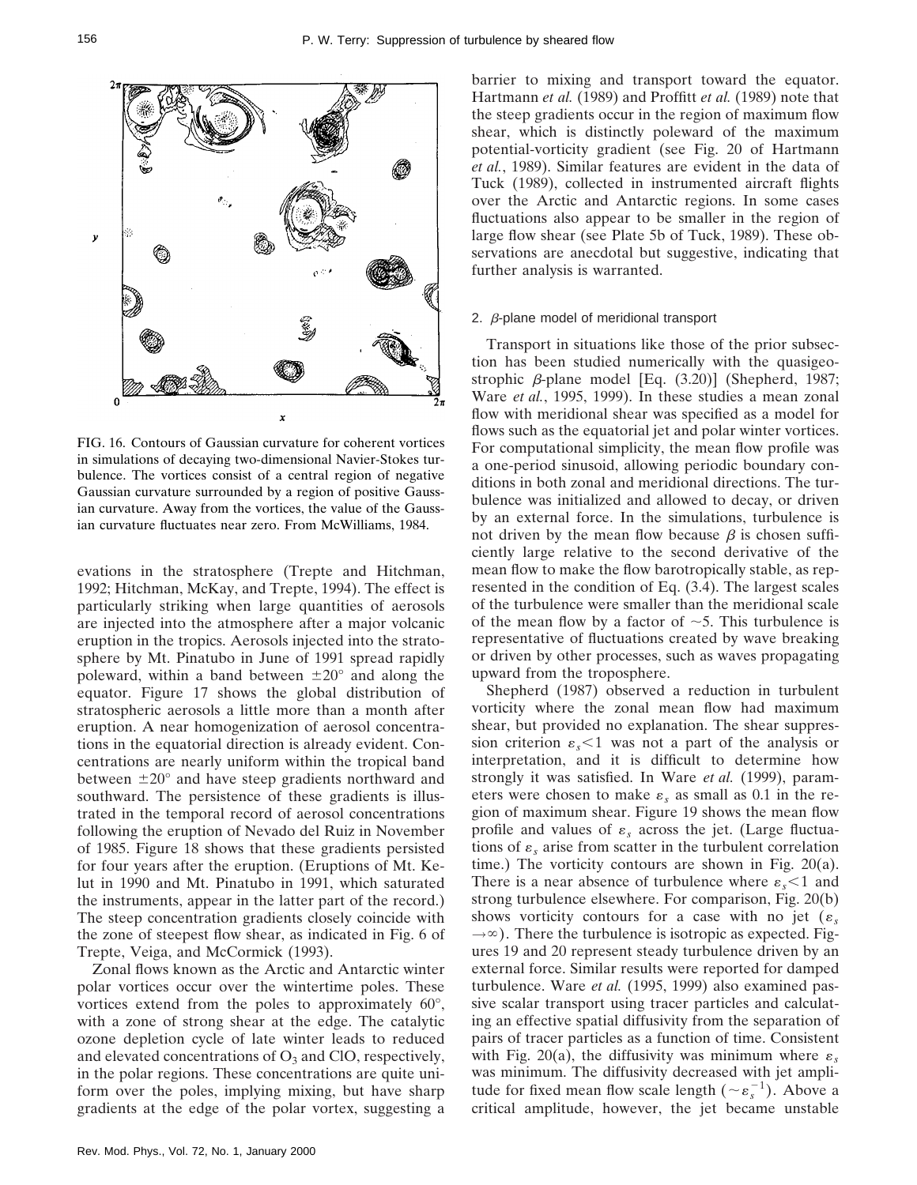FIG. 16. Contours of Gaussian curvature for coherent vortices in simulations of decaying two-dimensional Navier-Stokes turbulence. The vortices consist of a central region of negative Gaussian curvature surrounded by a region of positive Gaussian curvature. Away from the vortices, the value of the Gaussian curvature fluctuates near zero. From McWilliams, 1984.

evations in the stratosphere (Trepte and Hitchman, 1992; Hitchman, McKay, and Trepte, 1994). The effect is particularly striking when large quantities of aerosols are injected into the atmosphere after a major volcanic eruption in the tropics. Aerosols injected into the stratosphere by Mt. Pinatubo in June of 1991 spread rapidly poleward, within a band between $\pm 20°$ and along the equator. Figure 17 shows the global distribution of stratospheric aerosols a little more than a month after eruption. A near homogenization of aerosol concentrations in the equatorial direction is already evident. Concentrations are nearly uniform within the tropical band between $\pm 20°$ and have steep gradients northward and southward. The persistence of these gradients is illustrated in the temporal record of aerosol concentrations following the eruption of Nevado del Ruiz in November of 1985. Figure 18 shows that these gradients persisted for four years after the eruption. (Eruptions of Mt. Kelut in 1990 and Mt. Pinatubo in 1991, which saturated the instruments, appear in the latter part of the record.) The steep concentration gradients closely coincide with the zone of steepest flow shear, as indicated in Fig. 6 of Trepte, Veiga, and McCormick (1993).

Zonal flows known as the Arctic and Antarctic winter polar vortices occur over the wintertime poles. These vortices extend from the poles to approximately 60°, with a zone of strong shear at the edge. The catalytic ozone depletion cycle of late winter leads to reduced and elevated concentrations of $O_3$ and ClO, respectively, in the polar regions. These concentrations are quite uniform over the poles, implying mixing, but have sharp gradients at the edge of the polar vortex, suggesting a barrier to mixing and transport toward the equator. Hartmann *et al.* (1989) and Proffitt *et al.* (1989) note that the steep gradients occur in the region of maximum flow shear, which is distinctly poleward of the maximum potential-vorticity gradient (see Fig. 20 of Hartmann *et al.*, 1989). Similar features are evident in the data of Tuck (1989), collected in instrumented aircraft flights over the Arctic and Antarctic regions. In some cases fluctuations also appear to be smaller in the region of large flow shear (see Plate 5b of Tuck, 1989). These observations are anecdotal but suggestive, indicating that further analysis is warranted.

### 2. $\beta$-plane model of meridional transport

Transport in situations like those of the prior subsection has been studied numerically with the quasigeostrophic $\beta$-plane model [Eq. (3.20)] (Shepherd, 1987; Ware *et al.*, 1995, 1999). In these studies a mean zonal flow with meridional shear was specified as a model for flows such as the equatorial jet and polar winter vortices. For computational simplicity, the mean flow profile was a one-period sinusoid, allowing periodic boundary conditions in both zonal and meridional directions. The turbulence was initialized and allowed to decay, or driven by an external force. In the simulations, turbulence is not driven by the mean flow because $\beta$ is chosen sufficiently large relative to the second derivative of the mean flow to make the flow barotropically stable, as represented in the condition of Eq. (3.4). The largest scales of the turbulence were smaller than the meridional scale of the mean flow by a factor of $\sim 5$. This turbulence is representative of fluctuations created by wave breaking or driven by other processes, such as waves propagating upward from the troposphere.

Shepherd (1987) observed a reduction in turbulent vorticity where the zonal mean flow had maximum shear, but provided no explanation. The shear suppression criterion $\varepsilon_s < 1$ was not a part of the analysis or interpretation, and it is difficult to determine how strongly it was satisfied. In Ware *et al.* (1999), parameters were chosen to make $\varepsilon_s$ as small as 0.1 in the region of maximum shear. Figure 19 shows the mean flow profile and values of $\varepsilon_s$ across the jet. (Large fluctuations of $\varepsilon_s$ arise from scatter in the turbulent correlation time.) The vorticity contours are shown in Fig. 20(a). There is a near absence of turbulence where $\varepsilon_s < 1$ and strong turbulence elsewhere. For comparison, Fig. 20(b) shows vorticity contours for a case with no jet ($\varepsilon_s \to \infty$). There the turbulence is isotropic as expected. Figures 19 and 20 represent steady turbulence driven by an external force. Similar results were reported for damped turbulence. Ware *et al.* (1995, 1999) also examined passive scalar transport using tracer particles and calculating an effective spatial diffusivity from the separation of pairs of tracer particles as a function of time. Consistent with Fig. 20(a), the diffusivity was minimum where $\varepsilon_s$ was minimum. The diffusivity decreased with jet amplitude for fixed mean flow scale length ($\sim \varepsilon_s^{-1}$). Above a critical amplitude, however, the jet became unstable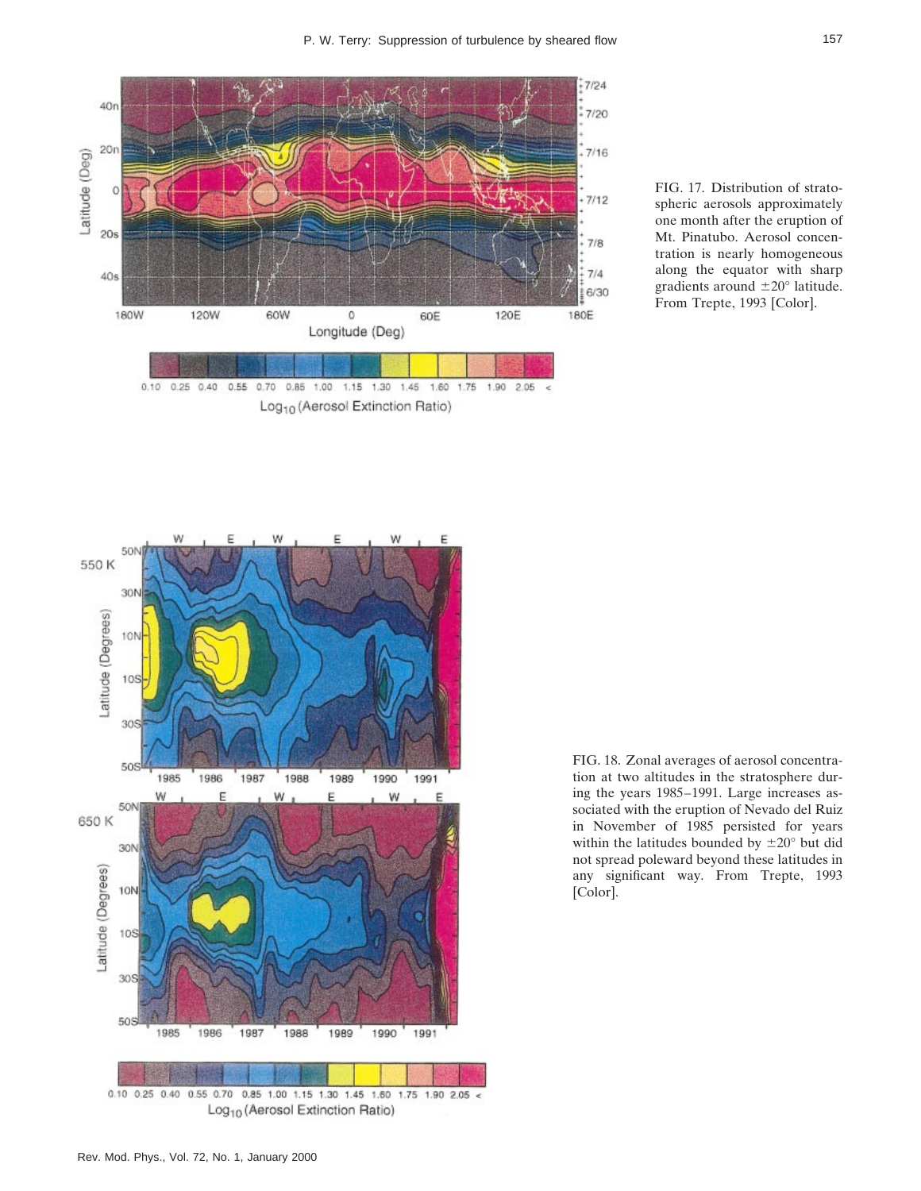FIG. 17. Distribution of stratospheric aerosols approximately one month after the eruption of Mt. Pinatubo. Aerosol concentration is nearly homogeneous along the equator with sharp gradients around ±20° latitude. From Trepte, 1993 [Color].

FIG. 18. Zonal averages of aerosol concentration at two altitudes in the stratosphere during the years 1985–1991. Large increases associated with the eruption of Nevado del Ruiz in November of 1985 persisted for years within the latitudes bounded by ±20° but did not spread poleward beyond these latitudes in any significant way. From Trepte, 1993 [Color].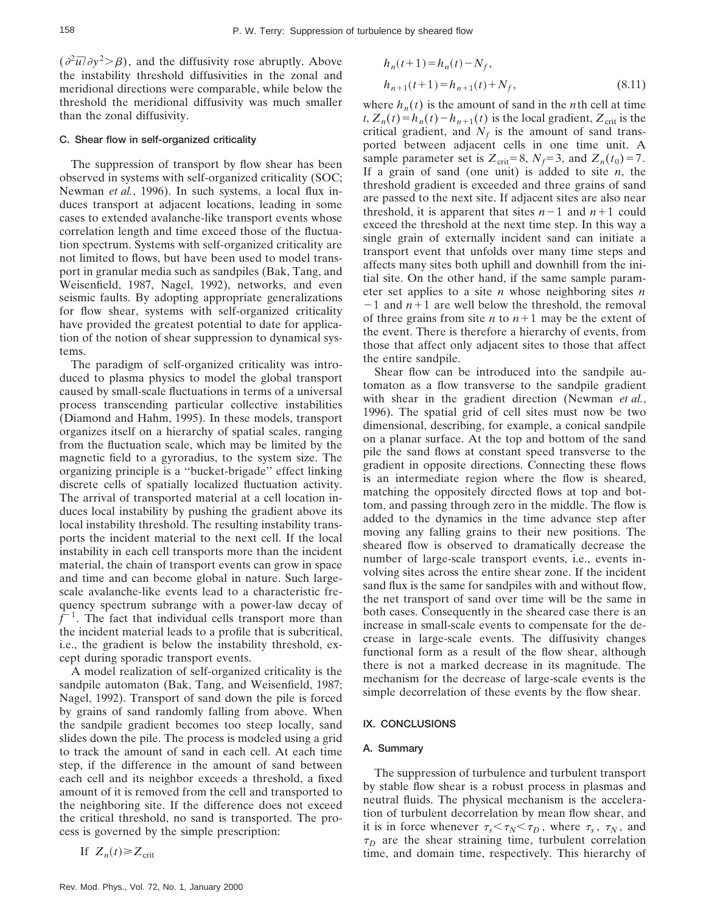$(\partial^2 \overline{u}/\partial y^2 > \beta)$, and the diffusivity rose abruptly. Above the instability threshold diffusivities in the zonal and meridional directions were comparable, while below the threshold the meridional diffusivity was much smaller than the zonal diffusivity.

### C. Shear flow in self-organized criticality

The suppression of transport by flow shear has been observed in systems with self-organized criticality (SOC; Newman *et al.*, 1996). In such systems, a local flux induces transport at adjacent locations, leading in some cases to extended avalanche-like transport events whose correlation length and time exceed those of the fluctuation spectrum. Systems with self-organized criticality are not limited to flows, but have been used to model transport in granular media such as sandpiles (Bak, Tang, and Weisenfield, 1987, Nagel, 1992), networks, and even seismic faults. By adopting appropriate generalizations for flow shear, systems with self-organized criticality have provided the greatest potential to date for application of the notion of shear suppression to dynamical systems.

The paradigm of self-organized criticality was introduced to plasma physics to model the global transport caused by small-scale fluctuations in terms of a universal process transcending particular collective instabilities (Diamond and Hahm, 1995). In these models, transport organizes itself on a hierarchy of spatial scales, ranging from the fluctuation scale, which may be limited by the magnetic field to a gyroradius, to the system size. The organizing principle is a ''bucket-brigade'' effect linking discrete cells of spatially localized fluctuation activity. The arrival of transported material at a cell location induces local instability by pushing the gradient above its local instability threshold. The resulting instability transports the incident material to the next cell. If the local instability in each cell transports more than the incident material, the chain of transport events can grow in space and time and can become global in nature. Such large-scale avalanche-like events lead to a characteristic frequency spectrum subrange with a power-law decay of $f^{-1}$. The fact that individual cells transport more than the incident material leads to a profile that is subcritical, i.e., the gradient is below the instability threshold, except during sporadic transport events.

A model realization of self-organized criticality is the sandpile automaton (Bak, Tang, and Weisenfield, 1987; Nagel, 1992). Transport of sand down the pile is forced by grains of sand randomly falling from above. When the sandpile gradient becomes too steep locally, sand slides down the pile. The process is modeled using a grid to track the amount of sand in each cell. At each time step, if the difference in the amount of sand between each cell and its neighbor exceeds a threshold, a fixed amount of it is removed from the cell and transported to the neighboring site. If the difference does not exceed the critical threshold, no sand is transported. The process is governed by the simple prescription:

If $Z_n(t) \geqslant Z_{\text{crit}}$

$$
\begin{aligned}
h_n(t+1) &= h_n(t) - N_f, \\
h_{n+1}(t+1) &= h_{n+1}(t) + N_f,
\end{aligned}
\tag{8.11}
$$

where $h_n(t)$ is the amount of sand in the $n$th cell at time $t$, $Z_n(t) = h_n(t) - h_{n+1}(t)$ is the local gradient, $Z_{\text{crit}}$ is the critical gradient, and $N_f$ is the amount of sand transported between adjacent cells in one time unit. A sample parameter set is $Z_{\text{crit}} = 8$, $N_f = 3$, and $Z_n(t_0) = 7$. If a grain of sand (one unit) is added to site $n$, the threshold gradient is exceeded and three grains of sand are passed to the next site. If adjacent sites are also near threshold, it is apparent that sites $n-1$ and $n+1$ could exceed the threshold at the next time step. In this way a single grain of externally incident sand can initiate a transport event that unfolds over many time steps and affects many sites both uphill and downhill from the initial site. On the other hand, if the same sample parameter set applies to a site $n$ whose neighboring sites $n-1$ and $n+1$ are well below the threshold, the removal of three grains from site $n$ to $n+1$ may be the extent of the event. There is therefore a hierarchy of events, from those that affect only adjacent sites to those that affect the entire sandpile.

Shear flow can be introduced into the sandpile automaton as a flow transverse to the sandpile gradient with shear in the gradient direction (Newman *et al.*, 1996). The spatial grid of cell sites must now be two dimensional, describing, for example, a conical sandpile on a planar surface. At the top and bottom of the sand pile the sand flows at constant speed transverse to the gradient in opposite directions. Connecting these flows is an intermediate region where the flow is sheared, matching the oppositely directed flows at top and bottom, and passing through zero in the middle. The flow is added to the dynamics in the time advance step after moving any falling grains to their new positions. The sheared flow is observed to dramatically decrease the number of large-scale transport events, i.e., events involving sites across the entire shear zone. If the incident sand flux is the same for sandpiles with and without flow, the net transport of sand over time will be the same in both cases. Consequently in the sheared case there is an increase in small-scale events to compensate for the decrease in large-scale events. The diffusivity changes functional form as a result of the flow shear, although there is not a marked decrease in its magnitude. The mechanism for the decrease of large-scale events is the simple decorrelation of these events by the flow shear.

## IX. CONCLUSIONS

### A. Summary

The suppression of turbulence and turbulent transport by stable flow shear is a robust process in plasmas and neutral fluids. The physical mechanism is the acceleration of turbulent decorrelation by mean flow shear, and it is in force whenever $\tau_s < \tau_N < \tau_D$, where $\tau_s$, $\tau_N$, and $\tau_D$ are the shear straining time, turbulent correlation time, and domain time, respectively. This hierarchy of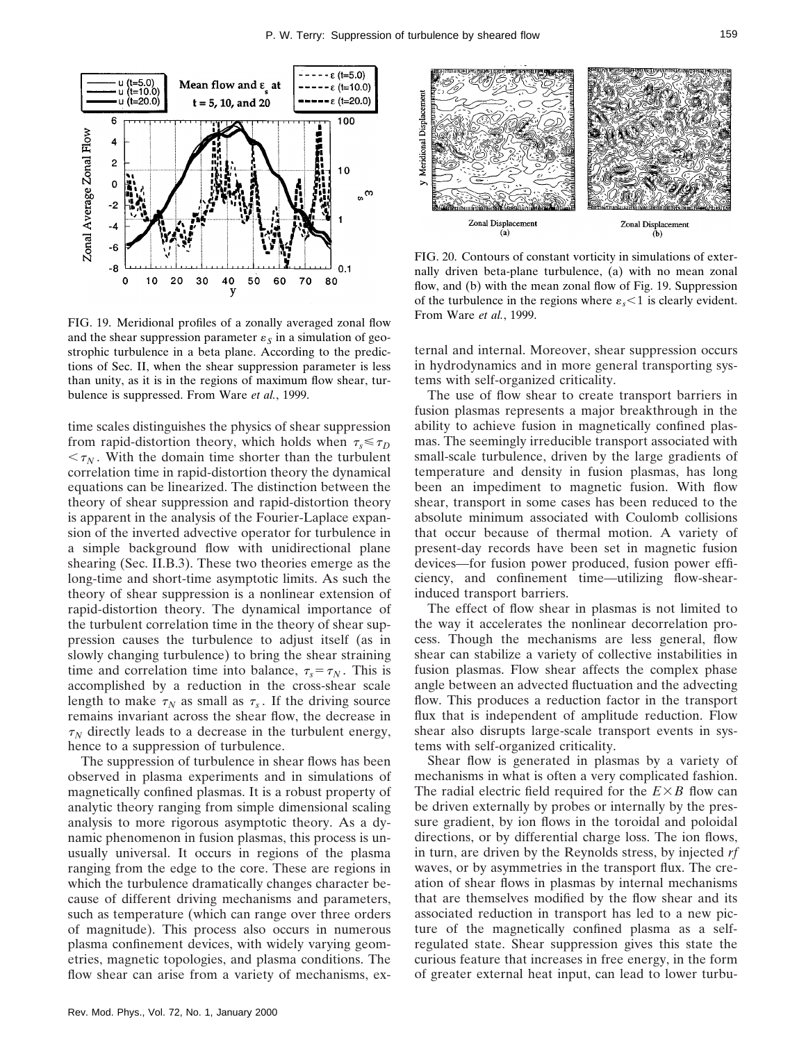Mean flow and $\varepsilon_s$ at $t = 5, 10$, and $20$

u (t=5.0)
u (t=10.0)
u (t=20.0)

ε (t=5.0)
ε (t=10.0)
ε (t=20.0)

Zonal Average Zonal Flow

6
4
2
0
-2
-4
-6
-8

100
10
1
0.1

$\varepsilon_s$

0 10 20 30 40 50 60 70 80

y

FIG. 19. Meridional profiles of a zonally averaged zonal flow and the shear suppression parameter $\varepsilon_S$ in a simulation of geostrophic turbulence in a beta plane. According to the predictions of Sec. II, when the shear suppression parameter is less than unity, as it is in the regions of maximum flow shear, turbulence is suppressed. From Ware *et al.*, 1999.

y Meridional Displacement

Zonal Displacement
(a)

Zonal Displacement
(b)

FIG. 20. Contours of constant vorticity in simulations of externally driven beta-plane turbulence, (a) with no mean zonal flow, and (b) with the mean zonal flow of Fig. 19. Suppression of the turbulence in the regions where $\varepsilon_s < 1$ is clearly evident. From Ware *et al.*, 1999.

time scales distinguishes the physics of shear suppression from rapid-distortion theory, which holds when $\tau_s \leqslant \tau_D < \tau_N$. With the domain time shorter than the turbulent correlation time in rapid-distortion theory the dynamical equations can be linearized. The distinction between the theory of shear suppression and rapid-distortion theory is apparent in the analysis of the Fourier-Laplace expansion of the inverted advective operator for turbulence in a simple background flow with unidirectional plane shearing (Sec. II.B.3). These two theories emerge as the long-time and short-time asymptotic limits. As such the theory of shear suppression is a nonlinear extension of rapid-distortion theory. The dynamical importance of the turbulent correlation time in the theory of shear suppression causes the turbulence to adjust itself (as in slowly changing turbulence) to bring the shear straining time and correlation time into balance, $\tau_s = \tau_N$. This is accomplished by a reduction in the cross-shear scale length to make $\tau_N$ as small as $\tau_s$. If the driving source remains invariant across the shear flow, the decrease in $\tau_N$ directly leads to a decrease in the turbulent energy, hence to a suppression of turbulence.

The suppression of turbulence in shear flows has been observed in plasma experiments and in simulations of magnetically confined plasmas. It is a robust property of analytic theory ranging from simple dimensional scaling analysis to more rigorous asymptotic theory. As a dynamic phenomenon in fusion plasmas, this process is unusually universal. It occurs in regions of the plasma ranging from the edge to the core. These are regions in which the turbulence dramatically changes character because of different driving mechanisms and parameters, such as temperature (which can range over three orders of magnitude). This process also occurs in numerous plasma confinement devices, with widely varying geometries, magnetic topologies, and plasma conditions. The flow shear can arise from a variety of mechanisms, external and internal. Moreover, shear suppression occurs in hydrodynamics and in more general transporting systems with self-organized criticality.

The use of flow shear to create transport barriers in fusion plasmas represents a major breakthrough in the ability to achieve fusion in magnetically confined plasmas. The seemingly irreducible transport associated with small-scale turbulence, driven by the large gradients of temperature and density in fusion plasmas, has long been an impediment to magnetic fusion. With flow shear, transport in some cases has been reduced to the absolute minimum associated with Coulomb collisions that occur because of thermal motion. A variety of present-day records have been set in magnetic fusion devices—for fusion power produced, fusion power efficiency, and confinement time—utilizing flow-shear-induced transport barriers.

The effect of flow shear in plasmas is not limited to the way it accelerates the nonlinear decorrelation process. Though the mechanisms are less general, flow shear can stabilize a variety of collective instabilities in fusion plasmas. Flow shear affects the complex phase angle between an advected fluctuation and the advecting flow. This produces a reduction factor in the transport flux that is independent of amplitude reduction. Flow shear also disrupts large-scale transport events in systems with self-organized criticality.

Shear flow is generated in plasmas by a variety of mechanisms in what is often a very complicated fashion. The radial electric field required for the $E \times B$ flow can be driven externally by probes or internally by the pressure gradient, by ion flows in the toroidal and poloidal directions, or by differential charge loss. The ion flows, in turn, are driven by the Reynolds stress, by injected *rf* waves, or by asymmetries in the transport flux. The creation of shear flows in plasmas by internal mechanisms that are themselves modified by the flow shear and its associated reduction in transport has led to a new picture of the magnetically confined plasma as a self-regulated state. Shear suppression gives this state the curious feature that increases in free energy, in the form of greater external heat input, can lead to lower turbu-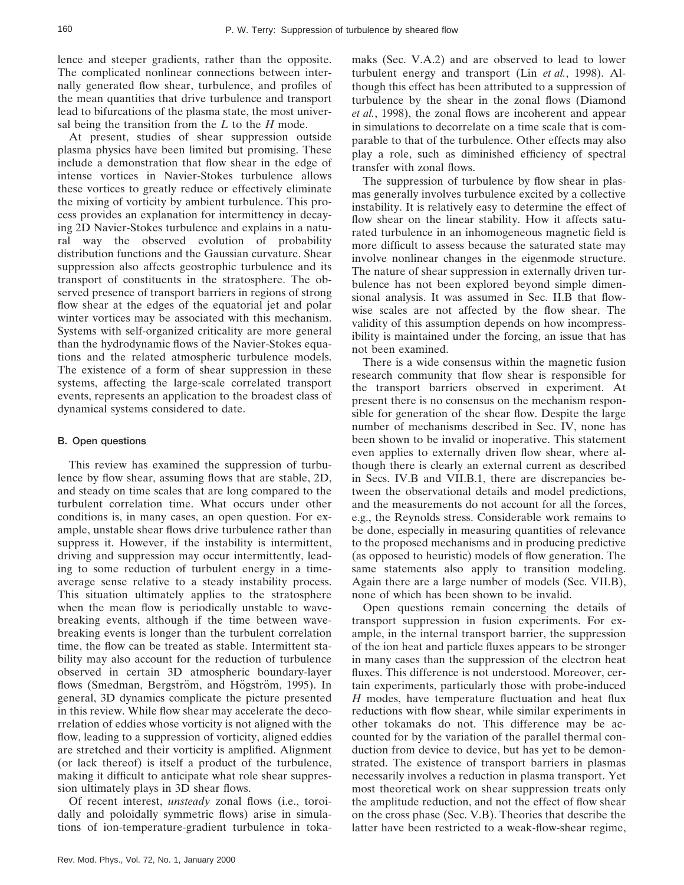lence and steeper gradients, rather than the opposite. The complicated nonlinear connections between internally generated flow shear, turbulence, and profiles of the mean quantities that drive turbulence and transport lead to bifurcations of the plasma state, the most universal being the transition from the $L$ to the $H$ mode.

At present, studies of shear suppression outside plasma physics have been limited but promising. These include a demonstration that flow shear in the edge of intense vortices in Navier-Stokes turbulence allows these vortices to greatly reduce or effectively eliminate the mixing of vorticity by ambient turbulence. This process provides an explanation for intermittency in decaying 2D Navier-Stokes turbulence and explains in a natural way the observed evolution of probability distribution functions and the Gaussian curvature. Shear suppression also affects geostrophic turbulence and its transport of constituents in the stratosphere. The observed presence of transport barriers in regions of strong flow shear at the edges of the equatorial jet and polar winter vortices may be associated with this mechanism. Systems with self-organized criticality are more general than the hydrodynamic flows of the Navier-Stokes equations and the related atmospheric turbulence models. The existence of a form of shear suppression in these systems, affecting the large-scale correlated transport events, represents an application to the broadest class of dynamical systems considered to date.

### B. Open questions

This review has examined the suppression of turbulence by flow shear, assuming flows that are stable, 2D, and steady on time scales that are long compared to the turbulent correlation time. What occurs under other conditions is, in many cases, an open question. For example, unstable shear flows drive turbulence rather than suppress it. However, if the instability is intermittent, driving and suppression may occur intermittently, leading to some reduction of turbulent energy in a time-average sense relative to a steady instability process. This situation ultimately applies to the stratosphere when the mean flow is periodically unstable to wave-breaking events, although if the time between wave-breaking events is longer than the turbulent correlation time, the flow can be treated as stable. Intermittent stability may also account for the reduction of turbulence observed in certain 3D atmospheric boundary-layer flows (Smedman, Bergström, and Högström, 1995). In general, 3D dynamics complicate the picture presented in this review. While flow shear may accelerate the decorrelation of eddies whose vorticity is not aligned with the flow, leading to a suppression of vorticity, aligned eddies are stretched and their vorticity is amplified. Alignment (or lack thereof) is itself a product of the turbulence, making it difficult to anticipate what role shear suppression ultimately plays in 3D shear flows.

Of recent interest, *unsteady* zonal flows (i.e., toroidally and poloidally symmetric flows) arise in simulations of ion-temperature-gradient turbulence in tokamaks (Sec. V.A.2) and are observed to lead to lower turbulent energy and transport (Lin *et al.*, 1998). Although this effect has been attributed to a suppression of turbulence by the shear in the zonal flows (Diamond *et al.*, 1998), the zonal flows are incoherent and appear in simulations to decorrelate on a time scale that is comparable to that of the turbulence. Other effects may also play a role, such as diminished efficiency of spectral transfer with zonal flows.

The suppression of turbulence by flow shear in plasmas generally involves turbulence excited by a collective instability. It is relatively easy to determine the effect of flow shear on the linear stability. How it affects saturated turbulence in an inhomogeneous magnetic field is more difficult to assess because the saturated state may involve nonlinear changes in the eigenmode structure. The nature of shear suppression in externally driven turbulence has not been explored beyond simple dimensional analysis. It was assumed in Sec. II.B that flowwise scales are not affected by the flow shear. The validity of this assumption depends on how incompressibility is maintained under the forcing, an issue that has not been examined.

There is a wide consensus within the magnetic fusion research community that flow shear is responsible for the transport barriers observed in experiment. At present there is no consensus on the mechanism responsible for generation of the shear flow. Despite the large number of mechanisms described in Sec. IV, none has been shown to be invalid or inoperative. This statement even applies to externally driven flow shear, where although there is clearly an external current as described in Secs. IV.B and VII.B.1, there are discrepancies between the observational details and model predictions, and the measurements do not account for all the forces, e.g., the Reynolds stress. Considerable work remains to be done, especially in measuring quantities of relevance to the proposed mechanisms and in producing predictive (as opposed to heuristic) models of flow generation. The same statements also apply to transition modeling. Again there are a large number of models (Sec. VII.B), none of which has been shown to be invalid.

Open questions remain concerning the details of transport suppression in fusion experiments. For example, in the internal transport barrier, the suppression of the ion heat and particle fluxes appears to be stronger in many cases than the suppression of the electron heat fluxes. This difference is not understood. Moreover, certain experiments, particularly those with probe-induced $H$ modes, have temperature fluctuation and heat flux reductions with flow shear, while similar experiments in other tokamaks do not. This difference may be accounted for by the variation of the parallel thermal conduction from device to device, but has yet to be demonstrated. The existence of transport barriers in plasmas necessarily involves a reduction in plasma transport. Yet most theoretical work on shear suppression treats only the amplitude reduction, and not the effect of flow shear on the cross phase (Sec. V.B). Theories that describe the latter have been restricted to a weak-flow-shear regime,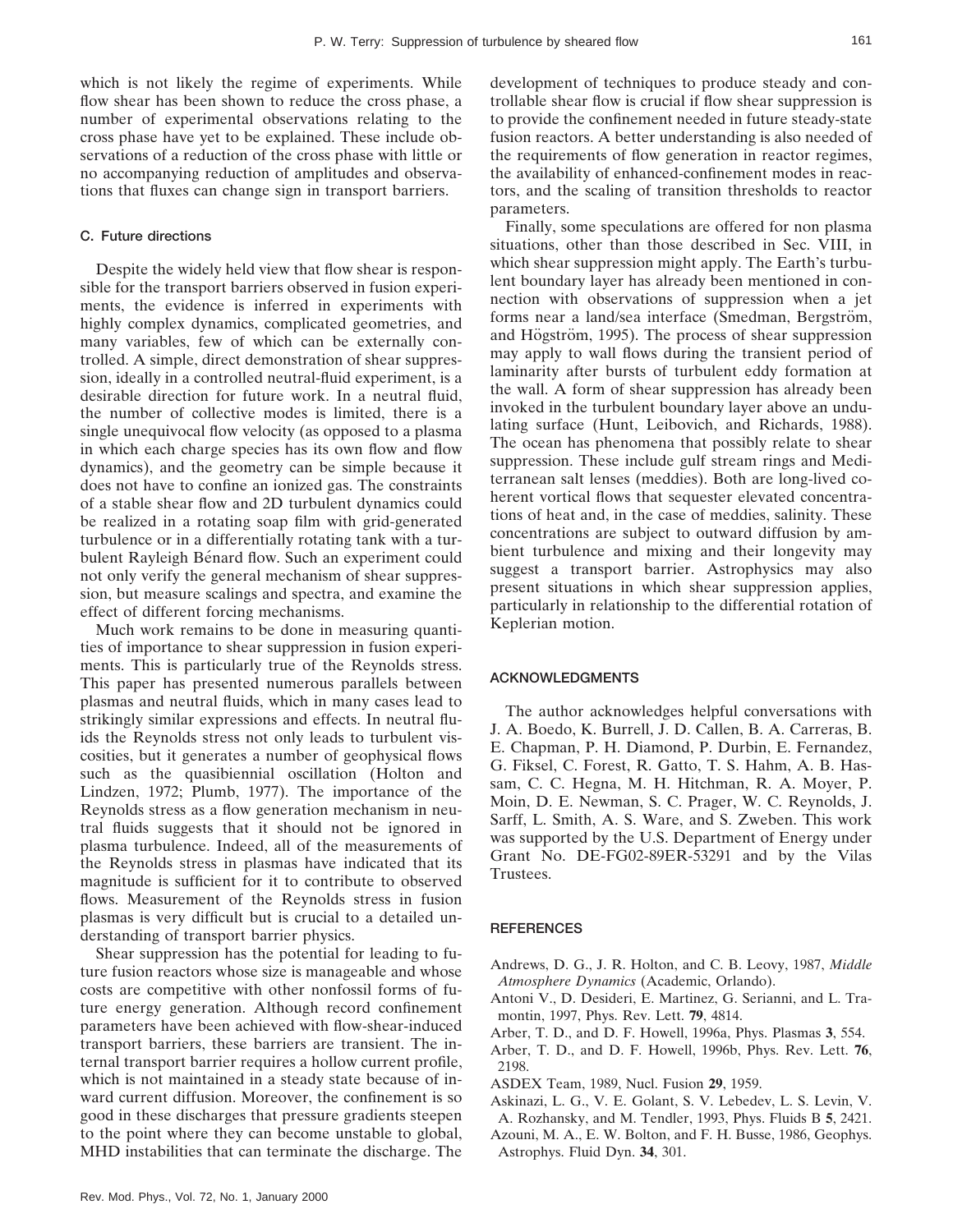which is not likely the regime of experiments. While flow shear has been shown to reduce the cross phase, a number of experimental observations relating to the cross phase have yet to be explained. These include observations of a reduction of the cross phase with little or no accompanying reduction of amplitudes and observations that fluxes can change sign in transport barriers.

### C. Future directions

Despite the widely held view that flow shear is responsible for the transport barriers observed in fusion experiments, the evidence is inferred in experiments with highly complex dynamics, complicated geometries, and many variables, few of which can be externally controlled. A simple, direct demonstration of shear suppression, ideally in a controlled neutral-fluid experiment, is a desirable direction for future work. In a neutral fluid, the number of collective modes is limited, there is a single unequivocal flow velocity (as opposed to a plasma in which each charge species has its own flow and flow dynamics), and the geometry can be simple because it does not have to confine an ionized gas. The constraints of a stable shear flow and 2D turbulent dynamics could be realized in a rotating soap film with grid-generated turbulence or in a differentially rotating tank with a turbulent Rayleigh Bénard flow. Such an experiment could not only verify the general mechanism of shear suppression, but measure scalings and spectra, and examine the effect of different forcing mechanisms.

Much work remains to be done in measuring quantities of importance to shear suppression in fusion experiments. This is particularly true of the Reynolds stress. This paper has presented numerous parallels between plasmas and neutral fluids, which in many cases lead to strikingly similar expressions and effects. In neutral fluids the Reynolds stress not only leads to turbulent viscosities, but it generates a number of geophysical flows such as the quasibiennial oscillation (Holton and Lindzen, 1972; Plumb, 1977). The importance of the Reynolds stress as a flow generation mechanism in neutral fluids suggests that it should not be ignored in plasma turbulence. Indeed, all of the measurements of the Reynolds stress in plasmas have indicated that its magnitude is sufficient for it to contribute to observed flows. Measurement of the Reynolds stress in fusion plasmas is very difficult but is crucial to a detailed understanding of transport barrier physics.

Shear suppression has the potential for leading to future fusion reactors whose size is manageable and whose costs are competitive with other nonfossil forms of future energy generation. Although record confinement parameters have been achieved with flow-shear-induced transport barriers, these barriers are transient. The internal transport barrier requires a hollow current profile, which is not maintained in a steady state because of inward current diffusion. Moreover, the confinement is so good in these discharges that pressure gradients steepen to the point where they can become unstable to global, MHD instabilities that can terminate the discharge. The development of techniques to produce steady and controllable shear flow is crucial if flow shear suppression is to provide the confinement needed in future steady-state fusion reactors. A better understanding is also needed of the requirements of flow generation in reactor regimes, the availability of enhanced-confinement modes in reactors, and the scaling of transition thresholds to reactor parameters.

Finally, some speculations are offered for non plasma situations, other than those described in Sec. VIII, in which shear suppression might apply. The Earth's turbulent boundary layer has already been mentioned in connection with observations of suppression when a jet forms near a land/sea interface (Smedman, Bergström, and Högström, 1995). The process of shear suppression may apply to wall flows during the transient period of laminarity after bursts of turbulent eddy formation at the wall. A form of shear suppression has already been invoked in the turbulent boundary layer above an undulating surface (Hunt, Leibovich, and Richards, 1988). The ocean has phenomena that possibly relate to shear suppression. These include gulf stream rings and Mediterranean salt lenses (meddies). Both are long-lived coherent vortical flows that sequester elevated concentrations of heat and, in the case of meddies, salinity. These concentrations are subject to outward diffusion by ambient turbulence and mixing and their longevity may suggest a transport barrier. Astrophysics may also present situations in which shear suppression applies, particularly in relationship to the differential rotation of Keplerian motion.

## ACKNOWLEDGMENTS

The author acknowledges helpful conversations with J. A. Boedo, K. Burrell, J. D. Callen, B. A. Carreras, B. E. Chapman, P. H. Diamond, P. Durbin, E. Fernandez, G. Fiksel, C. Forest, R. Gatto, T. S. Hahm, A. B. Hassam, C. C. Hegna, M. H. Hitchman, R. A. Moyer, P. Moin, D. E. Newman, S. C. Prager, W. C. Reynolds, J. Sarff, L. Smith, A. S. Ware, and S. Zweben. This work was supported by the U.S. Department of Energy under Grant No. DE-FG02-89ER-53291 and by the Vilas Trustees.

## REFERENCES

Andrews, D. G., J. R. Holton, and C. B. Leovy, 1987, *Middle Atmosphere Dynamics* (Academic, Orlando).

Antoni V., D. Desideri, E. Martinez, G. Serianni, and L. Tramontin, 1997, Phys. Rev. Lett. **79**, 4814.

Arber, T. D., and D. F. Howell, 1996a, Phys. Plasmas **3**, 554.

Arber, T. D., and D. F. Howell, 1996b, Phys. Rev. Lett. **76**, 2198.

ASDEX Team, 1989, Nucl. Fusion **29**, 1959.

Askinazi, L. G., V. E. Golant, S. V. Lebedev, L. S. Levin, V. A. Rozhansky, and M. Tendler, 1993, Phys. Fluids B **5**, 2421.

Azouni, M. A., E. W. Bolton, and F. H. Busse, 1986, Geophys. Astrophys. Fluid Dyn. **34**, 301.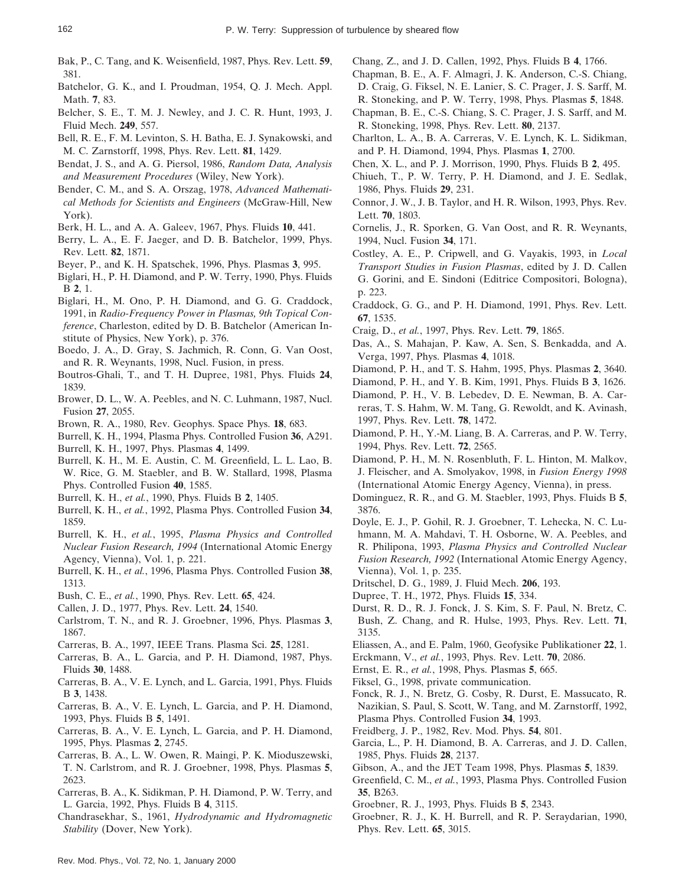Bak, P., C. Tang, and K. Weisenfield, 1987, Phys. Rev. Lett. **59**, 381.

Batchelor, G. K., and I. Proudman, 1954, Q. J. Mech. Appl. Math. **7**, 83.

Belcher, S. E., T. M. J. Newley, and J. C. R. Hunt, 1993, J. Fluid Mech. **249**, 557.

Bell, R. E., F. M. Levinton, S. H. Batha, E. J. Synakowski, and M. C. Zarnstorff, 1998, Phys. Rev. Lett. **81**, 1429.

Bendat, J. S., and A. G. Piersol, 1986, *Random Data, Analysis and Measurement Procedures* (Wiley, New York).

Bender, C. M., and S. A. Orszag, 1978, *Advanced Mathematical Methods for Scientists and Engineers* (McGraw-Hill, New York).

Berk, H. L., and A. A. Galeev, 1967, Phys. Fluids **10**, 441.

Berry, L. A., E. F. Jaeger, and D. B. Batchelor, 1999, Phys. Rev. Lett. **82**, 1871.

Beyer, P., and K. H. Spatschek, 1996, Phys. Plasmas **3**, 995.

Biglari, H., P. H. Diamond, and P. W. Terry, 1990, Phys. Fluids B **2**, 1.

Biglari, H., M. Ono, P. H. Diamond, and G. G. Craddock, 1991, in *Radio-Frequency Power in Plasmas, 9th Topical Conference*, Charleston, edited by D. B. Batchelor (American Institute of Physics, New York), p. 376.

Boedo, J. A., D. Gray, S. Jachmich, R. Conn, G. Van Oost, and R. R. Weynants, 1998, Nucl. Fusion, in press.

Boutros-Ghali, T., and T. H. Dupree, 1981, Phys. Fluids **24**, 1839.

Brower, D. L., W. A. Peebles, and N. C. Luhmann, 1987, Nucl. Fusion **27**, 2055.

Brown, R. A., 1980, Rev. Geophys. Space Phys. **18**, 683.

Burrell, K. H., 1994, Plasma Phys. Controlled Fusion **36**, A291.

Burrell, K. H., 1997, Phys. Plasmas **4**, 1499.

Burrell, K. H., M. E. Austin, C. M. Greenfield, L. L. Lao, B. W. Rice, G. M. Staebler, and B. W. Stallard, 1998, Plasma Phys. Controlled Fusion **40**, 1585.

Burrell, K. H., *et al.*, 1990, Phys. Fluids B **2**, 1405.

Burrell, K. H., *et al.*, 1992, Plasma Phys. Controlled Fusion **34**, 1859.

Burrell, K. H., *et al.*, 1995, *Plasma Physics and Controlled Nuclear Fusion Research, 1994* (International Atomic Energy Agency, Vienna), Vol. 1, p. 221.

Burrell, K. H., *et al.*, 1996, Plasma Phys. Controlled Fusion **38**, 1313.

Bush, C. E., *et al.*, 1990, Phys. Rev. Lett. **65**, 424.

Callen, J. D., 1977, Phys. Rev. Lett. **24**, 1540.

Carlstrom, T. N., and R. J. Groebner, 1996, Phys. Plasmas **3**, 1867.

Carreras, B. A., 1997, IEEE Trans. Plasma Sci. **25**, 1281.

Carreras, B. A., L. Garcia, and P. H. Diamond, 1987, Phys. Fluids **30**, 1488.

Carreras, B. A., V. E. Lynch, and L. Garcia, 1991, Phys. Fluids B **3**, 1438.

Carreras, B. A., V. E. Lynch, L. Garcia, and P. H. Diamond, 1993, Phys. Fluids B **5**, 1491.

Carreras, B. A., V. E. Lynch, L. Garcia, and P. H. Diamond, 1995, Phys. Plasmas **2**, 2745.

Carreras, B. A., L. W. Owen, R. Maingi, P. K. Mioduszewski, T. N. Carlstrom, and R. J. Groebner, 1998, Phys. Plasmas **5**, 2623.

Carreras, B. A., K. Sidikman, P. H. Diamond, P. W. Terry, and L. Garcia, 1992, Phys. Fluids B **4**, 3115.

Chandrasekhar, S., 1961, *Hydrodynamic and Hydromagnetic Stability* (Dover, New York).

Chang, Z., and J. D. Callen, 1992, Phys. Fluids B **4**, 1766.

Chapman, B. E., A. F. Almagri, J. K. Anderson, C.-S. Chiang, D. Craig, G. Fiksel, N. E. Lanier, S. C. Prager, J. S. Sarff, M. R. Stoneking, and P. W. Terry, 1998, Phys. Plasmas **5**, 1848.

Chapman, B. E., C.-S. Chiang, S. C. Prager, J. S. Sarff, and M. R. Stoneking, 1998, Phys. Rev. Lett. **80**, 2137.

Charlton, L. A., B. A. Carreras, V. E. Lynch, K. L. Sidikman, and P. H. Diamond, 1994, Phys. Plasmas **1**, 2700.

Chen, X. L., and P. J. Morrison, 1990, Phys. Fluids B **2**, 495.

Chiueh, T., P. W. Terry, P. H. Diamond, and J. E. Sedlak, 1986, Phys. Fluids **29**, 231.

Connor, J. W., J. B. Taylor, and H. R. Wilson, 1993, Phys. Rev. Lett. **70**, 1803.

Cornelis, J., R. Sporken, G. Van Oost, and R. R. Weynants, 1994, Nucl. Fusion **34**, 171.

Costley, A. E., P. Cripwell, and G. Vayakis, 1993, in *Local Transport Studies in Fusion Plasmas*, edited by J. D. Callen G. Gorini, and E. Sindoni (Editrice Compositori, Bologna), p. 223.

Craddock, G. G., and P. H. Diamond, 1991, Phys. Rev. Lett. **67**, 1535.

Craig, D., *et al.*, 1997, Phys. Rev. Lett. **79**, 1865.

Das, A., S. Mahajan, P. Kaw, A. Sen, S. Benkadda, and A. Verga, 1997, Phys. Plasmas **4**, 1018.

Diamond, P. H., and T. S. Hahm, 1995, Phys. Plasmas **2**, 3640.

Diamond, P. H., and Y. B. Kim, 1991, Phys. Fluids B **3**, 1626.

Diamond, P. H., V. B. Lebedev, D. E. Newman, B. A. Carreras, T. S. Hahm, W. M. Tang, G. Rewoldt, and K. Avinash, 1997, Phys. Rev. Lett. **78**, 1472.

Diamond, P. H., Y.-M. Liang, B. A. Carreras, and P. W. Terry, 1994, Phys. Rev. Lett. **72**, 2565.

Diamond, P. H., M. N. Rosenbluth, F. L. Hinton, M. Malkov, J. Fleischer, and A. Smolyakov, 1998, in *Fusion Energy 1998* (International Atomic Energy Agency, Vienna), in press.

Dominguez, R. R., and G. M. Staebler, 1993, Phys. Fluids B **5**, 3876.

Doyle, E. J., P. Gohil, R. J. Groebner, T. Lehecka, N. C. Luhmann, M. A. Mahdavi, T. H. Osborne, W. A. Peebles, and R. Philipona, 1993, *Plasma Physics and Controlled Nuclear Fusion Research, 1992* (International Atomic Energy Agency, Vienna), Vol. 1, p. 235.

Dritschel, D. G., 1989, J. Fluid Mech. **206**, 193.

Dupree, T. H., 1972, Phys. Fluids **15**, 334.

Durst, R. D., R. J. Fonck, J. S. Kim, S. F. Paul, N. Bretz, C. Bush, Z. Chang, and R. Hulse, 1993, Phys. Rev. Lett. **71**, 3135.

Eliassen, A., and E. Palm, 1960, Geofysike Publikationer **22**, 1.

Erckmann, V., *et al.*, 1993, Phys. Rev. Lett. **70**, 2086.

Ernst, E. R., *et al.*, 1998, Phys. Plasmas **5**, 665.

Fiksel, G., 1998, private communication.

Fonck, R. J., N. Bretz, G. Cosby, R. Durst, E. Massucato, R. Nazikian, S. Paul, S. Scott, W. Tang, and M. Zarnstorff, 1992, Plasma Phys. Controlled Fusion **34**, 1993.

Freidberg, J. P., 1982, Rev. Mod. Phys. **54**, 801.

Garcia, L., P. H. Diamond, B. A. Carreras, and J. D. Callen, 1985, Phys. Fluids **28**, 2137.

Gibson, A., and the JET Team 1998, Phys. Plasmas **5**, 1839.

Greenfield, C. M., *et al.*, 1993, Plasma Phys. Controlled Fusion **35**, B263.

Groebner, R. J., 1993, Phys. Fluids B **5**, 2343.

Groebner, R. J., K. H. Burrell, and R. P. Seraydarian, 1990, Phys. Rev. Lett. **65**, 3015.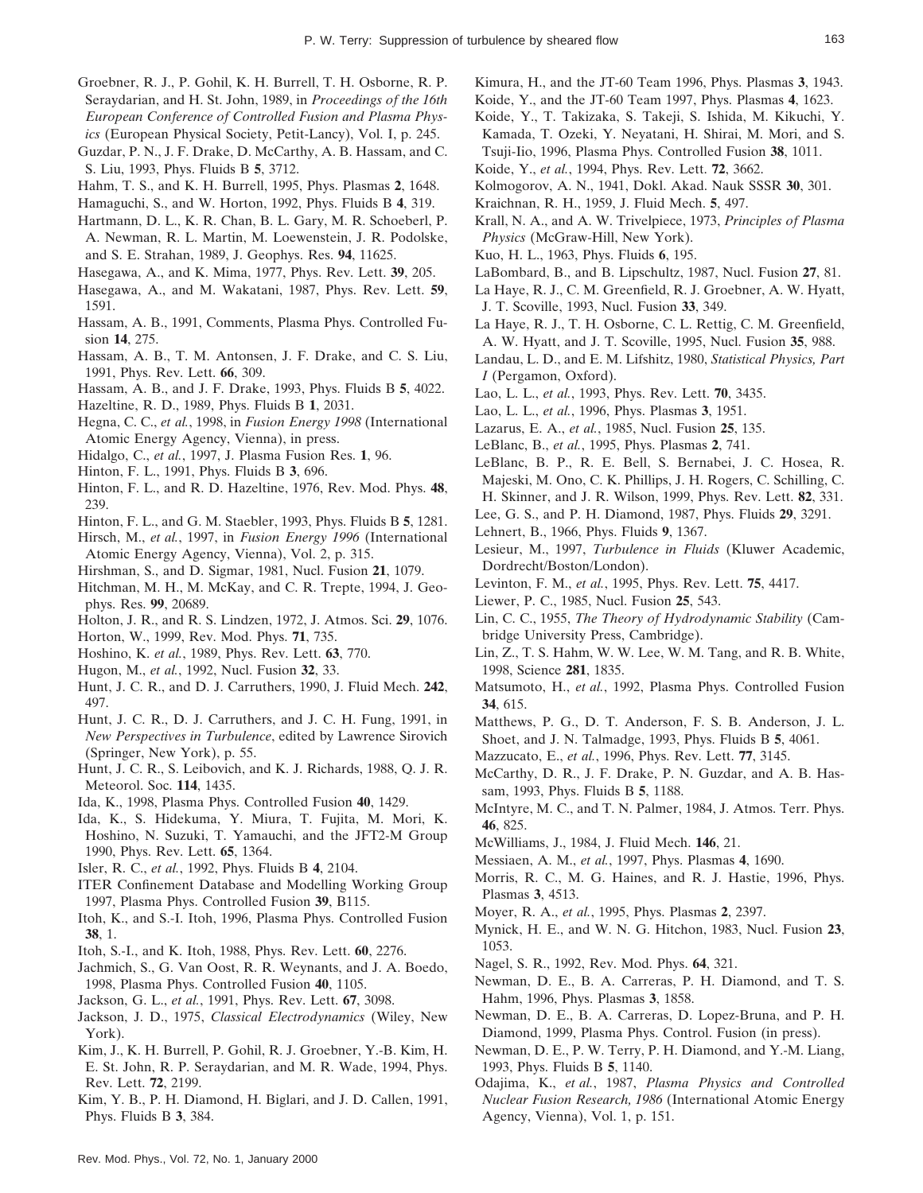Groebner, R. J., P. Gohil, K. H. Burrell, T. H. Osborne, R. P. Seraydarian, and H. St. John, 1989, in *Proceedings of the 16th European Conference of Controlled Fusion and Plasma Physics* (European Physical Society, Petit-Lancy), Vol. I, p. 245.

Guzdar, P. N., J. F. Drake, D. McCarthy, A. B. Hassam, and C. S. Liu, 1993, Phys. Fluids B **5**, 3712.

Hahm, T. S., and K. H. Burrell, 1995, Phys. Plasmas **2**, 1648.

Hamaguchi, S., and W. Horton, 1992, Phys. Fluids B **4**, 319.

Hartmann, D. L., K. R. Chan, B. L. Gary, M. R. Schoeberl, P. A. Newman, R. L. Martin, M. Loewenstein, J. R. Podolske, and S. E. Strahan, 1989, J. Geophys. Res. **94**, 11625.

Hasegawa, A., and K. Mima, 1977, Phys. Rev. Lett. **39**, 205.

Hasegawa, A., and M. Wakatani, 1987, Phys. Rev. Lett. **59**, 1591.

Hassam, A. B., 1991, Comments, Plasma Phys. Controlled Fusion **14**, 275.

Hassam, A. B., T. M. Antonsen, J. F. Drake, and C. S. Liu, 1991, Phys. Rev. Lett. **66**, 309.

Hassam, A. B., and J. F. Drake, 1993, Phys. Fluids B **5**, 4022.

Hazeltine, R. D., 1989, Phys. Fluids B **1**, 2031.

Hegna, C. C., *et al.*, 1998, in *Fusion Energy 1998* (International Atomic Energy Agency, Vienna), in press.

Hidalgo, C., *et al.*, 1997, J. Plasma Fusion Res. **1**, 96.

Hinton, F. L., 1991, Phys. Fluids B **3**, 696.

Hinton, F. L., and R. D. Hazeltine, 1976, Rev. Mod. Phys. **48**, 239.

Hinton, F. L., and G. M. Staebler, 1993, Phys. Fluids B **5**, 1281.

Hirsch, M., *et al.*, 1997, in *Fusion Energy 1996* (International Atomic Energy Agency, Vienna), Vol. 2, p. 315.

Hirshman, S., and D. Sigmar, 1981, Nucl. Fusion **21**, 1079.

Hitchman, M. H., M. McKay, and C. R. Trepte, 1994, J. Geophys. Res. **99**, 20689.

Holton, J. R., and R. S. Lindzen, 1972, J. Atmos. Sci. **29**, 1076.

Horton, W., 1999, Rev. Mod. Phys. **71**, 735.

Hoshino, K. *et al.*, 1989, Phys. Rev. Lett. **63**, 770.

Hugon, M., *et al.*, 1992, Nucl. Fusion **32**, 33.

Hunt, J. C. R., and D. J. Carruthers, 1990, J. Fluid Mech. **242**, 497.

Hunt, J. C. R., D. J. Carruthers, and J. C. H. Fung, 1991, in *New Perspectives in Turbulence*, edited by Lawrence Sirovich (Springer, New York), p. 55.

Hunt, J. C. R., S. Leibovich, and K. J. Richards, 1988, Q. J. R. Meteorol. Soc. **114**, 1435.

Ida, K., 1998, Plasma Phys. Controlled Fusion **40**, 1429.

Ida, K., S. Hidekuma, Y. Miura, T. Fujita, M. Mori, K. Hoshino, N. Suzuki, T. Yamauchi, and the JFT2-M Group 1990, Phys. Rev. Lett. **65**, 1364.

Isler, R. C., *et al.*, 1992, Phys. Fluids B **4**, 2104.

ITER Confinement Database and Modelling Working Group 1997, Plasma Phys. Controlled Fusion **39**, B115.

Itoh, K., and S.-I. Itoh, 1996, Plasma Phys. Controlled Fusion **38**, 1.

Itoh, S.-I., and K. Itoh, 1988, Phys. Rev. Lett. **60**, 2276.

Jachmich, S., G. Van Oost, R. R. Weynants, and J. A. Boedo, 1998, Plasma Phys. Controlled Fusion **40**, 1105.

Jackson, G. L., *et al.*, 1991, Phys. Rev. Lett. **67**, 3098.

Jackson, J. D., 1975, *Classical Electrodynamics* (Wiley, New York).

Kim, J., K. H. Burrell, P. Gohil, R. J. Groebner, Y.-B. Kim, H. E. St. John, R. P. Seraydarian, and M. R. Wade, 1994, Phys. Rev. Lett. **72**, 2199.

Kim, Y. B., P. H. Diamond, H. Biglari, and J. D. Callen, 1991, Phys. Fluids B **3**, 384.

Kimura, H., and the JT-60 Team 1996, Phys. Plasmas **3**, 1943.

Koide, Y., and the JT-60 Team 1997, Phys. Plasmas **4**, 1623.

Koide, Y., T. Takizaka, S. Takeji, S. Ishida, M. Kikuchi, Y. Kamada, T. Ozeki, Y. Neyatani, H. Shirai, M. Mori, and S. Tsuji-Iio, 1996, Plasma Phys. Controlled Fusion **38**, 1011.

Koide, Y., *et al.*, 1994, Phys. Rev. Lett. **72**, 3662.

Kolmogorov, A. N., 1941, Dokl. Akad. Nauk SSSR **30**, 301.

Kraichnan, R. H., 1959, J. Fluid Mech. **5**, 497.

Krall, N. A., and A. W. Trivelpiece, 1973, *Principles of Plasma Physics* (McGraw-Hill, New York).

Kuo, H. L., 1963, Phys. Fluids **6**, 195.

LaBombard, B., and B. Lipschultz, 1987, Nucl. Fusion **27**, 81.

La Haye, R. J., C. M. Greenfield, R. J. Groebner, A. W. Hyatt, J. T. Scoville, 1993, Nucl. Fusion **33**, 349.

La Haye, R. J., T. H. Osborne, C. L. Rettig, C. M. Greenfield, A. W. Hyatt, and J. T. Scoville, 1995, Nucl. Fusion **35**, 988.

Landau, L. D., and E. M. Lifshitz, 1980, *Statistical Physics, Part I* (Pergamon, Oxford).

Lao, L. L., *et al.*, 1993, Phys. Rev. Lett. **70**, 3435.

Lao, L. L., *et al.*, 1996, Phys. Plasmas **3**, 1951.

Lazarus, E. A., *et al.*, 1985, Nucl. Fusion **25**, 135.

LeBlanc, B., *et al.*, 1995, Phys. Plasmas **2**, 741.

LeBlanc, B. P., R. E. Bell, S. Bernabei, J. C. Hosea, R. Majeski, M. Ono, C. K. Phillips, J. H. Rogers, C. Schilling, C. H. Skinner, and J. R. Wilson, 1999, Phys. Rev. Lett. **82**, 331.

Lee, G. S., and P. H. Diamond, 1987, Phys. Fluids **29**, 3291.

Lehnert, B., 1966, Phys. Fluids **9**, 1367.

Lesieur, M., 1997, *Turbulence in Fluids* (Kluwer Academic, Dordrecht/Boston/London).

Levinton, F. M., *et al.*, 1995, Phys. Rev. Lett. **75**, 4417.

Liewer, P. C., 1985, Nucl. Fusion **25**, 543.

Lin, C. C., 1955, *The Theory of Hydrodynamic Stability* (Cambridge University Press, Cambridge).

Lin, Z., T. S. Hahm, W. W. Lee, W. M. Tang, and R. B. White, 1998, Science **281**, 1835.

Matsumoto, H., *et al.*, 1992, Plasma Phys. Controlled Fusion **34**, 615.

Matthews, P. G., D. T. Anderson, F. S. B. Anderson, J. L. Shoet, and J. N. Talmadge, 1993, Phys. Fluids B **5**, 4061.

Mazzucato, E., *et al.*, 1996, Phys. Rev. Lett. **77**, 3145.

McCarthy, D. R., J. F. Drake, P. N. Guzdar, and A. B. Hassam, 1993, Phys. Fluids B **5**, 1188.

McIntyre, M. C., and T. N. Palmer, 1984, J. Atmos. Terr. Phys. **46**, 825.

McWilliams, J., 1984, J. Fluid Mech. **146**, 21.

Messiaen, A. M., *et al.*, 1997, Phys. Plasmas **4**, 1690.

Morris, R. C., M. G. Haines, and R. J. Hastie, 1996, Phys. Plasmas **3**, 4513.

Moyer, R. A., *et al.*, 1995, Phys. Plasmas **2**, 2397.

Mynick, H. E., and W. N. G. Hitchon, 1983, Nucl. Fusion **23**, 1053.

Nagel, S. R., 1992, Rev. Mod. Phys. **64**, 321.

Newman, D. E., B. A. Carreras, P. H. Diamond, and T. S. Hahm, 1996, Phys. Plasmas **3**, 1858.

Newman, D. E., B. A. Carreras, D. Lopez-Bruna, and P. H. Diamond, 1999, Plasma Phys. Control. Fusion (in press).

Newman, D. E., P. W. Terry, P. H. Diamond, and Y.-M. Liang, 1993, Phys. Fluids B **5**, 1140.

Odajima, K., *et al.*, 1987, *Plasma Physics and Controlled Nuclear Fusion Research, 1986* (International Atomic Energy Agency, Vienna), Vol. 1, p. 151.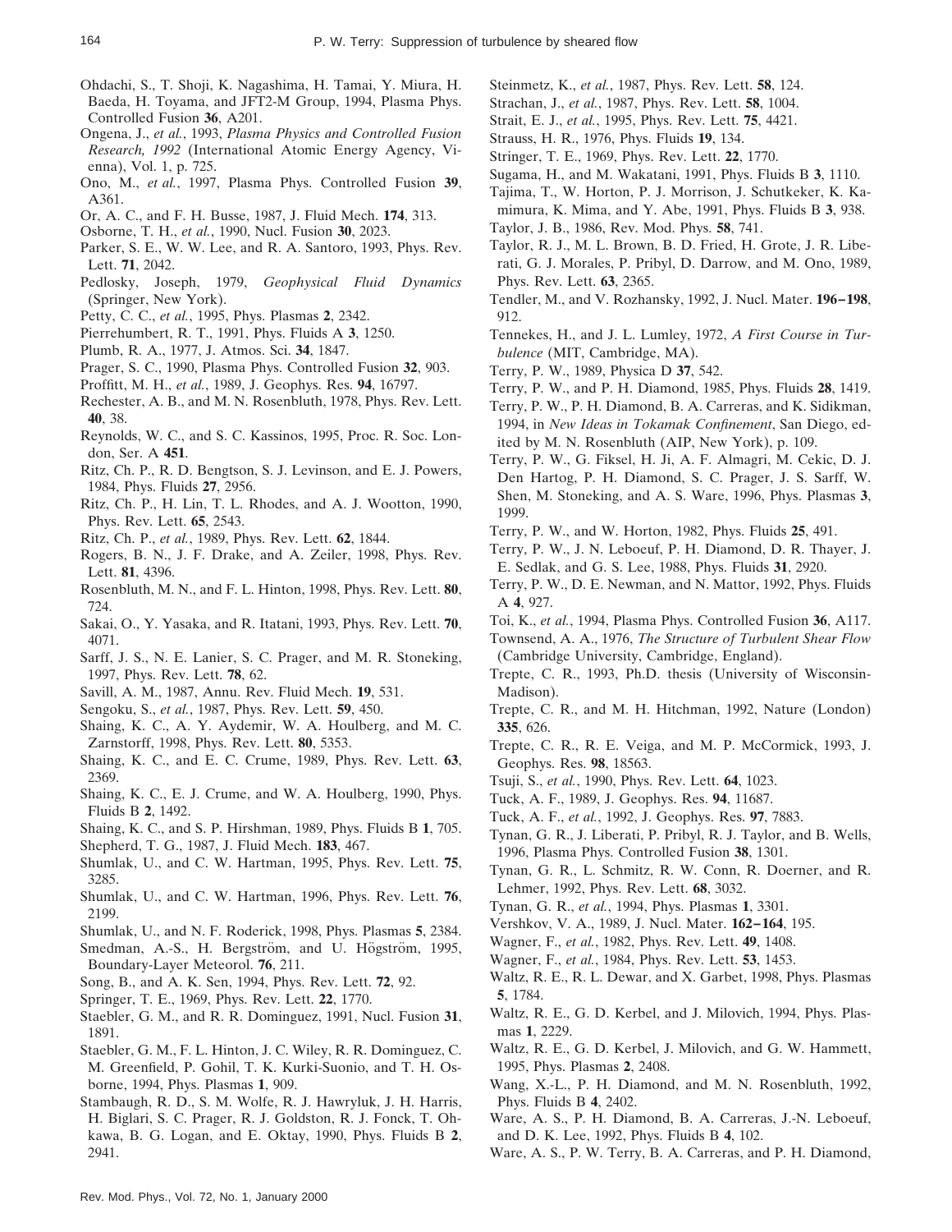Ohdachi, S., T. Shoji, K. Nagashima, H. Tamai, Y. Miura, H. Baeda, H. Toyama, and JFT2-M Group, 1994, Plasma Phys. Controlled Fusion **36**, A201.

Ongena, J., *et al.*, 1993, *Plasma Physics and Controlled Fusion Research, 1992* (International Atomic Energy Agency, Vienna), Vol. 1, p. 725.

Ono, M., *et al.*, 1997, Plasma Phys. Controlled Fusion **39**, A361.

Or, A. C., and F. H. Busse, 1987, J. Fluid Mech. **174**, 313.

Osborne, T. H., *et al.*, 1990, Nucl. Fusion **30**, 2023.

Parker, S. E., W. W. Lee, and R. A. Santoro, 1993, Phys. Rev. Lett. **71**, 2042.

Pedlosky, Joseph, 1979, *Geophysical Fluid Dynamics* (Springer, New York).

Petty, C. C., *et al.*, 1995, Phys. Plasmas **2**, 2342.

Pierrehumbert, R. T., 1991, Phys. Fluids A **3**, 1250.

Plumb, R. A., 1977, J. Atmos. Sci. **34**, 1847.

Prager, S. C., 1990, Plasma Phys. Controlled Fusion **32**, 903.

Proffitt, M. H., *et al.*, 1989, J. Geophys. Res. **94**, 16797.

Rechester, A. B., and M. N. Rosenbluth, 1978, Phys. Rev. Lett. **40**, 38.

Reynolds, W. C., and S. C. Kassinos, 1995, Proc. R. Soc. London, Ser. A **451**.

Ritz, Ch. P., R. D. Bengtson, S. J. Levinson, and E. J. Powers, 1984, Phys. Fluids **27**, 2956.

Ritz, Ch. P., H. Lin, T. L. Rhodes, and A. J. Wootton, 1990, Phys. Rev. Lett. **65**, 2543.

Ritz, Ch. P., *et al.*, 1989, Phys. Rev. Lett. **62**, 1844.

Rogers, B. N., J. F. Drake, and A. Zeiler, 1998, Phys. Rev. Lett. **81**, 4396.

Rosenbluth, M. N., and F. L. Hinton, 1998, Phys. Rev. Lett. **80**, 724.

Sakai, O., Y. Yasaka, and R. Itatani, 1993, Phys. Rev. Lett. **70**, 4071.

Sarff, J. S., N. E. Lanier, S. C. Prager, and M. R. Stoneking, 1997, Phys. Rev. Lett. **78**, 62.

Savill, A. M., 1987, Annu. Rev. Fluid Mech. **19**, 531.

Sengoku, S., *et al.*, 1987, Phys. Rev. Lett. **59**, 450.

Shaing, K. C., A. Y. Aydemir, W. A. Houlberg, and M. C. Zarnstorff, 1998, Phys. Rev. Lett. **80**, 5353.

Shaing, K. C., and E. C. Crume, 1989, Phys. Rev. Lett. **63**, 2369.

Shaing, K. C., E. J. Crume, and W. A. Houlberg, 1990, Phys. Fluids B **2**, 1492.

Shaing, K. C., and S. P. Hirshman, 1989, Phys. Fluids B **1**, 705.

Shepherd, T. G., 1987, J. Fluid Mech. **183**, 467.

Shumlak, U., and C. W. Hartman, 1995, Phys. Rev. Lett. **75**, 3285.

Shumlak, U., and C. W. Hartman, 1996, Phys. Rev. Lett. **76**, 2199.

Shumlak, U., and N. F. Roderick, 1998, Phys. Plasmas **5**, 2384.

Smedman, A.-S., H. Bergström, and U. Högström, 1995, Boundary-Layer Meteorol. **76**, 211.

Song, B., and A. K. Sen, 1994, Phys. Rev. Lett. **72**, 92.

Springer, T. E., 1969, Phys. Rev. Lett. **22**, 1770.

Staebler, G. M., and R. R. Dominguez, 1991, Nucl. Fusion **31**, 1891.

Staebler, G. M., F. L. Hinton, J. C. Wiley, R. R. Dominguez, C. M. Greenfield, P. Gohil, T. K. Kurki-Suonio, and T. H. Osborne, 1994, Phys. Plasmas **1**, 909.

Stambaugh, R. D., S. M. Wolfe, R. J. Hawryluk, J. H. Harris, H. Biglari, S. C. Prager, R. J. Goldston, R. J. Fonck, T. Ohkawa, B. G. Logan, and E. Oktay, 1990, Phys. Fluids B **2**, 2941.

Steinmetz, K., *et al.*, 1987, Phys. Rev. Lett. **58**, 124.

Strachan, J., *et al.*, 1987, Phys. Rev. Lett. **58**, 1004.

Strait, E. J., *et al.*, 1995, Phys. Rev. Lett. **75**, 4421.

Strauss, H. R., 1976, Phys. Fluids **19**, 134.

Stringer, T. E., 1969, Phys. Rev. Lett. **22**, 1770.

Sugama, H., and M. Wakatani, 1991, Phys. Fluids B **3**, 1110.

Tajima, T., W. Horton, P. J. Morrison, J. Schutkeker, K. Kamimura, K. Mima, and Y. Abe, 1991, Phys. Fluids B **3**, 938.

Taylor, J. B., 1986, Rev. Mod. Phys. **58**, 741.

Taylor, R. J., M. L. Brown, B. D. Fried, H. Grote, J. R. Liberati, G. J. Morales, P. Pribyl, D. Darrow, and M. Ono, 1989, Phys. Rev. Lett. **63**, 2365.

Tendler, M., and V. Rozhansky, 1992, J. Nucl. Mater. **196–198**, 912.

Tennekes, H., and J. L. Lumley, 1972, *A First Course in Turbulence* (MIT, Cambridge, MA).

Terry, P. W., 1989, Physica D **37**, 542.

Terry, P. W., and P. H. Diamond, 1985, Phys. Fluids **28**, 1419.

Terry, P. W., P. H. Diamond, B. A. Carreras, and K. Sidikman, 1994, in *New Ideas in Tokamak Confinement*, San Diego, edited by M. N. Rosenbluth (AIP, New York), p. 109.

Terry, P. W., G. Fiksel, H. Ji, A. F. Almagri, M. Cekic, D. J. Den Hartog, P. H. Diamond, S. C. Prager, J. S. Sarff, W. Shen, M. Stoneking, and A. S. Ware, 1996, Phys. Plasmas **3**, 1999.

Terry, P. W., and W. Horton, 1982, Phys. Fluids **25**, 491.

Terry, P. W., J. N. Leboeuf, P. H. Diamond, D. R. Thayer, J. E. Sedlak, and G. S. Lee, 1988, Phys. Fluids **31**, 2920.

Terry, P. W., D. E. Newman, and N. Mattor, 1992, Phys. Fluids A **4**, 927.

Toi, K., *et al.*, 1994, Plasma Phys. Controlled Fusion **36**, A117.

Townsend, A. A., 1976, *The Structure of Turbulent Shear Flow* (Cambridge University, Cambridge, England).

Trepte, C. R., 1993, Ph.D. thesis (University of Wisconsin-Madison).

Trepte, C. R., and M. H. Hitchman, 1992, Nature (London) **335**, 626.

Trepte, C. R., R. E. Veiga, and M. P. McCormick, 1993, J. Geophys. Res. **98**, 18563.

Tsuji, S., *et al.*, 1990, Phys. Rev. Lett. **64**, 1023.

Tuck, A. F., 1989, J. Geophys. Res. **94**, 11687.

Tuck, A. F., *et al.*, 1992, J. Geophys. Res. **97**, 7883.

Tynan, G. R., J. Liberati, P. Pribyl, R. J. Taylor, and B. Wells, 1996, Plasma Phys. Controlled Fusion **38**, 1301.

Tynan, G. R., L. Schmitz, R. W. Conn, R. Doerner, and R. Lehmer, 1992, Phys. Rev. Lett. **68**, 3032.

Tynan, G. R., *et al.*, 1994, Phys. Plasmas **1**, 3301.

Vershkov, V. A., 1989, J. Nucl. Mater. **162–164**, 195.

Wagner, F., *et al.*, 1982, Phys. Rev. Lett. **49**, 1408.

Wagner, F., *et al.*, 1984, Phys. Rev. Lett. **53**, 1453.

Waltz, R. E., R. L. Dewar, and X. Garbet, 1998, Phys. Plasmas **5**, 1784.

Waltz, R. E., G. D. Kerbel, and J. Milovich, 1994, Phys. Plasmas **1**, 2229.

Waltz, R. E., G. D. Kerbel, J. Milovich, and G. W. Hammett, 1995, Phys. Plasmas **2**, 2408.

Wang, X.-L., P. H. Diamond, and M. N. Rosenbluth, 1992, Phys. Fluids B **4**, 2402.

Ware, A. S., P. H. Diamond, B. A. Carreras, J.-N. Leboeuf, and D. K. Lee, 1992, Phys. Fluids B **4**, 102.

Ware, A. S., P. W. Terry, B. A. Carreras, and P. H. Diamond,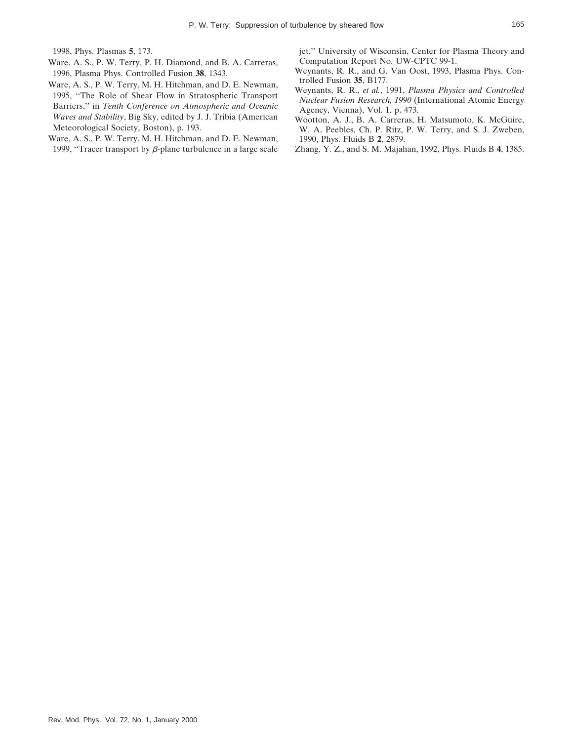1998, Phys. Plasmas **5**, 173.

Ware, A. S., P. W. Terry, P. H. Diamond, and B. A. Carreras, 1996, Plasma Phys. Controlled Fusion **38**, 1343.

Ware, A. S., P. W. Terry, M. H. Hitchman, and D. E. Newman, 1995, "The Role of Shear Flow in Stratospheric Transport Barriers," in *Tenth Conference on Atmospheric and Oceanic Waves and Stability*, Big Sky, edited by J. J. Tribia (American Meteorological Society, Boston), p. 193.

Ware, A. S., P. W. Terry, M. H. Hitchman, and D. E. Newman, 1999, "Tracer transport by $\beta$-plane turbulence in a large scale jet," University of Wisconsin, Center for Plasma Theory and Computation Report No. UW-CPTC 99-1.

Weynants, R. R., and G. Van Oost, 1993, Plasma Phys. Controlled Fusion **35**, B177.

Weynants, R. R., *et al.*, 1991, *Plasma Physics and Controlled Nuclear Fusion Research, 1990* (International Atomic Energy Agency, Vienna), Vol. 1, p. 473.

Wootton, A. J., B. A. Carreras, H. Matsumoto, K. McGuire, W. A. Peebles, Ch. P. Ritz, P. W. Terry, and S. J. Zweben, 1990, Phys. Fluids B **2**, 2879.

Zhang, Y. Z., and S. M. Majahan, 1992, Phys. Fluids B **4**, 1385.